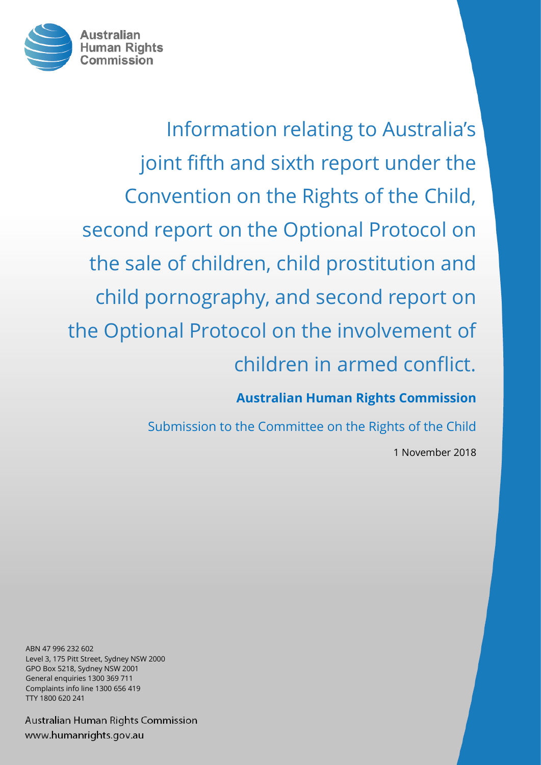Australian Human Rights Commission

# Information relating to Australia's joint fifth and sixth report under the Convention on the Rights of the Child, second report on the Optional Protocol on the sale of children, child prostitution and child pornography, and second report on the Optional Protocol on the involvement of children in armed conflict.

**Australian Human Rights Commission**

Submission to the Committee on the Rights of the Child

1 November 2018

ABN 47 996 232 602
Level 3, 175 Pitt Street, Sydney NSW 2000
GPO Box 5218, Sydney NSW 2001
General enquiries 1300 369 711
Complaints info line 1300 656 419
TTY 1800 620 241

Australian Human Rights Commission
www.humanrights.gov.au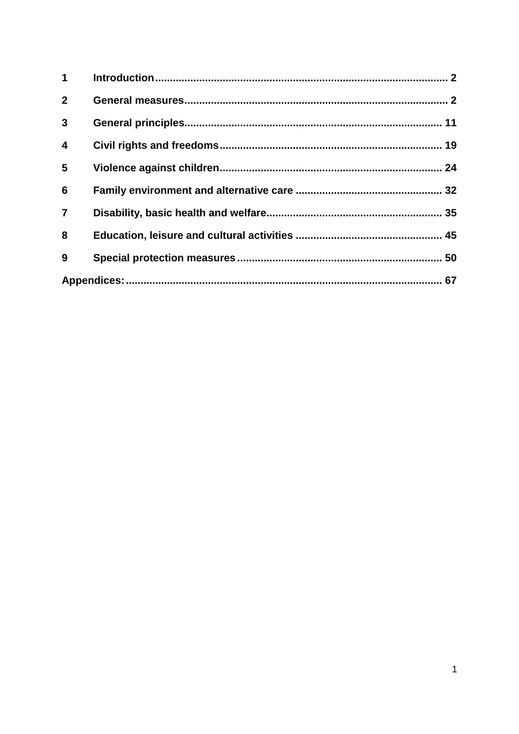| | | |
|---|---|---|
| **1** | **Introduction** | **2** |
| **2** | **General measures** | **2** |
| **3** | **General principles** | **11** |
| **4** | **Civil rights and freedoms** | **19** |
| **5** | **Violence against children** | **24** |
| **6** | **Family environment and alternative care** | **32** |
| **7** | **Disability, basic health and welfare** | **35** |
| **8** | **Education, leisure and cultural activities** | **45** |
| **9** | **Special protection measures** | **50** |
| **Appendices:** | | **67** |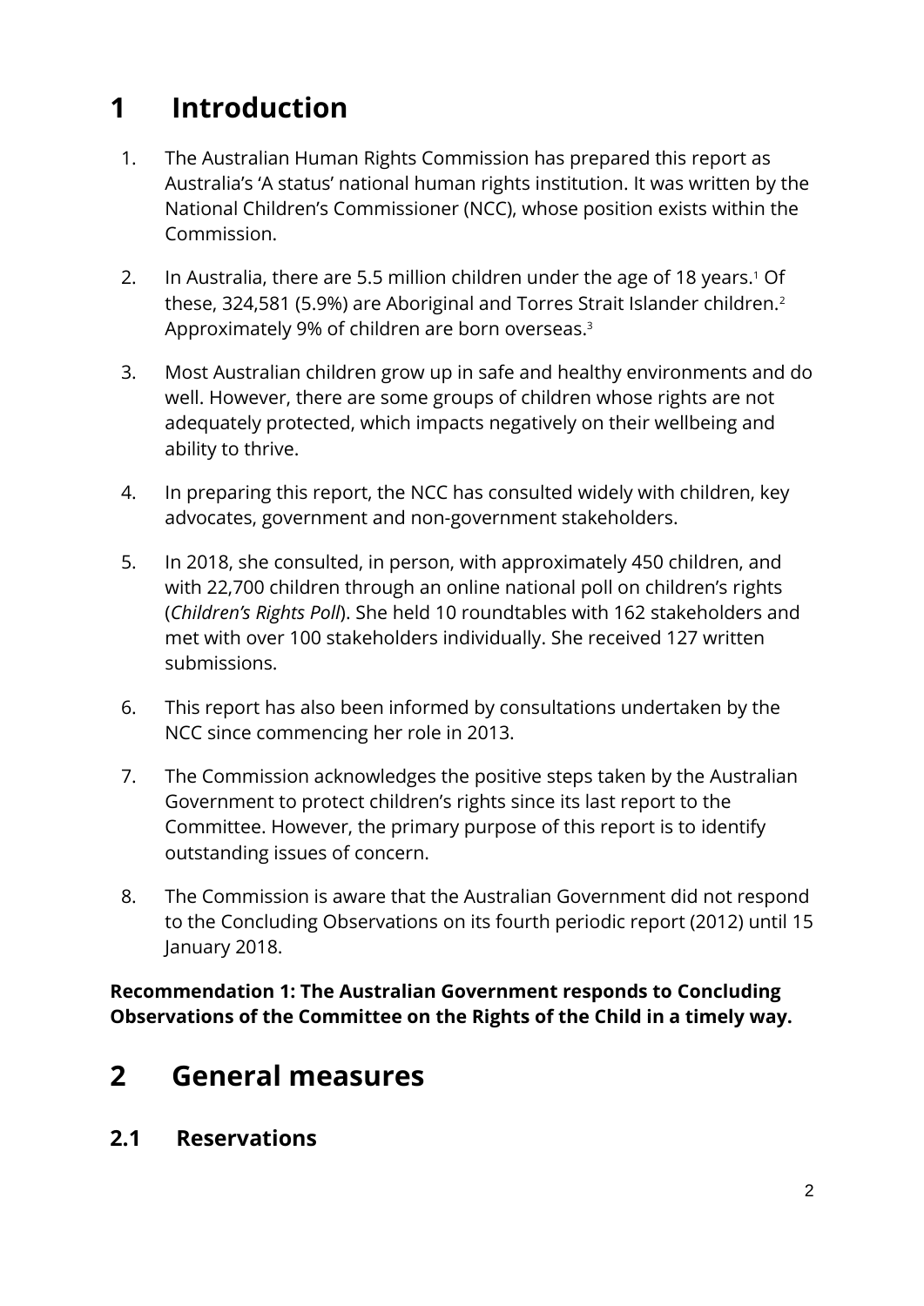# 1 Introduction

1. The Australian Human Rights Commission has prepared this report as Australia's 'A status' national human rights institution. It was written by the National Children's Commissioner (NCC), whose position exists within the Commission.

2. In Australia, there are 5.5 million children under the age of 18 years.[1] Of these, 324,581 (5.9%) are Aboriginal and Torres Strait Islander children.[2] Approximately 9% of children are born overseas.[3]

3. Most Australian children grow up in safe and healthy environments and do well. However, there are some groups of children whose rights are not adequately protected, which impacts negatively on their wellbeing and ability to thrive.

4. In preparing this report, the NCC has consulted widely with children, key advocates, government and non-government stakeholders.

5. In 2018, she consulted, in person, with approximately 450 children, and with 22,700 children through an online national poll on children's rights (*Children's Rights Poll*). She held 10 roundtables with 162 stakeholders and met with over 100 stakeholders individually. She received 127 written submissions.

6. This report has also been informed by consultations undertaken by the NCC since commencing her role in 2013.

7. The Commission acknowledges the positive steps taken by the Australian Government to protect children's rights since its last report to the Committee. However, the primary purpose of this report is to identify outstanding issues of concern.

8. The Commission is aware that the Australian Government did not respond to the Concluding Observations on its fourth periodic report (2012) until 15 January 2018.

**Recommendation 1: The Australian Government responds to Concluding Observations of the Committee on the Rights of the Child in a timely way.**

# 2 General measures

## 2.1 Reservations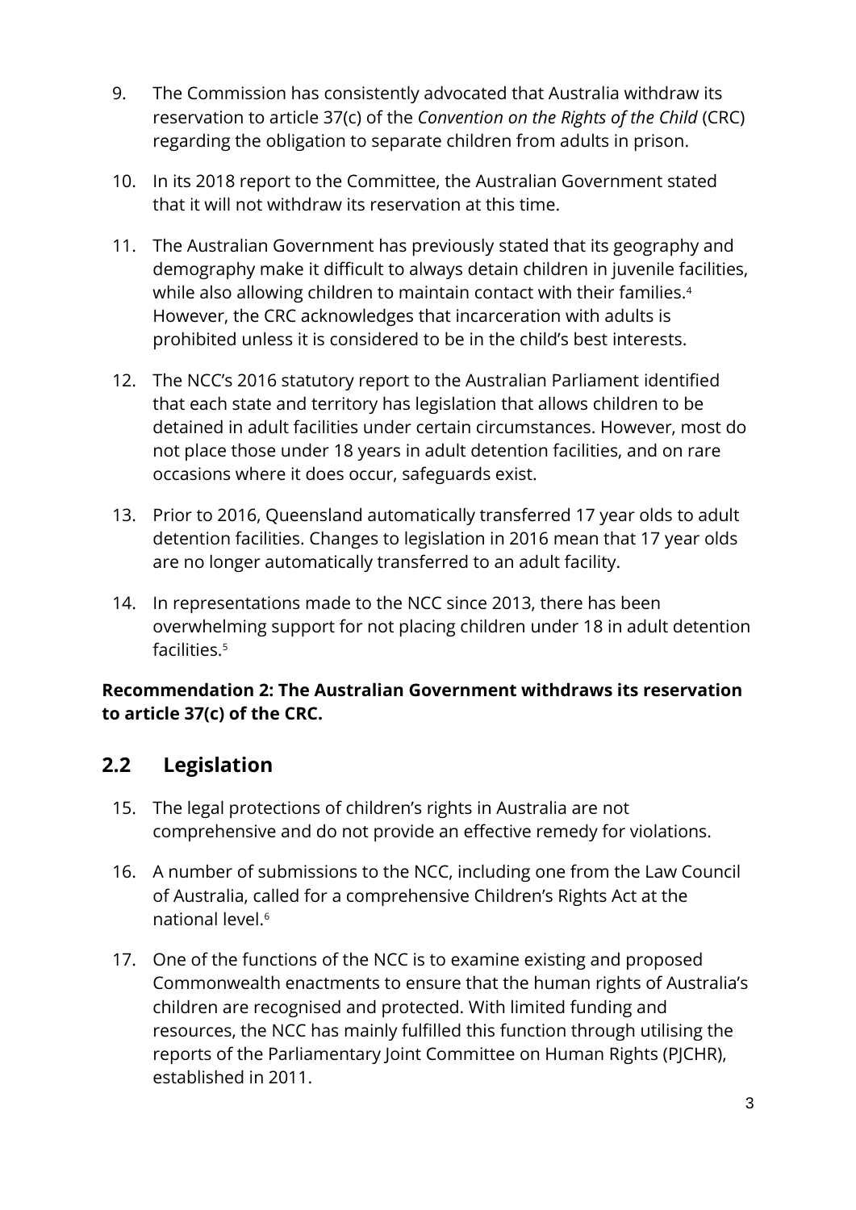9. The Commission has consistently advocated that Australia withdraw its reservation to article 37(c) of the *Convention on the Rights of the Child* (CRC) regarding the obligation to separate children from adults in prison.

10. In its 2018 report to the Committee, the Australian Government stated that it will not withdraw its reservation at this time.

11. The Australian Government has previously stated that its geography and demography make it difficult to always detain children in juvenile facilities, while also allowing children to maintain contact with their families.[4] However, the CRC acknowledges that incarceration with adults is prohibited unless it is considered to be in the child's best interests.

12. The NCC's 2016 statutory report to the Australian Parliament identified that each state and territory has legislation that allows children to be detained in adult facilities under certain circumstances. However, most do not place those under 18 years in adult detention facilities, and on rare occasions where it does occur, safeguards exist.

13. Prior to 2016, Queensland automatically transferred 17 year olds to adult detention facilities. Changes to legislation in 2016 mean that 17 year olds are no longer automatically transferred to an adult facility.

14. In representations made to the NCC since 2013, there has been overwhelming support for not placing children under 18 in adult detention facilities.[5]

**Recommendation 2: The Australian Government withdraws its reservation to article 37(c) of the CRC.**

## 2.2 Legislation

15. The legal protections of children's rights in Australia are not comprehensive and do not provide an effective remedy for violations.

16. A number of submissions to the NCC, including one from the Law Council of Australia, called for a comprehensive Children's Rights Act at the national level.[6]

17. One of the functions of the NCC is to examine existing and proposed Commonwealth enactments to ensure that the human rights of Australia's children are recognised and protected. With limited funding and resources, the NCC has mainly fulfilled this function through utilising the reports of the Parliamentary Joint Committee on Human Rights (PJCHR), established in 2011.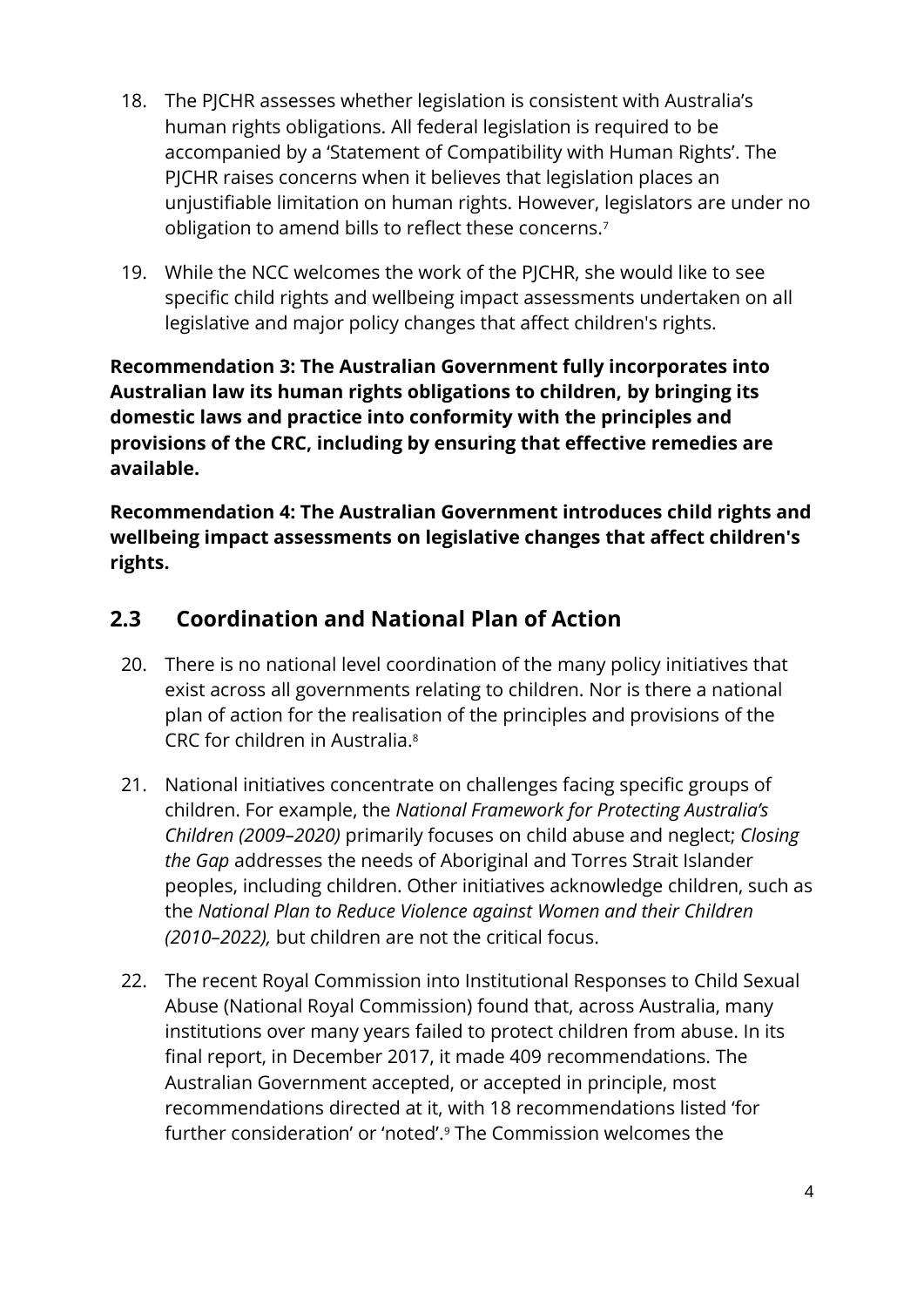18. The PJCHR assesses whether legislation is consistent with Australia's human rights obligations. All federal legislation is required to be accompanied by a 'Statement of Compatibility with Human Rights'. The PJCHR raises concerns when it believes that legislation places an unjustifiable limitation on human rights. However, legislators are under no obligation to amend bills to reflect these concerns.[7]

19. While the NCC welcomes the work of the PJCHR, she would like to see specific child rights and wellbeing impact assessments undertaken on all legislative and major policy changes that affect children's rights.

**Recommendation 3: The Australian Government fully incorporates into Australian law its human rights obligations to children, by bringing its domestic laws and practice into conformity with the principles and provisions of the CRC, including by ensuring that effective remedies are available.**

**Recommendation 4: The Australian Government introduces child rights and wellbeing impact assessments on legislative changes that affect children's rights.**

## 2.3 Coordination and National Plan of Action

20. There is no national level coordination of the many policy initiatives that exist across all governments relating to children. Nor is there a national plan of action for the realisation of the principles and provisions of the CRC for children in Australia.[8]

21. National initiatives concentrate on challenges facing specific groups of children. For example, the *National Framework for Protecting Australia's Children (2009–2020)* primarily focuses on child abuse and neglect; *Closing the Gap* addresses the needs of Aboriginal and Torres Strait Islander peoples, including children. Other initiatives acknowledge children, such as the *National Plan to Reduce Violence against Women and their Children (2010–2022),* but children are not the critical focus.

22. The recent Royal Commission into Institutional Responses to Child Sexual Abuse (National Royal Commission) found that, across Australia, many institutions over many years failed to protect children from abuse. In its final report, in December 2017, it made 409 recommendations. The Australian Government accepted, or accepted in principle, most recommendations directed at it, with 18 recommendations listed 'for further consideration' or 'noted'.[9] The Commission welcomes the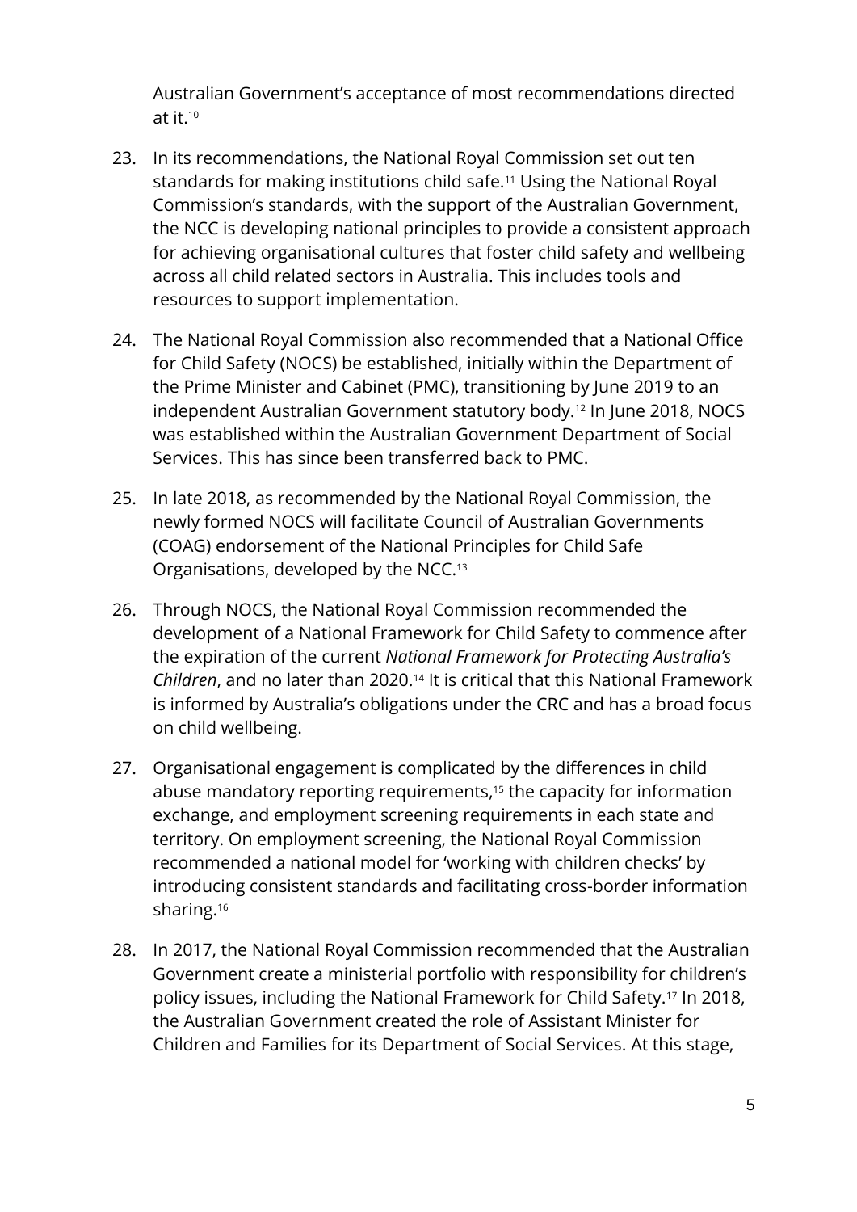Australian Government's acceptance of most recommendations directed at it.[10]

23. In its recommendations, the National Royal Commission set out ten standards for making institutions child safe.[11] Using the National Royal Commission's standards, with the support of the Australian Government, the NCC is developing national principles to provide a consistent approach for achieving organisational cultures that foster child safety and wellbeing across all child related sectors in Australia. This includes tools and resources to support implementation.

24. The National Royal Commission also recommended that a National Office for Child Safety (NOCS) be established, initially within the Department of the Prime Minister and Cabinet (PMC), transitioning by June 2019 to an independent Australian Government statutory body.[12] In June 2018, NOCS was established within the Australian Government Department of Social Services. This has since been transferred back to PMC.

25. In late 2018, as recommended by the National Royal Commission, the newly formed NOCS will facilitate Council of Australian Governments (COAG) endorsement of the National Principles for Child Safe Organisations, developed by the NCC.[13]

26. Through NOCS, the National Royal Commission recommended the development of a National Framework for Child Safety to commence after the expiration of the current *National Framework for Protecting Australia's Children*, and no later than 2020.[14] It is critical that this National Framework is informed by Australia's obligations under the CRC and has a broad focus on child wellbeing.

27. Organisational engagement is complicated by the differences in child abuse mandatory reporting requirements,[15] the capacity for information exchange, and employment screening requirements in each state and territory. On employment screening, the National Royal Commission recommended a national model for 'working with children checks' by introducing consistent standards and facilitating cross-border information sharing.[16]

28. In 2017, the National Royal Commission recommended that the Australian Government create a ministerial portfolio with responsibility for children's policy issues, including the National Framework for Child Safety.[17] In 2018, the Australian Government created the role of Assistant Minister for Children and Families for its Department of Social Services. At this stage,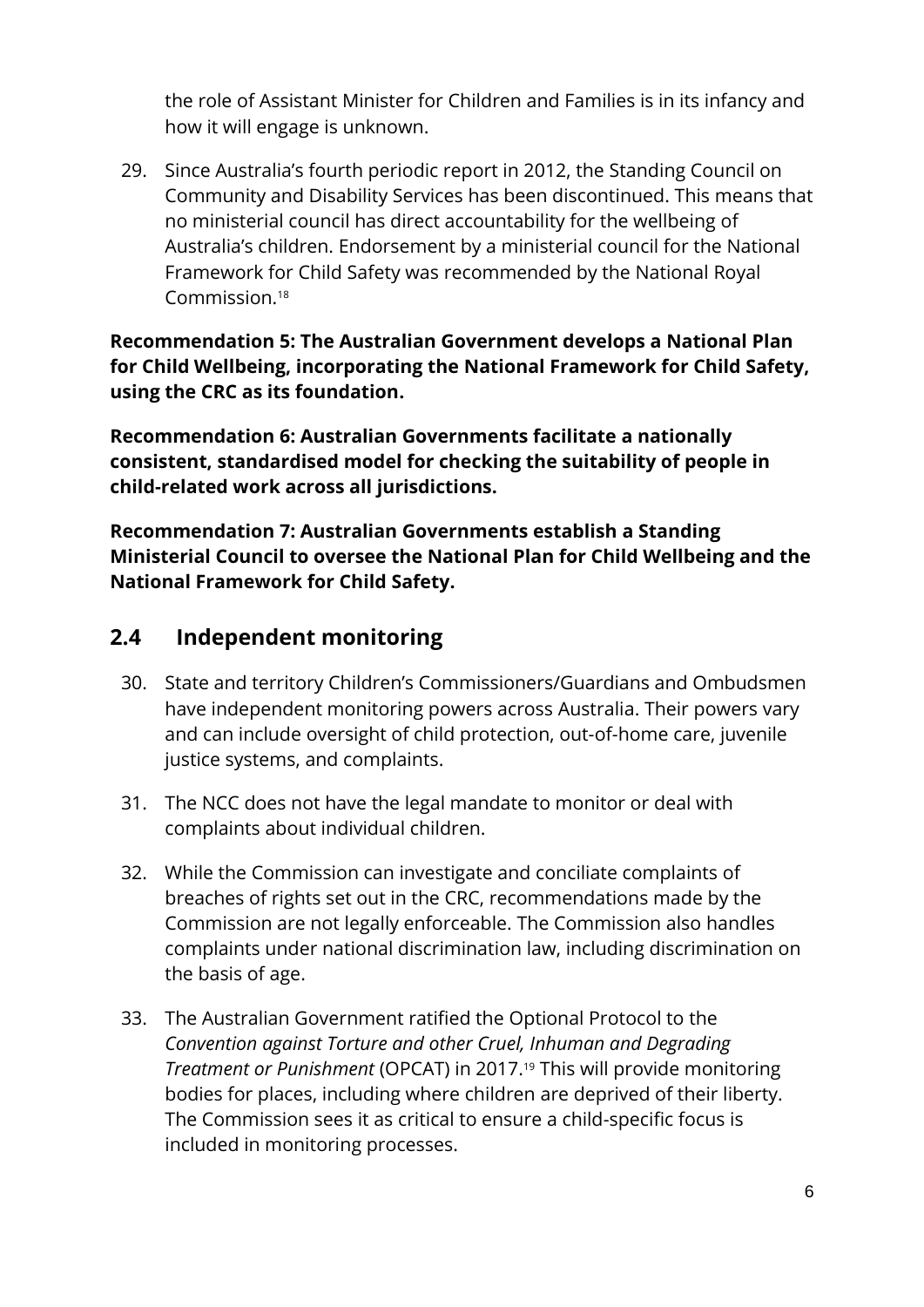the role of Assistant Minister for Children and Families is in its infancy and how it will engage is unknown.

29. Since Australia's fourth periodic report in 2012, the Standing Council on Community and Disability Services has been discontinued. This means that no ministerial council has direct accountability for the wellbeing of Australia's children. Endorsement by a ministerial council for the National Framework for Child Safety was recommended by the National Royal Commission.[18]

**Recommendation 5: The Australian Government develops a National Plan for Child Wellbeing, incorporating the National Framework for Child Safety, using the CRC as its foundation.**

**Recommendation 6: Australian Governments facilitate a nationally consistent, standardised model for checking the suitability of people in child-related work across all jurisdictions.**

**Recommendation 7: Australian Governments establish a Standing Ministerial Council to oversee the National Plan for Child Wellbeing and the National Framework for Child Safety.**

## 2.4 Independent monitoring

30. State and territory Children's Commissioners/Guardians and Ombudsmen have independent monitoring powers across Australia. Their powers vary and can include oversight of child protection, out-of-home care, juvenile justice systems, and complaints.

31. The NCC does not have the legal mandate to monitor or deal with complaints about individual children.

32. While the Commission can investigate and conciliate complaints of breaches of rights set out in the CRC, recommendations made by the Commission are not legally enforceable. The Commission also handles complaints under national discrimination law, including discrimination on the basis of age.

33. The Australian Government ratified the Optional Protocol to the *Convention against Torture and other Cruel, Inhuman and Degrading Treatment or Punishment* (OPCAT) in 2017.[19] This will provide monitoring bodies for places, including where children are deprived of their liberty. The Commission sees it as critical to ensure a child-specific focus is included in monitoring processes.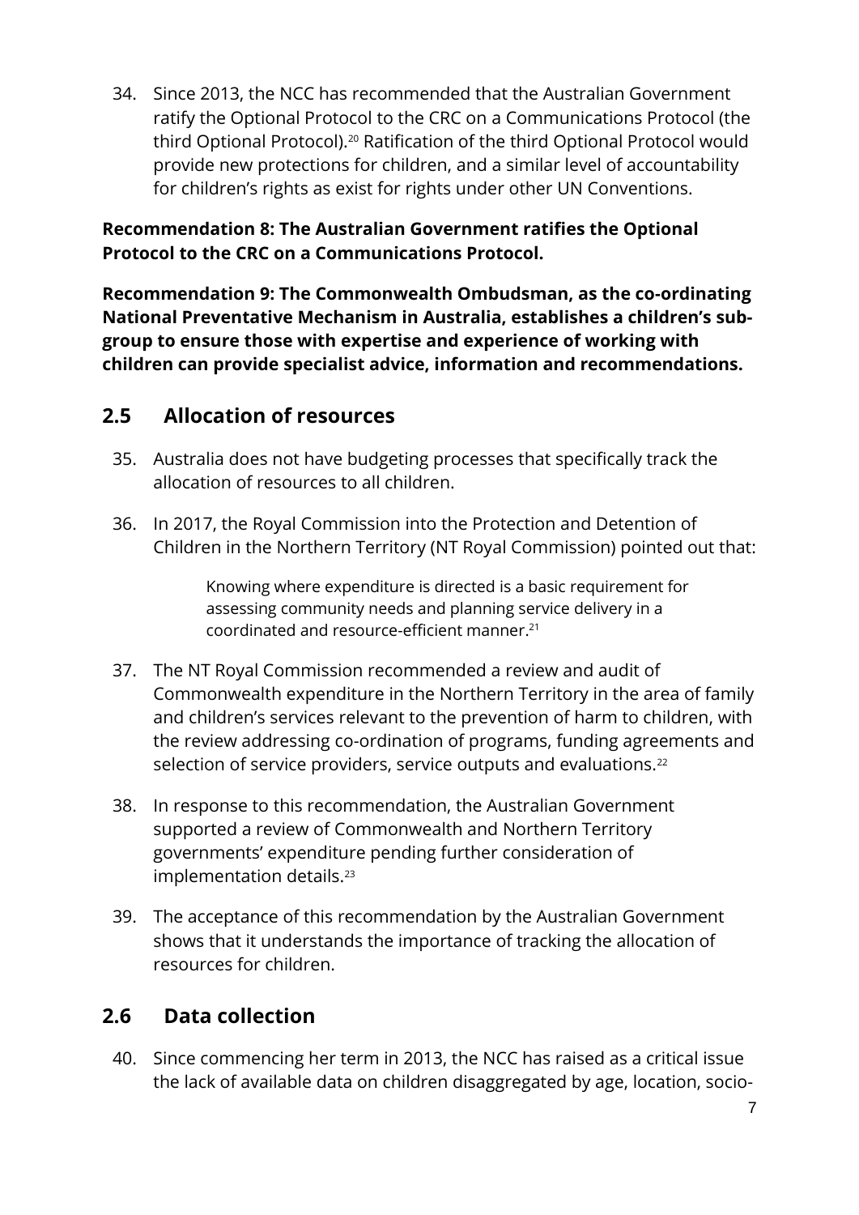34. Since 2013, the NCC has recommended that the Australian Government ratify the Optional Protocol to the CRC on a Communications Protocol (the third Optional Protocol).[20] Ratification of the third Optional Protocol would provide new protections for children, and a similar level of accountability for children's rights as exist for rights under other UN Conventions.

**Recommendation 8: The Australian Government ratifies the Optional Protocol to the CRC on a Communications Protocol.**

**Recommendation 9: The Commonwealth Ombudsman, as the co-ordinating National Preventative Mechanism in Australia, establishes a children's sub-group to ensure those with expertise and experience of working with children can provide specialist advice, information and recommendations.**

## 2.5 Allocation of resources

35. Australia does not have budgeting processes that specifically track the allocation of resources to all children.

36. In 2017, the Royal Commission into the Protection and Detention of Children in the Northern Territory (NT Royal Commission) pointed out that:

> Knowing where expenditure is directed is a basic requirement for assessing community needs and planning service delivery in a coordinated and resource-efficient manner.[21]

37. The NT Royal Commission recommended a review and audit of Commonwealth expenditure in the Northern Territory in the area of family and children's services relevant to the prevention of harm to children, with the review addressing co-ordination of programs, funding agreements and selection of service providers, service outputs and evaluations.[22]

38. In response to this recommendation, the Australian Government supported a review of Commonwealth and Northern Territory governments' expenditure pending further consideration of implementation details.[23]

39. The acceptance of this recommendation by the Australian Government shows that it understands the importance of tracking the allocation of resources for children.

## 2.6 Data collection

40. Since commencing her term in 2013, the NCC has raised as a critical issue the lack of available data on children disaggregated by age, location, socio-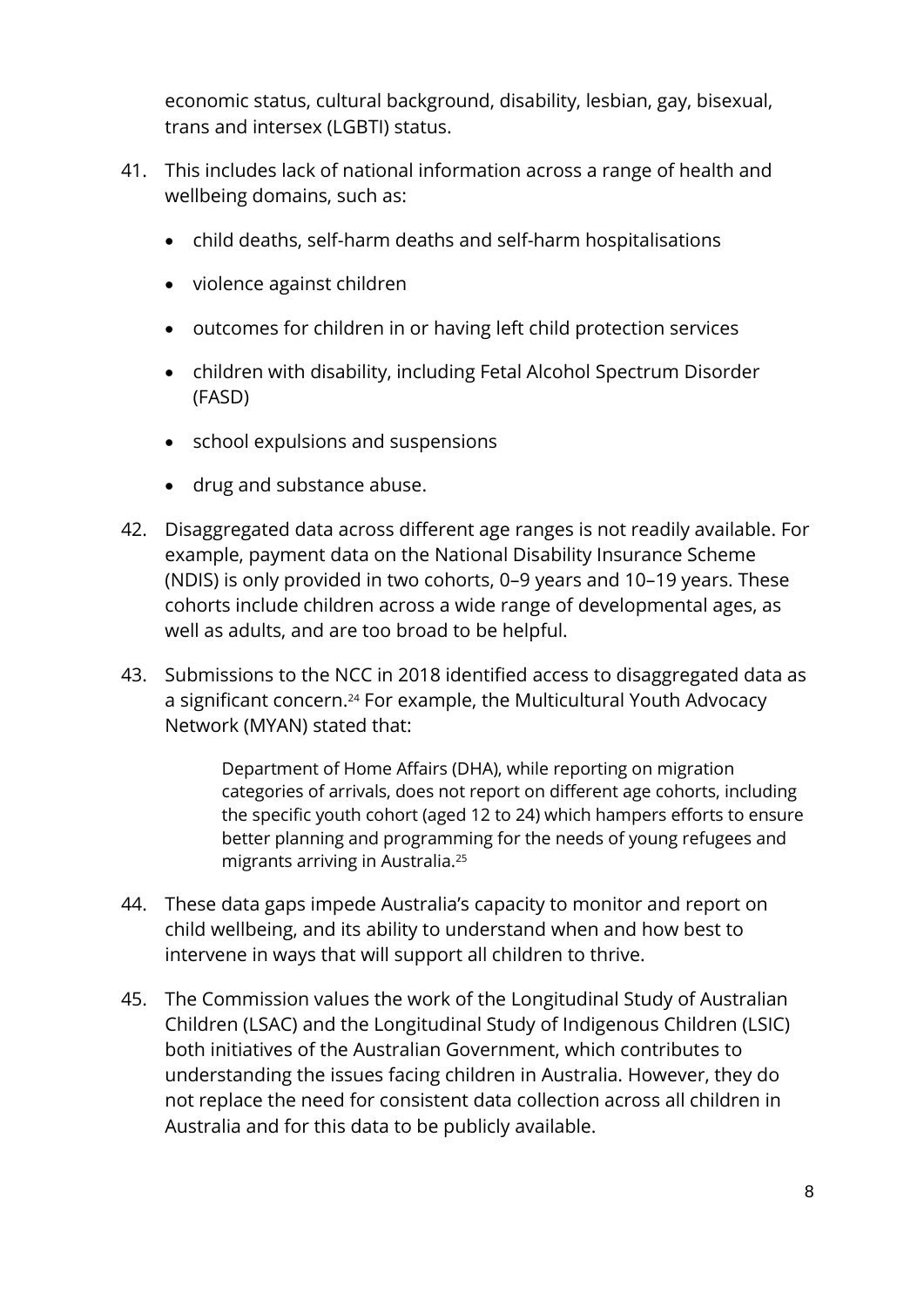economic status, cultural background, disability, lesbian, gay, bisexual, trans and intersex (LGBTI) status.

41. This includes lack of national information across a range of health and wellbeing domains, such as:

    - child deaths, self-harm deaths and self-harm hospitalisations
    - violence against children
    - outcomes for children in or having left child protection services
    - children with disability, including Fetal Alcohol Spectrum Disorder (FASD)
    - school expulsions and suspensions
    - drug and substance abuse.

42. Disaggregated data across different age ranges is not readily available. For example, payment data on the National Disability Insurance Scheme (NDIS) is only provided in two cohorts, 0–9 years and 10–19 years. These cohorts include children across a wide range of developmental ages, as well as adults, and are too broad to be helpful.

43. Submissions to the NCC in 2018 identified access to disaggregated data as a significant concern.[24] For example, the Multicultural Youth Advocacy Network (MYAN) stated that:

    > Department of Home Affairs (DHA), while reporting on migration categories of arrivals, does not report on different age cohorts, including the specific youth cohort (aged 12 to 24) which hampers efforts to ensure better planning and programming for the needs of young refugees and migrants arriving in Australia.[25]

44. These data gaps impede Australia's capacity to monitor and report on child wellbeing, and its ability to understand when and how best to intervene in ways that will support all children to thrive.

45. The Commission values the work of the Longitudinal Study of Australian Children (LSAC) and the Longitudinal Study of Indigenous Children (LSIC) both initiatives of the Australian Government, which contributes to understanding the issues facing children in Australia. However, they do not replace the need for consistent data collection across all children in Australia and for this data to be publicly available.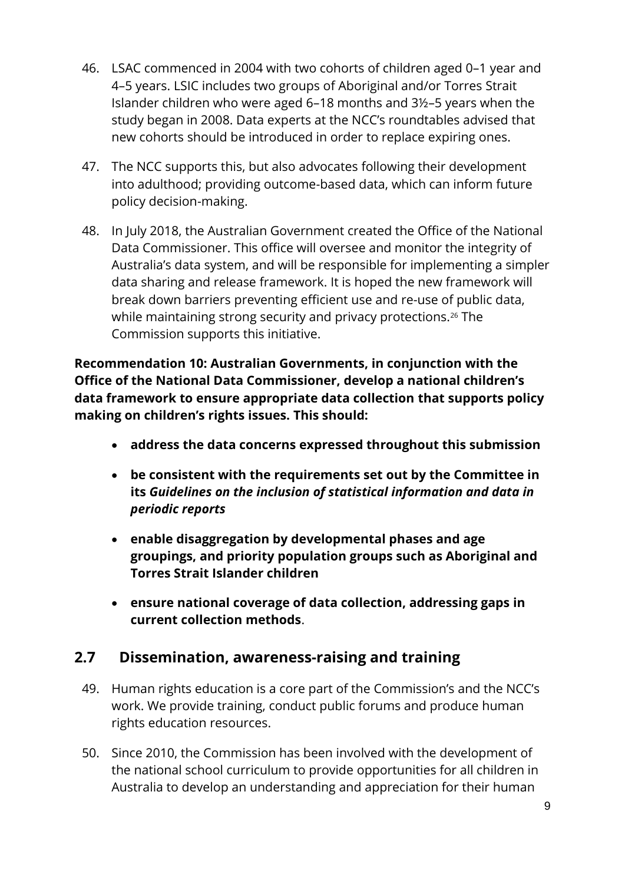46. LSAC commenced in 2004 with two cohorts of children aged 0–1 year and 4–5 years. LSIC includes two groups of Aboriginal and/or Torres Strait Islander children who were aged 6–18 months and 3½–5 years when the study began in 2008. Data experts at the NCC's roundtables advised that new cohorts should be introduced in order to replace expiring ones.

47. The NCC supports this, but also advocates following their development into adulthood; providing outcome-based data, which can inform future policy decision-making.

48. In July 2018, the Australian Government created the Office of the National Data Commissioner. This office will oversee and monitor the integrity of Australia's data system, and will be responsible for implementing a simpler data sharing and release framework. It is hoped the new framework will break down barriers preventing efficient use and re-use of public data, while maintaining strong security and privacy protections.[26] The Commission supports this initiative.

**Recommendation 10: Australian Governments, in conjunction with the Office of the National Data Commissioner, develop a national children's data framework to ensure appropriate data collection that supports policy making on children's rights issues. This should:**

- **address the data concerns expressed throughout this submission**
- **be consistent with the requirements set out by the Committee in its *Guidelines on the inclusion of statistical information and data in periodic reports***
- **enable disaggregation by developmental phases and age groupings, and priority population groups such as Aboriginal and Torres Strait Islander children**
- **ensure national coverage of data collection, addressing gaps in current collection methods**.

## 2.7 Dissemination, awareness-raising and training

49. Human rights education is a core part of the Commission's and the NCC's work. We provide training, conduct public forums and produce human rights education resources.

50. Since 2010, the Commission has been involved with the development of the national school curriculum to provide opportunities for all children in Australia to develop an understanding and appreciation for their human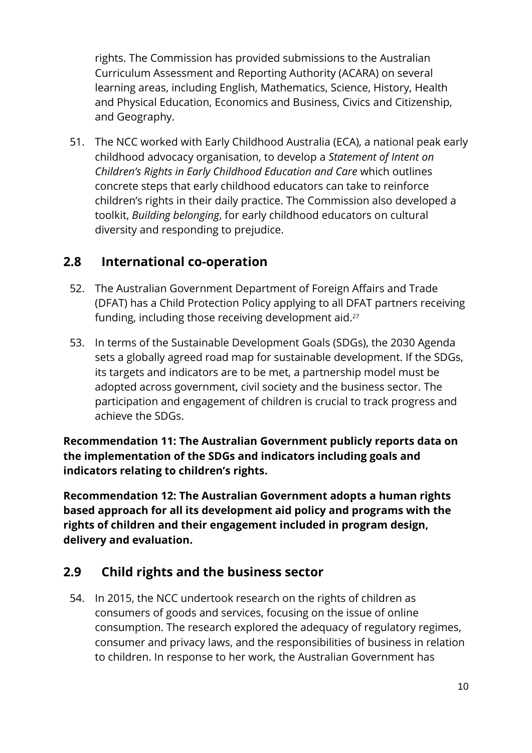rights. The Commission has provided submissions to the Australian Curriculum Assessment and Reporting Authority (ACARA) on several learning areas, including English, Mathematics, Science, History, Health and Physical Education, Economics and Business, Civics and Citizenship, and Geography.

51. The NCC worked with Early Childhood Australia (ECA), a national peak early childhood advocacy organisation, to develop a *Statement of Intent on Children's Rights in Early Childhood Education and Care* which outlines concrete steps that early childhood educators can take to reinforce children's rights in their daily practice. The Commission also developed a toolkit, *Building belonging*, for early childhood educators on cultural diversity and responding to prejudice.

## 2.8 International co-operation

52. The Australian Government Department of Foreign Affairs and Trade (DFAT) has a Child Protection Policy applying to all DFAT partners receiving funding, including those receiving development aid.[27]

53. In terms of the Sustainable Development Goals (SDGs), the 2030 Agenda sets a globally agreed road map for sustainable development. If the SDGs, its targets and indicators are to be met, a partnership model must be adopted across government, civil society and the business sector. The participation and engagement of children is crucial to track progress and achieve the SDGs.

**Recommendation 11: The Australian Government publicly reports data on the implementation of the SDGs and indicators including goals and indicators relating to children's rights.**

**Recommendation 12: The Australian Government adopts a human rights based approach for all its development aid policy and programs with the rights of children and their engagement included in program design, delivery and evaluation.**

## 2.9 Child rights and the business sector

54. In 2015, the NCC undertook research on the rights of children as consumers of goods and services, focusing on the issue of online consumption. The research explored the adequacy of regulatory regimes, consumer and privacy laws, and the responsibilities of business in relation to children. In response to her work, the Australian Government has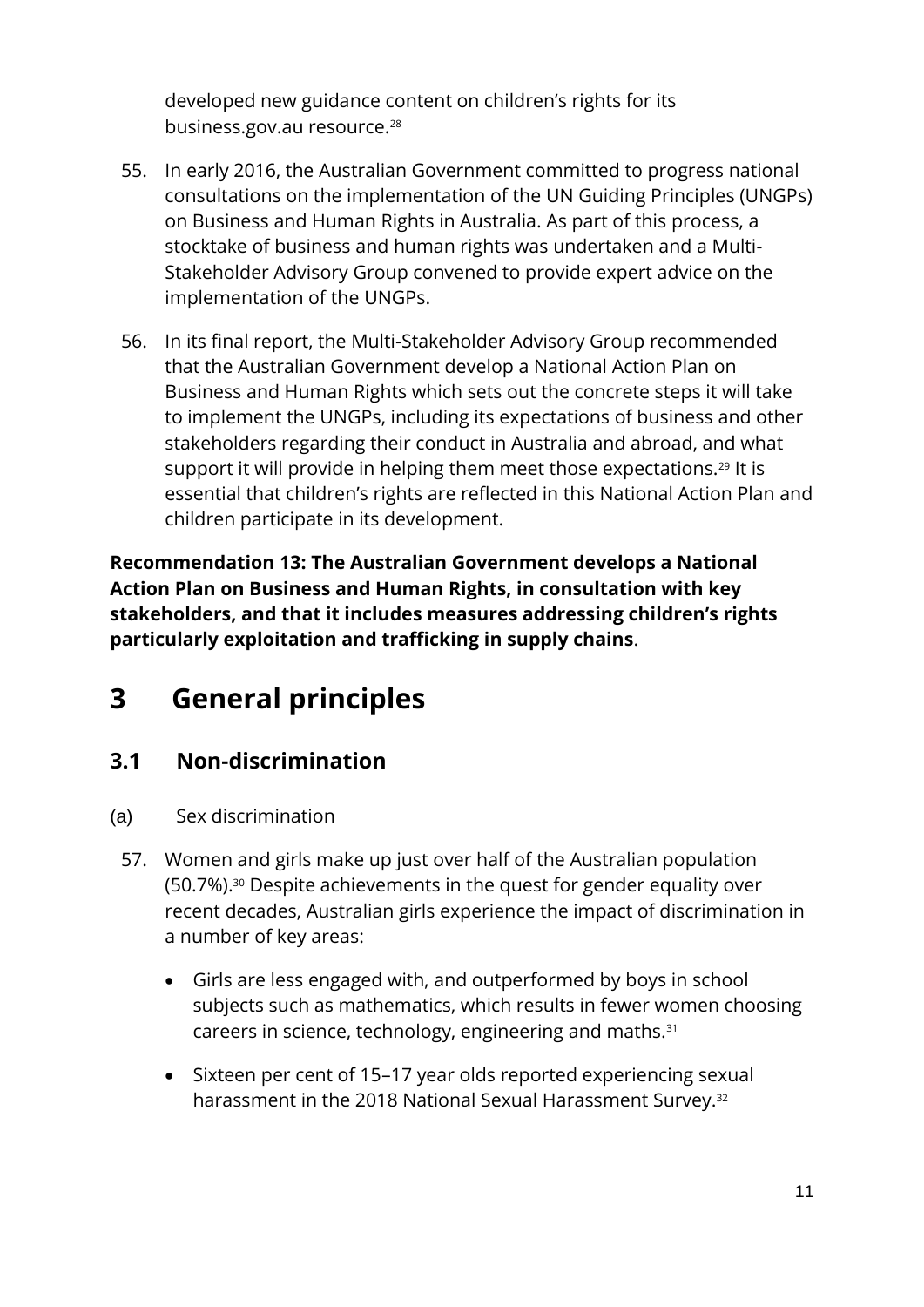developed new guidance content on children's rights for its business.gov.au resource.[28]

55. In early 2016, the Australian Government committed to progress national consultations on the implementation of the UN Guiding Principles (UNGPs) on Business and Human Rights in Australia. As part of this process, a stocktake of business and human rights was undertaken and a Multi-Stakeholder Advisory Group convened to provide expert advice on the implementation of the UNGPs.

56. In its final report, the Multi-Stakeholder Advisory Group recommended that the Australian Government develop a National Action Plan on Business and Human Rights which sets out the concrete steps it will take to implement the UNGPs, including its expectations of business and other stakeholders regarding their conduct in Australia and abroad, and what support it will provide in helping them meet those expectations.[29] It is essential that children's rights are reflected in this National Action Plan and children participate in its development.

**Recommendation 13: The Australian Government develops a National Action Plan on Business and Human Rights, in consultation with key stakeholders, and that it includes measures addressing children's rights particularly exploitation and trafficking in supply chains**.

# 3 General principles

## 3.1 Non-discrimination

(a) Sex discrimination

57. Women and girls make up just over half of the Australian population (50.7%).[30] Despite achievements in the quest for gender equality over recent decades, Australian girls experience the impact of discrimination in a number of key areas:

- Girls are less engaged with, and outperformed by boys in school subjects such as mathematics, which results in fewer women choosing careers in science, technology, engineering and maths.[31]
- Sixteen per cent of 15–17 year olds reported experiencing sexual harassment in the 2018 National Sexual Harassment Survey.[32]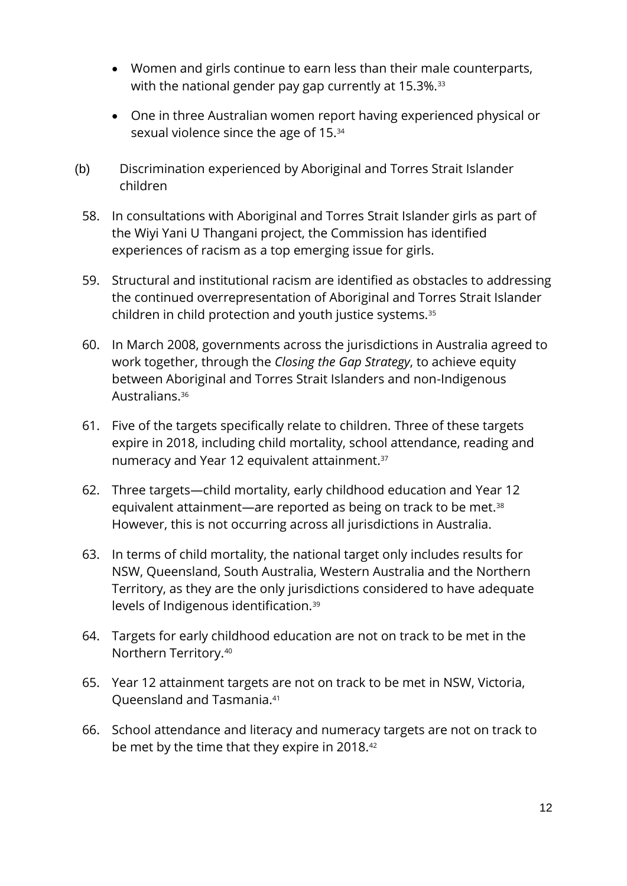- Women and girls continue to earn less than their male counterparts, with the national gender pay gap currently at 15.3%.[33]
- One in three Australian women report having experienced physical or sexual violence since the age of 15.[34]

(b) Discrimination experienced by Aboriginal and Torres Strait Islander children

58. In consultations with Aboriginal and Torres Strait Islander girls as part of the Wiyi Yani U Thangani project, the Commission has identified experiences of racism as a top emerging issue for girls.

59. Structural and institutional racism are identified as obstacles to addressing the continued overrepresentation of Aboriginal and Torres Strait Islander children in child protection and youth justice systems.[35]

60. In March 2008, governments across the jurisdictions in Australia agreed to work together, through the *Closing the Gap Strategy*, to achieve equity between Aboriginal and Torres Strait Islanders and non-Indigenous Australians.[36]

61. Five of the targets specifically relate to children. Three of these targets expire in 2018, including child mortality, school attendance, reading and numeracy and Year 12 equivalent attainment.[37]

62. Three targets—child mortality, early childhood education and Year 12 equivalent attainment—are reported as being on track to be met.[38] However, this is not occurring across all jurisdictions in Australia.

63. In terms of child mortality, the national target only includes results for NSW, Queensland, South Australia, Western Australia and the Northern Territory, as they are the only jurisdictions considered to have adequate levels of Indigenous identification.[39]

64. Targets for early childhood education are not on track to be met in the Northern Territory.[40]

65. Year 12 attainment targets are not on track to be met in NSW, Victoria, Queensland and Tasmania.[41]

66. School attendance and literacy and numeracy targets are not on track to be met by the time that they expire in 2018.[42]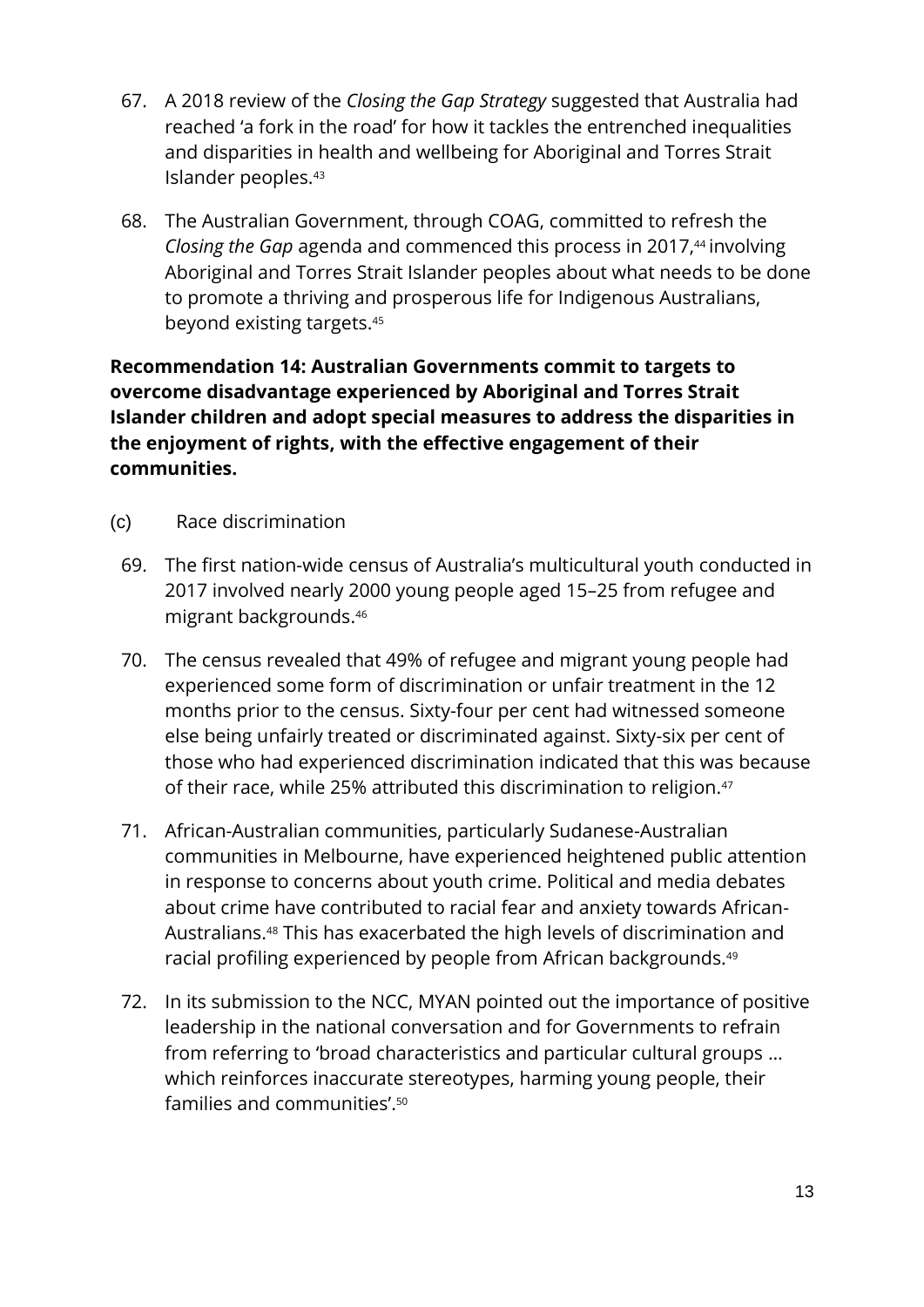67. A 2018 review of the *Closing the Gap Strategy* suggested that Australia had reached 'a fork in the road' for how it tackles the entrenched inequalities and disparities in health and wellbeing for Aboriginal and Torres Strait Islander peoples.[43]

68. The Australian Government, through COAG, committed to refresh the *Closing the Gap* agenda and commenced this process in 2017,[44] involving Aboriginal and Torres Strait Islander peoples about what needs to be done to promote a thriving and prosperous life for Indigenous Australians, beyond existing targets.[45]

**Recommendation 14: Australian Governments commit to targets to overcome disadvantage experienced by Aboriginal and Torres Strait Islander children and adopt special measures to address the disparities in the enjoyment of rights, with the effective engagement of their communities.**

(c) Race discrimination

69. The first nation-wide census of Australia's multicultural youth conducted in 2017 involved nearly 2000 young people aged 15–25 from refugee and migrant backgrounds.[46]

70. The census revealed that 49% of refugee and migrant young people had experienced some form of discrimination or unfair treatment in the 12 months prior to the census. Sixty-four per cent had witnessed someone else being unfairly treated or discriminated against. Sixty-six per cent of those who had experienced discrimination indicated that this was because of their race, while 25% attributed this discrimination to religion.[47]

71. African-Australian communities, particularly Sudanese-Australian communities in Melbourne, have experienced heightened public attention in response to concerns about youth crime. Political and media debates about crime have contributed to racial fear and anxiety towards African-Australians.[48] This has exacerbated the high levels of discrimination and racial profiling experienced by people from African backgrounds.[49]

72. In its submission to the NCC, MYAN pointed out the importance of positive leadership in the national conversation and for Governments to refrain from referring to 'broad characteristics and particular cultural groups … which reinforces inaccurate stereotypes, harming young people, their families and communities'.[50]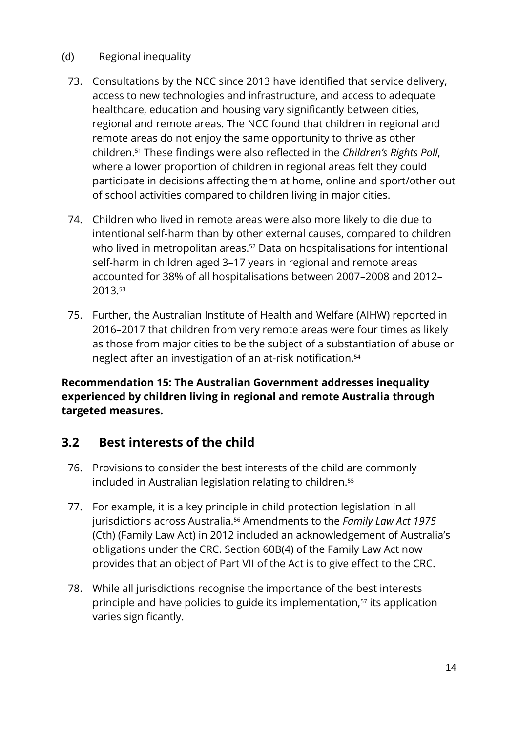(d) Regional inequality

73. Consultations by the NCC since 2013 have identified that service delivery, access to new technologies and infrastructure, and access to adequate healthcare, education and housing vary significantly between cities, regional and remote areas. The NCC found that children in regional and remote areas do not enjoy the same opportunity to thrive as other children.[51] These findings were also reflected in the *Children's Rights Poll*, where a lower proportion of children in regional areas felt they could participate in decisions affecting them at home, online and sport/other out of school activities compared to children living in major cities.

74. Children who lived in remote areas were also more likely to die due to intentional self-harm than by other external causes, compared to children who lived in metropolitan areas.[52] Data on hospitalisations for intentional self-harm in children aged 3–17 years in regional and remote areas accounted for 38% of all hospitalisations between 2007–2008 and 2012–2013.[53]

75. Further, the Australian Institute of Health and Welfare (AIHW) reported in 2016–2017 that children from very remote areas were four times as likely as those from major cities to be the subject of a substantiation of abuse or neglect after an investigation of an at-risk notification.[54]

**Recommendation 15: The Australian Government addresses inequality experienced by children living in regional and remote Australia through targeted measures.**

## 3.2 Best interests of the child

76. Provisions to consider the best interests of the child are commonly included in Australian legislation relating to children.[55]

77. For example, it is a key principle in child protection legislation in all jurisdictions across Australia.[56] Amendments to the *Family Law Act 1975* (Cth) (Family Law Act) in 2012 included an acknowledgement of Australia's obligations under the CRC. Section 60B(4) of the Family Law Act now provides that an object of Part VII of the Act is to give effect to the CRC.

78. While all jurisdictions recognise the importance of the best interests principle and have policies to guide its implementation,[57] its application varies significantly.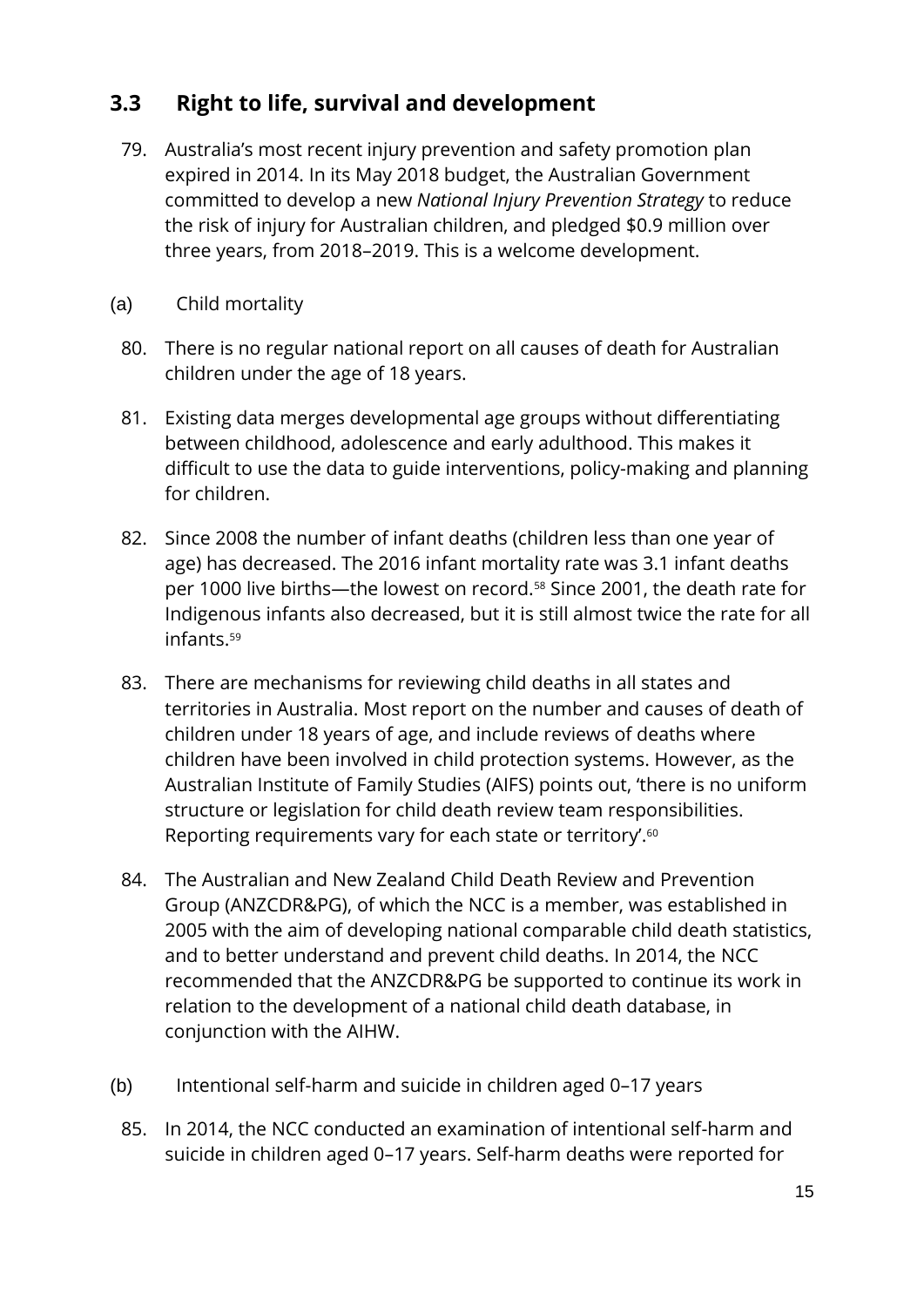## 3.3 Right to life, survival and development

79. Australia's most recent injury prevention and safety promotion plan expired in 2014. In its May 2018 budget, the Australian Government committed to develop a new *National Injury Prevention Strategy* to reduce the risk of injury for Australian children, and pledged $0.9 million over three years, from 2018–2019. This is a welcome development.

(a) Child mortality

80. There is no regular national report on all causes of death for Australian children under the age of 18 years.

81. Existing data merges developmental age groups without differentiating between childhood, adolescence and early adulthood. This makes it difficult to use the data to guide interventions, policy-making and planning for children.

82. Since 2008 the number of infant deaths (children less than one year of age) has decreased. The 2016 infant mortality rate was 3.1 infant deaths per 1000 live births—the lowest on record.[58] Since 2001, the death rate for Indigenous infants also decreased, but it is still almost twice the rate for all infants.[59]

83. There are mechanisms for reviewing child deaths in all states and territories in Australia. Most report on the number and causes of death of children under 18 years of age, and include reviews of deaths where children have been involved in child protection systems. However, as the Australian Institute of Family Studies (AIFS) points out, 'there is no uniform structure or legislation for child death review team responsibilities. Reporting requirements vary for each state or territory'.[60]

84. The Australian and New Zealand Child Death Review and Prevention Group (ANZCDR&PG), of which the NCC is a member, was established in 2005 with the aim of developing national comparable child death statistics, and to better understand and prevent child deaths. In 2014, the NCC recommended that the ANZCDR&PG be supported to continue its work in relation to the development of a national child death database, in conjunction with the AIHW.

(b) Intentional self-harm and suicide in children aged 0–17 years

85. In 2014, the NCC conducted an examination of intentional self-harm and suicide in children aged 0–17 years. Self-harm deaths were reported for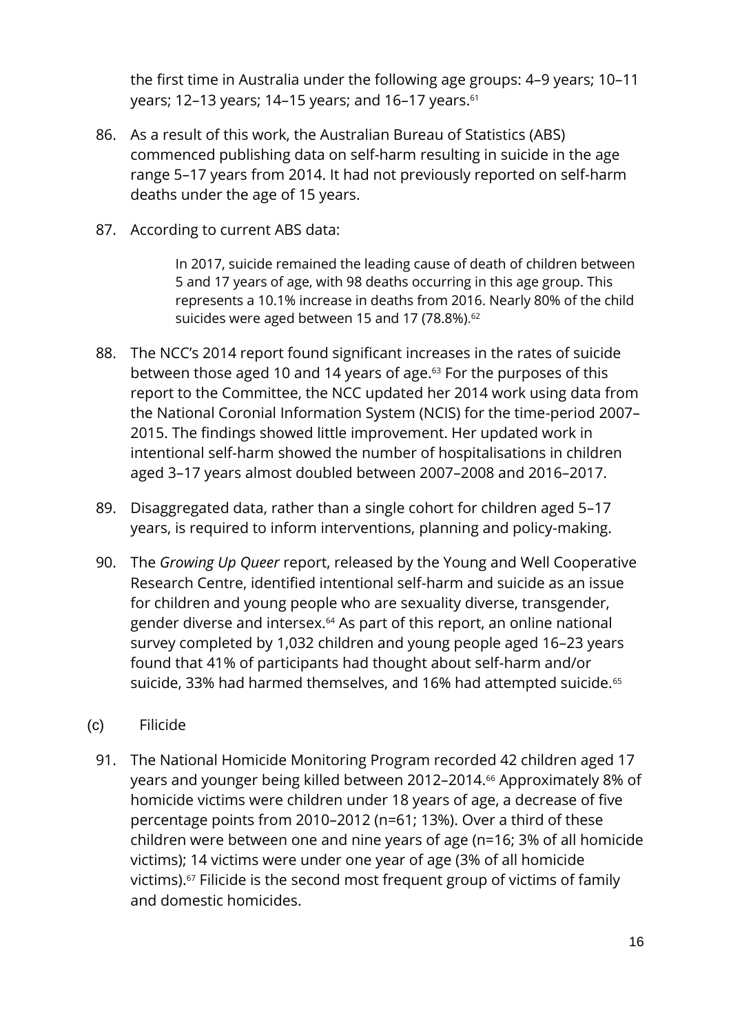the first time in Australia under the following age groups: 4–9 years; 10–11 years; 12–13 years; 14–15 years; and 16–17 years.[61]

86. As a result of this work, the Australian Bureau of Statistics (ABS) commenced publishing data on self-harm resulting in suicide in the age range 5–17 years from 2014. It had not previously reported on self-harm deaths under the age of 15 years.

87. According to current ABS data:

> In 2017, suicide remained the leading cause of death of children between 5 and 17 years of age, with 98 deaths occurring in this age group. This represents a 10.1% increase in deaths from 2016. Nearly 80% of the child suicides were aged between 15 and 17 (78.8%).[62]

88. The NCC's 2014 report found significant increases in the rates of suicide between those aged 10 and 14 years of age.[63] For the purposes of this report to the Committee, the NCC updated her 2014 work using data from the National Coronial Information System (NCIS) for the time-period 2007–2015. The findings showed little improvement. Her updated work in intentional self-harm showed the number of hospitalisations in children aged 3–17 years almost doubled between 2007–2008 and 2016–2017.

89. Disaggregated data, rather than a single cohort for children aged 5–17 years, is required to inform interventions, planning and policy-making.

90. The *Growing Up Queer* report, released by the Young and Well Cooperative Research Centre, identified intentional self-harm and suicide as an issue for children and young people who are sexuality diverse, transgender, gender diverse and intersex.[64] As part of this report, an online national survey completed by 1,032 children and young people aged 16–23 years found that 41% of participants had thought about self-harm and/or suicide, 33% had harmed themselves, and 16% had attempted suicide.[65]

(c) Filicide

91. The National Homicide Monitoring Program recorded 42 children aged 17 years and younger being killed between 2012–2014.[66] Approximately 8% of homicide victims were children under 18 years of age, a decrease of five percentage points from 2010–2012 (n=61; 13%). Over a third of these children were between one and nine years of age (n=16; 3% of all homicide victims); 14 victims were under one year of age (3% of all homicide victims).[67] Filicide is the second most frequent group of victims of family and domestic homicides.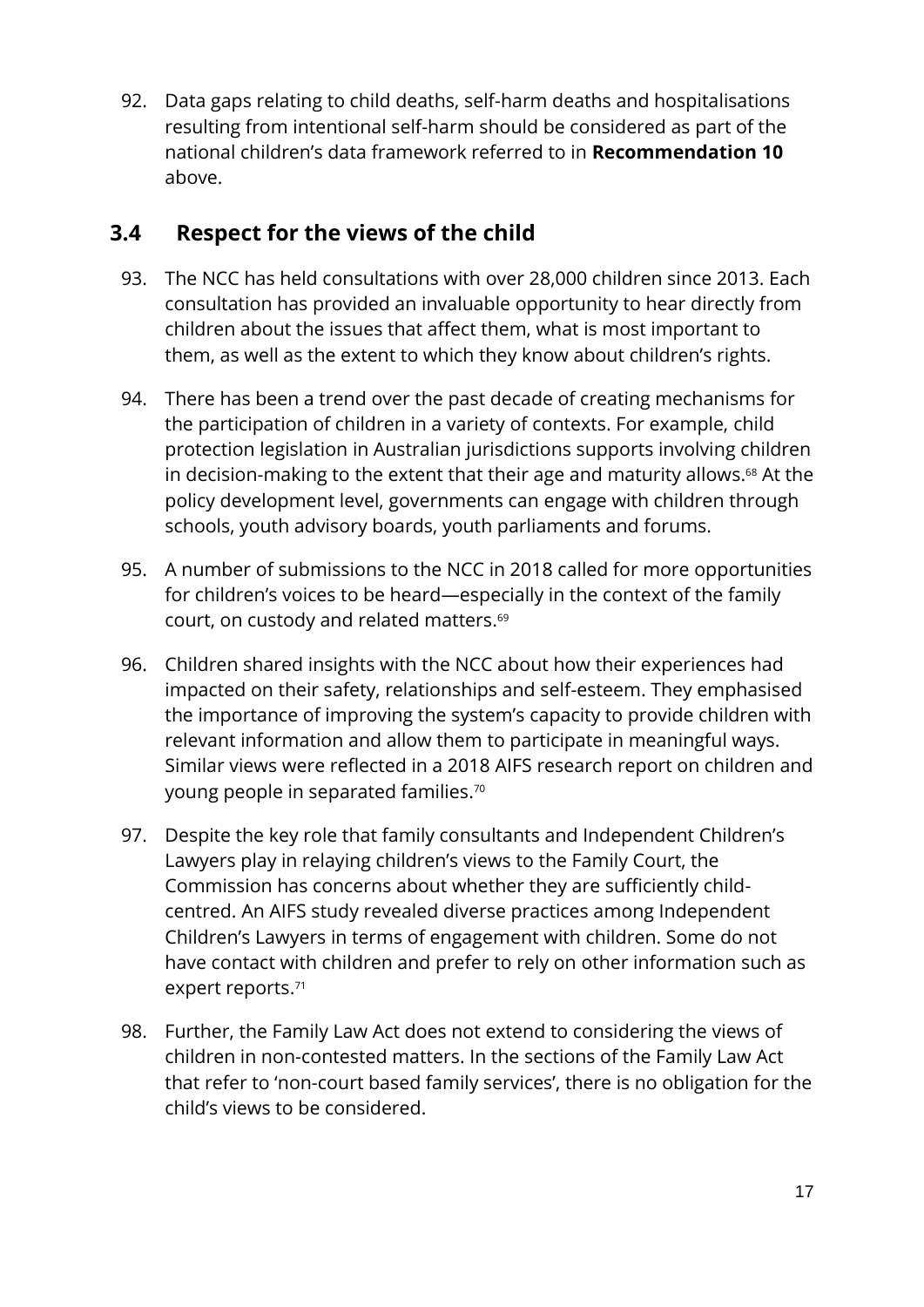92. Data gaps relating to child deaths, self-harm deaths and hospitalisations resulting from intentional self-harm should be considered as part of the national children's data framework referred to in **Recommendation 10** above.

## 3.4 Respect for the views of the child

93. The NCC has held consultations with over 28,000 children since 2013. Each consultation has provided an invaluable opportunity to hear directly from children about the issues that affect them, what is most important to them, as well as the extent to which they know about children's rights.

94. There has been a trend over the past decade of creating mechanisms for the participation of children in a variety of contexts. For example, child protection legislation in Australian jurisdictions supports involving children in decision-making to the extent that their age and maturity allows.[68] At the policy development level, governments can engage with children through schools, youth advisory boards, youth parliaments and forums.

95. A number of submissions to the NCC in 2018 called for more opportunities for children's voices to be heard—especially in the context of the family court, on custody and related matters.[69]

96. Children shared insights with the NCC about how their experiences had impacted on their safety, relationships and self-esteem. They emphasised the importance of improving the system's capacity to provide children with relevant information and allow them to participate in meaningful ways. Similar views were reflected in a 2018 AIFS research report on children and young people in separated families.[70]

97. Despite the key role that family consultants and Independent Children's Lawyers play in relaying children's views to the Family Court, the Commission has concerns about whether they are sufficiently child-centred. An AIFS study revealed diverse practices among Independent Children's Lawyers in terms of engagement with children. Some do not have contact with children and prefer to rely on other information such as expert reports.[71]

98. Further, the Family Law Act does not extend to considering the views of children in non-contested matters. In the sections of the Family Law Act that refer to 'non-court based family services', there is no obligation for the child's views to be considered.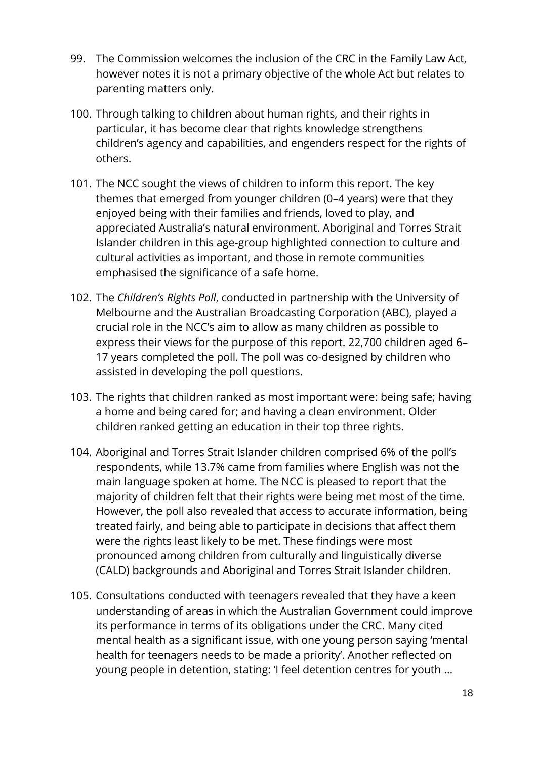99. The Commission welcomes the inclusion of the CRC in the Family Law Act, however notes it is not a primary objective of the whole Act but relates to parenting matters only.

100. Through talking to children about human rights, and their rights in particular, it has become clear that rights knowledge strengthens children's agency and capabilities, and engenders respect for the rights of others.

101. The NCC sought the views of children to inform this report. The key themes that emerged from younger children (0–4 years) were that they enjoyed being with their families and friends, loved to play, and appreciated Australia's natural environment. Aboriginal and Torres Strait Islander children in this age-group highlighted connection to culture and cultural activities as important, and those in remote communities emphasised the significance of a safe home.

102. The *Children's Rights Poll*, conducted in partnership with the University of Melbourne and the Australian Broadcasting Corporation (ABC), played a crucial role in the NCC's aim to allow as many children as possible to express their views for the purpose of this report. 22,700 children aged 6–17 years completed the poll. The poll was co-designed by children who assisted in developing the poll questions.

103. The rights that children ranked as most important were: being safe; having a home and being cared for; and having a clean environment. Older children ranked getting an education in their top three rights.

104. Aboriginal and Torres Strait Islander children comprised 6% of the poll's respondents, while 13.7% came from families where English was not the main language spoken at home. The NCC is pleased to report that the majority of children felt that their rights were being met most of the time. However, the poll also revealed that access to accurate information, being treated fairly, and being able to participate in decisions that affect them were the rights least likely to be met. These findings were most pronounced among children from culturally and linguistically diverse (CALD) backgrounds and Aboriginal and Torres Strait Islander children.

105. Consultations conducted with teenagers revealed that they have a keen understanding of areas in which the Australian Government could improve its performance in terms of its obligations under the CRC. Many cited mental health as a significant issue, with one young person saying 'mental health for teenagers needs to be made a priority'. Another reflected on young people in detention, stating: 'I feel detention centres for youth …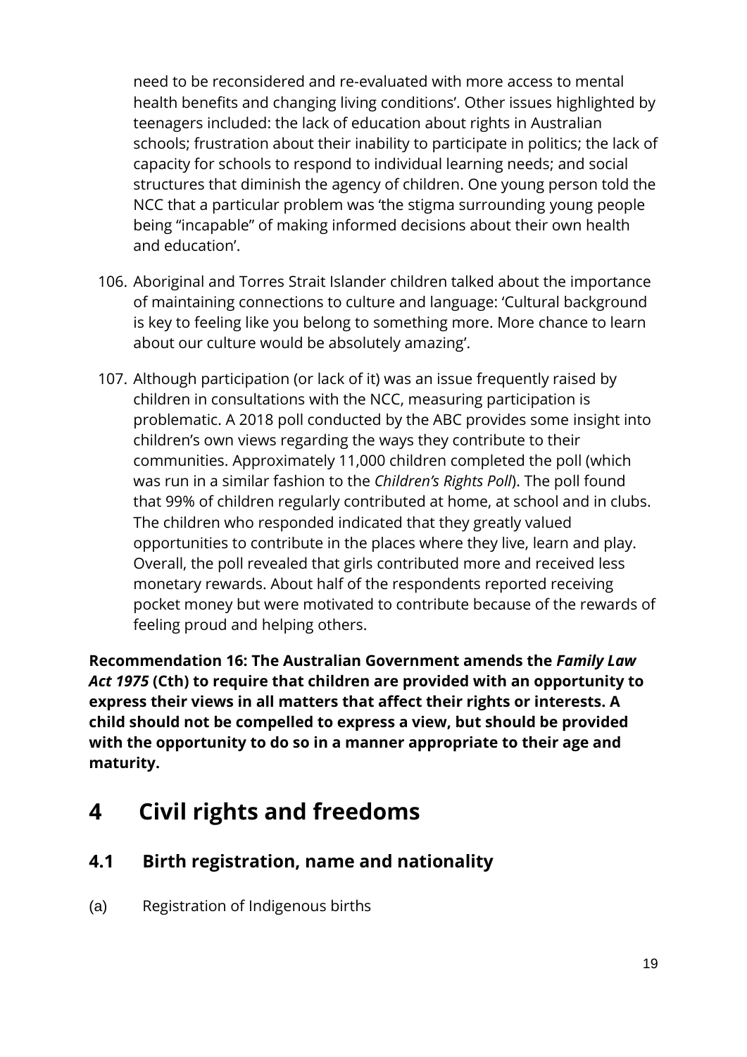need to be reconsidered and re-evaluated with more access to mental health benefits and changing living conditions'. Other issues highlighted by teenagers included: the lack of education about rights in Australian schools; frustration about their inability to participate in politics; the lack of capacity for schools to respond to individual learning needs; and social structures that diminish the agency of children. One young person told the NCC that a particular problem was 'the stigma surrounding young people being "incapable" of making informed decisions about their own health and education'.

106. Aboriginal and Torres Strait Islander children talked about the importance of maintaining connections to culture and language: 'Cultural background is key to feeling like you belong to something more. More chance to learn about our culture would be absolutely amazing'.

107. Although participation (or lack of it) was an issue frequently raised by children in consultations with the NCC, measuring participation is problematic. A 2018 poll conducted by the ABC provides some insight into children's own views regarding the ways they contribute to their communities. Approximately 11,000 children completed the poll (which was run in a similar fashion to the *Children's Rights Poll*). The poll found that 99% of children regularly contributed at home, at school and in clubs. The children who responded indicated that they greatly valued opportunities to contribute in the places where they live, learn and play. Overall, the poll revealed that girls contributed more and received less monetary rewards. About half of the respondents reported receiving pocket money but were motivated to contribute because of the rewards of feeling proud and helping others.

**Recommendation 16: The Australian Government amends the *Family Law Act 1975* (Cth) to require that children are provided with an opportunity to express their views in all matters that affect their rights or interests. A child should not be compelled to express a view, but should be provided with the opportunity to do so in a manner appropriate to their age and maturity.**

# 4 Civil rights and freedoms

## 4.1 Birth registration, name and nationality

(a) Registration of Indigenous births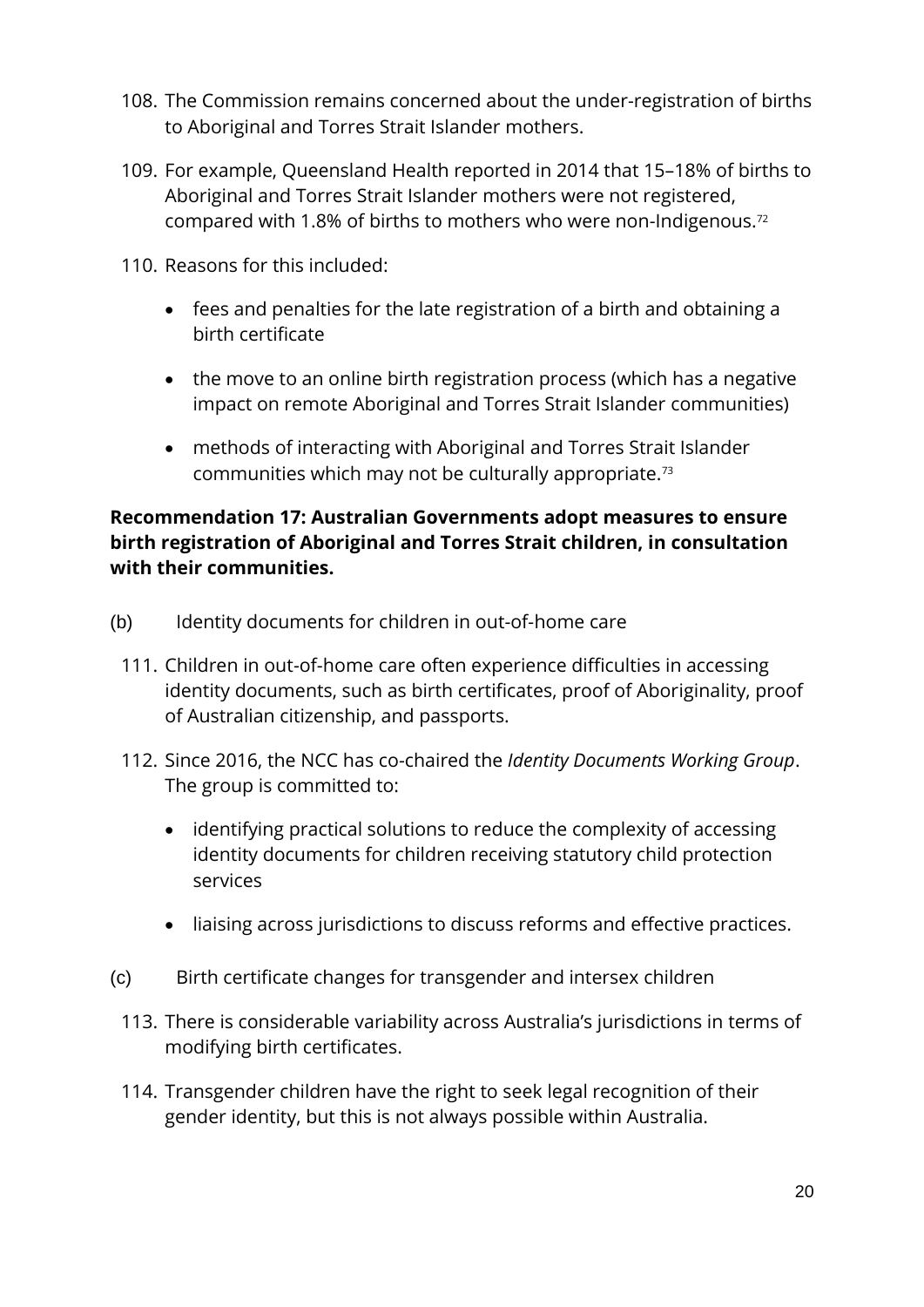108. The Commission remains concerned about the under-registration of births to Aboriginal and Torres Strait Islander mothers.

109. For example, Queensland Health reported in 2014 that 15–18% of births to Aboriginal and Torres Strait Islander mothers were not registered, compared with 1.8% of births to mothers who were non-Indigenous.[72]

110. Reasons for this included:

- fees and penalties for the late registration of a birth and obtaining a birth certificate
- the move to an online birth registration process (which has a negative impact on remote Aboriginal and Torres Strait Islander communities)
- methods of interacting with Aboriginal and Torres Strait Islander communities which may not be culturally appropriate.[73]

**Recommendation 17: Australian Governments adopt measures to ensure birth registration of Aboriginal and Torres Strait children, in consultation with their communities.**

(b) Identity documents for children in out-of-home care

111. Children in out-of-home care often experience difficulties in accessing identity documents, such as birth certificates, proof of Aboriginality, proof of Australian citizenship, and passports.

112. Since 2016, the NCC has co-chaired the *Identity Documents Working Group*. The group is committed to:

- identifying practical solutions to reduce the complexity of accessing identity documents for children receiving statutory child protection services
- liaising across jurisdictions to discuss reforms and effective practices.

(c) Birth certificate changes for transgender and intersex children

113. There is considerable variability across Australia's jurisdictions in terms of modifying birth certificates.

114. Transgender children have the right to seek legal recognition of their gender identity, but this is not always possible within Australia.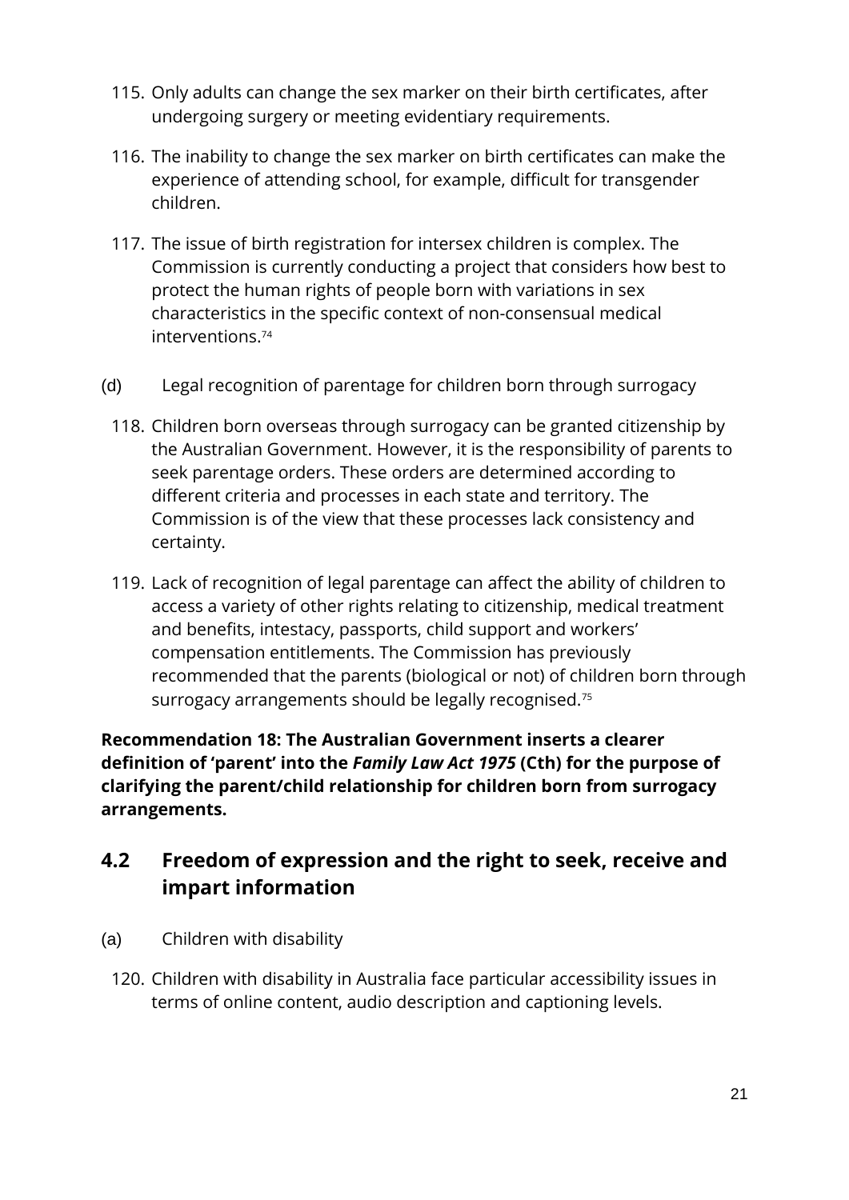115. Only adults can change the sex marker on their birth certificates, after undergoing surgery or meeting evidentiary requirements.

116. The inability to change the sex marker on birth certificates can make the experience of attending school, for example, difficult for transgender children.

117. The issue of birth registration for intersex children is complex. The Commission is currently conducting a project that considers how best to protect the human rights of people born with variations in sex characteristics in the specific context of non-consensual medical interventions.[74]

(d) Legal recognition of parentage for children born through surrogacy

118. Children born overseas through surrogacy can be granted citizenship by the Australian Government. However, it is the responsibility of parents to seek parentage orders. These orders are determined according to different criteria and processes in each state and territory. The Commission is of the view that these processes lack consistency and certainty.

119. Lack of recognition of legal parentage can affect the ability of children to access a variety of other rights relating to citizenship, medical treatment and benefits, intestacy, passports, child support and workers' compensation entitlements. The Commission has previously recommended that the parents (biological or not) of children born through surrogacy arrangements should be legally recognised.[75]

**Recommendation 18: The Australian Government inserts a clearer definition of 'parent' into the *Family Law Act 1975* (Cth) for the purpose of clarifying the parent/child relationship for children born from surrogacy arrangements.**

## 4.2 Freedom of expression and the right to seek, receive and impart information

(a) Children with disability

120. Children with disability in Australia face particular accessibility issues in terms of online content, audio description and captioning levels.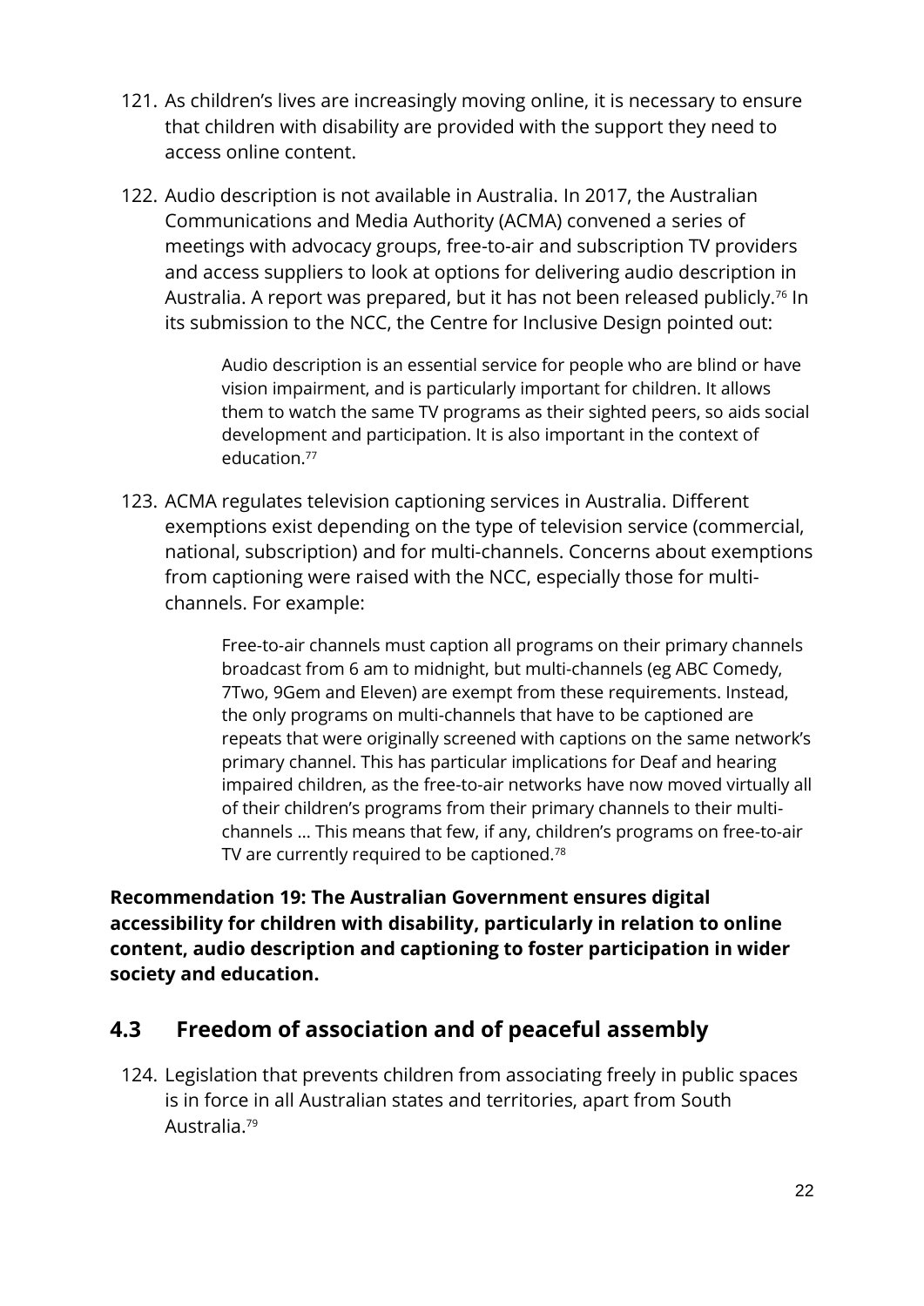121. As children's lives are increasingly moving online, it is necessary to ensure that children with disability are provided with the support they need to access online content.

122. Audio description is not available in Australia. In 2017, the Australian Communications and Media Authority (ACMA) convened a series of meetings with advocacy groups, free-to-air and subscription TV providers and access suppliers to look at options for delivering audio description in Australia. A report was prepared, but it has not been released publicly.[76] In its submission to the NCC, the Centre for Inclusive Design pointed out:

> Audio description is an essential service for people who are blind or have vision impairment, and is particularly important for children. It allows them to watch the same TV programs as their sighted peers, so aids social development and participation. It is also important in the context of education.[77]

123. ACMA regulates television captioning services in Australia. Different exemptions exist depending on the type of television service (commercial, national, subscription) and for multi-channels. Concerns about exemptions from captioning were raised with the NCC, especially those for multi-channels. For example:

> Free-to-air channels must caption all programs on their primary channels broadcast from 6 am to midnight, but multi-channels (eg ABC Comedy, 7Two, 9Gem and Eleven) are exempt from these requirements. Instead, the only programs on multi-channels that have to be captioned are repeats that were originally screened with captions on the same network's primary channel. This has particular implications for Deaf and hearing impaired children, as the free-to-air networks have now moved virtually all of their children's programs from their primary channels to their multi-channels … This means that few, if any, children's programs on free-to-air TV are currently required to be captioned.[78]

**Recommendation 19: The Australian Government ensures digital accessibility for children with disability, particularly in relation to online content, audio description and captioning to foster participation in wider society and education.**

## 4.3 Freedom of association and of peaceful assembly

124. Legislation that prevents children from associating freely in public spaces is in force in all Australian states and territories, apart from South Australia.[79]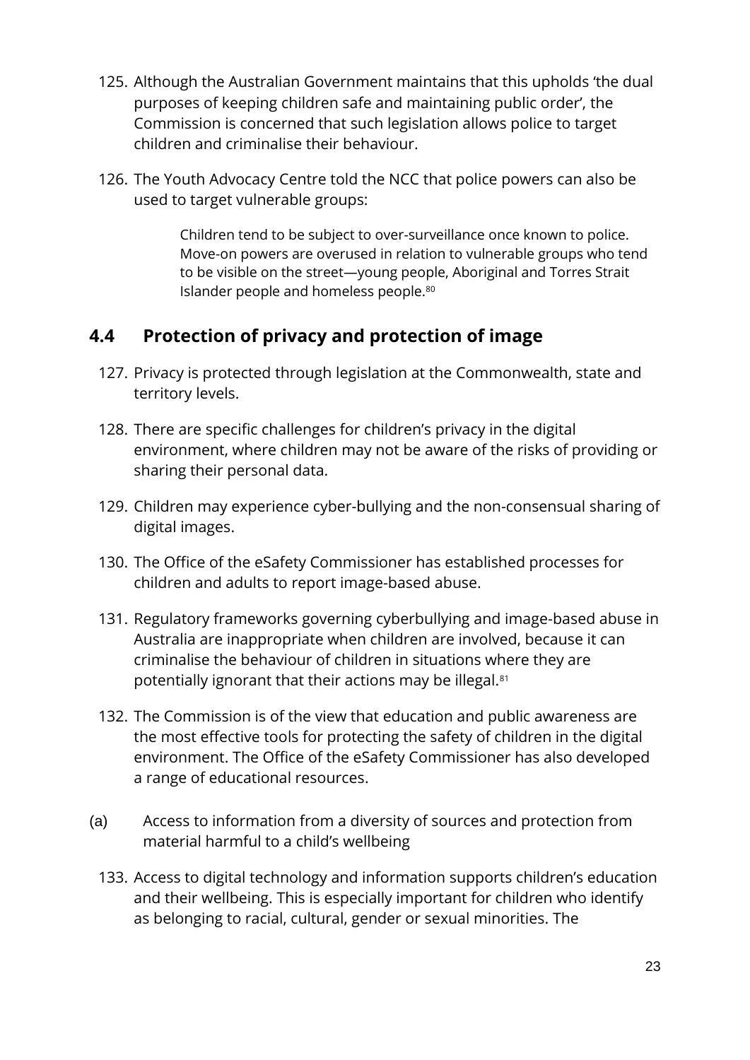125. Although the Australian Government maintains that this upholds 'the dual purposes of keeping children safe and maintaining public order', the Commission is concerned that such legislation allows police to target children and criminalise their behaviour.

126. The Youth Advocacy Centre told the NCC that police powers can also be used to target vulnerable groups:

> Children tend to be subject to over-surveillance once known to police. Move-on powers are overused in relation to vulnerable groups who tend to be visible on the street—young people, Aboriginal and Torres Strait Islander people and homeless people.[80]

## 4.4 Protection of privacy and protection of image

127. Privacy is protected through legislation at the Commonwealth, state and territory levels.

128. There are specific challenges for children's privacy in the digital environment, where children may not be aware of the risks of providing or sharing their personal data.

129. Children may experience cyber-bullying and the non-consensual sharing of digital images.

130. The Office of the eSafety Commissioner has established processes for children and adults to report image-based abuse.

131. Regulatory frameworks governing cyberbullying and image-based abuse in Australia are inappropriate when children are involved, because it can criminalise the behaviour of children in situations where they are potentially ignorant that their actions may be illegal.[81]

132. The Commission is of the view that education and public awareness are the most effective tools for protecting the safety of children in the digital environment. The Office of the eSafety Commissioner has also developed a range of educational resources.

(a) Access to information from a diversity of sources and protection from material harmful to a child's wellbeing

133. Access to digital technology and information supports children's education and their wellbeing. This is especially important for children who identify as belonging to racial, cultural, gender or sexual minorities. The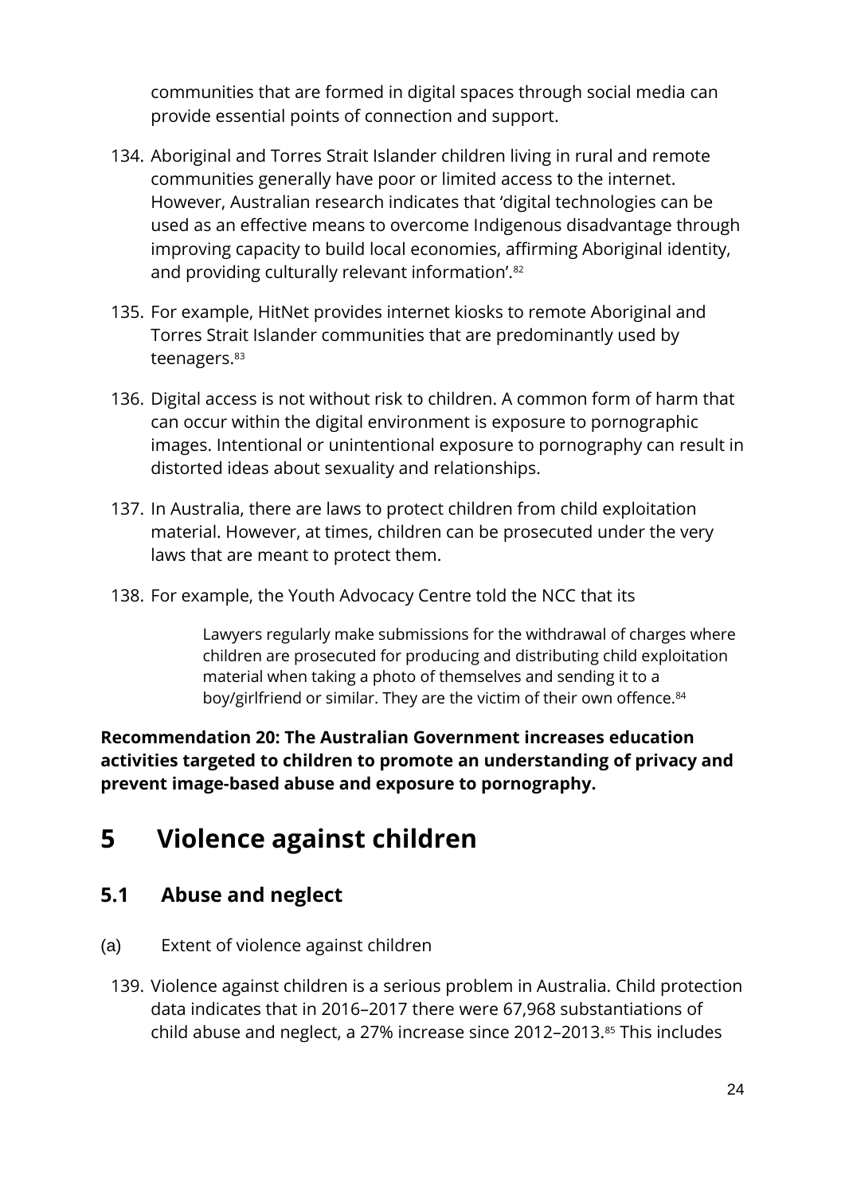communities that are formed in digital spaces through social media can provide essential points of connection and support.

134. Aboriginal and Torres Strait Islander children living in rural and remote communities generally have poor or limited access to the internet. However, Australian research indicates that 'digital technologies can be used as an effective means to overcome Indigenous disadvantage through improving capacity to build local economies, affirming Aboriginal identity, and providing culturally relevant information'.[82]

135. For example, HitNet provides internet kiosks to remote Aboriginal and Torres Strait Islander communities that are predominantly used by teenagers.[83]

136. Digital access is not without risk to children. A common form of harm that can occur within the digital environment is exposure to pornographic images. Intentional or unintentional exposure to pornography can result in distorted ideas about sexuality and relationships.

137. In Australia, there are laws to protect children from child exploitation material. However, at times, children can be prosecuted under the very laws that are meant to protect them.

138. For example, the Youth Advocacy Centre told the NCC that its

> Lawyers regularly make submissions for the withdrawal of charges where children are prosecuted for producing and distributing child exploitation material when taking a photo of themselves and sending it to a boy/girlfriend or similar. They are the victim of their own offence.[84]

**Recommendation 20: The Australian Government increases education activities targeted to children to promote an understanding of privacy and prevent image-based abuse and exposure to pornography.**

# 5 Violence against children

## 5.1 Abuse and neglect

(a) Extent of violence against children

139. Violence against children is a serious problem in Australia. Child protection data indicates that in 2016–2017 there were 67,968 substantiations of child abuse and neglect, a 27% increase since 2012–2013.[85] This includes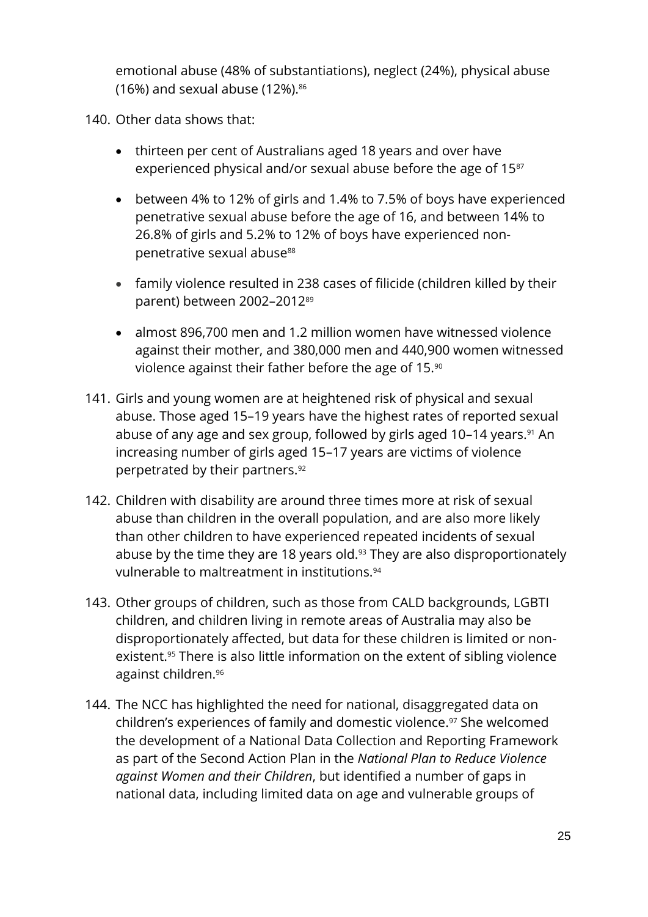emotional abuse (48% of substantiations), neglect (24%), physical abuse (16%) and sexual abuse (12%).[86]

140. Other data shows that:

- thirteen per cent of Australians aged 18 years and over have experienced physical and/or sexual abuse before the age of 15[87]
- between 4% to 12% of girls and 1.4% to 7.5% of boys have experienced penetrative sexual abuse before the age of 16, and between 14% to 26.8% of girls and 5.2% to 12% of boys have experienced non-penetrative sexual abuse[88]
- family violence resulted in 238 cases of filicide (children killed by their parent) between 2002–2012[89]
- almost 896,700 men and 1.2 million women have witnessed violence against their mother, and 380,000 men and 440,900 women witnessed violence against their father before the age of 15.[90]

141. Girls and young women are at heightened risk of physical and sexual abuse. Those aged 15–19 years have the highest rates of reported sexual abuse of any age and sex group, followed by girls aged 10–14 years.[91] An increasing number of girls aged 15–17 years are victims of violence perpetrated by their partners.[92]

142. Children with disability are around three times more at risk of sexual abuse than children in the overall population, and are also more likely than other children to have experienced repeated incidents of sexual abuse by the time they are 18 years old.[93] They are also disproportionately vulnerable to maltreatment in institutions.[94]

143. Other groups of children, such as those from CALD backgrounds, LGBTI children, and children living in remote areas of Australia may also be disproportionately affected, but data for these children is limited or non-existent.[95] There is also little information on the extent of sibling violence against children.[96]

144. The NCC has highlighted the need for national, disaggregated data on children's experiences of family and domestic violence.[97] She welcomed the development of a National Data Collection and Reporting Framework as part of the Second Action Plan in the *National Plan to Reduce Violence against Women and their Children*, but identified a number of gaps in national data, including limited data on age and vulnerable groups of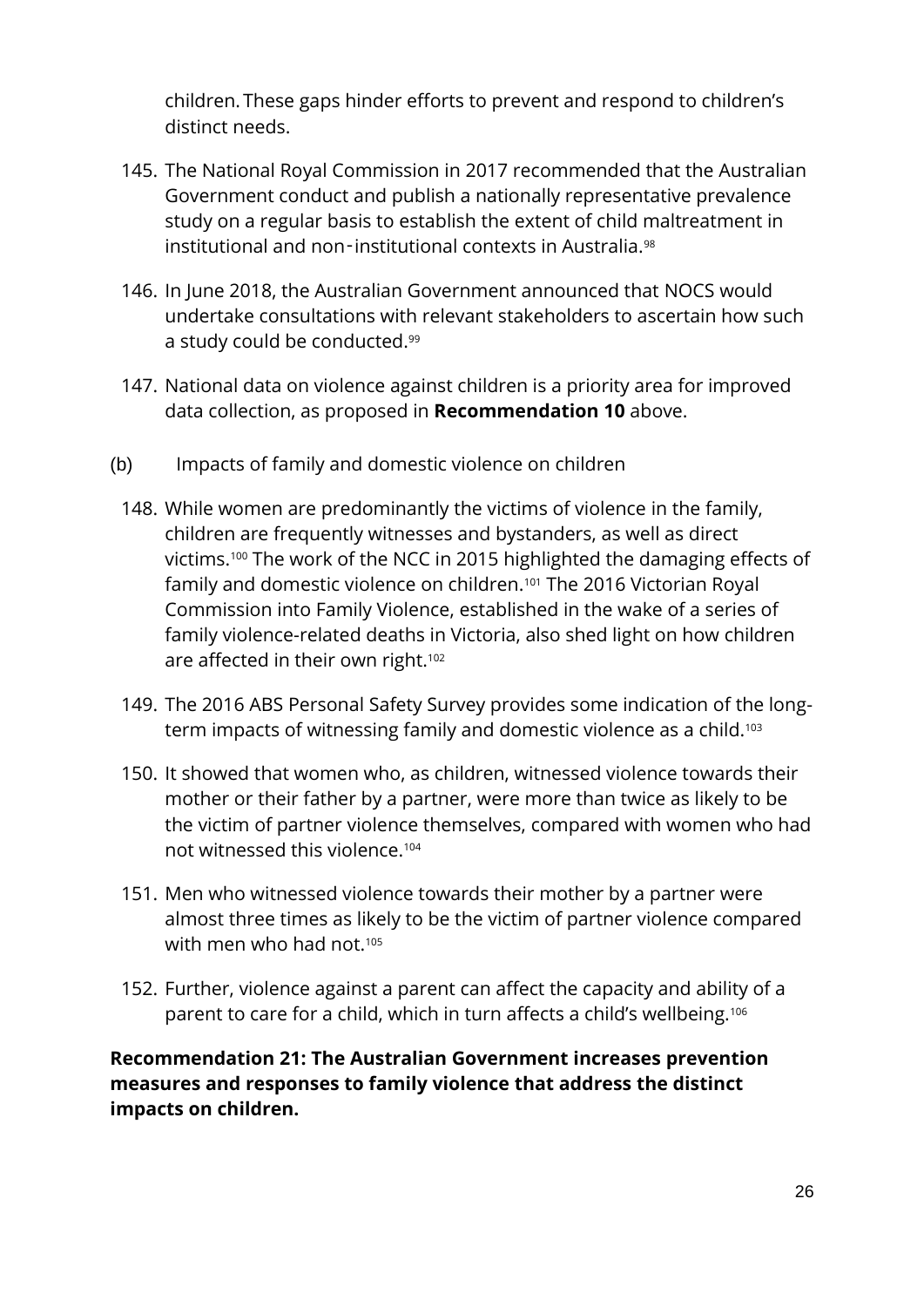children. These gaps hinder efforts to prevent and respond to children's distinct needs.

145. The National Royal Commission in 2017 recommended that the Australian Government conduct and publish a nationally representative prevalence study on a regular basis to establish the extent of child maltreatment in institutional and non‑institutional contexts in Australia.[98]

146. In June 2018, the Australian Government announced that NOCS would undertake consultations with relevant stakeholders to ascertain how such a study could be conducted.[99]

147. National data on violence against children is a priority area for improved data collection, as proposed in **Recommendation 10** above.

(b) Impacts of family and domestic violence on children

148. While women are predominantly the victims of violence in the family, children are frequently witnesses and bystanders, as well as direct victims.[100] The work of the NCC in 2015 highlighted the damaging effects of family and domestic violence on children.[101] The 2016 Victorian Royal Commission into Family Violence, established in the wake of a series of family violence-related deaths in Victoria, also shed light on how children are affected in their own right.[102]

149. The 2016 ABS Personal Safety Survey provides some indication of the long-term impacts of witnessing family and domestic violence as a child.[103]

150. It showed that women who, as children, witnessed violence towards their mother or their father by a partner, were more than twice as likely to be the victim of partner violence themselves, compared with women who had not witnessed this violence.[104]

151. Men who witnessed violence towards their mother by a partner were almost three times as likely to be the victim of partner violence compared with men who had not.[105]

152. Further, violence against a parent can affect the capacity and ability of a parent to care for a child, which in turn affects a child's wellbeing.[106]

**Recommendation 21: The Australian Government increases prevention measures and responses to family violence that address the distinct impacts on children.**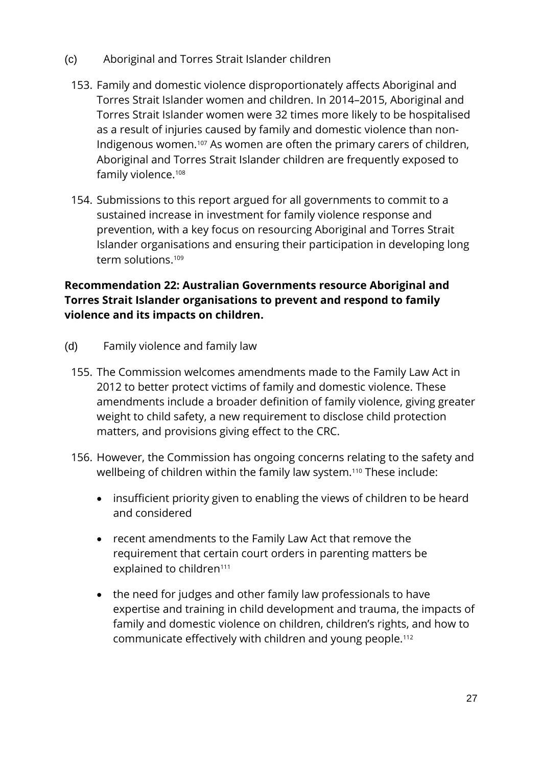(c) Aboriginal and Torres Strait Islander children

153. Family and domestic violence disproportionately affects Aboriginal and Torres Strait Islander women and children. In 2014–2015, Aboriginal and Torres Strait Islander women were 32 times more likely to be hospitalised as a result of injuries caused by family and domestic violence than non-Indigenous women.[107] As women are often the primary carers of children, Aboriginal and Torres Strait Islander children are frequently exposed to family violence.[108]

154. Submissions to this report argued for all governments to commit to a sustained increase in investment for family violence response and prevention, with a key focus on resourcing Aboriginal and Torres Strait Islander organisations and ensuring their participation in developing long term solutions.[109]

**Recommendation 22: Australian Governments resource Aboriginal and Torres Strait Islander organisations to prevent and respond to family violence and its impacts on children.**

(d) Family violence and family law

155. The Commission welcomes amendments made to the Family Law Act in 2012 to better protect victims of family and domestic violence. These amendments include a broader definition of family violence, giving greater weight to child safety, a new requirement to disclose child protection matters, and provisions giving effect to the CRC.

156. However, the Commission has ongoing concerns relating to the safety and wellbeing of children within the family law system.[110] These include:

- insufficient priority given to enabling the views of children to be heard and considered
- recent amendments to the Family Law Act that remove the requirement that certain court orders in parenting matters be explained to children[111]
- the need for judges and other family law professionals to have expertise and training in child development and trauma, the impacts of family and domestic violence on children, children's rights, and how to communicate effectively with children and young people.[112]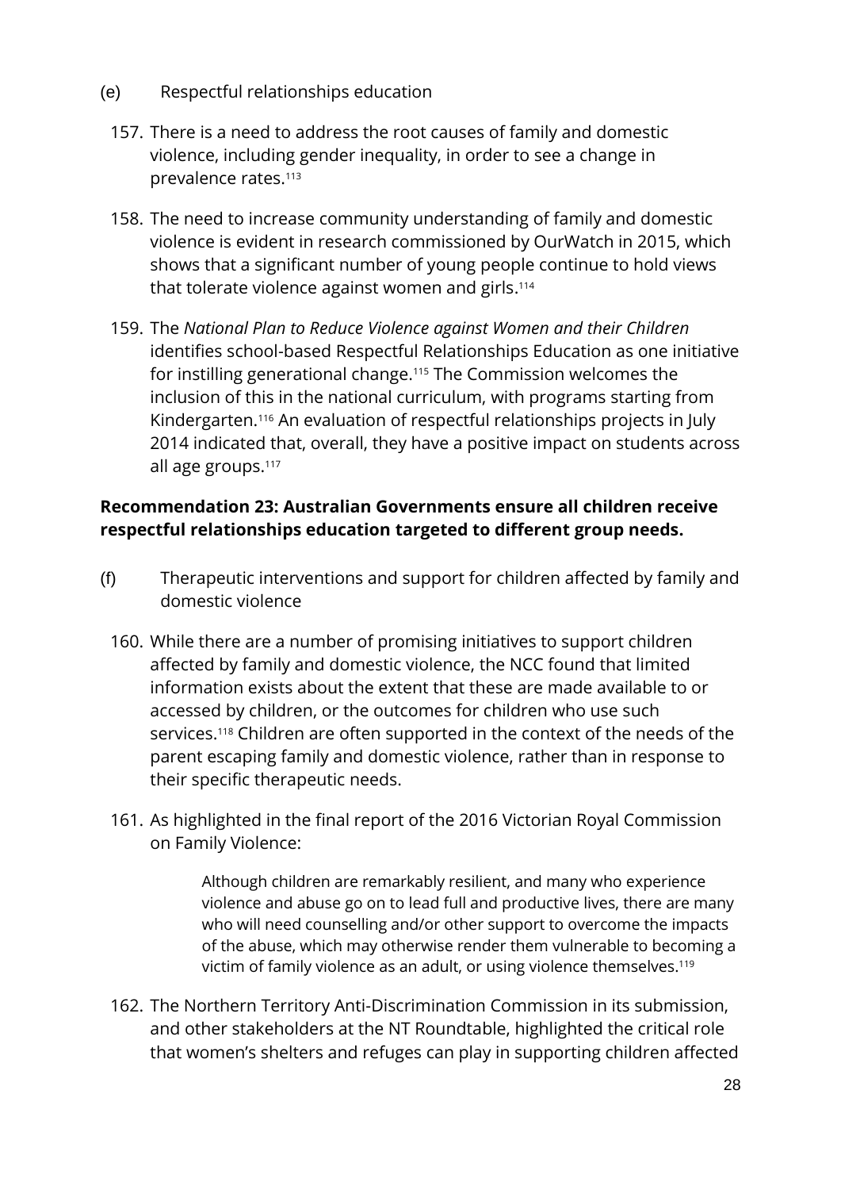(e) Respectful relationships education

157. There is a need to address the root causes of family and domestic violence, including gender inequality, in order to see a change in prevalence rates.[113]

158. The need to increase community understanding of family and domestic violence is evident in research commissioned by OurWatch in 2015, which shows that a significant number of young people continue to hold views that tolerate violence against women and girls.[114]

159. The *National Plan to Reduce Violence against Women and their Children* identifies school-based Respectful Relationships Education as one initiative for instilling generational change.[115] The Commission welcomes the inclusion of this in the national curriculum, with programs starting from Kindergarten.[116] An evaluation of respectful relationships projects in July 2014 indicated that, overall, they have a positive impact on students across all age groups.[117]

**Recommendation 23: Australian Governments ensure all children receive respectful relationships education targeted to different group needs.**

(f) Therapeutic interventions and support for children affected by family and domestic violence

160. While there are a number of promising initiatives to support children affected by family and domestic violence, the NCC found that limited information exists about the extent that these are made available to or accessed by children, or the outcomes for children who use such services.[118] Children are often supported in the context of the needs of the parent escaping family and domestic violence, rather than in response to their specific therapeutic needs.

161. As highlighted in the final report of the 2016 Victorian Royal Commission on Family Violence:

> Although children are remarkably resilient, and many who experience violence and abuse go on to lead full and productive lives, there are many who will need counselling and/or other support to overcome the impacts of the abuse, which may otherwise render them vulnerable to becoming a victim of family violence as an adult, or using violence themselves.[119]

162. The Northern Territory Anti-Discrimination Commission in its submission, and other stakeholders at the NT Roundtable, highlighted the critical role that women's shelters and refuges can play in supporting children affected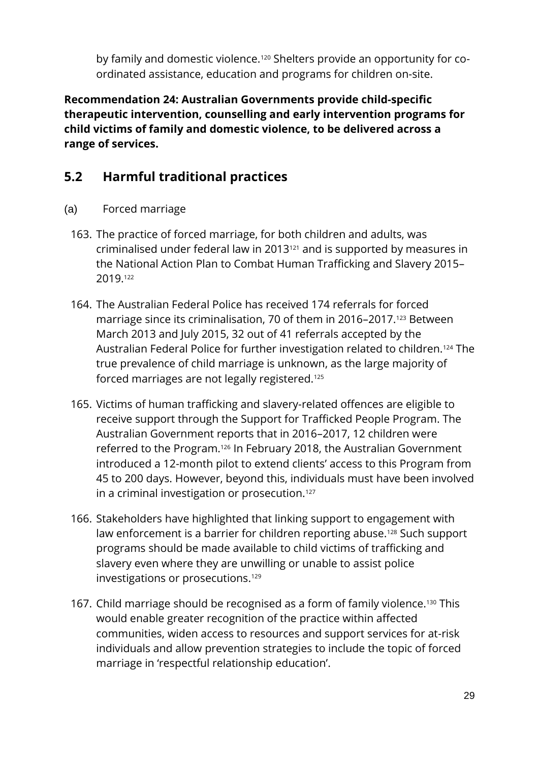by family and domestic violence.[120] Shelters provide an opportunity for co-ordinated assistance, education and programs for children on-site.

**Recommendation 24: Australian Governments provide child-specific therapeutic intervention, counselling and early intervention programs for child victims of family and domestic violence, to be delivered across a range of services.**

## 5.2 Harmful traditional practices

(a) Forced marriage

163. The practice of forced marriage, for both children and adults, was criminalised under federal law in 2013[121] and is supported by measures in the National Action Plan to Combat Human Trafficking and Slavery 2015–2019.[122]

164. The Australian Federal Police has received 174 referrals for forced marriage since its criminalisation, 70 of them in 2016–2017.[123] Between March 2013 and July 2015, 32 out of 41 referrals accepted by the Australian Federal Police for further investigation related to children.[124] The true prevalence of child marriage is unknown, as the large majority of forced marriages are not legally registered.[125]

165. Victims of human trafficking and slavery-related offences are eligible to receive support through the Support for Trafficked People Program. The Australian Government reports that in 2016–2017, 12 children were referred to the Program.[126] In February 2018, the Australian Government introduced a 12-month pilot to extend clients' access to this Program from 45 to 200 days. However, beyond this, individuals must have been involved in a criminal investigation or prosecution.[127]

166. Stakeholders have highlighted that linking support to engagement with law enforcement is a barrier for children reporting abuse.[128] Such support programs should be made available to child victims of trafficking and slavery even where they are unwilling or unable to assist police investigations or prosecutions.[129]

167. Child marriage should be recognised as a form of family violence.[130] This would enable greater recognition of the practice within affected communities, widen access to resources and support services for at-risk individuals and allow prevention strategies to include the topic of forced marriage in 'respectful relationship education'.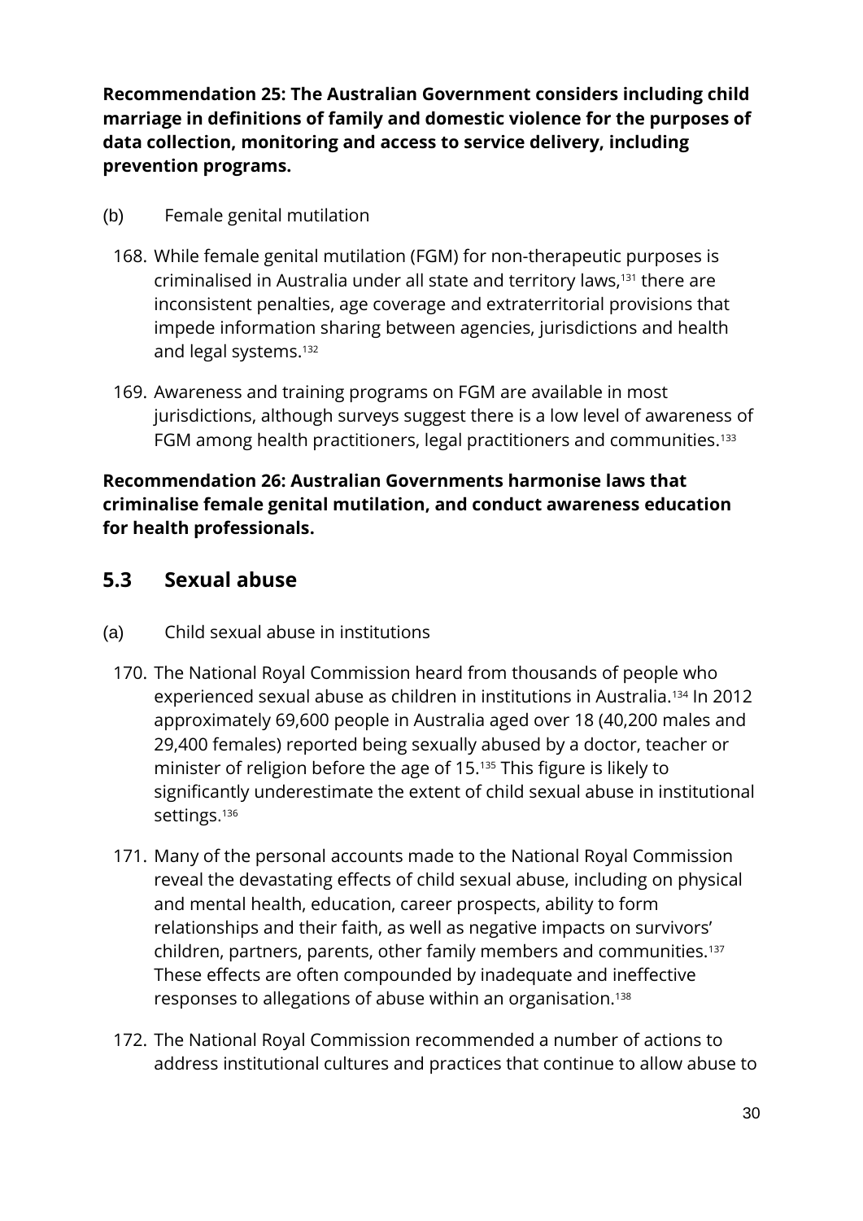**Recommendation 25: The Australian Government considers including child marriage in definitions of family and domestic violence for the purposes of data collection, monitoring and access to service delivery, including prevention programs.**

(b) Female genital mutilation

168. While female genital mutilation (FGM) for non-therapeutic purposes is criminalised in Australia under all state and territory laws,[131] there are inconsistent penalties, age coverage and extraterritorial provisions that impede information sharing between agencies, jurisdictions and health and legal systems.[132]

169. Awareness and training programs on FGM are available in most jurisdictions, although surveys suggest there is a low level of awareness of FGM among health practitioners, legal practitioners and communities.[133]

**Recommendation 26: Australian Governments harmonise laws that criminalise female genital mutilation, and conduct awareness education for health professionals.**

## 5.3 Sexual abuse

(a) Child sexual abuse in institutions

170. The National Royal Commission heard from thousands of people who experienced sexual abuse as children in institutions in Australia.[134] In 2012 approximately 69,600 people in Australia aged over 18 (40,200 males and 29,400 females) reported being sexually abused by a doctor, teacher or minister of religion before the age of 15.[135] This figure is likely to significantly underestimate the extent of child sexual abuse in institutional settings.[136]

171. Many of the personal accounts made to the National Royal Commission reveal the devastating effects of child sexual abuse, including on physical and mental health, education, career prospects, ability to form relationships and their faith, as well as negative impacts on survivors' children, partners, parents, other family members and communities.[137] These effects are often compounded by inadequate and ineffective responses to allegations of abuse within an organisation.[138]

172. The National Royal Commission recommended a number of actions to address institutional cultures and practices that continue to allow abuse to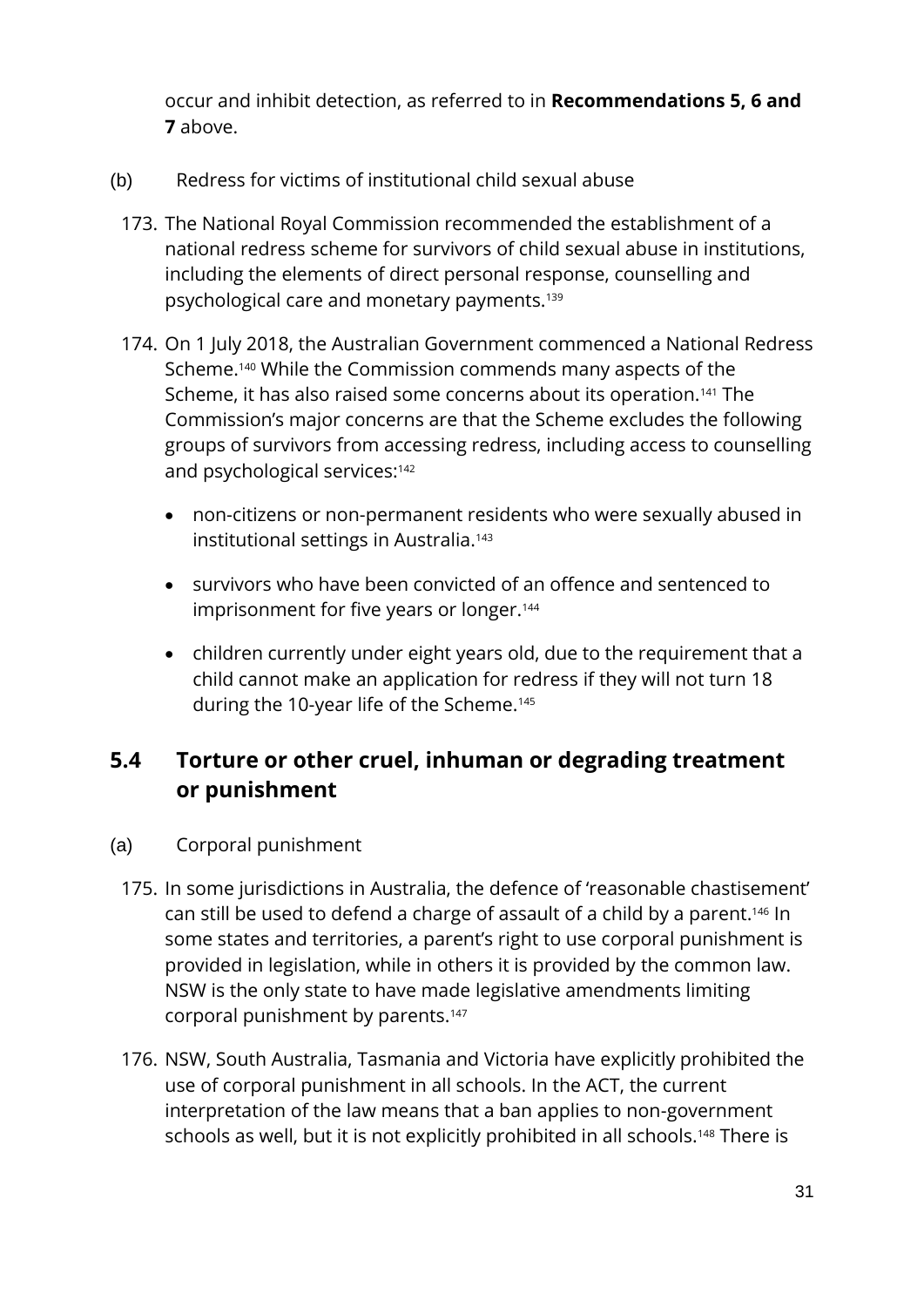occur and inhibit detection, as referred to in **Recommendations 5, 6 and 7** above.

(b) Redress for victims of institutional child sexual abuse

173. The National Royal Commission recommended the establishment of a national redress scheme for survivors of child sexual abuse in institutions, including the elements of direct personal response, counselling and psychological care and monetary payments.[139]

174. On 1 July 2018, the Australian Government commenced a National Redress Scheme.[140] While the Commission commends many aspects of the Scheme, it has also raised some concerns about its operation.[141] The Commission's major concerns are that the Scheme excludes the following groups of survivors from accessing redress, including access to counselling and psychological services:[142]

- non-citizens or non-permanent residents who were sexually abused in institutional settings in Australia.[143]
- survivors who have been convicted of an offence and sentenced to imprisonment for five years or longer.[144]
- children currently under eight years old, due to the requirement that a child cannot make an application for redress if they will not turn 18 during the 10-year life of the Scheme.[145]

## 5.4 Torture or other cruel, inhuman or degrading treatment or punishment

(a) Corporal punishment

175. In some jurisdictions in Australia, the defence of 'reasonable chastisement' can still be used to defend a charge of assault of a child by a parent.[146] In some states and territories, a parent's right to use corporal punishment is provided in legislation, while in others it is provided by the common law. NSW is the only state to have made legislative amendments limiting corporal punishment by parents.[147]

176. NSW, South Australia, Tasmania and Victoria have explicitly prohibited the use of corporal punishment in all schools. In the ACT, the current interpretation of the law means that a ban applies to non-government schools as well, but it is not explicitly prohibited in all schools.[148] There is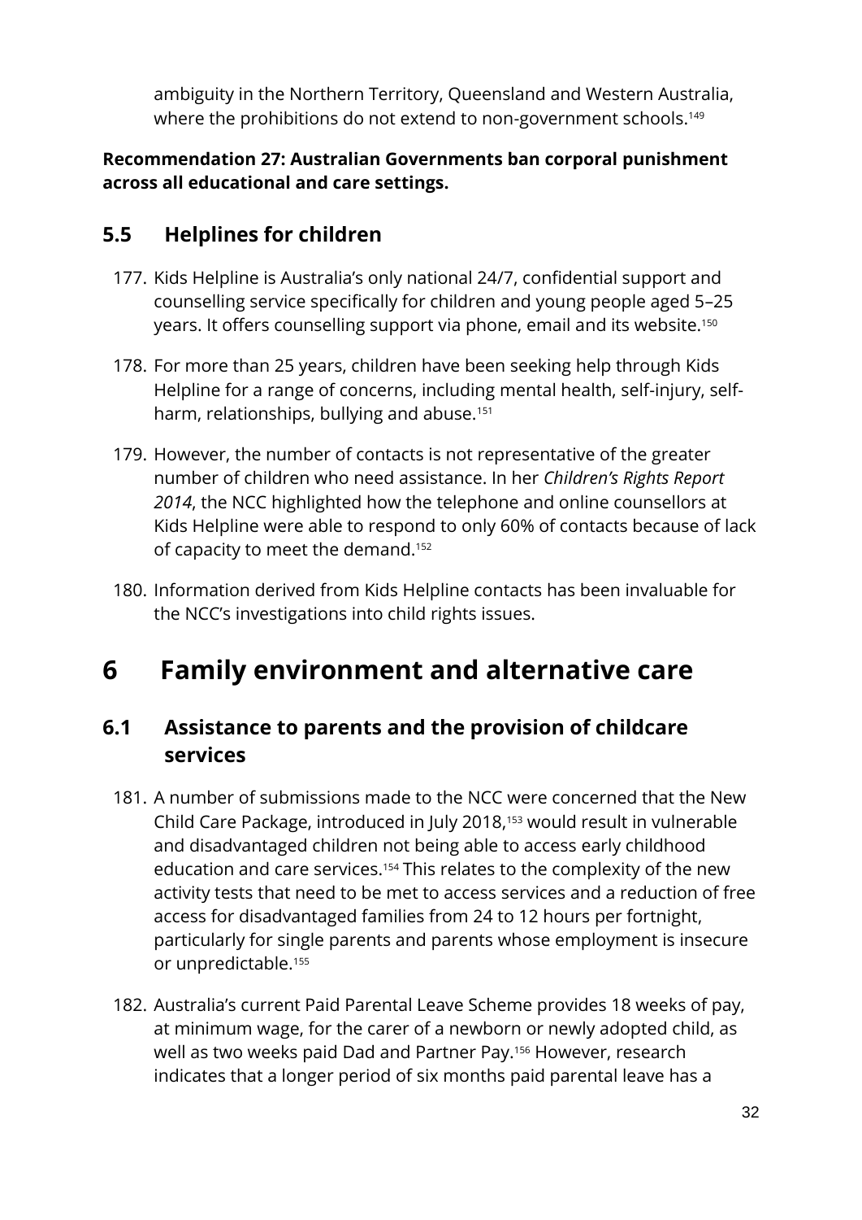ambiguity in the Northern Territory, Queensland and Western Australia, where the prohibitions do not extend to non-government schools.[149]

**Recommendation 27: Australian Governments ban corporal punishment across all educational and care settings.**

## 5.5 Helplines for children

177. Kids Helpline is Australia's only national 24/7, confidential support and counselling service specifically for children and young people aged 5–25 years. It offers counselling support via phone, email and its website.[150]

178. For more than 25 years, children have been seeking help through Kids Helpline for a range of concerns, including mental health, self-injury, self-harm, relationships, bullying and abuse.[151]

179. However, the number of contacts is not representative of the greater number of children who need assistance. In her *Children's Rights Report 2014*, the NCC highlighted how the telephone and online counsellors at Kids Helpline were able to respond to only 60% of contacts because of lack of capacity to meet the demand.[152]

180. Information derived from Kids Helpline contacts has been invaluable for the NCC's investigations into child rights issues.

# 6 Family environment and alternative care

## 6.1 Assistance to parents and the provision of childcare services

181. A number of submissions made to the NCC were concerned that the New Child Care Package, introduced in July 2018,[153] would result in vulnerable and disadvantaged children not being able to access early childhood education and care services.[154] This relates to the complexity of the new activity tests that need to be met to access services and a reduction of free access for disadvantaged families from 24 to 12 hours per fortnight, particularly for single parents and parents whose employment is insecure or unpredictable.[155]

182. Australia's current Paid Parental Leave Scheme provides 18 weeks of pay, at minimum wage, for the carer of a newborn or newly adopted child, as well as two weeks paid Dad and Partner Pay.[156] However, research indicates that a longer period of six months paid parental leave has a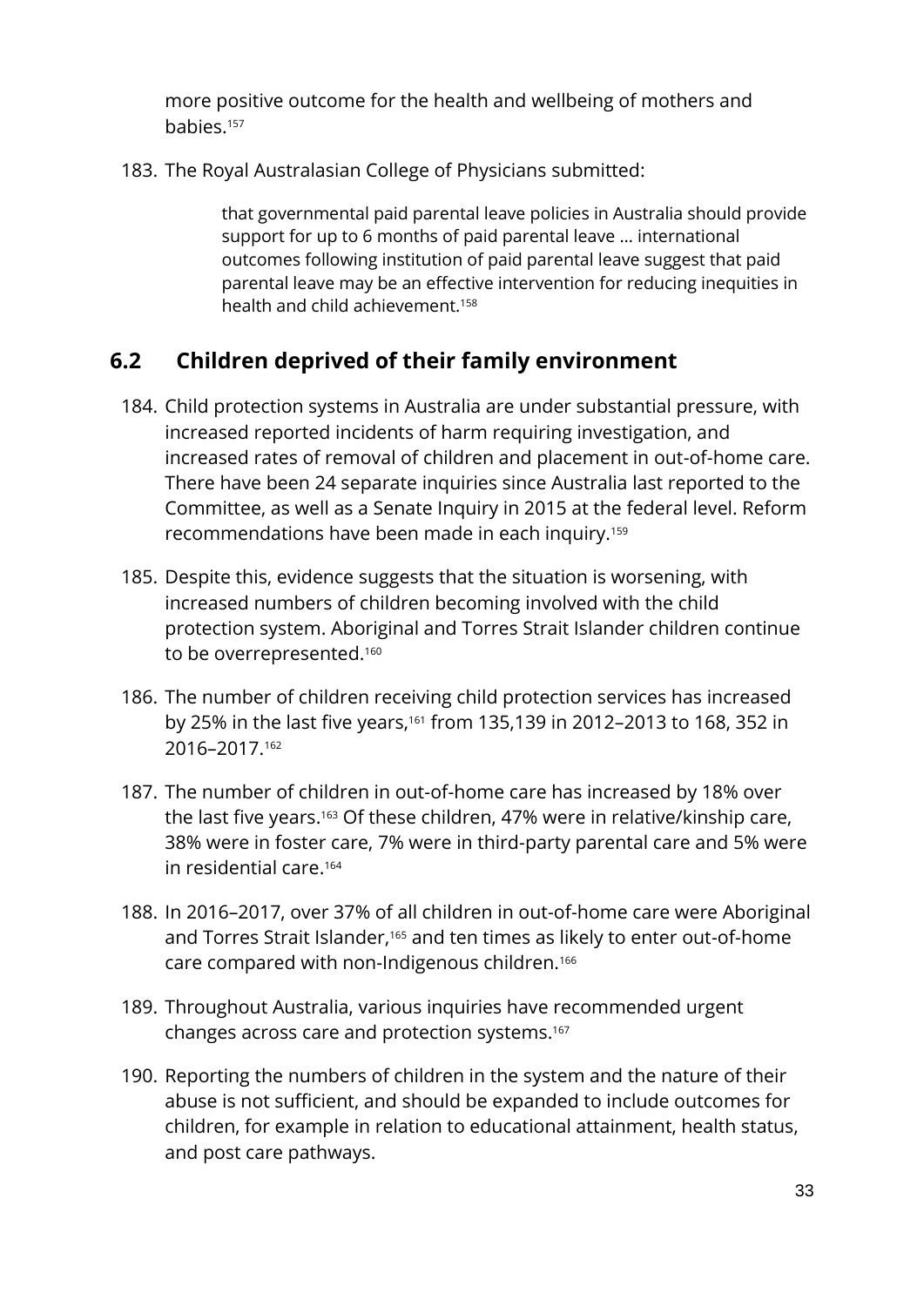more positive outcome for the health and wellbeing of mothers and babies.[157]

183. The Royal Australasian College of Physicians submitted:

> that governmental paid parental leave policies in Australia should provide support for up to 6 months of paid parental leave … international outcomes following institution of paid parental leave suggest that paid parental leave may be an effective intervention for reducing inequities in health and child achievement.[158]

## 6.2 Children deprived of their family environment

184. Child protection systems in Australia are under substantial pressure, with increased reported incidents of harm requiring investigation, and increased rates of removal of children and placement in out-of-home care. There have been 24 separate inquiries since Australia last reported to the Committee, as well as a Senate Inquiry in 2015 at the federal level. Reform recommendations have been made in each inquiry.[159]

185. Despite this, evidence suggests that the situation is worsening, with increased numbers of children becoming involved with the child protection system. Aboriginal and Torres Strait Islander children continue to be overrepresented.[160]

186. The number of children receiving child protection services has increased by 25% in the last five years,[161] from 135,139 in 2012–2013 to 168, 352 in 2016–2017.[162]

187. The number of children in out-of-home care has increased by 18% over the last five years.[163] Of these children, 47% were in relative/kinship care, 38% were in foster care, 7% were in third-party parental care and 5% were in residential care.[164]

188. In 2016–2017, over 37% of all children in out-of-home care were Aboriginal and Torres Strait Islander,[165] and ten times as likely to enter out-of-home care compared with non-Indigenous children.[166]

189. Throughout Australia, various inquiries have recommended urgent changes across care and protection systems.[167]

190. Reporting the numbers of children in the system and the nature of their abuse is not sufficient, and should be expanded to include outcomes for children, for example in relation to educational attainment, health status, and post care pathways.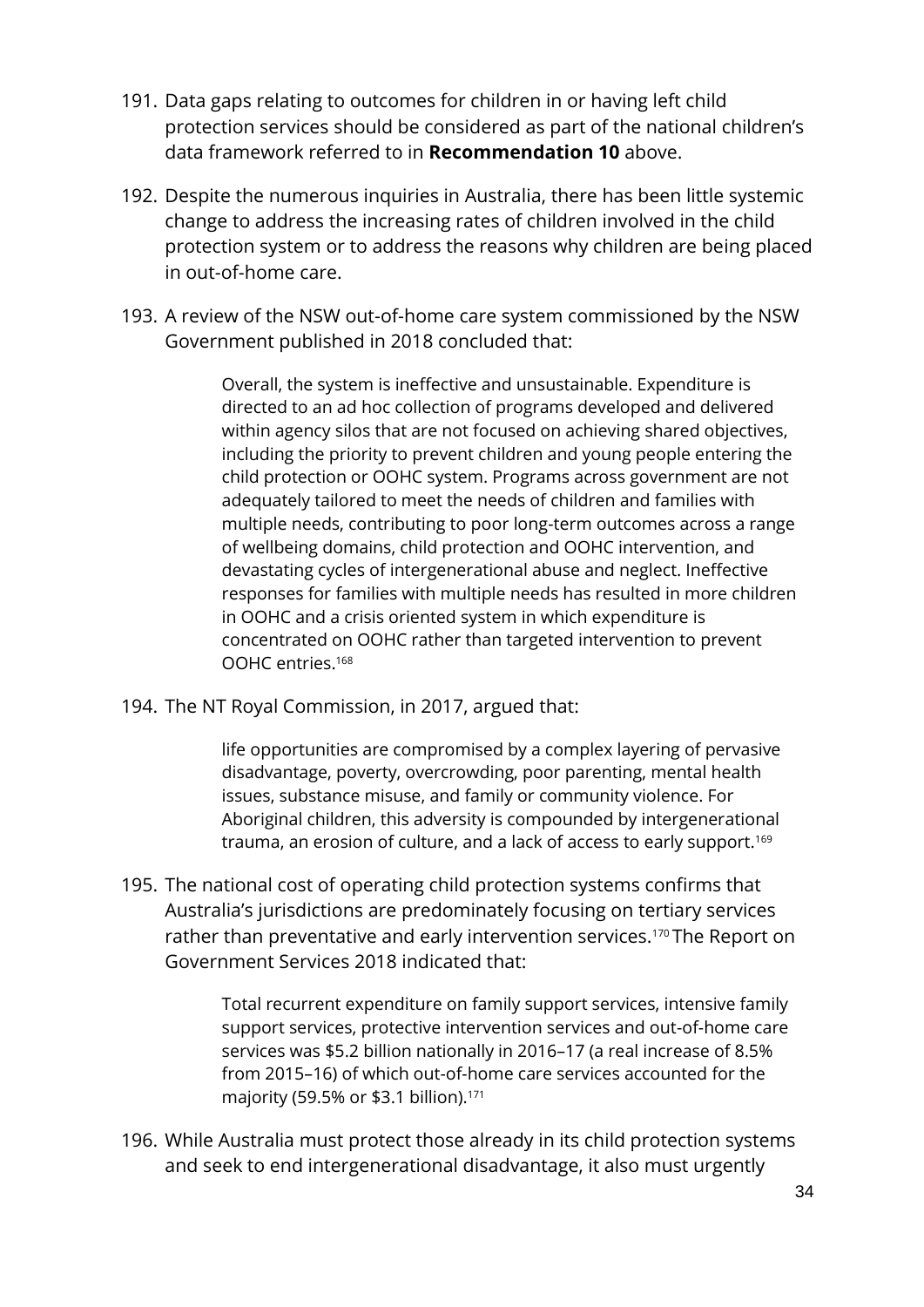191. Data gaps relating to outcomes for children in or having left child protection services should be considered as part of the national children's data framework referred to in **Recommendation 10** above.

192. Despite the numerous inquiries in Australia, there has been little systemic change to address the increasing rates of children involved in the child protection system or to address the reasons why children are being placed in out-of-home care.

193. A review of the NSW out-of-home care system commissioned by the NSW Government published in 2018 concluded that:

> Overall, the system is ineffective and unsustainable. Expenditure is directed to an ad hoc collection of programs developed and delivered within agency silos that are not focused on achieving shared objectives, including the priority to prevent children and young people entering the child protection or OOHC system. Programs across government are not adequately tailored to meet the needs of children and families with multiple needs, contributing to poor long-term outcomes across a range of wellbeing domains, child protection and OOHC intervention, and devastating cycles of intergenerational abuse and neglect. Ineffective responses for families with multiple needs has resulted in more children in OOHC and a crisis oriented system in which expenditure is concentrated on OOHC rather than targeted intervention to prevent OOHC entries.[168]

194. The NT Royal Commission, in 2017, argued that:

> life opportunities are compromised by a complex layering of pervasive disadvantage, poverty, overcrowding, poor parenting, mental health issues, substance misuse, and family or community violence. For Aboriginal children, this adversity is compounded by intergenerational trauma, an erosion of culture, and a lack of access to early support.[169]

195. The national cost of operating child protection systems confirms that Australia's jurisdictions are predominately focusing on tertiary services rather than preventative and early intervention services.[170] The Report on Government Services 2018 indicated that:

> Total recurrent expenditure on family support services, intensive family support services, protective intervention services and out-of-home care services was $5.2 billion nationally in 2016–17 (a real increase of 8.5% from 2015–16) of which out-of-home care services accounted for the majority (59.5% or $3.1 billion).[171]

196. While Australia must protect those already in its child protection systems and seek to end intergenerational disadvantage, it also must urgently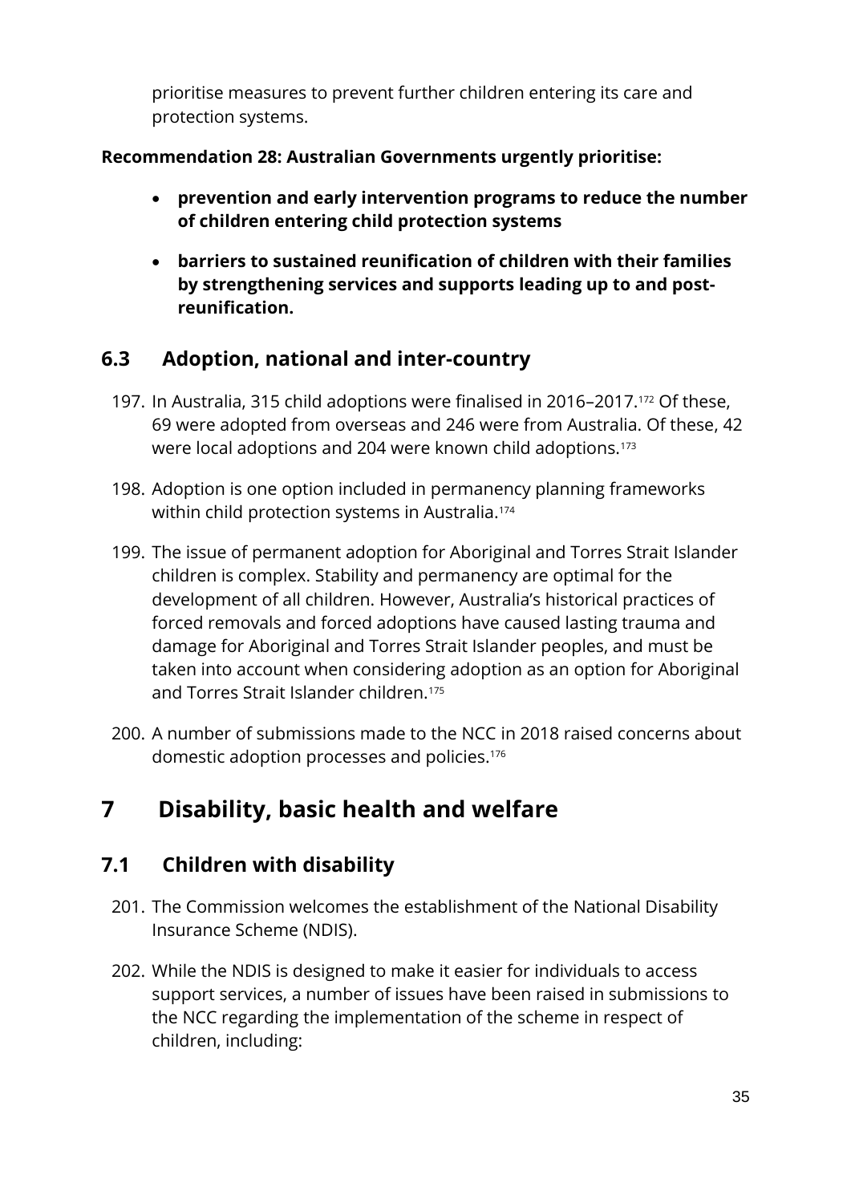prioritise measures to prevent further children entering its care and protection systems.

**Recommendation 28: Australian Governments urgently prioritise:**

- **prevention and early intervention programs to reduce the number of children entering child protection systems**
- **barriers to sustained reunification of children with their families by strengthening services and supports leading up to and post-reunification.**

## 6.3 Adoption, national and inter-country

197. In Australia, 315 child adoptions were finalised in 2016–2017.[172] Of these, 69 were adopted from overseas and 246 were from Australia. Of these, 42 were local adoptions and 204 were known child adoptions.[173]

198. Adoption is one option included in permanency planning frameworks within child protection systems in Australia.[174]

199. The issue of permanent adoption for Aboriginal and Torres Strait Islander children is complex. Stability and permanency are optimal for the development of all children. However, Australia's historical practices of forced removals and forced adoptions have caused lasting trauma and damage for Aboriginal and Torres Strait Islander peoples, and must be taken into account when considering adoption as an option for Aboriginal and Torres Strait Islander children.[175]

200. A number of submissions made to the NCC in 2018 raised concerns about domestic adoption processes and policies.[176]

# 7 Disability, basic health and welfare

## 7.1 Children with disability

201. The Commission welcomes the establishment of the National Disability Insurance Scheme (NDIS).

202. While the NDIS is designed to make it easier for individuals to access support services, a number of issues have been raised in submissions to the NCC regarding the implementation of the scheme in respect of children, including: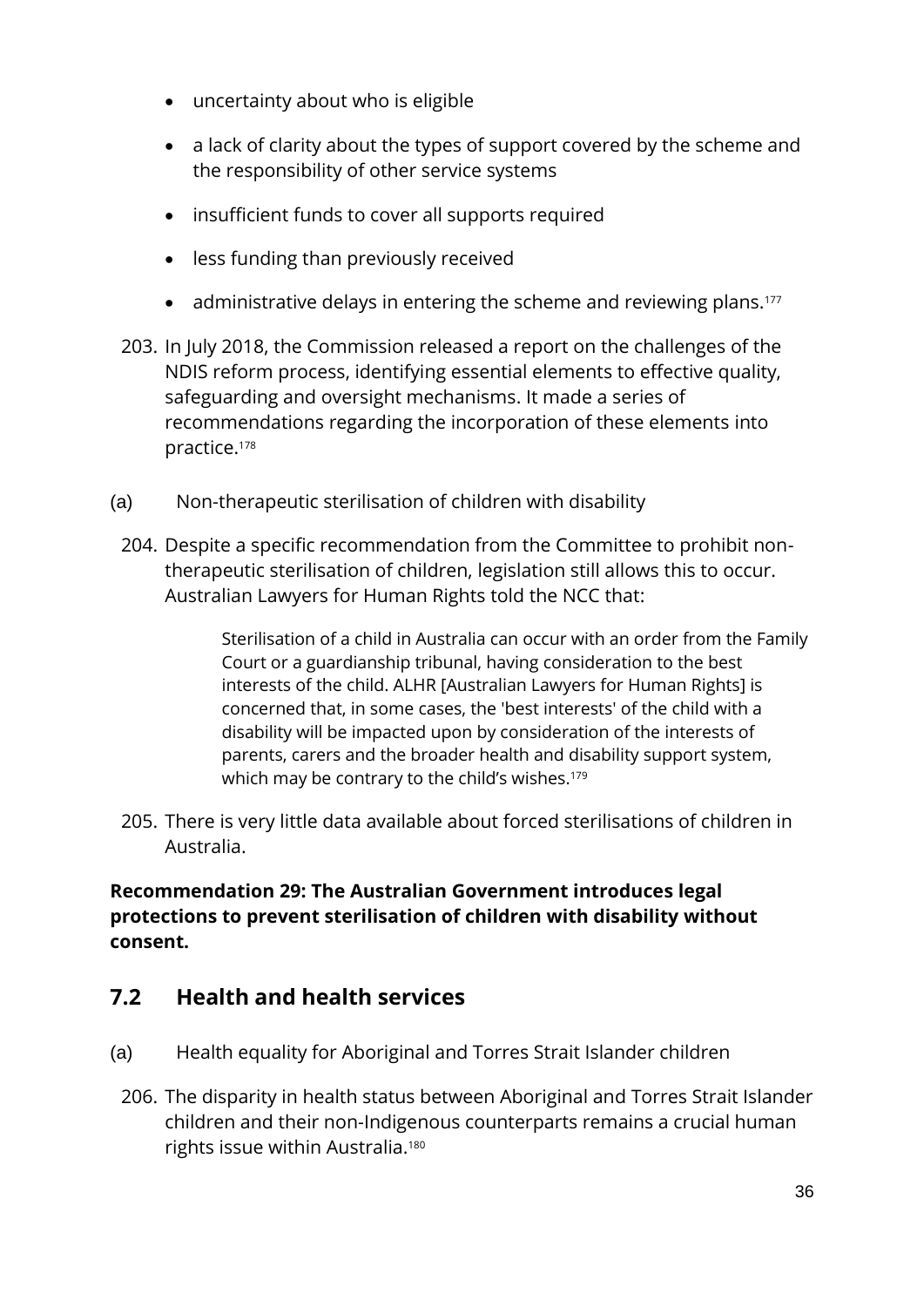- uncertainty about who is eligible
- a lack of clarity about the types of support covered by the scheme and the responsibility of other service systems
- insufficient funds to cover all supports required
- less funding than previously received
- administrative delays in entering the scheme and reviewing plans.[177]

203. In July 2018, the Commission released a report on the challenges of the NDIS reform process, identifying essential elements to effective quality, safeguarding and oversight mechanisms. It made a series of recommendations regarding the incorporation of these elements into practice.[178]

(a) Non-therapeutic sterilisation of children with disability

204. Despite a specific recommendation from the Committee to prohibit non-therapeutic sterilisation of children, legislation still allows this to occur. Australian Lawyers for Human Rights told the NCC that:

> Sterilisation of a child in Australia can occur with an order from the Family Court or a guardianship tribunal, having consideration to the best interests of the child. ALHR [Australian Lawyers for Human Rights] is concerned that, in some cases, the 'best interests' of the child with a disability will be impacted upon by consideration of the interests of parents, carers and the broader health and disability support system, which may be contrary to the child's wishes.[179]

205. There is very little data available about forced sterilisations of children in Australia.

**Recommendation 29: The Australian Government introduces legal protections to prevent sterilisation of children with disability without consent.**

## 7.2 Health and health services

(a) Health equality for Aboriginal and Torres Strait Islander children

206. The disparity in health status between Aboriginal and Torres Strait Islander children and their non-Indigenous counterparts remains a crucial human rights issue within Australia.[180]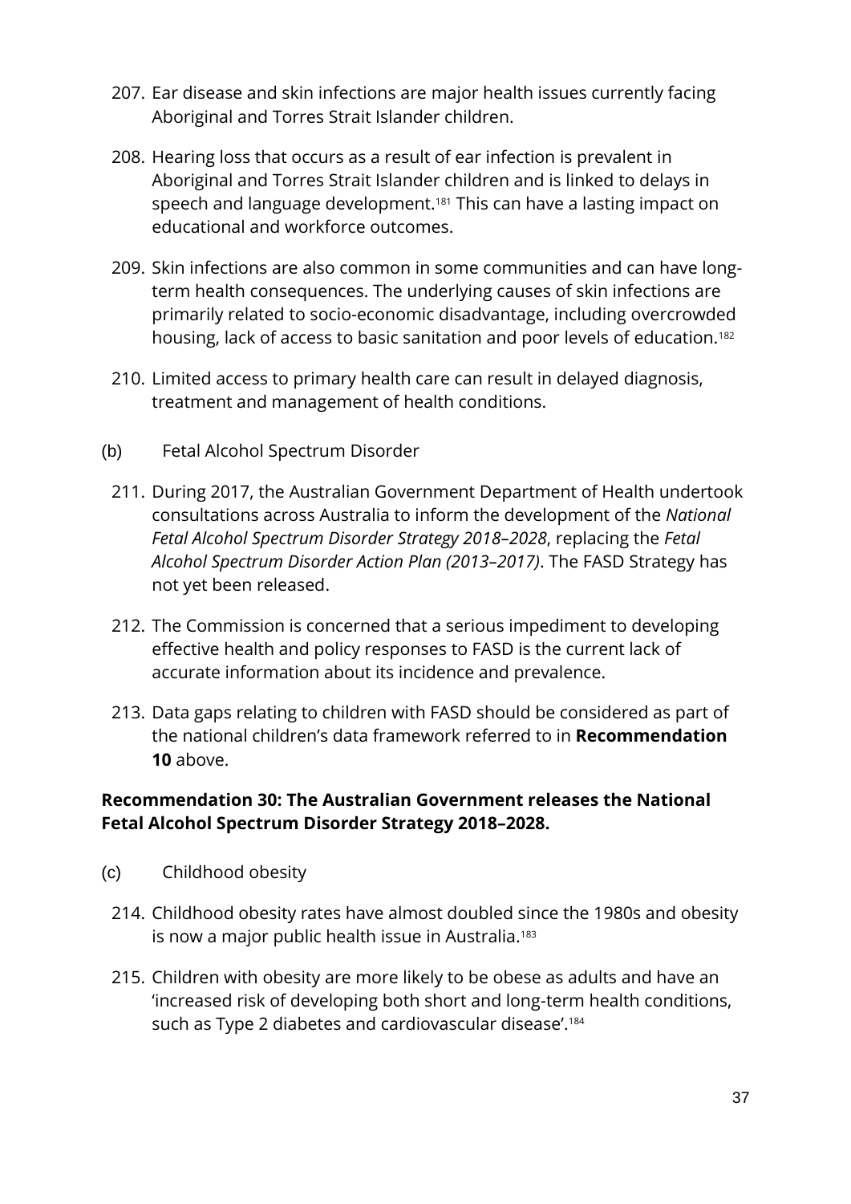207. Ear disease and skin infections are major health issues currently facing Aboriginal and Torres Strait Islander children.

208. Hearing loss that occurs as a result of ear infection is prevalent in Aboriginal and Torres Strait Islander children and is linked to delays in speech and language development.[181] This can have a lasting impact on educational and workforce outcomes.

209. Skin infections are also common in some communities and can have long-term health consequences. The underlying causes of skin infections are primarily related to socio-economic disadvantage, including overcrowded housing, lack of access to basic sanitation and poor levels of education.[182]

210. Limited access to primary health care can result in delayed diagnosis, treatment and management of health conditions.

(b) Fetal Alcohol Spectrum Disorder

211. During 2017, the Australian Government Department of Health undertook consultations across Australia to inform the development of the *National Fetal Alcohol Spectrum Disorder Strategy 2018–2028*, replacing the *Fetal Alcohol Spectrum Disorder Action Plan (2013–2017)*. The FASD Strategy has not yet been released.

212. The Commission is concerned that a serious impediment to developing effective health and policy responses to FASD is the current lack of accurate information about its incidence and prevalence.

213. Data gaps relating to children with FASD should be considered as part of the national children's data framework referred to in **Recommendation 10** above.

**Recommendation 30: The Australian Government releases the National Fetal Alcohol Spectrum Disorder Strategy 2018–2028.**

(c) Childhood obesity

214. Childhood obesity rates have almost doubled since the 1980s and obesity is now a major public health issue in Australia.[183]

215. Children with obesity are more likely to be obese as adults and have an 'increased risk of developing both short and long-term health conditions, such as Type 2 diabetes and cardiovascular disease'.[184]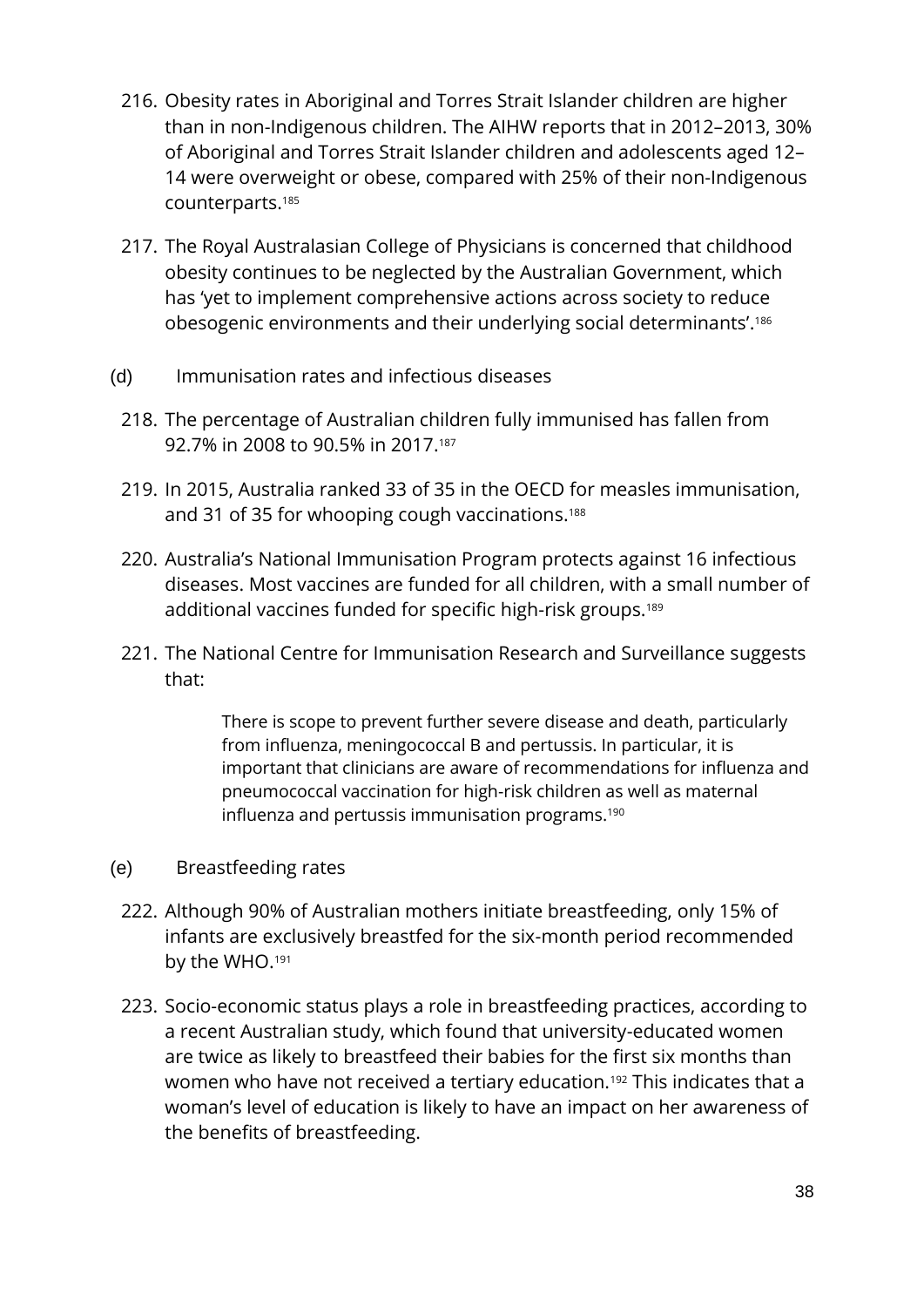216. Obesity rates in Aboriginal and Torres Strait Islander children are higher than in non-Indigenous children. The AIHW reports that in 2012–2013, 30% of Aboriginal and Torres Strait Islander children and adolescents aged 12–14 were overweight or obese, compared with 25% of their non-Indigenous counterparts.[185]

217. The Royal Australasian College of Physicians is concerned that childhood obesity continues to be neglected by the Australian Government, which has 'yet to implement comprehensive actions across society to reduce obesogenic environments and their underlying social determinants'.[186]

(d) Immunisation rates and infectious diseases

218. The percentage of Australian children fully immunised has fallen from 92.7% in 2008 to 90.5% in 2017.[187]

219. In 2015, Australia ranked 33 of 35 in the OECD for measles immunisation, and 31 of 35 for whooping cough vaccinations.[188]

220. Australia's National Immunisation Program protects against 16 infectious diseases. Most vaccines are funded for all children, with a small number of additional vaccines funded for specific high-risk groups.[189]

221. The National Centre for Immunisation Research and Surveillance suggests that:

> There is scope to prevent further severe disease and death, particularly from influenza, meningococcal B and pertussis. In particular, it is important that clinicians are aware of recommendations for influenza and pneumococcal vaccination for high-risk children as well as maternal influenza and pertussis immunisation programs.[190]

(e) Breastfeeding rates

222. Although 90% of Australian mothers initiate breastfeeding, only 15% of infants are exclusively breastfed for the six-month period recommended by the WHO.[191]

223. Socio-economic status plays a role in breastfeeding practices, according to a recent Australian study, which found that university-educated women are twice as likely to breastfeed their babies for the first six months than women who have not received a tertiary education.[192] This indicates that a woman's level of education is likely to have an impact on her awareness of the benefits of breastfeeding.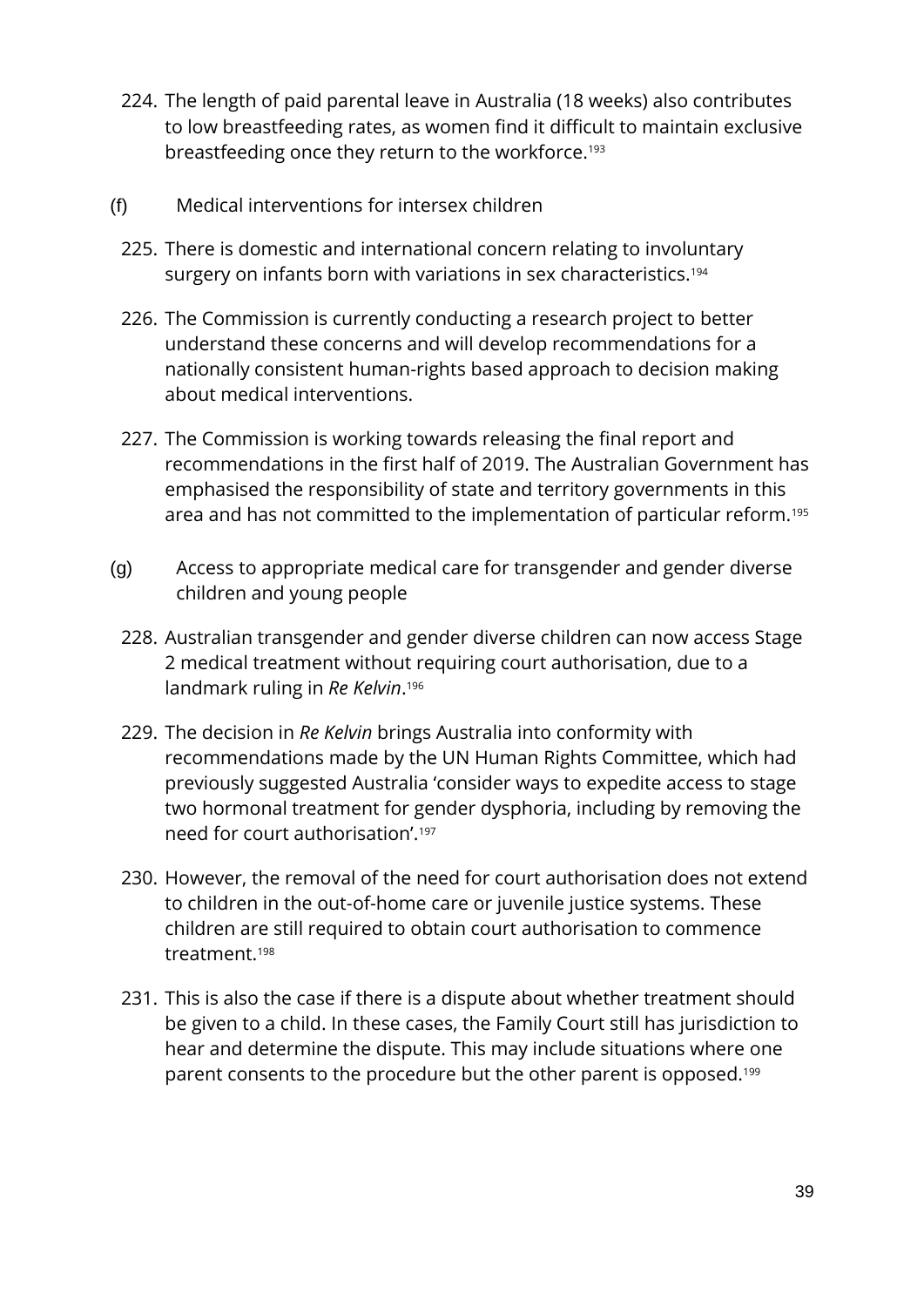224. The length of paid parental leave in Australia (18 weeks) also contributes to low breastfeeding rates, as women find it difficult to maintain exclusive breastfeeding once they return to the workforce.[193]

### (f) Medical interventions for intersex children

225. There is domestic and international concern relating to involuntary surgery on infants born with variations in sex characteristics.[194]

226. The Commission is currently conducting a research project to better understand these concerns and will develop recommendations for a nationally consistent human-rights based approach to decision making about medical interventions.

227. The Commission is working towards releasing the final report and recommendations in the first half of 2019. The Australian Government has emphasised the responsibility of state and territory governments in this area and has not committed to the implementation of particular reform.[195]

### (g) Access to appropriate medical care for transgender and gender diverse children and young people

228. Australian transgender and gender diverse children can now access Stage 2 medical treatment without requiring court authorisation, due to a landmark ruling in *Re Kelvin*.[196]

229. The decision in *Re Kelvin* brings Australia into conformity with recommendations made by the UN Human Rights Committee, which had previously suggested Australia 'consider ways to expedite access to stage two hormonal treatment for gender dysphoria, including by removing the need for court authorisation'.[197]

230. However, the removal of the need for court authorisation does not extend to children in the out-of-home care or juvenile justice systems. These children are still required to obtain court authorisation to commence treatment.[198]

231. This is also the case if there is a dispute about whether treatment should be given to a child. In these cases, the Family Court still has jurisdiction to hear and determine the dispute. This may include situations where one parent consents to the procedure but the other parent is opposed.[199]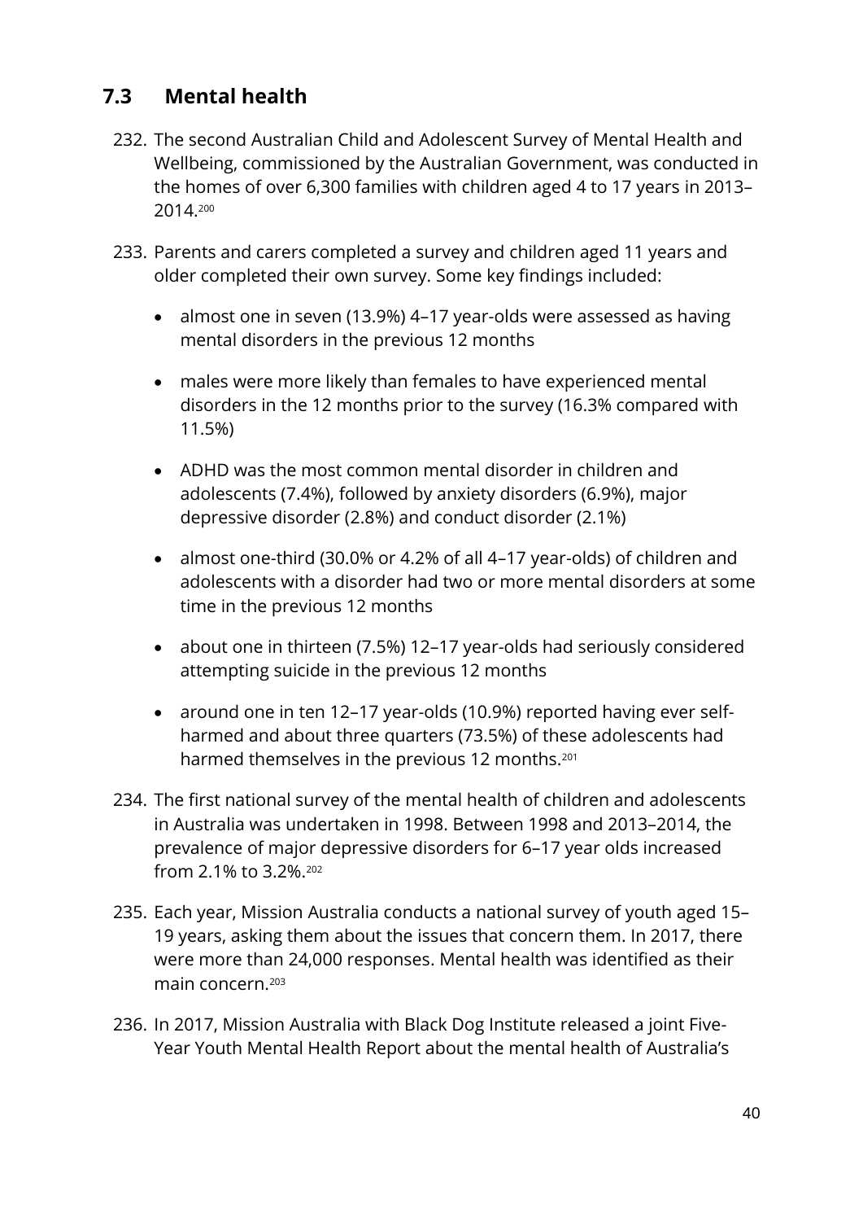## 7.3 Mental health

232. The second Australian Child and Adolescent Survey of Mental Health and Wellbeing, commissioned by the Australian Government, was conducted in the homes of over 6,300 families with children aged 4 to 17 years in 2013–2014.[200]

233. Parents and carers completed a survey and children aged 11 years and older completed their own survey. Some key findings included:

    - almost one in seven (13.9%) 4–17 year-olds were assessed as having mental disorders in the previous 12 months
    - males were more likely than females to have experienced mental disorders in the 12 months prior to the survey (16.3% compared with 11.5%)
    - ADHD was the most common mental disorder in children and adolescents (7.4%), followed by anxiety disorders (6.9%), major depressive disorder (2.8%) and conduct disorder (2.1%)
    - almost one-third (30.0% or 4.2% of all 4–17 year-olds) of children and adolescents with a disorder had two or more mental disorders at some time in the previous 12 months
    - about one in thirteen (7.5%) 12–17 year-olds had seriously considered attempting suicide in the previous 12 months
    - around one in ten 12–17 year-olds (10.9%) reported having ever self-harmed and about three quarters (73.5%) of these adolescents had harmed themselves in the previous 12 months.[201]

234. The first national survey of the mental health of children and adolescents in Australia was undertaken in 1998. Between 1998 and 2013–2014, the prevalence of major depressive disorders for 6–17 year olds increased from 2.1% to 3.2%.[202]

235. Each year, Mission Australia conducts a national survey of youth aged 15–19 years, asking them about the issues that concern them. In 2017, there were more than 24,000 responses. Mental health was identified as their main concern.[203]

236. In 2017, Mission Australia with Black Dog Institute released a joint Five-Year Youth Mental Health Report about the mental health of Australia's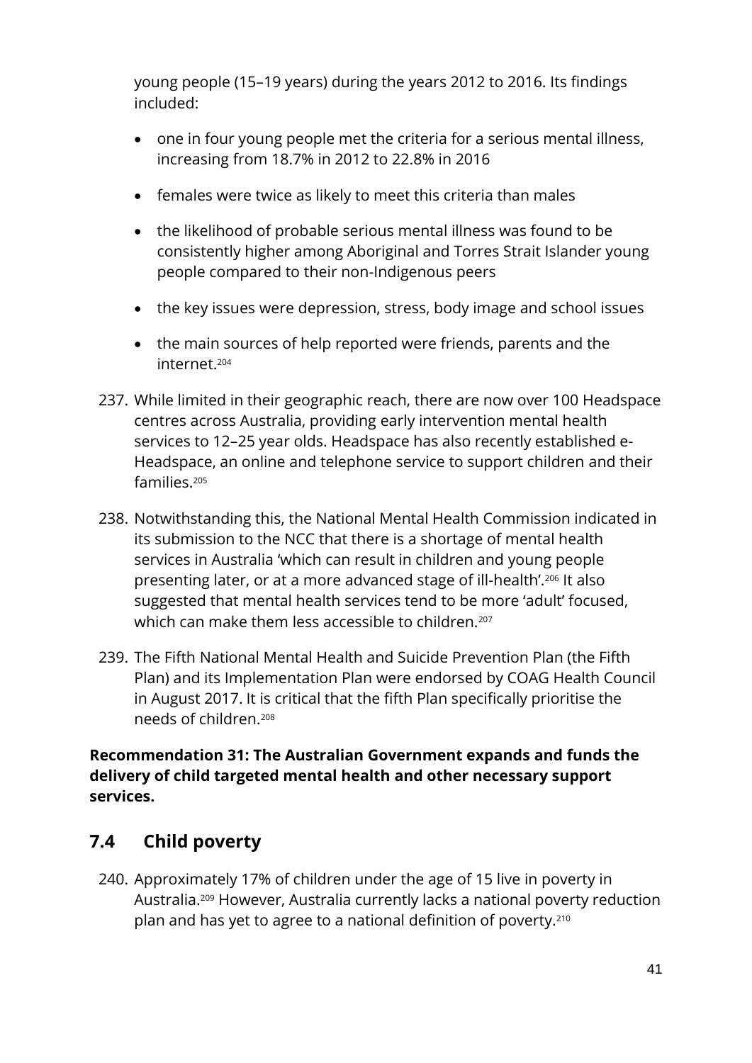young people (15–19 years) during the years 2012 to 2016. Its findings included:

- one in four young people met the criteria for a serious mental illness, increasing from 18.7% in 2012 to 22.8% in 2016
- females were twice as likely to meet this criteria than males
- the likelihood of probable serious mental illness was found to be consistently higher among Aboriginal and Torres Strait Islander young people compared to their non-Indigenous peers
- the key issues were depression, stress, body image and school issues
- the main sources of help reported were friends, parents and the internet.[204]

237. While limited in their geographic reach, there are now over 100 Headspace centres across Australia, providing early intervention mental health services to 12–25 year olds. Headspace has also recently established e-Headspace, an online and telephone service to support children and their families.[205]

238. Notwithstanding this, the National Mental Health Commission indicated in its submission to the NCC that there is a shortage of mental health services in Australia 'which can result in children and young people presenting later, or at a more advanced stage of ill-health'.[206] It also suggested that mental health services tend to be more 'adult' focused, which can make them less accessible to children.[207]

239. The Fifth National Mental Health and Suicide Prevention Plan (the Fifth Plan) and its Implementation Plan were endorsed by COAG Health Council in August 2017. It is critical that the fifth Plan specifically prioritise the needs of children.[208]

**Recommendation 31: The Australian Government expands and funds the delivery of child targeted mental health and other necessary support services.**

## 7.4 Child poverty

240. Approximately 17% of children under the age of 15 live in poverty in Australia.[209] However, Australia currently lacks a national poverty reduction plan and has yet to agree to a national definition of poverty.[210]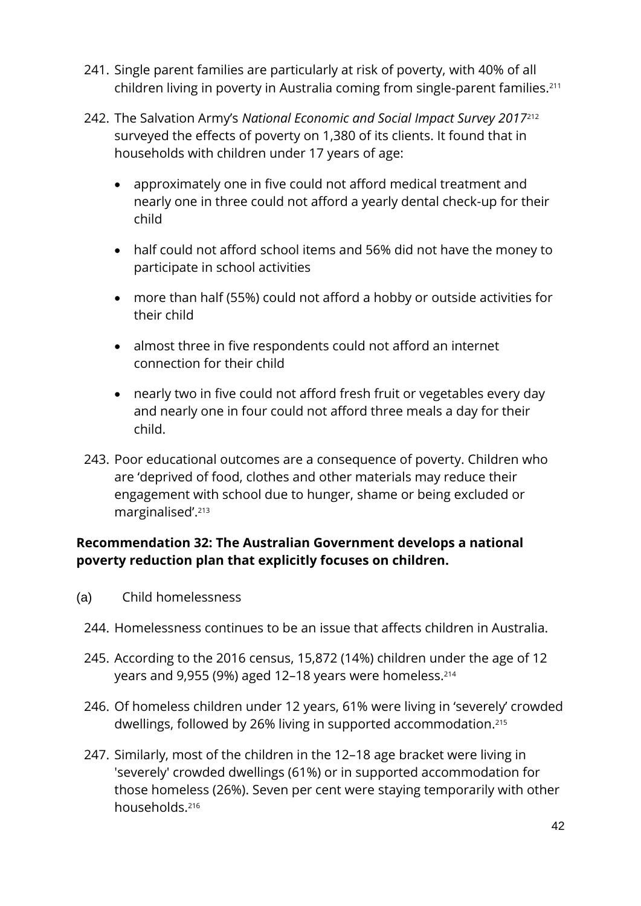241. Single parent families are particularly at risk of poverty, with 40% of all children living in poverty in Australia coming from single-parent families.[211]

242. The Salvation Army's *National Economic and Social Impact Survey 2017*[212] surveyed the effects of poverty on 1,380 of its clients. It found that in households with children under 17 years of age:

    - approximately one in five could not afford medical treatment and nearly one in three could not afford a yearly dental check-up for their child
    - half could not afford school items and 56% did not have the money to participate in school activities
    - more than half (55%) could not afford a hobby or outside activities for their child
    - almost three in five respondents could not afford an internet connection for their child
    - nearly two in five could not afford fresh fruit or vegetables every day and nearly one in four could not afford three meals a day for their child.

243. Poor educational outcomes are a consequence of poverty. Children who are 'deprived of food, clothes and other materials may reduce their engagement with school due to hunger, shame or being excluded or marginalised'.[213]

**Recommendation 32: The Australian Government develops a national poverty reduction plan that explicitly focuses on children.**

(a) Child homelessness

244. Homelessness continues to be an issue that affects children in Australia.

245. According to the 2016 census, 15,872 (14%) children under the age of 12 years and 9,955 (9%) aged 12–18 years were homeless.[214]

246. Of homeless children under 12 years, 61% were living in 'severely' crowded dwellings, followed by 26% living in supported accommodation.[215]

247. Similarly, most of the children in the 12–18 age bracket were living in 'severely' crowded dwellings (61%) or in supported accommodation for those homeless (26%). Seven per cent were staying temporarily with other households.[216]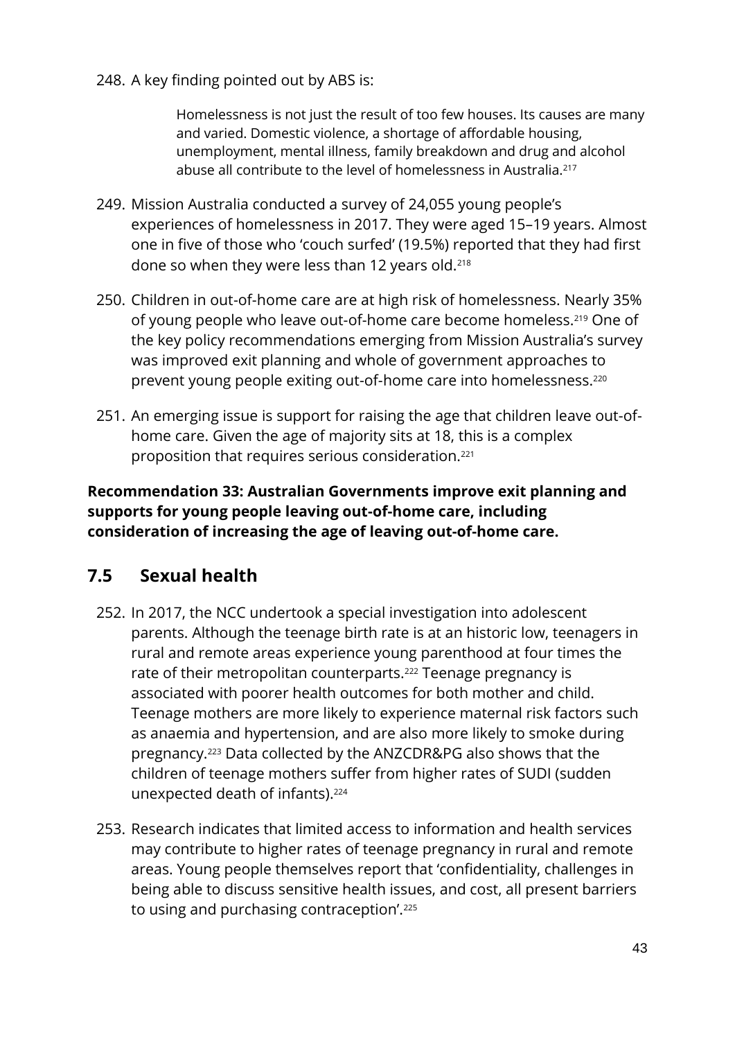248. A key finding pointed out by ABS is:

> Homelessness is not just the result of too few houses. Its causes are many and varied. Domestic violence, a shortage of affordable housing, unemployment, mental illness, family breakdown and drug and alcohol abuse all contribute to the level of homelessness in Australia.[217]

249. Mission Australia conducted a survey of 24,055 young people's experiences of homelessness in 2017. They were aged 15–19 years. Almost one in five of those who 'couch surfed' (19.5%) reported that they had first done so when they were less than 12 years old.[218]

250. Children in out-of-home care are at high risk of homelessness. Nearly 35% of young people who leave out-of-home care become homeless.[219] One of the key policy recommendations emerging from Mission Australia's survey was improved exit planning and whole of government approaches to prevent young people exiting out-of-home care into homelessness.[220]

251. An emerging issue is support for raising the age that children leave out-of-home care. Given the age of majority sits at 18, this is a complex proposition that requires serious consideration.[221]

**Recommendation 33: Australian Governments improve exit planning and supports for young people leaving out-of-home care, including consideration of increasing the age of leaving out-of-home care.**

## 7.5 Sexual health

252. In 2017, the NCC undertook a special investigation into adolescent parents. Although the teenage birth rate is at an historic low, teenagers in rural and remote areas experience young parenthood at four times the rate of their metropolitan counterparts.[222] Teenage pregnancy is associated with poorer health outcomes for both mother and child. Teenage mothers are more likely to experience maternal risk factors such as anaemia and hypertension, and are also more likely to smoke during pregnancy.[223] Data collected by the ANZCDR&PG also shows that the children of teenage mothers suffer from higher rates of SUDI (sudden unexpected death of infants).[224]

253. Research indicates that limited access to information and health services may contribute to higher rates of teenage pregnancy in rural and remote areas. Young people themselves report that 'confidentiality, challenges in being able to discuss sensitive health issues, and cost, all present barriers to using and purchasing contraception'.[225]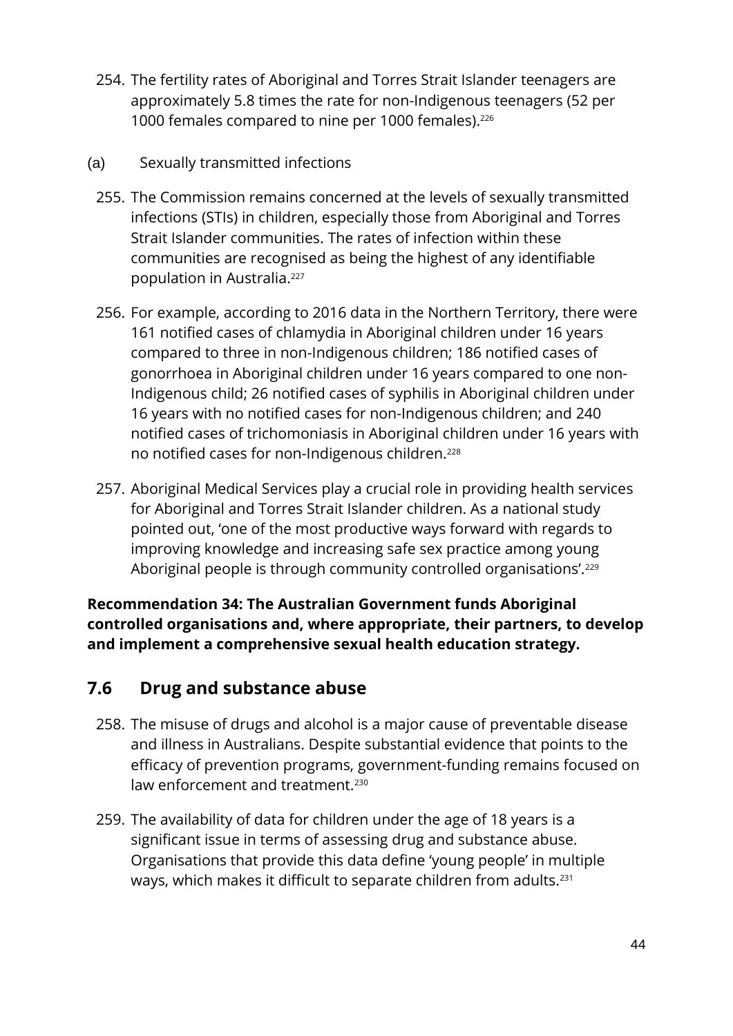254. The fertility rates of Aboriginal and Torres Strait Islander teenagers are approximately 5.8 times the rate for non-Indigenous teenagers (52 per 1000 females compared to nine per 1000 females).[226]

(a) Sexually transmitted infections

255. The Commission remains concerned at the levels of sexually transmitted infections (STIs) in children, especially those from Aboriginal and Torres Strait Islander communities. The rates of infection within these communities are recognised as being the highest of any identifiable population in Australia.[227]

256. For example, according to 2016 data in the Northern Territory, there were 161 notified cases of chlamydia in Aboriginal children under 16 years compared to three in non-Indigenous children; 186 notified cases of gonorrhoea in Aboriginal children under 16 years compared to one non-Indigenous child; 26 notified cases of syphilis in Aboriginal children under 16 years with no notified cases for non-Indigenous children; and 240 notified cases of trichomoniasis in Aboriginal children under 16 years with no notified cases for non-Indigenous children.[228]

257. Aboriginal Medical Services play a crucial role in providing health services for Aboriginal and Torres Strait Islander children. As a national study pointed out, 'one of the most productive ways forward with regards to improving knowledge and increasing safe sex practice among young Aboriginal people is through community controlled organisations'.[229]

**Recommendation 34: The Australian Government funds Aboriginal controlled organisations and, where appropriate, their partners, to develop and implement a comprehensive sexual health education strategy.**

## 7.6 Drug and substance abuse

258. The misuse of drugs and alcohol is a major cause of preventable disease and illness in Australians. Despite substantial evidence that points to the efficacy of prevention programs, government-funding remains focused on law enforcement and treatment.[230]

259. The availability of data for children under the age of 18 years is a significant issue in terms of assessing drug and substance abuse. Organisations that provide this data define 'young people' in multiple ways, which makes it difficult to separate children from adults.[231]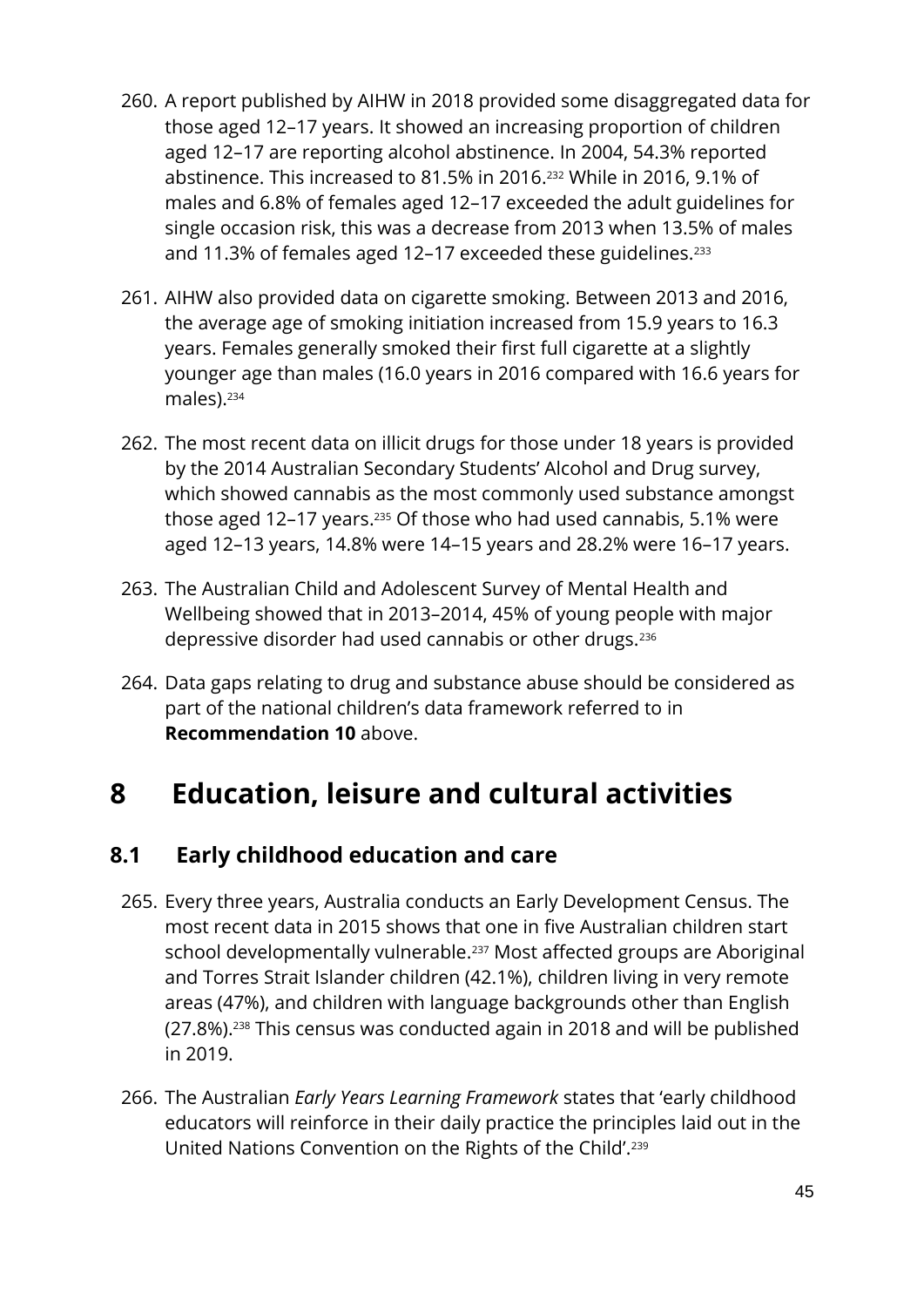260. A report published by AIHW in 2018 provided some disaggregated data for those aged 12–17 years. It showed an increasing proportion of children aged 12–17 are reporting alcohol abstinence. In 2004, 54.3% reported abstinence. This increased to 81.5% in 2016.[232] While in 2016, 9.1% of males and 6.8% of females aged 12–17 exceeded the adult guidelines for single occasion risk, this was a decrease from 2013 when 13.5% of males and 11.3% of females aged 12–17 exceeded these guidelines.[233]

261. AIHW also provided data on cigarette smoking. Between 2013 and 2016, the average age of smoking initiation increased from 15.9 years to 16.3 years. Females generally smoked their first full cigarette at a slightly younger age than males (16.0 years in 2016 compared with 16.6 years for males).[234]

262. The most recent data on illicit drugs for those under 18 years is provided by the 2014 Australian Secondary Students' Alcohol and Drug survey, which showed cannabis as the most commonly used substance amongst those aged 12–17 years.[235] Of those who had used cannabis, 5.1% were aged 12–13 years, 14.8% were 14–15 years and 28.2% were 16–17 years.

263. The Australian Child and Adolescent Survey of Mental Health and Wellbeing showed that in 2013–2014, 45% of young people with major depressive disorder had used cannabis or other drugs.[236]

264. Data gaps relating to drug and substance abuse should be considered as part of the national children's data framework referred to in **Recommendation 10** above.

# 8 Education, leisure and cultural activities

## 8.1 Early childhood education and care

265. Every three years, Australia conducts an Early Development Census. The most recent data in 2015 shows that one in five Australian children start school developmentally vulnerable.[237] Most affected groups are Aboriginal and Torres Strait Islander children (42.1%), children living in very remote areas (47%), and children with language backgrounds other than English (27.8%).[238] This census was conducted again in 2018 and will be published in 2019.

266. The Australian *Early Years Learning Framework* states that 'early childhood educators will reinforce in their daily practice the principles laid out in the United Nations Convention on the Rights of the Child'.[239]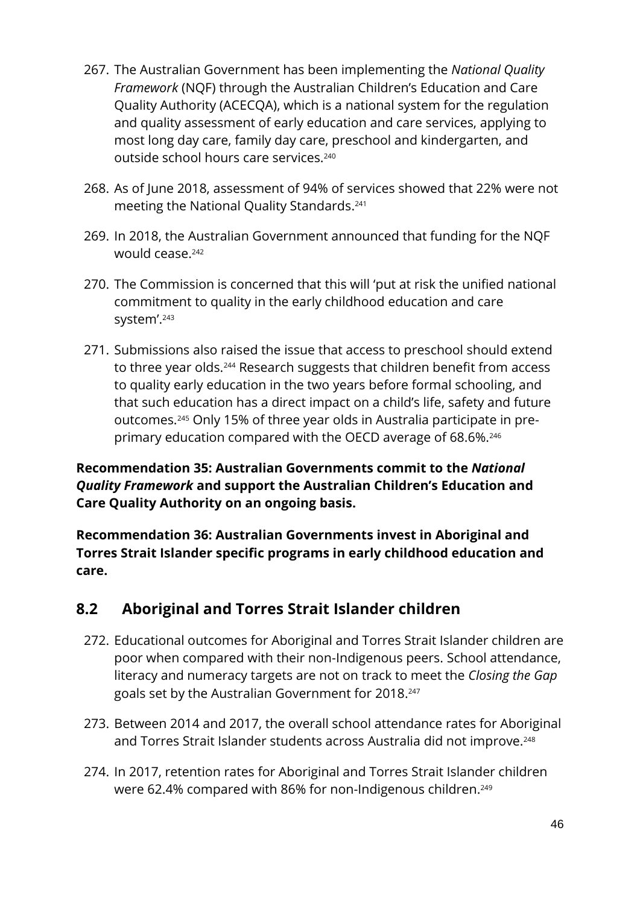267. The Australian Government has been implementing the *National Quality Framework* (NQF) through the Australian Children's Education and Care Quality Authority (ACECQA), which is a national system for the regulation and quality assessment of early education and care services, applying to most long day care, family day care, preschool and kindergarten, and outside school hours care services.[240]

268. As of June 2018, assessment of 94% of services showed that 22% were not meeting the National Quality Standards.[241]

269. In 2018, the Australian Government announced that funding for the NQF would cease.[242]

270. The Commission is concerned that this will 'put at risk the unified national commitment to quality in the early childhood education and care system'.[243]

271. Submissions also raised the issue that access to preschool should extend to three year olds.[244] Research suggests that children benefit from access to quality early education in the two years before formal schooling, and that such education has a direct impact on a child's life, safety and future outcomes.[245] Only 15% of three year olds in Australia participate in pre-primary education compared with the OECD average of 68.6%.[246]

**Recommendation 35: Australian Governments commit to the *National Quality Framework* and support the Australian Children's Education and Care Quality Authority on an ongoing basis.**

**Recommendation 36: Australian Governments invest in Aboriginal and Torres Strait Islander specific programs in early childhood education and care.**

## 8.2 Aboriginal and Torres Strait Islander children

272. Educational outcomes for Aboriginal and Torres Strait Islander children are poor when compared with their non-Indigenous peers. School attendance, literacy and numeracy targets are not on track to meet the *Closing the Gap* goals set by the Australian Government for 2018.[247]

273. Between 2014 and 2017, the overall school attendance rates for Aboriginal and Torres Strait Islander students across Australia did not improve.[248]

274. In 2017, retention rates for Aboriginal and Torres Strait Islander children were 62.4% compared with 86% for non-Indigenous children.[249]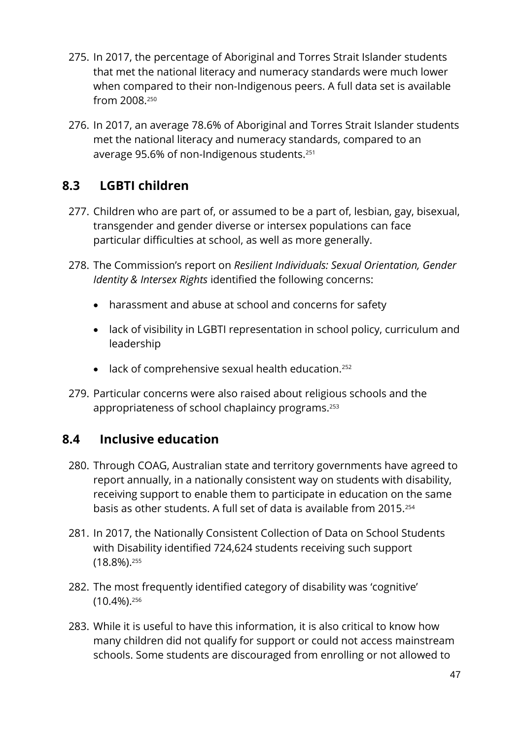275. In 2017, the percentage of Aboriginal and Torres Strait Islander students that met the national literacy and numeracy standards were much lower when compared to their non-Indigenous peers. A full data set is available from 2008.[250]

276. In 2017, an average 78.6% of Aboriginal and Torres Strait Islander students met the national literacy and numeracy standards, compared to an average 95.6% of non-Indigenous students.[251]

## 8.3 LGBTI children

277. Children who are part of, or assumed to be a part of, lesbian, gay, bisexual, transgender and gender diverse or intersex populations can face particular difficulties at school, as well as more generally.

278. The Commission's report on *Resilient Individuals: Sexual Orientation, Gender Identity & Intersex Rights* identified the following concerns:

    - harassment and abuse at school and concerns for safety
    - lack of visibility in LGBTI representation in school policy, curriculum and leadership
    - lack of comprehensive sexual health education.[252]

279. Particular concerns were also raised about religious schools and the appropriateness of school chaplaincy programs.[253]

## 8.4 Inclusive education

280. Through COAG, Australian state and territory governments have agreed to report annually, in a nationally consistent way on students with disability, receiving support to enable them to participate in education on the same basis as other students. A full set of data is available from 2015.[254]

281. In 2017, the Nationally Consistent Collection of Data on School Students with Disability identified 724,624 students receiving such support (18.8%).[255]

282. The most frequently identified category of disability was 'cognitive' (10.4%).[256]

283. While it is useful to have this information, it is also critical to know how many children did not qualify for support or could not access mainstream schools. Some students are discouraged from enrolling or not allowed to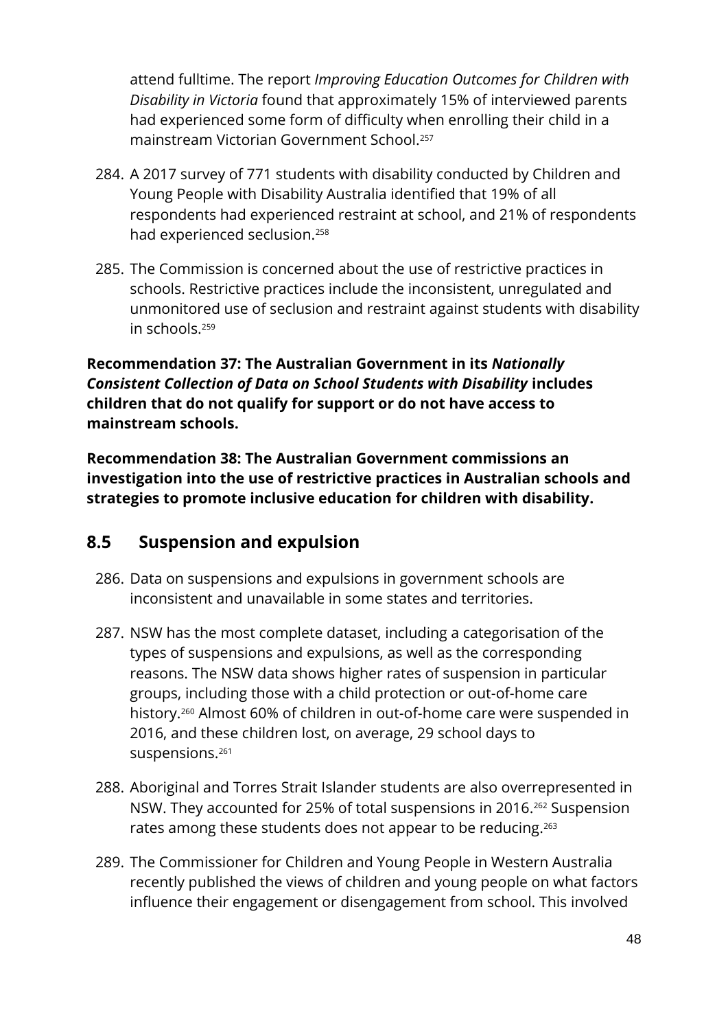attend fulltime. The report *Improving Education Outcomes for Children with Disability in Victoria* found that approximately 15% of interviewed parents had experienced some form of difficulty when enrolling their child in a mainstream Victorian Government School.[257]

284. A 2017 survey of 771 students with disability conducted by Children and Young People with Disability Australia identified that 19% of all respondents had experienced restraint at school, and 21% of respondents had experienced seclusion.[258]

285. The Commission is concerned about the use of restrictive practices in schools. Restrictive practices include the inconsistent, unregulated and unmonitored use of seclusion and restraint against students with disability in schools.[259]

**Recommendation 37: The Australian Government in its *Nationally Consistent Collection of Data on School Students with Disability* includes children that do not qualify for support or do not have access to mainstream schools.**

**Recommendation 38: The Australian Government commissions an investigation into the use of restrictive practices in Australian schools and strategies to promote inclusive education for children with disability.**

## 8.5 Suspension and expulsion

286. Data on suspensions and expulsions in government schools are inconsistent and unavailable in some states and territories.

287. NSW has the most complete dataset, including a categorisation of the types of suspensions and expulsions, as well as the corresponding reasons. The NSW data shows higher rates of suspension in particular groups, including those with a child protection or out-of-home care history.[260] Almost 60% of children in out-of-home care were suspended in 2016, and these children lost, on average, 29 school days to suspensions.[261]

288. Aboriginal and Torres Strait Islander students are also overrepresented in NSW. They accounted for 25% of total suspensions in 2016.[262] Suspension rates among these students does not appear to be reducing.[263]

289. The Commissioner for Children and Young People in Western Australia recently published the views of children and young people on what factors influence their engagement or disengagement from school. This involved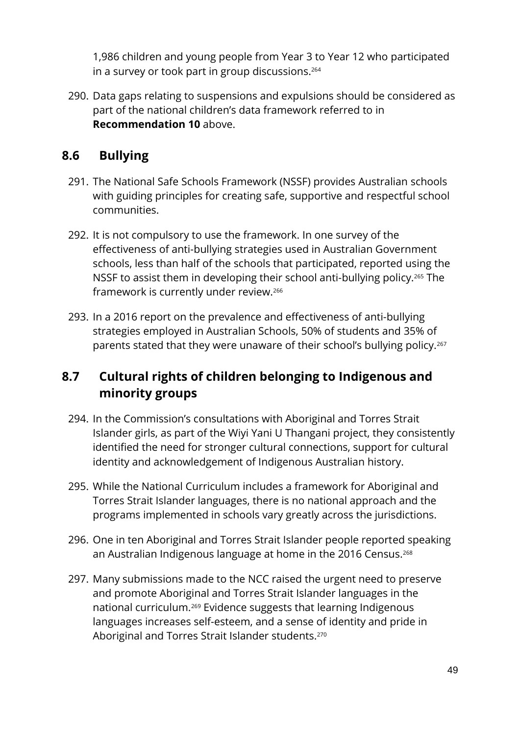1,986 children and young people from Year 3 to Year 12 who participated in a survey or took part in group discussions.[264]

290. Data gaps relating to suspensions and expulsions should be considered as part of the national children's data framework referred to in **Recommendation 10** above.

## 8.6 Bullying

291. The National Safe Schools Framework (NSSF) provides Australian schools with guiding principles for creating safe, supportive and respectful school communities.

292. It is not compulsory to use the framework. In one survey of the effectiveness of anti-bullying strategies used in Australian Government schools, less than half of the schools that participated, reported using the NSSF to assist them in developing their school anti-bullying policy.[265] The framework is currently under review.[266]

293. In a 2016 report on the prevalence and effectiveness of anti-bullying strategies employed in Australian Schools, 50% of students and 35% of parents stated that they were unaware of their school's bullying policy.[267]

## 8.7 Cultural rights of children belonging to Indigenous and minority groups

294. In the Commission's consultations with Aboriginal and Torres Strait Islander girls, as part of the Wiyi Yani U Thangani project, they consistently identified the need for stronger cultural connections, support for cultural identity and acknowledgement of Indigenous Australian history.

295. While the National Curriculum includes a framework for Aboriginal and Torres Strait Islander languages, there is no national approach and the programs implemented in schools vary greatly across the jurisdictions.

296. One in ten Aboriginal and Torres Strait Islander people reported speaking an Australian Indigenous language at home in the 2016 Census.[268]

297. Many submissions made to the NCC raised the urgent need to preserve and promote Aboriginal and Torres Strait Islander languages in the national curriculum.[269] Evidence suggests that learning Indigenous languages increases self-esteem, and a sense of identity and pride in Aboriginal and Torres Strait Islander students.[270]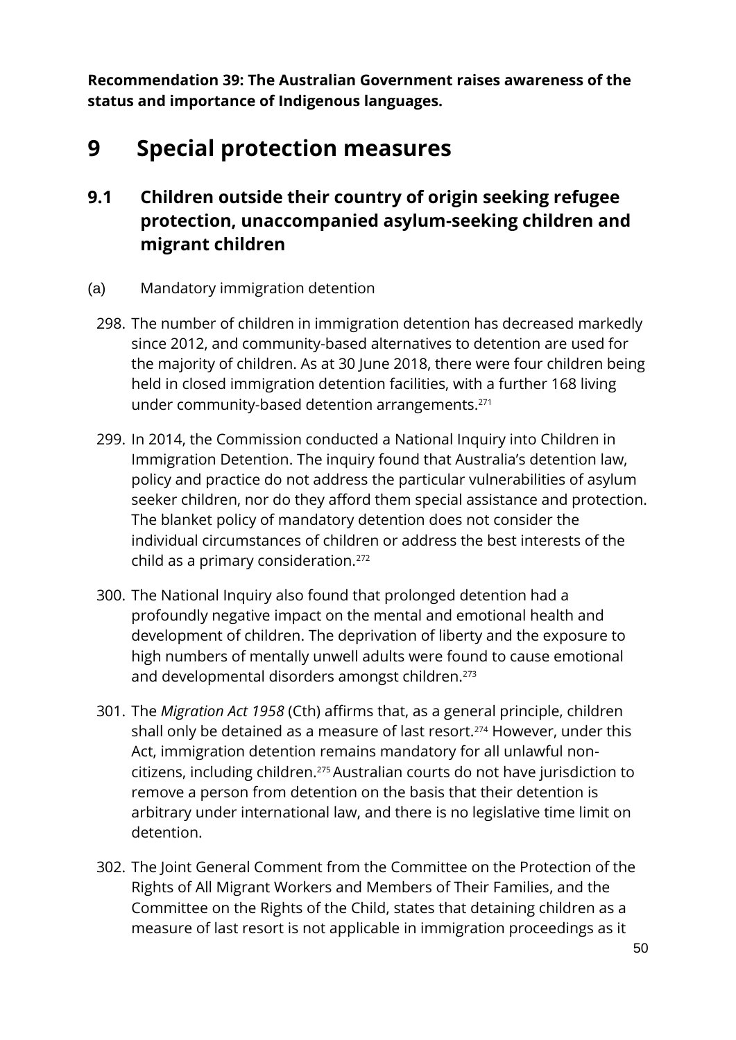**Recommendation 39: The Australian Government raises awareness of the status and importance of Indigenous languages.**

# 9 Special protection measures

## 9.1 Children outside their country of origin seeking refugee protection, unaccompanied asylum-seeking children and migrant children

(a) Mandatory immigration detention

298. The number of children in immigration detention has decreased markedly since 2012, and community-based alternatives to detention are used for the majority of children. As at 30 June 2018, there were four children being held in closed immigration detention facilities, with a further 168 living under community-based detention arrangements.[271]

299. In 2014, the Commission conducted a National Inquiry into Children in Immigration Detention. The inquiry found that Australia's detention law, policy and practice do not address the particular vulnerabilities of asylum seeker children, nor do they afford them special assistance and protection. The blanket policy of mandatory detention does not consider the individual circumstances of children or address the best interests of the child as a primary consideration.[272]

300. The National Inquiry also found that prolonged detention had a profoundly negative impact on the mental and emotional health and development of children. The deprivation of liberty and the exposure to high numbers of mentally unwell adults were found to cause emotional and developmental disorders amongst children.[273]

301. The *Migration Act 1958* (Cth) affirms that, as a general principle, children shall only be detained as a measure of last resort.[274] However, under this Act, immigration detention remains mandatory for all unlawful non-citizens, including children.[275] Australian courts do not have jurisdiction to remove a person from detention on the basis that their detention is arbitrary under international law, and there is no legislative time limit on detention.

302. The Joint General Comment from the Committee on the Protection of the Rights of All Migrant Workers and Members of Their Families, and the Committee on the Rights of the Child, states that detaining children as a measure of last resort is not applicable in immigration proceedings as it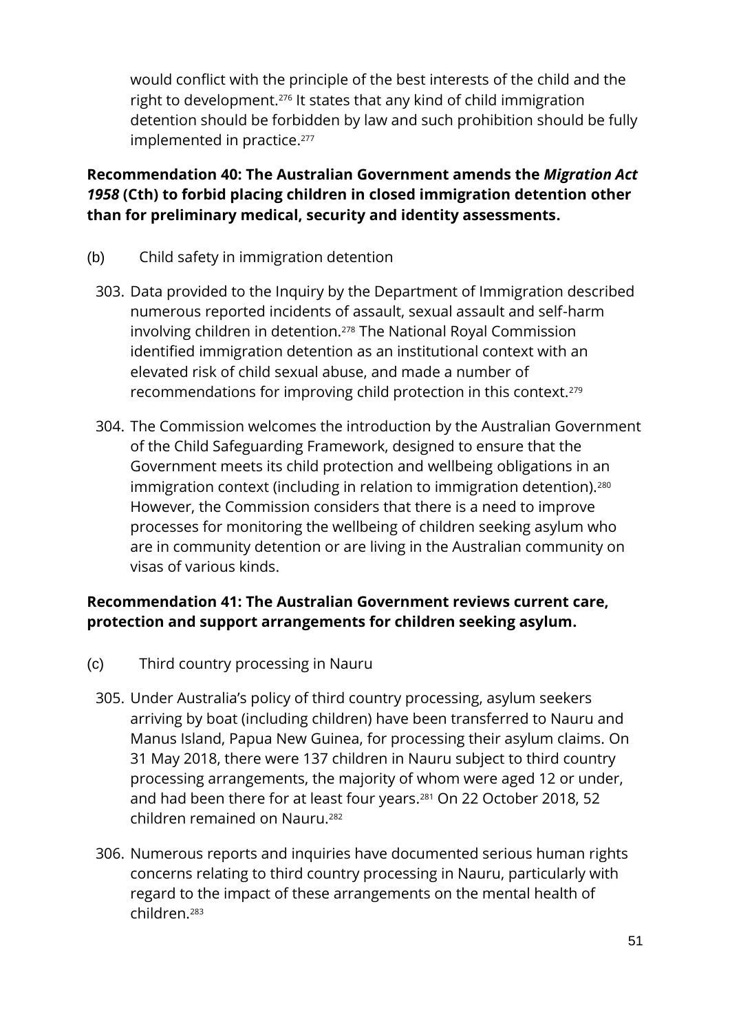would conflict with the principle of the best interests of the child and the right to development.[276] It states that any kind of child immigration detention should be forbidden by law and such prohibition should be fully implemented in practice.[277]

**Recommendation 40: The Australian Government amends the *Migration Act 1958* (Cth) to forbid placing children in closed immigration detention other than for preliminary medical, security and identity assessments.**

(b) Child safety in immigration detention

303. Data provided to the Inquiry by the Department of Immigration described numerous reported incidents of assault, sexual assault and self-harm involving children in detention.[278] The National Royal Commission identified immigration detention as an institutional context with an elevated risk of child sexual abuse, and made a number of recommendations for improving child protection in this context.[279]

304. The Commission welcomes the introduction by the Australian Government of the Child Safeguarding Framework, designed to ensure that the Government meets its child protection and wellbeing obligations in an immigration context (including in relation to immigration detention).[280] However, the Commission considers that there is a need to improve processes for monitoring the wellbeing of children seeking asylum who are in community detention or are living in the Australian community on visas of various kinds.

**Recommendation 41: The Australian Government reviews current care, protection and support arrangements for children seeking asylum.**

(c) Third country processing in Nauru

305. Under Australia's policy of third country processing, asylum seekers arriving by boat (including children) have been transferred to Nauru and Manus Island, Papua New Guinea, for processing their asylum claims. On 31 May 2018, there were 137 children in Nauru subject to third country processing arrangements, the majority of whom were aged 12 or under, and had been there for at least four years.[281] On 22 October 2018, 52 children remained on Nauru.[282]

306. Numerous reports and inquiries have documented serious human rights concerns relating to third country processing in Nauru, particularly with regard to the impact of these arrangements on the mental health of children.[283]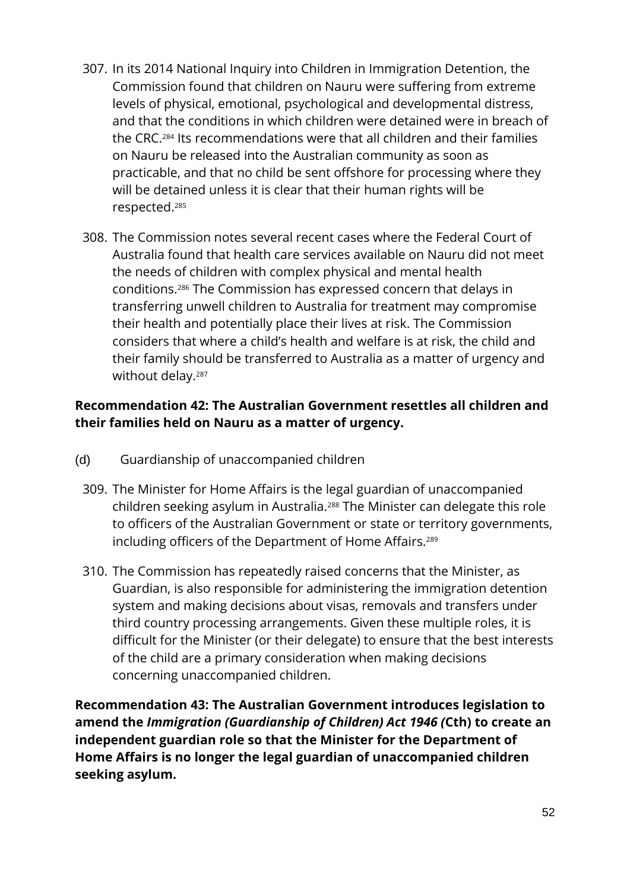307. In its 2014 National Inquiry into Children in Immigration Detention, the Commission found that children on Nauru were suffering from extreme levels of physical, emotional, psychological and developmental distress, and that the conditions in which children were detained were in breach of the CRC.[284] Its recommendations were that all children and their families on Nauru be released into the Australian community as soon as practicable, and that no child be sent offshore for processing where they will be detained unless it is clear that their human rights will be respected.[285]

308. The Commission notes several recent cases where the Federal Court of Australia found that health care services available on Nauru did not meet the needs of children with complex physical and mental health conditions.[286] The Commission has expressed concern that delays in transferring unwell children to Australia for treatment may compromise their health and potentially place their lives at risk. The Commission considers that where a child's health and welfare is at risk, the child and their family should be transferred to Australia as a matter of urgency and without delay.[287]

**Recommendation 42: The Australian Government resettles all children and their families held on Nauru as a matter of urgency.**

(d) Guardianship of unaccompanied children

309. The Minister for Home Affairs is the legal guardian of unaccompanied children seeking asylum in Australia.[288] The Minister can delegate this role to officers of the Australian Government or state or territory governments, including officers of the Department of Home Affairs.[289]

310. The Commission has repeatedly raised concerns that the Minister, as Guardian, is also responsible for administering the immigration detention system and making decisions about visas, removals and transfers under third country processing arrangements. Given these multiple roles, it is difficult for the Minister (or their delegate) to ensure that the best interests of the child are a primary consideration when making decisions concerning unaccompanied children.

**Recommendation 43: The Australian Government introduces legislation to amend the *Immigration (Guardianship of Children) Act 1946 (*Cth) to create an independent guardian role so that the Minister for the Department of Home Affairs is no longer the legal guardian of unaccompanied children seeking asylum.**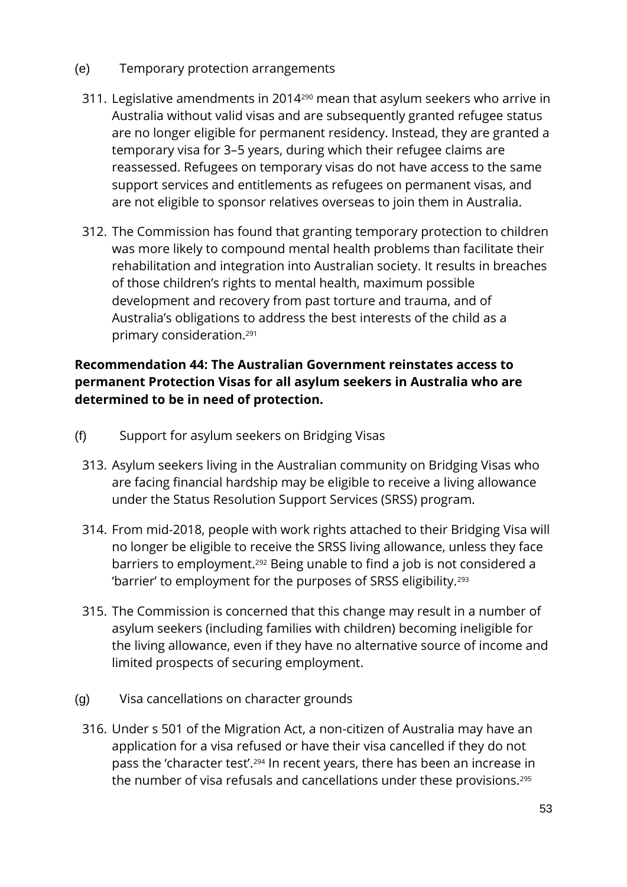### (e) Temporary protection arrangements

311. Legislative amendments in 2014[290] mean that asylum seekers who arrive in Australia without valid visas and are subsequently granted refugee status are no longer eligible for permanent residency. Instead, they are granted a temporary visa for 3–5 years, during which their refugee claims are reassessed. Refugees on temporary visas do not have access to the same support services and entitlements as refugees on permanent visas, and are not eligible to sponsor relatives overseas to join them in Australia.

312. The Commission has found that granting temporary protection to children was more likely to compound mental health problems than facilitate their rehabilitation and integration into Australian society. It results in breaches of those children's rights to mental health, maximum possible development and recovery from past torture and trauma, and of Australia's obligations to address the best interests of the child as a primary consideration.[291]

**Recommendation 44: The Australian Government reinstates access to permanent Protection Visas for all asylum seekers in Australia who are determined to be in need of protection.**

### (f) Support for asylum seekers on Bridging Visas

313. Asylum seekers living in the Australian community on Bridging Visas who are facing financial hardship may be eligible to receive a living allowance under the Status Resolution Support Services (SRSS) program.

314. From mid-2018, people with work rights attached to their Bridging Visa will no longer be eligible to receive the SRSS living allowance, unless they face barriers to employment.[292] Being unable to find a job is not considered a 'barrier' to employment for the purposes of SRSS eligibility.[293]

315. The Commission is concerned that this change may result in a number of asylum seekers (including families with children) becoming ineligible for the living allowance, even if they have no alternative source of income and limited prospects of securing employment.

### (g) Visa cancellations on character grounds

316. Under s 501 of the Migration Act, a non-citizen of Australia may have an application for a visa refused or have their visa cancelled if they do not pass the 'character test'.[294] In recent years, there has been an increase in the number of visa refusals and cancellations under these provisions.[295]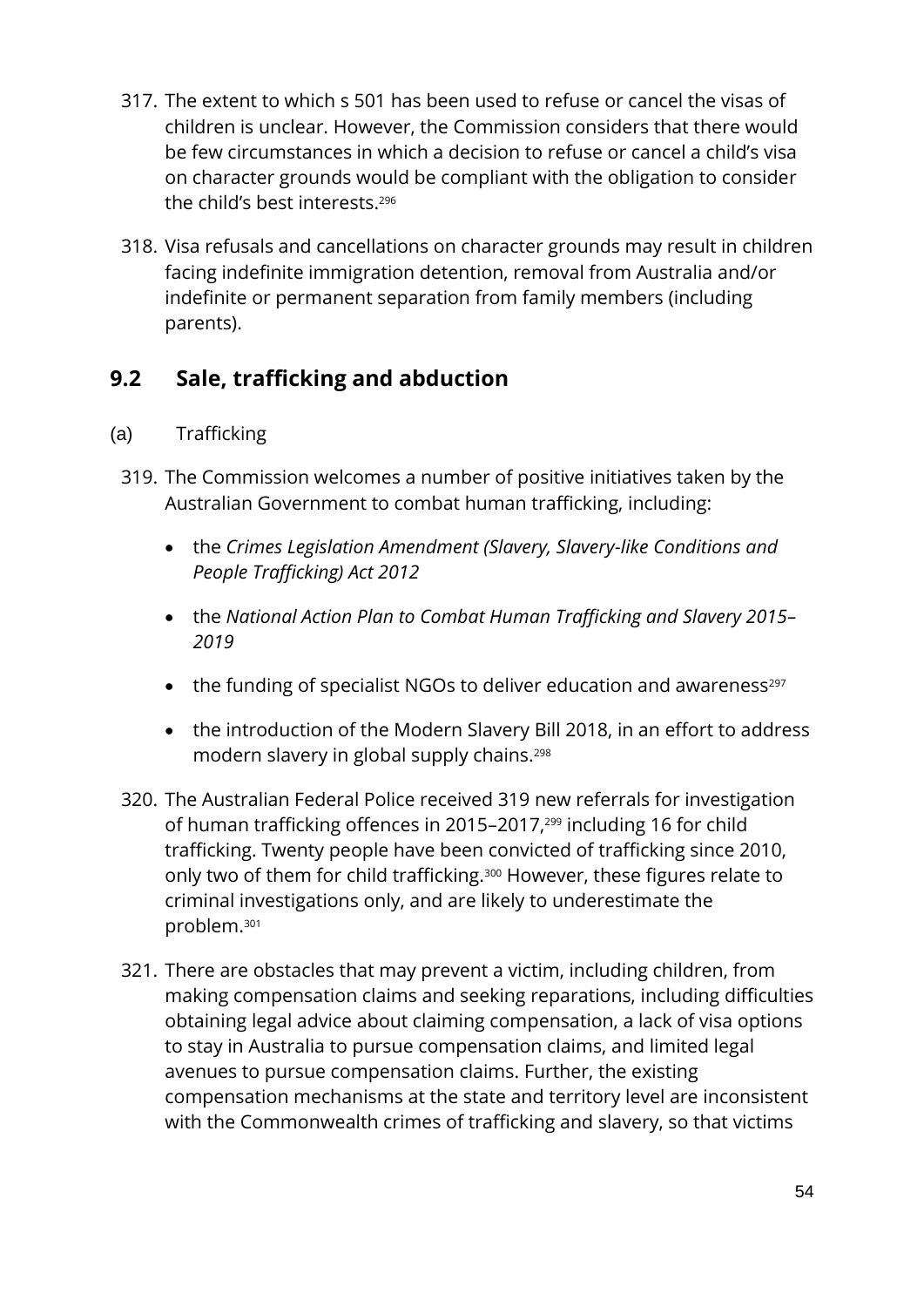317. The extent to which s 501 has been used to refuse or cancel the visas of children is unclear. However, the Commission considers that there would be few circumstances in which a decision to refuse or cancel a child's visa on character grounds would be compliant with the obligation to consider the child's best interests.[296]

318. Visa refusals and cancellations on character grounds may result in children facing indefinite immigration detention, removal from Australia and/or indefinite or permanent separation from family members (including parents).

## 9.2 Sale, trafficking and abduction

(a) Trafficking

319. The Commission welcomes a number of positive initiatives taken by the Australian Government to combat human trafficking, including:

- the *Crimes Legislation Amendment (Slavery, Slavery-like Conditions and People Trafficking) Act 2012*
- the *National Action Plan to Combat Human Trafficking and Slavery 2015–2019*
- the funding of specialist NGOs to deliver education and awareness[297]
- the introduction of the Modern Slavery Bill 2018, in an effort to address modern slavery in global supply chains.[298]

320. The Australian Federal Police received 319 new referrals for investigation of human trafficking offences in 2015–2017,[299] including 16 for child trafficking. Twenty people have been convicted of trafficking since 2010, only two of them for child trafficking.[300] However, these figures relate to criminal investigations only, and are likely to underestimate the problem.[301]

321. There are obstacles that may prevent a victim, including children, from making compensation claims and seeking reparations, including difficulties obtaining legal advice about claiming compensation, a lack of visa options to stay in Australia to pursue compensation claims, and limited legal avenues to pursue compensation claims. Further, the existing compensation mechanisms at the state and territory level are inconsistent with the Commonwealth crimes of trafficking and slavery, so that victims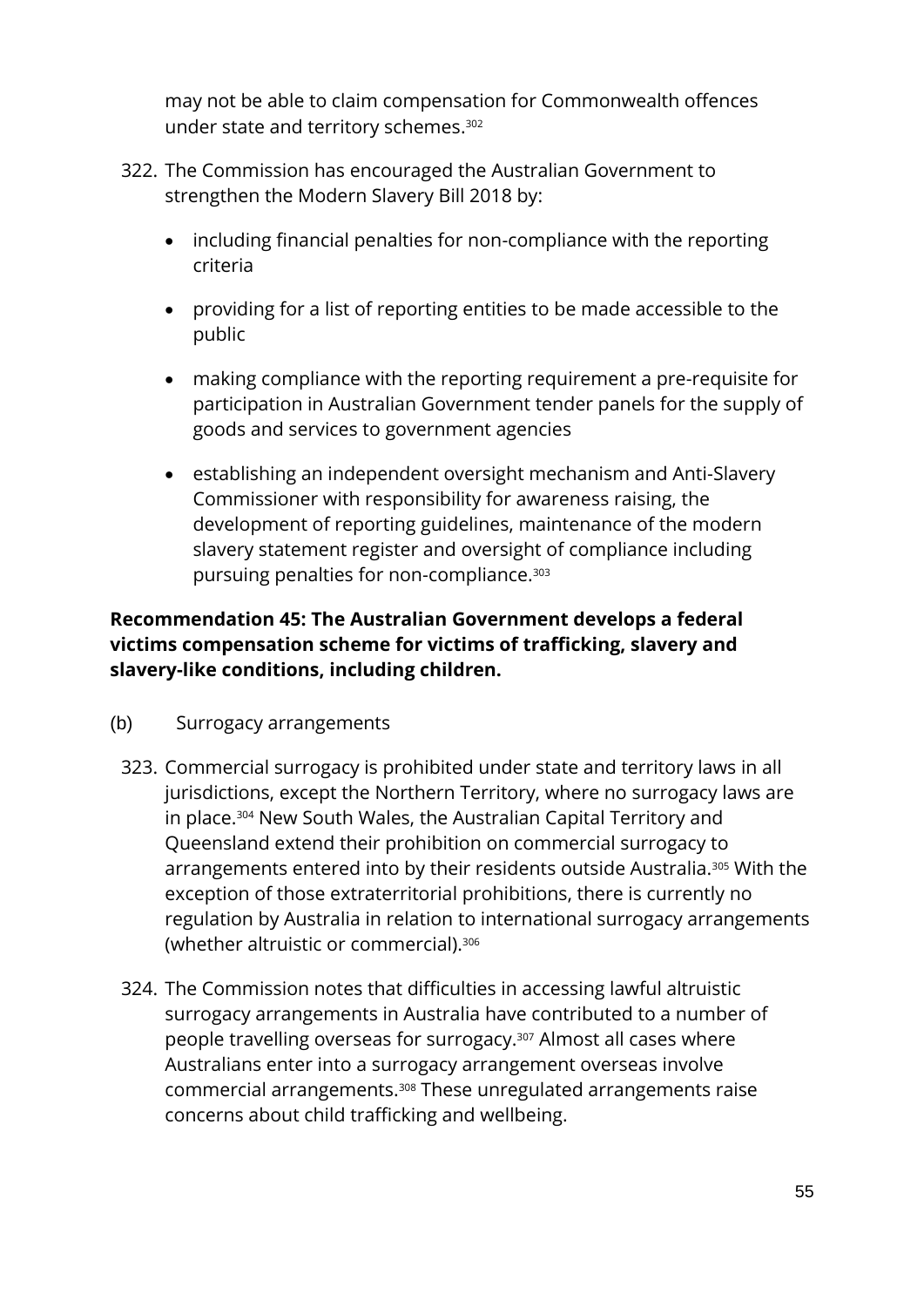may not be able to claim compensation for Commonwealth offences under state and territory schemes.[302]

322. The Commission has encouraged the Australian Government to strengthen the Modern Slavery Bill 2018 by:

    - including financial penalties for non-compliance with the reporting criteria
    - providing for a list of reporting entities to be made accessible to the public
    - making compliance with the reporting requirement a pre-requisite for participation in Australian Government tender panels for the supply of goods and services to government agencies
    - establishing an independent oversight mechanism and Anti-Slavery Commissioner with responsibility for awareness raising, the development of reporting guidelines, maintenance of the modern slavery statement register and oversight of compliance including pursuing penalties for non-compliance.[303]

**Recommendation 45: The Australian Government develops a federal victims compensation scheme for victims of trafficking, slavery and slavery-like conditions, including children.**

(b) Surrogacy arrangements

323. Commercial surrogacy is prohibited under state and territory laws in all jurisdictions, except the Northern Territory, where no surrogacy laws are in place.[304] New South Wales, the Australian Capital Territory and Queensland extend their prohibition on commercial surrogacy to arrangements entered into by their residents outside Australia.[305] With the exception of those extraterritorial prohibitions, there is currently no regulation by Australia in relation to international surrogacy arrangements (whether altruistic or commercial).[306]

324. The Commission notes that difficulties in accessing lawful altruistic surrogacy arrangements in Australia have contributed to a number of people travelling overseas for surrogacy.[307] Almost all cases where Australians enter into a surrogacy arrangement overseas involve commercial arrangements.[308] These unregulated arrangements raise concerns about child trafficking and wellbeing.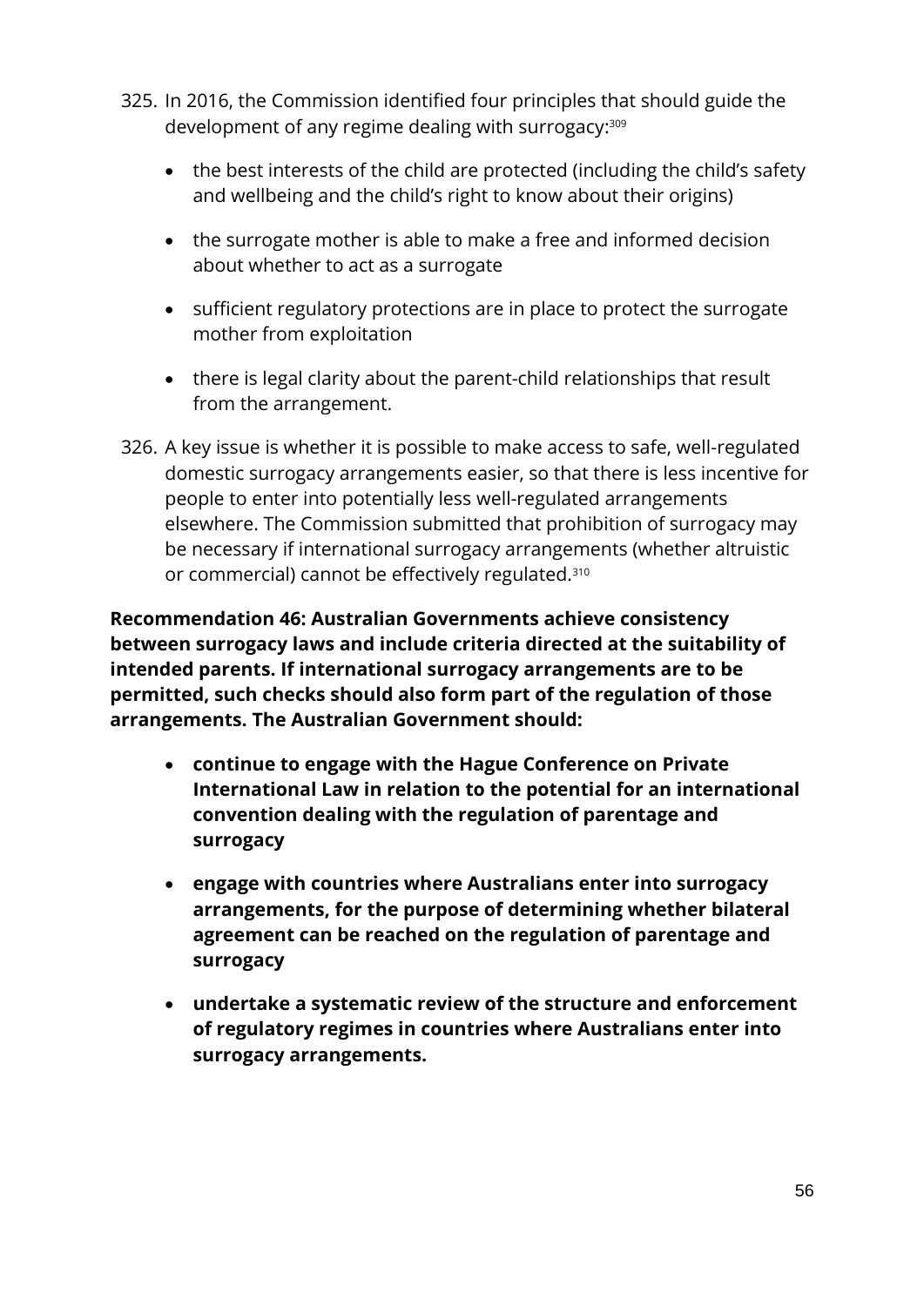325. In 2016, the Commission identified four principles that should guide the development of any regime dealing with surrogacy:[309]

    - the best interests of the child are protected (including the child's safety and wellbeing and the child's right to know about their origins)
    - the surrogate mother is able to make a free and informed decision about whether to act as a surrogate
    - sufficient regulatory protections are in place to protect the surrogate mother from exploitation
    - there is legal clarity about the parent-child relationships that result from the arrangement.

326. A key issue is whether it is possible to make access to safe, well-regulated domestic surrogacy arrangements easier, so that there is less incentive for people to enter into potentially less well-regulated arrangements elsewhere. The Commission submitted that prohibition of surrogacy may be necessary if international surrogacy arrangements (whether altruistic or commercial) cannot be effectively regulated.[310]

**Recommendation 46: Australian Governments achieve consistency between surrogacy laws and include criteria directed at the suitability of intended parents. If international surrogacy arrangements are to be permitted, such checks should also form part of the regulation of those arrangements. The Australian Government should:**

- **continue to engage with the Hague Conference on Private International Law in relation to the potential for an international convention dealing with the regulation of parentage and surrogacy**
- **engage with countries where Australians enter into surrogacy arrangements, for the purpose of determining whether bilateral agreement can be reached on the regulation of parentage and surrogacy**
- **undertake a systematic review of the structure and enforcement of regulatory regimes in countries where Australians enter into surrogacy arrangements.**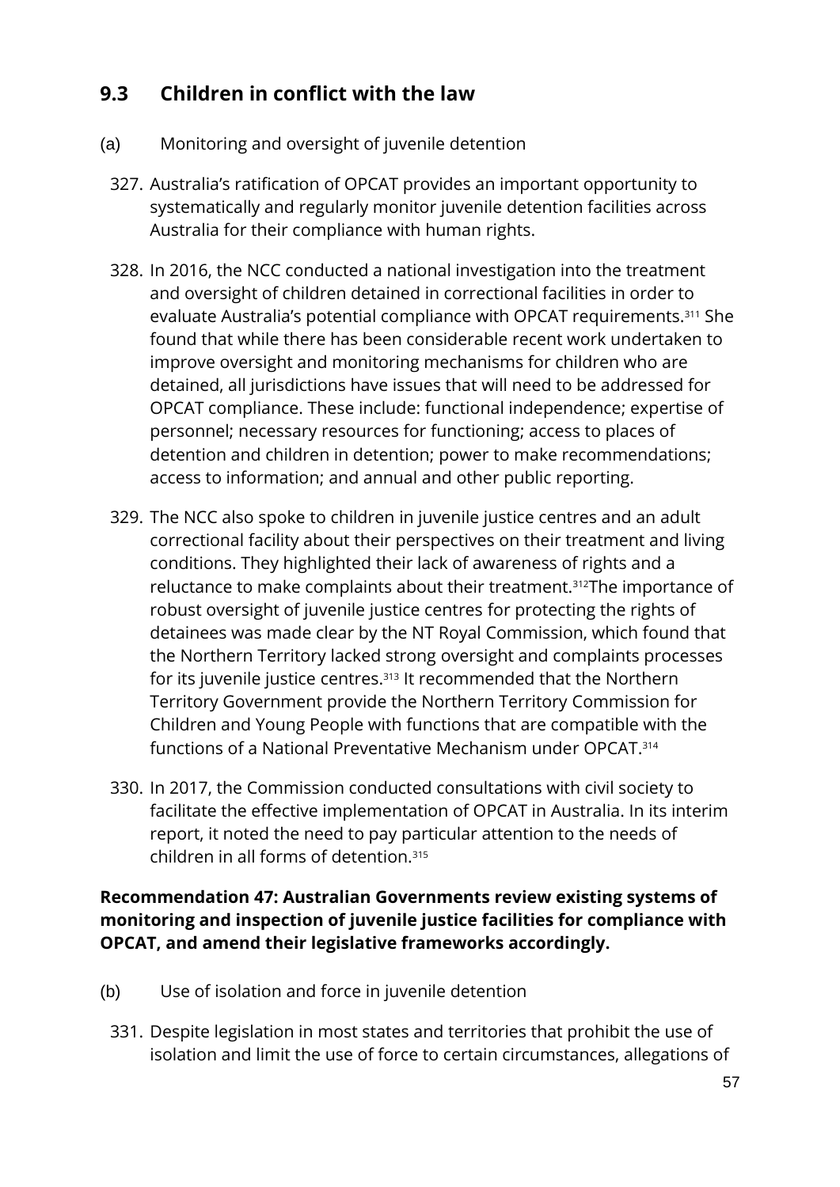## 9.3 Children in conflict with the law

(a) Monitoring and oversight of juvenile detention

327. Australia's ratification of OPCAT provides an important opportunity to systematically and regularly monitor juvenile detention facilities across Australia for their compliance with human rights.

328. In 2016, the NCC conducted a national investigation into the treatment and oversight of children detained in correctional facilities in order to evaluate Australia's potential compliance with OPCAT requirements.[311] She found that while there has been considerable recent work undertaken to improve oversight and monitoring mechanisms for children who are detained, all jurisdictions have issues that will need to be addressed for OPCAT compliance. These include: functional independence; expertise of personnel; necessary resources for functioning; access to places of detention and children in detention; power to make recommendations; access to information; and annual and other public reporting.

329. The NCC also spoke to children in juvenile justice centres and an adult correctional facility about their perspectives on their treatment and living conditions. They highlighted their lack of awareness of rights and a reluctance to make complaints about their treatment.[312]The importance of robust oversight of juvenile justice centres for protecting the rights of detainees was made clear by the NT Royal Commission, which found that the Northern Territory lacked strong oversight and complaints processes for its juvenile justice centres.[313] It recommended that the Northern Territory Government provide the Northern Territory Commission for Children and Young People with functions that are compatible with the functions of a National Preventative Mechanism under OPCAT.[314]

330. In 2017, the Commission conducted consultations with civil society to facilitate the effective implementation of OPCAT in Australia. In its interim report, it noted the need to pay particular attention to the needs of children in all forms of detention.[315]

**Recommendation 47: Australian Governments review existing systems of monitoring and inspection of juvenile justice facilities for compliance with OPCAT, and amend their legislative frameworks accordingly.**

(b) Use of isolation and force in juvenile detention

331. Despite legislation in most states and territories that prohibit the use of isolation and limit the use of force to certain circumstances, allegations of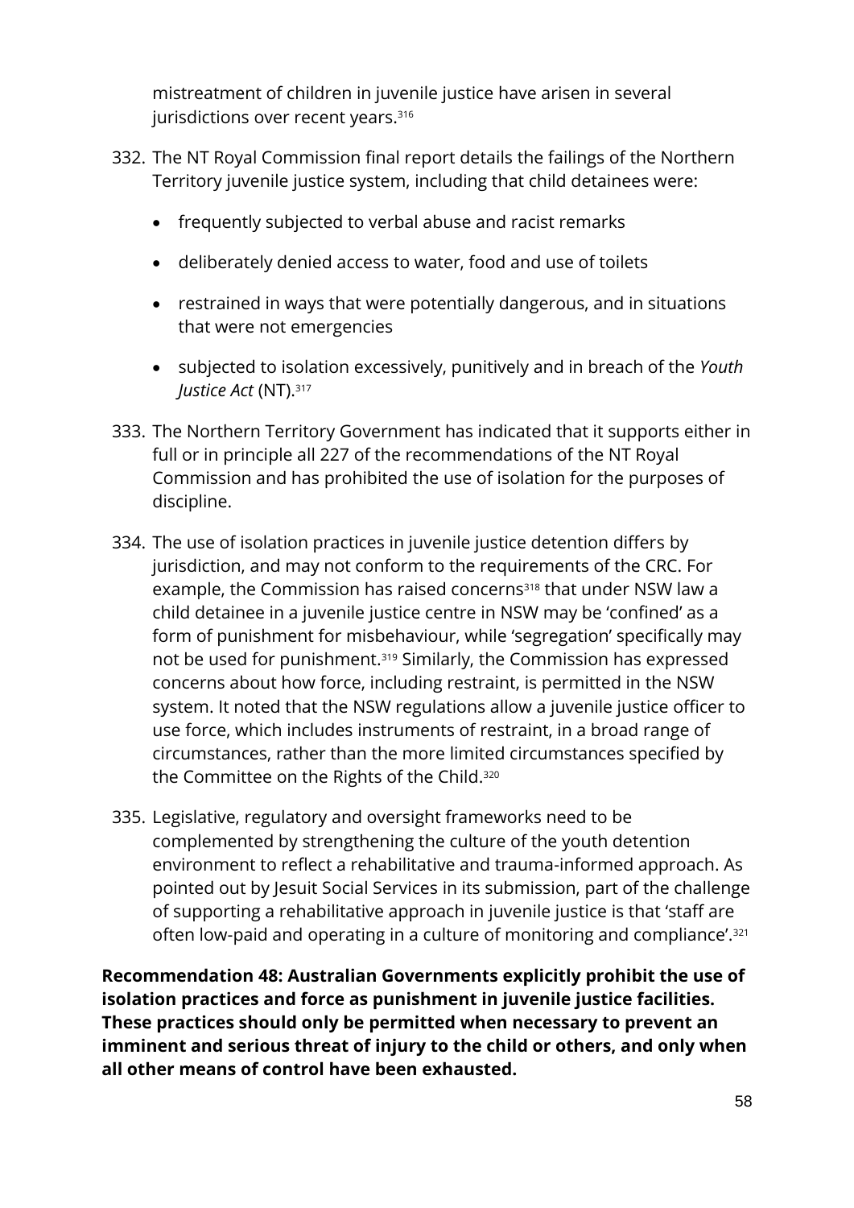mistreatment of children in juvenile justice have arisen in several jurisdictions over recent years.[316]

332. The NT Royal Commission final report details the failings of the Northern Territory juvenile justice system, including that child detainees were:

    - frequently subjected to verbal abuse and racist remarks
    - deliberately denied access to water, food and use of toilets
    - restrained in ways that were potentially dangerous, and in situations that were not emergencies
    - subjected to isolation excessively, punitively and in breach of the *Youth Justice Act* (NT).[317]

333. The Northern Territory Government has indicated that it supports either in full or in principle all 227 of the recommendations of the NT Royal Commission and has prohibited the use of isolation for the purposes of discipline.

334. The use of isolation practices in juvenile justice detention differs by jurisdiction, and may not conform to the requirements of the CRC. For example, the Commission has raised concerns[318] that under NSW law a child detainee in a juvenile justice centre in NSW may be 'confined' as a form of punishment for misbehaviour, while 'segregation' specifically may not be used for punishment.[319] Similarly, the Commission has expressed concerns about how force, including restraint, is permitted in the NSW system. It noted that the NSW regulations allow a juvenile justice officer to use force, which includes instruments of restraint, in a broad range of circumstances, rather than the more limited circumstances specified by the Committee on the Rights of the Child.[320]

335. Legislative, regulatory and oversight frameworks need to be complemented by strengthening the culture of the youth detention environment to reflect a rehabilitative and trauma-informed approach. As pointed out by Jesuit Social Services in its submission, part of the challenge of supporting a rehabilitative approach in juvenile justice is that 'staff are often low-paid and operating in a culture of monitoring and compliance'.[321]

**Recommendation 48: Australian Governments explicitly prohibit the use of isolation practices and force as punishment in juvenile justice facilities. These practices should only be permitted when necessary to prevent an imminent and serious threat of injury to the child or others, and only when all other means of control have been exhausted.**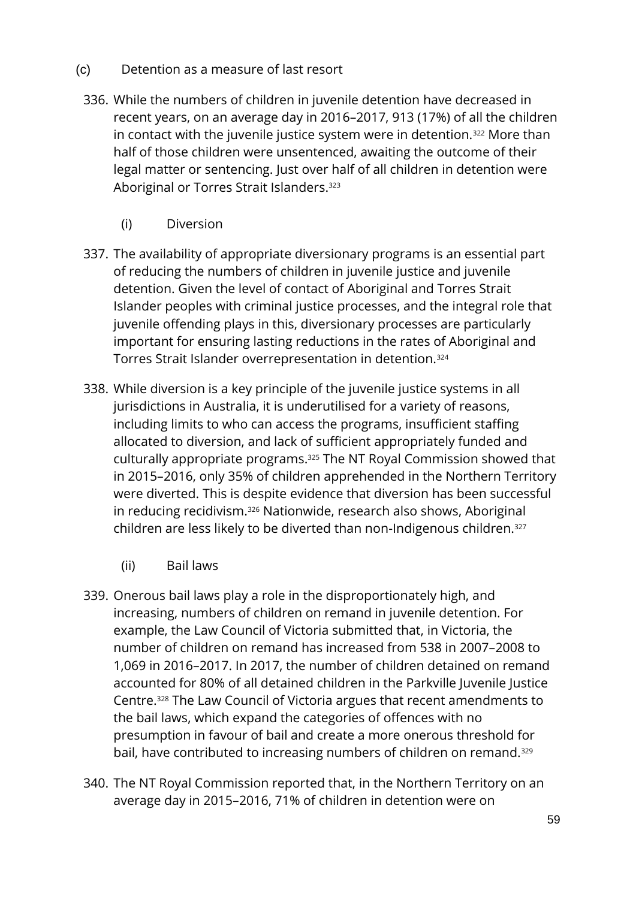### (c) Detention as a measure of last resort

336. While the numbers of children in juvenile detention have decreased in recent years, on an average day in 2016–2017, 913 (17%) of all the children in contact with the juvenile justice system were in detention.[322] More than half of those children were unsentenced, awaiting the outcome of their legal matter or sentencing. Just over half of all children in detention were Aboriginal or Torres Strait Islanders.[323]

#### (i) Diversion

337. The availability of appropriate diversionary programs is an essential part of reducing the numbers of children in juvenile justice and juvenile detention. Given the level of contact of Aboriginal and Torres Strait Islander peoples with criminal justice processes, and the integral role that juvenile offending plays in this, diversionary processes are particularly important for ensuring lasting reductions in the rates of Aboriginal and Torres Strait Islander overrepresentation in detention.[324]

338. While diversion is a key principle of the juvenile justice systems in all jurisdictions in Australia, it is underutilised for a variety of reasons, including limits to who can access the programs, insufficient staffing allocated to diversion, and lack of sufficient appropriately funded and culturally appropriate programs.[325] The NT Royal Commission showed that in 2015–2016, only 35% of children apprehended in the Northern Territory were diverted. This is despite evidence that diversion has been successful in reducing recidivism.[326] Nationwide, research also shows, Aboriginal children are less likely to be diverted than non-Indigenous children.[327]

#### (ii) Bail laws

339. Onerous bail laws play a role in the disproportionately high, and increasing, numbers of children on remand in juvenile detention. For example, the Law Council of Victoria submitted that, in Victoria, the number of children on remand has increased from 538 in 2007–2008 to 1,069 in 2016–2017. In 2017, the number of children detained on remand accounted for 80% of all detained children in the Parkville Juvenile Justice Centre.[328] The Law Council of Victoria argues that recent amendments to the bail laws, which expand the categories of offences with no presumption in favour of bail and create a more onerous threshold for bail, have contributed to increasing numbers of children on remand.[329]

340. The NT Royal Commission reported that, in the Northern Territory on an average day in 2015–2016, 71% of children in detention were on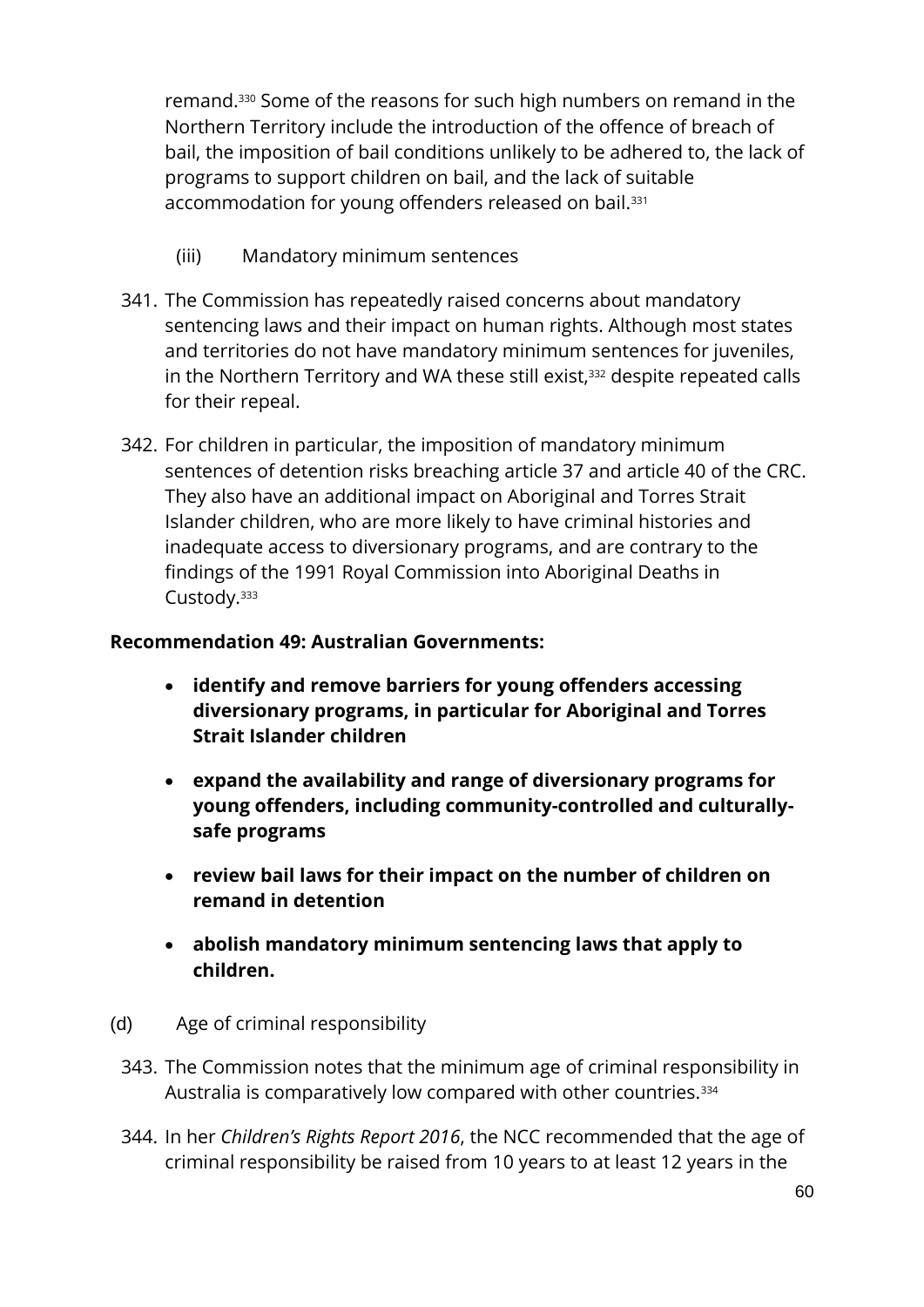remand.[330] Some of the reasons for such high numbers on remand in the Northern Territory include the introduction of the offence of breach of bail, the imposition of bail conditions unlikely to be adhered to, the lack of programs to support children on bail, and the lack of suitable accommodation for young offenders released on bail.[331]

(iii) Mandatory minimum sentences

341. The Commission has repeatedly raised concerns about mandatory sentencing laws and their impact on human rights. Although most states and territories do not have mandatory minimum sentences for juveniles, in the Northern Territory and WA these still exist,[332] despite repeated calls for their repeal.

342. For children in particular, the imposition of mandatory minimum sentences of detention risks breaching article 37 and article 40 of the CRC. They also have an additional impact on Aboriginal and Torres Strait Islander children, who are more likely to have criminal histories and inadequate access to diversionary programs, and are contrary to the findings of the 1991 Royal Commission into Aboriginal Deaths in Custody.[333]

**Recommendation 49: Australian Governments:**

- **identify and remove barriers for young offenders accessing diversionary programs, in particular for Aboriginal and Torres Strait Islander children**
- **expand the availability and range of diversionary programs for young offenders, including community-controlled and culturally-safe programs**
- **review bail laws for their impact on the number of children on remand in detention**
- **abolish mandatory minimum sentencing laws that apply to children.**

(d) Age of criminal responsibility

343. The Commission notes that the minimum age of criminal responsibility in Australia is comparatively low compared with other countries.[334]

344. In her *Children's Rights Report 2016*, the NCC recommended that the age of criminal responsibility be raised from 10 years to at least 12 years in the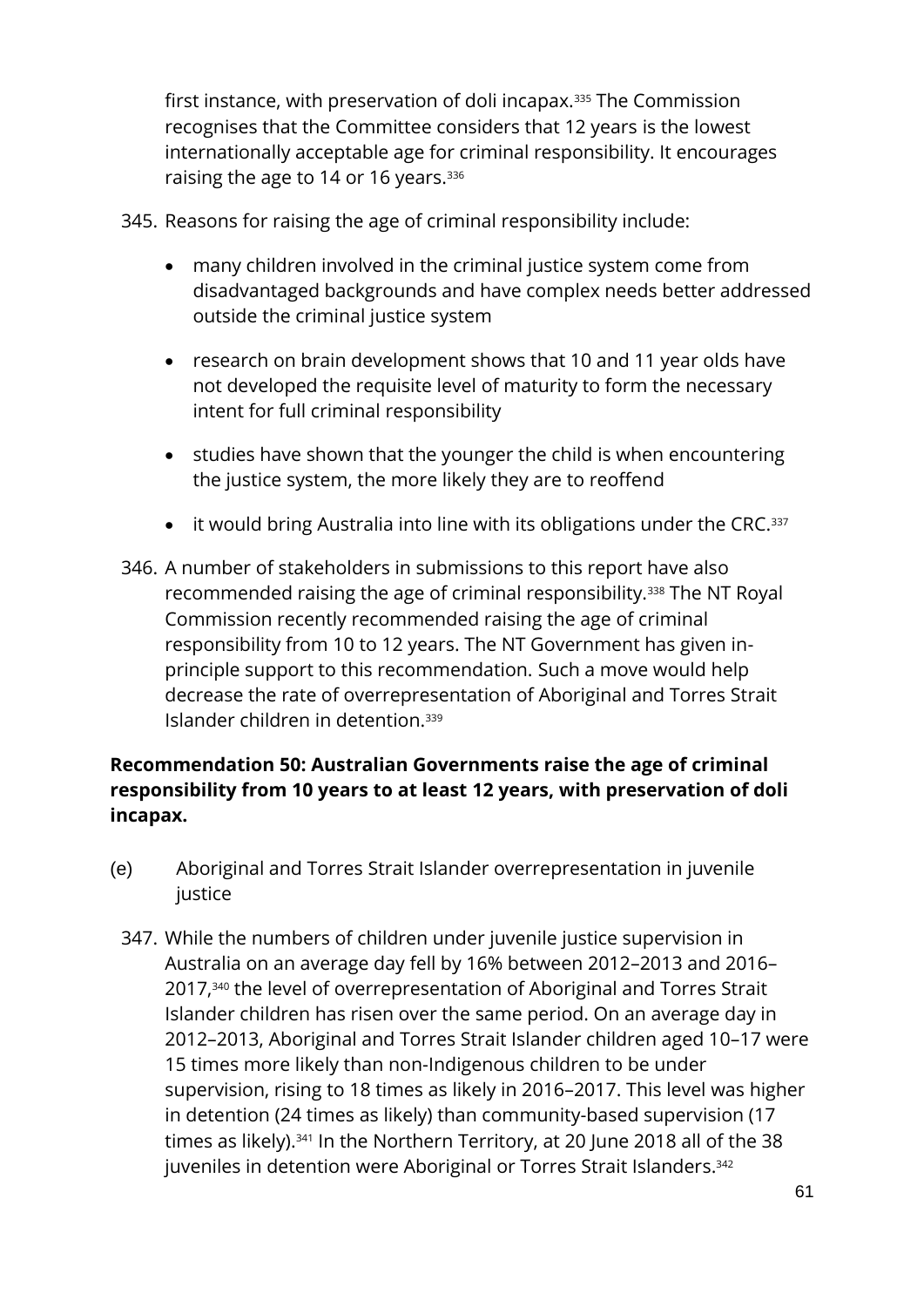first instance, with preservation of doli incapax.[335] The Commission recognises that the Committee considers that 12 years is the lowest internationally acceptable age for criminal responsibility. It encourages raising the age to 14 or 16 years.[336]

345. Reasons for raising the age of criminal responsibility include:

- many children involved in the criminal justice system come from disadvantaged backgrounds and have complex needs better addressed outside the criminal justice system
- research on brain development shows that 10 and 11 year olds have not developed the requisite level of maturity to form the necessary intent for full criminal responsibility
- studies have shown that the younger the child is when encountering the justice system, the more likely they are to reoffend
- it would bring Australia into line with its obligations under the CRC.[337]

346. A number of stakeholders in submissions to this report have also recommended raising the age of criminal responsibility.[338] The NT Royal Commission recently recommended raising the age of criminal responsibility from 10 to 12 years. The NT Government has given in-principle support to this recommendation. Such a move would help decrease the rate of overrepresentation of Aboriginal and Torres Strait Islander children in detention.[339]

**Recommendation 50: Australian Governments raise the age of criminal responsibility from 10 years to at least 12 years, with preservation of doli incapax.**

(e) Aboriginal and Torres Strait Islander overrepresentation in juvenile justice

347. While the numbers of children under juvenile justice supervision in Australia on an average day fell by 16% between 2012–2013 and 2016–2017,[340] the level of overrepresentation of Aboriginal and Torres Strait Islander children has risen over the same period. On an average day in 2012–2013, Aboriginal and Torres Strait Islander children aged 10–17 were 15 times more likely than non-Indigenous children to be under supervision, rising to 18 times as likely in 2016–2017. This level was higher in detention (24 times as likely) than community-based supervision (17 times as likely).[341] In the Northern Territory, at 20 June 2018 all of the 38 juveniles in detention were Aboriginal or Torres Strait Islanders.[342]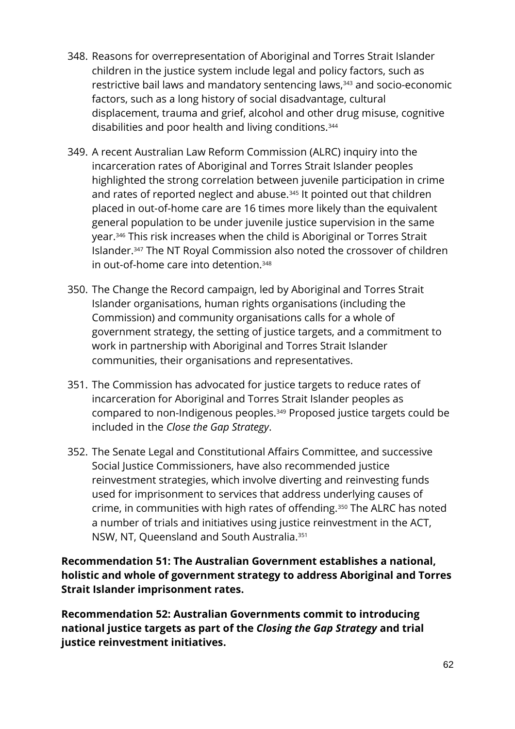348. Reasons for overrepresentation of Aboriginal and Torres Strait Islander children in the justice system include legal and policy factors, such as restrictive bail laws and mandatory sentencing laws,[343] and socio-economic factors, such as a long history of social disadvantage, cultural displacement, trauma and grief, alcohol and other drug misuse, cognitive disabilities and poor health and living conditions.[344]

349. A recent Australian Law Reform Commission (ALRC) inquiry into the incarceration rates of Aboriginal and Torres Strait Islander peoples highlighted the strong correlation between juvenile participation in crime and rates of reported neglect and abuse.[345] It pointed out that children placed in out-of-home care are 16 times more likely than the equivalent general population to be under juvenile justice supervision in the same year.[346] This risk increases when the child is Aboriginal or Torres Strait Islander.[347] The NT Royal Commission also noted the crossover of children in out-of-home care into detention.[348]

350. The Change the Record campaign, led by Aboriginal and Torres Strait Islander organisations, human rights organisations (including the Commission) and community organisations calls for a whole of government strategy, the setting of justice targets, and a commitment to work in partnership with Aboriginal and Torres Strait Islander communities, their organisations and representatives.

351. The Commission has advocated for justice targets to reduce rates of incarceration for Aboriginal and Torres Strait Islander peoples as compared to non-Indigenous peoples.[349] Proposed justice targets could be included in the *Close the Gap Strategy*.

352. The Senate Legal and Constitutional Affairs Committee, and successive Social Justice Commissioners, have also recommended justice reinvestment strategies, which involve diverting and reinvesting funds used for imprisonment to services that address underlying causes of crime, in communities with high rates of offending.[350] The ALRC has noted a number of trials and initiatives using justice reinvestment in the ACT, NSW, NT, Queensland and South Australia.[351]

**Recommendation 51: The Australian Government establishes a national, holistic and whole of government strategy to address Aboriginal and Torres Strait Islander imprisonment rates.**

**Recommendation 52: Australian Governments commit to introducing national justice targets as part of the *Closing the Gap Strategy* and trial justice reinvestment initiatives.**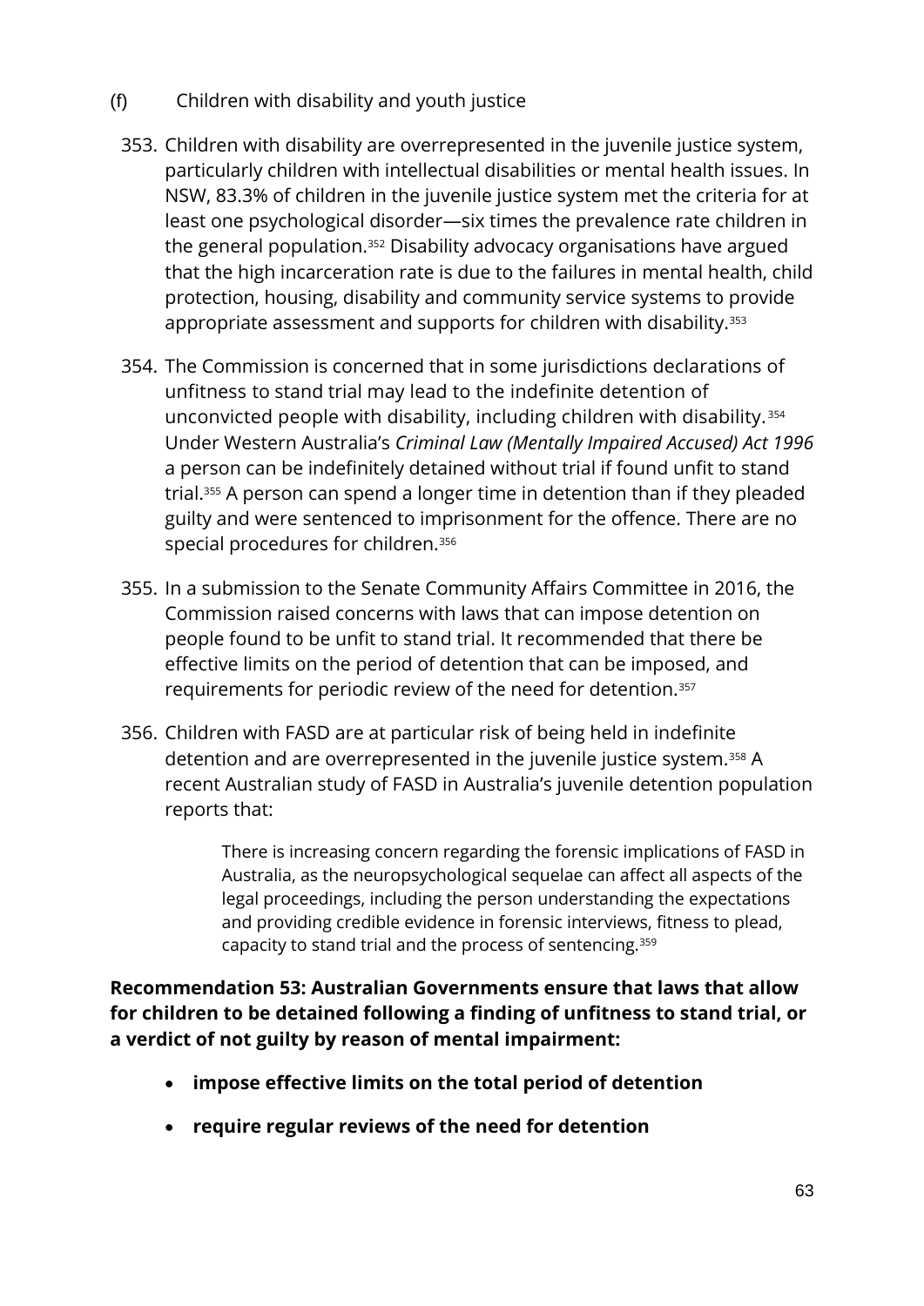(f) Children with disability and youth justice

353. Children with disability are overrepresented in the juvenile justice system, particularly children with intellectual disabilities or mental health issues. In NSW, 83.3% of children in the juvenile justice system met the criteria for at least one psychological disorder—six times the prevalence rate children in the general population.[352] Disability advocacy organisations have argued that the high incarceration rate is due to the failures in mental health, child protection, housing, disability and community service systems to provide appropriate assessment and supports for children with disability.[353]

354. The Commission is concerned that in some jurisdictions declarations of unfitness to stand trial may lead to the indefinite detention of unconvicted people with disability, including children with disability.[354] Under Western Australia's *Criminal Law (Mentally Impaired Accused) Act 1996* a person can be indefinitely detained without trial if found unfit to stand trial.[355] A person can spend a longer time in detention than if they pleaded guilty and were sentenced to imprisonment for the offence. There are no special procedures for children.[356]

355. In a submission to the Senate Community Affairs Committee in 2016, the Commission raised concerns with laws that can impose detention on people found to be unfit to stand trial. It recommended that there be effective limits on the period of detention that can be imposed, and requirements for periodic review of the need for detention.[357]

356. Children with FASD are at particular risk of being held in indefinite detention and are overrepresented in the juvenile justice system.[358] A recent Australian study of FASD in Australia's juvenile detention population reports that:

> There is increasing concern regarding the forensic implications of FASD in Australia, as the neuropsychological sequelae can affect all aspects of the legal proceedings, including the person understanding the expectations and providing credible evidence in forensic interviews, fitness to plead, capacity to stand trial and the process of sentencing.[359]

**Recommendation 53: Australian Governments ensure that laws that allow for children to be detained following a finding of unfitness to stand trial, or a verdict of not guilty by reason of mental impairment:**

- **impose effective limits on the total period of detention**
- **require regular reviews of the need for detention**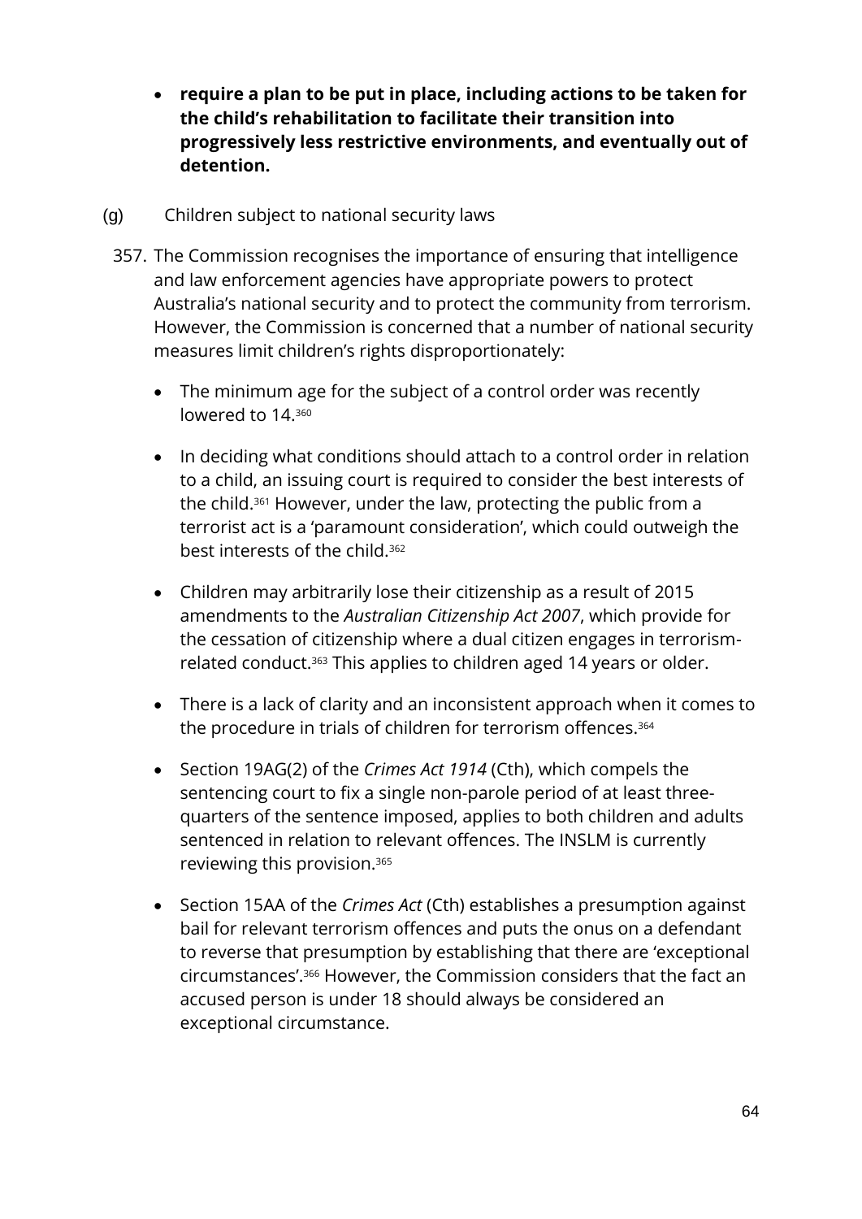- **require a plan to be put in place, including actions to be taken for the child's rehabilitation to facilitate their transition into progressively less restrictive environments, and eventually out of detention.**

(g) Children subject to national security laws

357. The Commission recognises the importance of ensuring that intelligence and law enforcement agencies have appropriate powers to protect Australia's national security and to protect the community from terrorism. However, the Commission is concerned that a number of national security measures limit children's rights disproportionately:

- The minimum age for the subject of a control order was recently lowered to 14.[360]
- In deciding what conditions should attach to a control order in relation to a child, an issuing court is required to consider the best interests of the child.[361] However, under the law, protecting the public from a terrorist act is a 'paramount consideration', which could outweigh the best interests of the child.[362]
- Children may arbitrarily lose their citizenship as a result of 2015 amendments to the *Australian Citizenship Act 2007*, which provide for the cessation of citizenship where a dual citizen engages in terrorism-related conduct.[363] This applies to children aged 14 years or older.
- There is a lack of clarity and an inconsistent approach when it comes to the procedure in trials of children for terrorism offences.[364]
- Section 19AG(2) of the *Crimes Act 1914* (Cth), which compels the sentencing court to fix a single non-parole period of at least three-quarters of the sentence imposed, applies to both children and adults sentenced in relation to relevant offences. The INSLM is currently reviewing this provision.[365]
- Section 15AA of the *Crimes Act* (Cth) establishes a presumption against bail for relevant terrorism offences and puts the onus on a defendant to reverse that presumption by establishing that there are 'exceptional circumstances'.[366] However, the Commission considers that the fact an accused person is under 18 should always be considered an exceptional circumstance.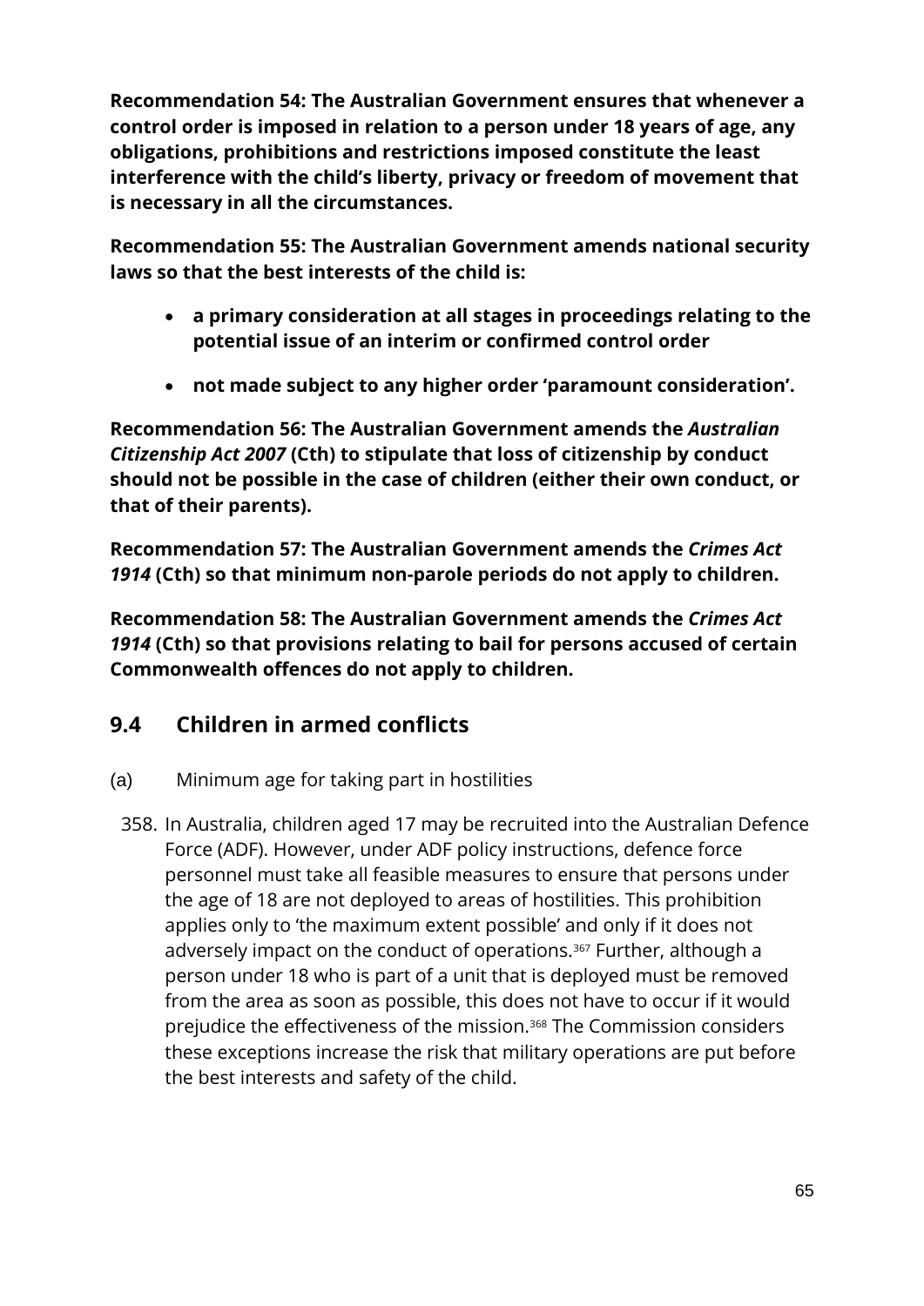**Recommendation 54: The Australian Government ensures that whenever a control order is imposed in relation to a person under 18 years of age, any obligations, prohibitions and restrictions imposed constitute the least interference with the child's liberty, privacy or freedom of movement that is necessary in all the circumstances.**

**Recommendation 55: The Australian Government amends national security laws so that the best interests of the child is:**

- **a primary consideration at all stages in proceedings relating to the potential issue of an interim or confirmed control order**
- **not made subject to any higher order 'paramount consideration'.**

**Recommendation 56: The Australian Government amends the *Australian Citizenship Act 2007* (Cth) to stipulate that loss of citizenship by conduct should not be possible in the case of children (either their own conduct, or that of their parents).**

**Recommendation 57: The Australian Government amends the *Crimes Act 1914* (Cth) so that minimum non-parole periods do not apply to children.**

**Recommendation 58: The Australian Government amends the *Crimes Act 1914* (Cth) so that provisions relating to bail for persons accused of certain Commonwealth offences do not apply to children.**

## 9.4 Children in armed conflicts

(a) Minimum age for taking part in hostilities

358. In Australia, children aged 17 may be recruited into the Australian Defence Force (ADF). However, under ADF policy instructions, defence force personnel must take all feasible measures to ensure that persons under the age of 18 are not deployed to areas of hostilities. This prohibition applies only to 'the maximum extent possible' and only if it does not adversely impact on the conduct of operations.[367] Further, although a person under 18 who is part of a unit that is deployed must be removed from the area as soon as possible, this does not have to occur if it would prejudice the effectiveness of the mission.[368] The Commission considers these exceptions increase the risk that military operations are put before the best interests and safety of the child.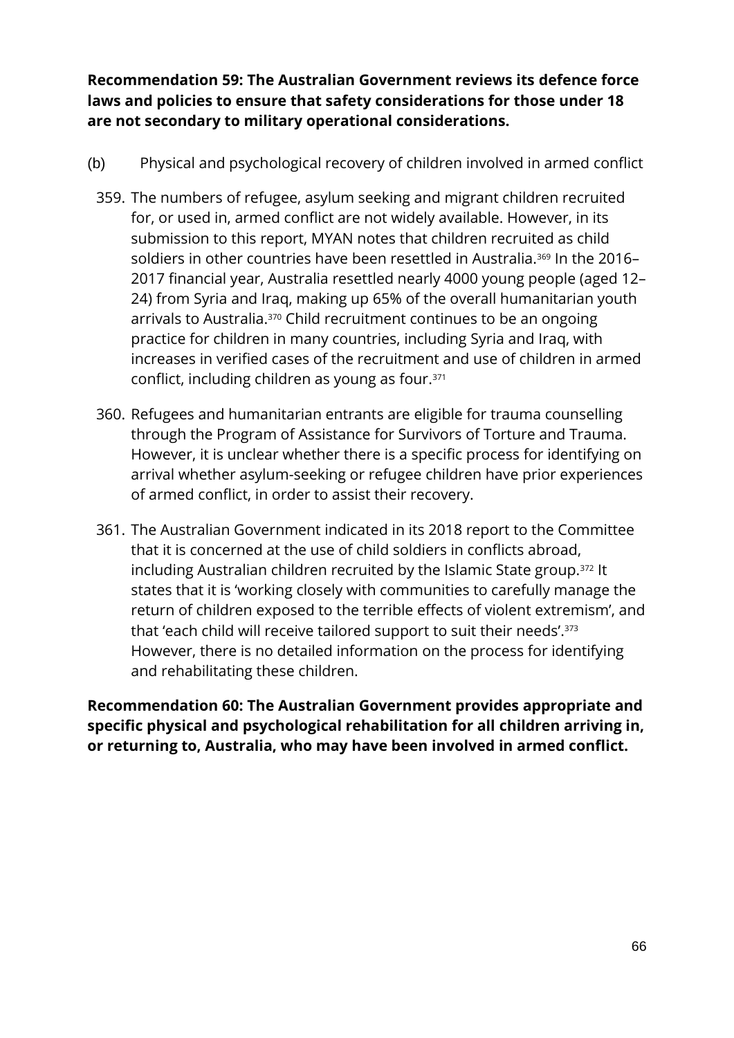**Recommendation 59: The Australian Government reviews its defence force laws and policies to ensure that safety considerations for those under 18 are not secondary to military operational considerations.**

(b) Physical and psychological recovery of children involved in armed conflict

359. The numbers of refugee, asylum seeking and migrant children recruited for, or used in, armed conflict are not widely available. However, in its submission to this report, MYAN notes that children recruited as child soldiers in other countries have been resettled in Australia.[369] In the 2016–2017 financial year, Australia resettled nearly 4000 young people (aged 12–24) from Syria and Iraq, making up 65% of the overall humanitarian youth arrivals to Australia.[370] Child recruitment continues to be an ongoing practice for children in many countries, including Syria and Iraq, with increases in verified cases of the recruitment and use of children in armed conflict, including children as young as four.[371]

360. Refugees and humanitarian entrants are eligible for trauma counselling through the Program of Assistance for Survivors of Torture and Trauma. However, it is unclear whether there is a specific process for identifying on arrival whether asylum-seeking or refugee children have prior experiences of armed conflict, in order to assist their recovery.

361. The Australian Government indicated in its 2018 report to the Committee that it is concerned at the use of child soldiers in conflicts abroad, including Australian children recruited by the Islamic State group.[372] It states that it is 'working closely with communities to carefully manage the return of children exposed to the terrible effects of violent extremism', and that 'each child will receive tailored support to suit their needs'.[373] However, there is no detailed information on the process for identifying and rehabilitating these children.

**Recommendation 60: The Australian Government provides appropriate and specific physical and psychological rehabilitation for all children arriving in, or returning to, Australia, who may have been involved in armed conflict.**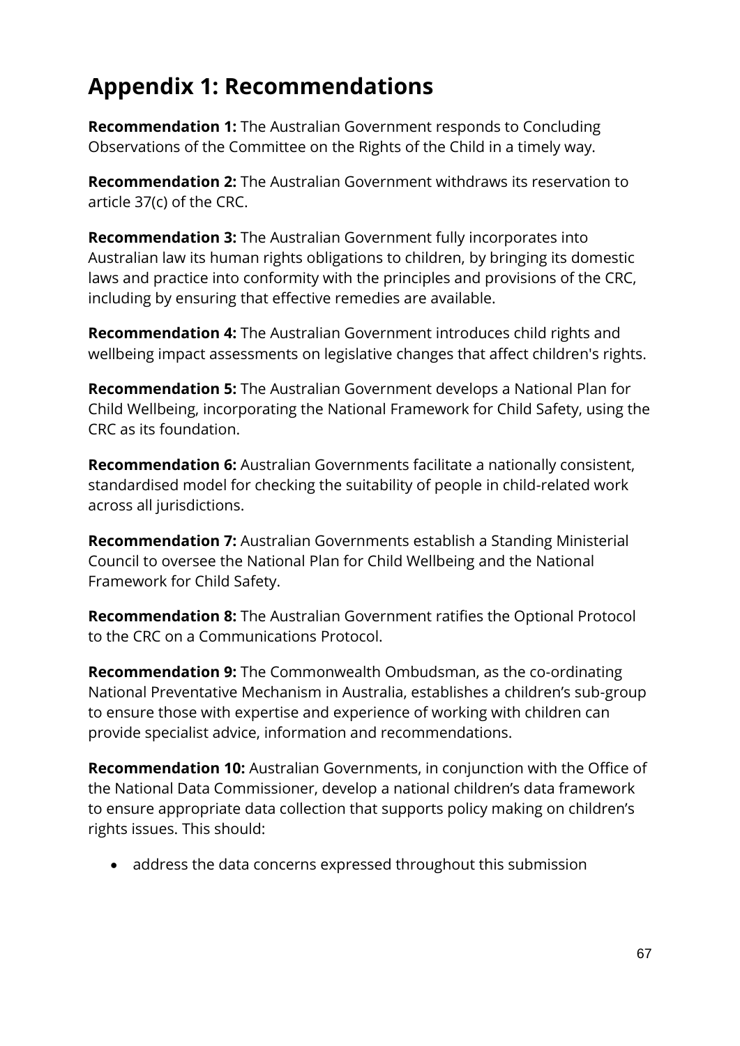# Appendix 1: Recommendations

**Recommendation 1:** The Australian Government responds to Concluding Observations of the Committee on the Rights of the Child in a timely way.

**Recommendation 2:** The Australian Government withdraws its reservation to article 37(c) of the CRC.

**Recommendation 3:** The Australian Government fully incorporates into Australian law its human rights obligations to children, by bringing its domestic laws and practice into conformity with the principles and provisions of the CRC, including by ensuring that effective remedies are available.

**Recommendation 4:** The Australian Government introduces child rights and wellbeing impact assessments on legislative changes that affect children's rights.

**Recommendation 5:** The Australian Government develops a National Plan for Child Wellbeing, incorporating the National Framework for Child Safety, using the CRC as its foundation.

**Recommendation 6:** Australian Governments facilitate a nationally consistent, standardised model for checking the suitability of people in child-related work across all jurisdictions.

**Recommendation 7:** Australian Governments establish a Standing Ministerial Council to oversee the National Plan for Child Wellbeing and the National Framework for Child Safety.

**Recommendation 8:** The Australian Government ratifies the Optional Protocol to the CRC on a Communications Protocol.

**Recommendation 9:** The Commonwealth Ombudsman, as the co-ordinating National Preventative Mechanism in Australia, establishes a children's sub-group to ensure those with expertise and experience of working with children can provide specialist advice, information and recommendations.

**Recommendation 10:** Australian Governments, in conjunction with the Office of the National Data Commissioner, develop a national children's data framework to ensure appropriate data collection that supports policy making on children's rights issues. This should:

- address the data concerns expressed throughout this submission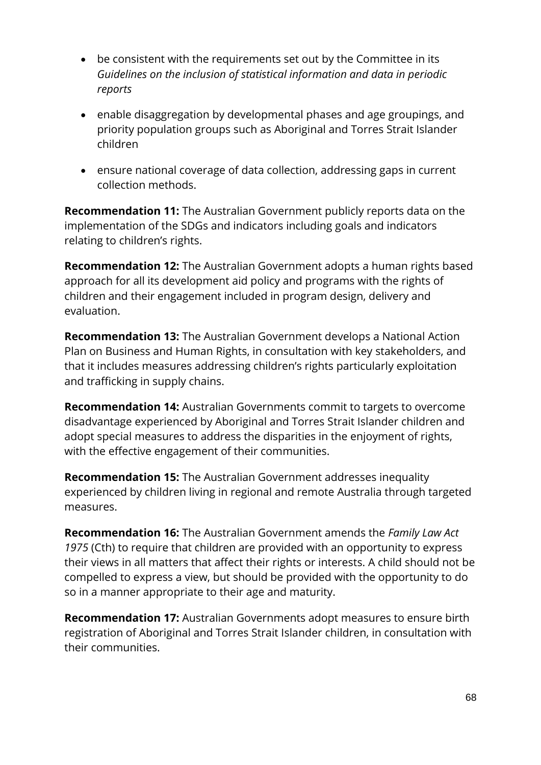- be consistent with the requirements set out by the Committee in its *Guidelines on the inclusion of statistical information and data in periodic reports*
- enable disaggregation by developmental phases and age groupings, and priority population groups such as Aboriginal and Torres Strait Islander children
- ensure national coverage of data collection, addressing gaps in current collection methods.

**Recommendation 11:** The Australian Government publicly reports data on the implementation of the SDGs and indicators including goals and indicators relating to children's rights.

**Recommendation 12:** The Australian Government adopts a human rights based approach for all its development aid policy and programs with the rights of children and their engagement included in program design, delivery and evaluation.

**Recommendation 13:** The Australian Government develops a National Action Plan on Business and Human Rights, in consultation with key stakeholders, and that it includes measures addressing children's rights particularly exploitation and trafficking in supply chains.

**Recommendation 14:** Australian Governments commit to targets to overcome disadvantage experienced by Aboriginal and Torres Strait Islander children and adopt special measures to address the disparities in the enjoyment of rights, with the effective engagement of their communities.

**Recommendation 15:** The Australian Government addresses inequality experienced by children living in regional and remote Australia through targeted measures.

**Recommendation 16:** The Australian Government amends the *Family Law Act 1975* (Cth) to require that children are provided with an opportunity to express their views in all matters that affect their rights or interests. A child should not be compelled to express a view, but should be provided with the opportunity to do so in a manner appropriate to their age and maturity.

**Recommendation 17:** Australian Governments adopt measures to ensure birth registration of Aboriginal and Torres Strait Islander children, in consultation with their communities.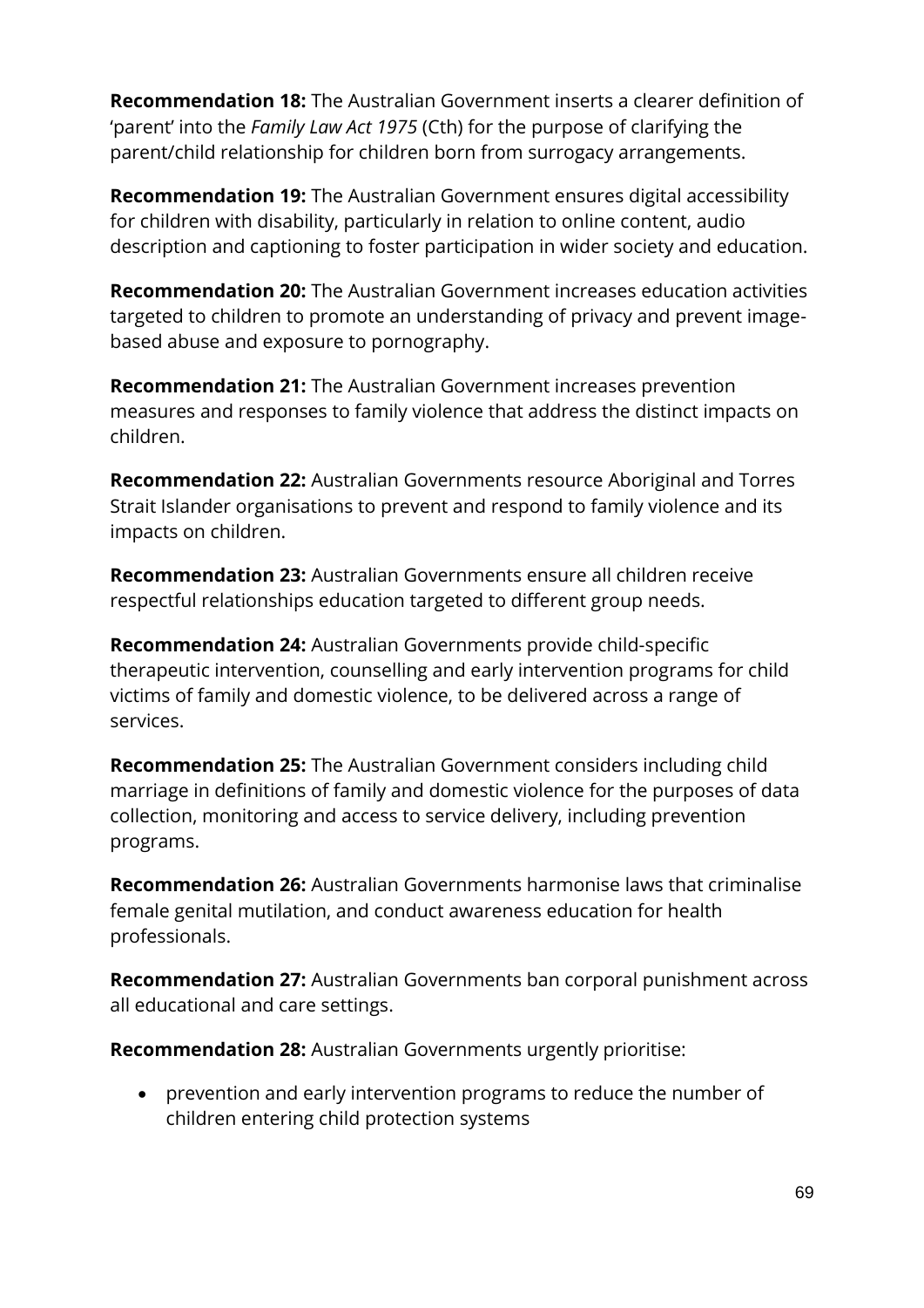**Recommendation 18:** The Australian Government inserts a clearer definition of 'parent' into the *Family Law Act 1975* (Cth) for the purpose of clarifying the parent/child relationship for children born from surrogacy arrangements.

**Recommendation 19:** The Australian Government ensures digital accessibility for children with disability, particularly in relation to online content, audio description and captioning to foster participation in wider society and education.

**Recommendation 20:** The Australian Government increases education activities targeted to children to promote an understanding of privacy and prevent image-based abuse and exposure to pornography.

**Recommendation 21:** The Australian Government increases prevention measures and responses to family violence that address the distinct impacts on children.

**Recommendation 22:** Australian Governments resource Aboriginal and Torres Strait Islander organisations to prevent and respond to family violence and its impacts on children.

**Recommendation 23:** Australian Governments ensure all children receive respectful relationships education targeted to different group needs.

**Recommendation 24:** Australian Governments provide child-specific therapeutic intervention, counselling and early intervention programs for child victims of family and domestic violence, to be delivered across a range of services.

**Recommendation 25:** The Australian Government considers including child marriage in definitions of family and domestic violence for the purposes of data collection, monitoring and access to service delivery, including prevention programs.

**Recommendation 26:** Australian Governments harmonise laws that criminalise female genital mutilation, and conduct awareness education for health professionals.

**Recommendation 27:** Australian Governments ban corporal punishment across all educational and care settings.

**Recommendation 28:** Australian Governments urgently prioritise:

- prevention and early intervention programs to reduce the number of children entering child protection systems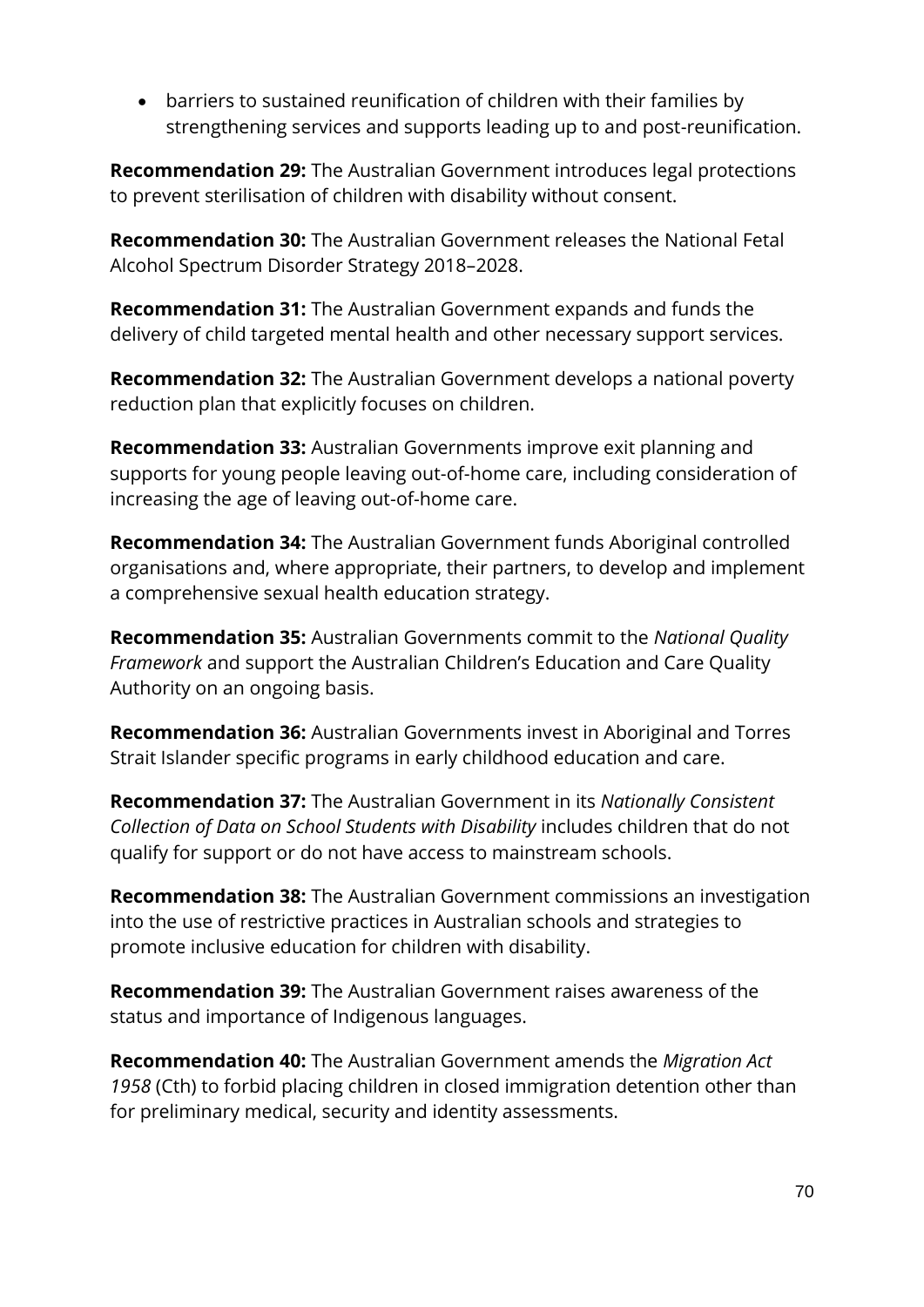- barriers to sustained reunification of children with their families by strengthening services and supports leading up to and post-reunification.

**Recommendation 29:** The Australian Government introduces legal protections to prevent sterilisation of children with disability without consent.

**Recommendation 30:** The Australian Government releases the National Fetal Alcohol Spectrum Disorder Strategy 2018–2028.

**Recommendation 31:** The Australian Government expands and funds the delivery of child targeted mental health and other necessary support services.

**Recommendation 32:** The Australian Government develops a national poverty reduction plan that explicitly focuses on children.

**Recommendation 33:** Australian Governments improve exit planning and supports for young people leaving out-of-home care, including consideration of increasing the age of leaving out-of-home care.

**Recommendation 34:** The Australian Government funds Aboriginal controlled organisations and, where appropriate, their partners, to develop and implement a comprehensive sexual health education strategy.

**Recommendation 35:** Australian Governments commit to the *National Quality Framework* and support the Australian Children's Education and Care Quality Authority on an ongoing basis.

**Recommendation 36:** Australian Governments invest in Aboriginal and Torres Strait Islander specific programs in early childhood education and care.

**Recommendation 37:** The Australian Government in its *Nationally Consistent Collection of Data on School Students with Disability* includes children that do not qualify for support or do not have access to mainstream schools.

**Recommendation 38:** The Australian Government commissions an investigation into the use of restrictive practices in Australian schools and strategies to promote inclusive education for children with disability.

**Recommendation 39:** The Australian Government raises awareness of the status and importance of Indigenous languages.

**Recommendation 40:** The Australian Government amends the *Migration Act 1958* (Cth) to forbid placing children in closed immigration detention other than for preliminary medical, security and identity assessments.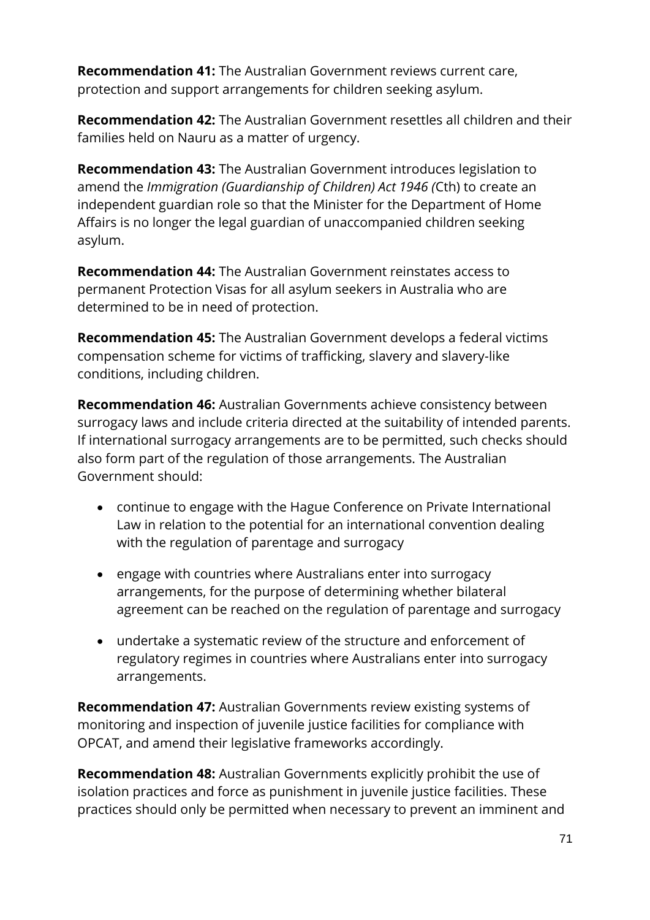**Recommendation 41:** The Australian Government reviews current care, protection and support arrangements for children seeking asylum.

**Recommendation 42:** The Australian Government resettles all children and their families held on Nauru as a matter of urgency.

**Recommendation 43:** The Australian Government introduces legislation to amend the *Immigration (Guardianship of Children) Act 1946 (*Cth) to create an independent guardian role so that the Minister for the Department of Home Affairs is no longer the legal guardian of unaccompanied children seeking asylum.

**Recommendation 44:** The Australian Government reinstates access to permanent Protection Visas for all asylum seekers in Australia who are determined to be in need of protection.

**Recommendation 45:** The Australian Government develops a federal victims compensation scheme for victims of trafficking, slavery and slavery-like conditions, including children.

**Recommendation 46:** Australian Governments achieve consistency between surrogacy laws and include criteria directed at the suitability of intended parents. If international surrogacy arrangements are to be permitted, such checks should also form part of the regulation of those arrangements. The Australian Government should:

- continue to engage with the Hague Conference on Private International Law in relation to the potential for an international convention dealing with the regulation of parentage and surrogacy
- engage with countries where Australians enter into surrogacy arrangements, for the purpose of determining whether bilateral agreement can be reached on the regulation of parentage and surrogacy
- undertake a systematic review of the structure and enforcement of regulatory regimes in countries where Australians enter into surrogacy arrangements.

**Recommendation 47:** Australian Governments review existing systems of monitoring and inspection of juvenile justice facilities for compliance with OPCAT, and amend their legislative frameworks accordingly.

**Recommendation 48:** Australian Governments explicitly prohibit the use of isolation practices and force as punishment in juvenile justice facilities. These practices should only be permitted when necessary to prevent an imminent and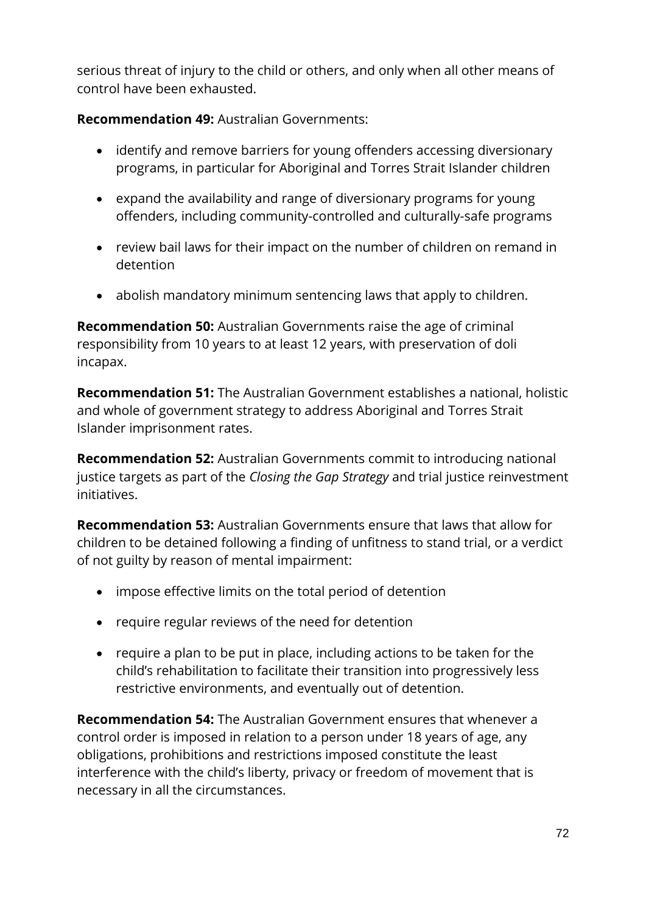serious threat of injury to the child or others, and only when all other means of control have been exhausted.

**Recommendation 49:** Australian Governments:

- identify and remove barriers for young offenders accessing diversionary programs, in particular for Aboriginal and Torres Strait Islander children
- expand the availability and range of diversionary programs for young offenders, including community-controlled and culturally-safe programs
- review bail laws for their impact on the number of children on remand in detention
- abolish mandatory minimum sentencing laws that apply to children.

**Recommendation 50:** Australian Governments raise the age of criminal responsibility from 10 years to at least 12 years, with preservation of doli incapax.

**Recommendation 51:** The Australian Government establishes a national, holistic and whole of government strategy to address Aboriginal and Torres Strait Islander imprisonment rates.

**Recommendation 52:** Australian Governments commit to introducing national justice targets as part of the *Closing the Gap Strategy* and trial justice reinvestment initiatives.

**Recommendation 53:** Australian Governments ensure that laws that allow for children to be detained following a finding of unfitness to stand trial, or a verdict of not guilty by reason of mental impairment:

- impose effective limits on the total period of detention
- require regular reviews of the need for detention
- require a plan to be put in place, including actions to be taken for the child's rehabilitation to facilitate their transition into progressively less restrictive environments, and eventually out of detention.

**Recommendation 54:** The Australian Government ensures that whenever a control order is imposed in relation to a person under 18 years of age, any obligations, prohibitions and restrictions imposed constitute the least interference with the child's liberty, privacy or freedom of movement that is necessary in all the circumstances.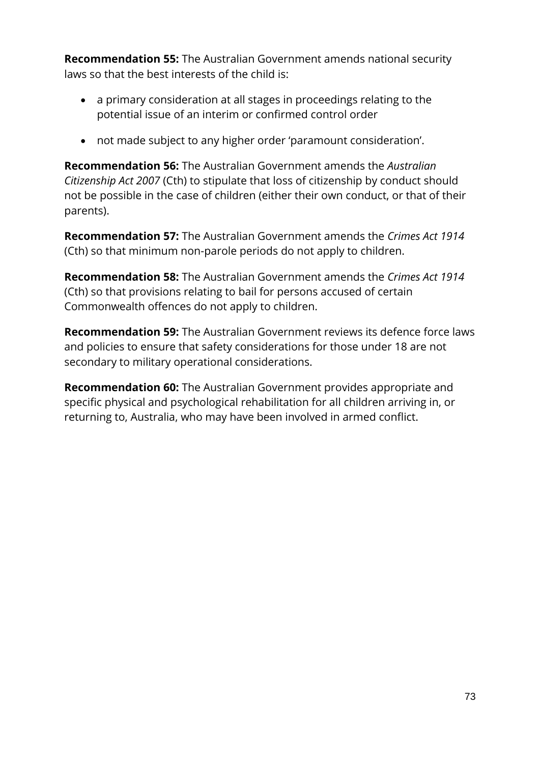**Recommendation 55:** The Australian Government amends national security laws so that the best interests of the child is:

- a primary consideration at all stages in proceedings relating to the potential issue of an interim or confirmed control order
- not made subject to any higher order 'paramount consideration'.

**Recommendation 56:** The Australian Government amends the *Australian Citizenship Act 2007* (Cth) to stipulate that loss of citizenship by conduct should not be possible in the case of children (either their own conduct, or that of their parents).

**Recommendation 57:** The Australian Government amends the *Crimes Act 1914* (Cth) so that minimum non-parole periods do not apply to children.

**Recommendation 58:** The Australian Government amends the *Crimes Act 1914* (Cth) so that provisions relating to bail for persons accused of certain Commonwealth offences do not apply to children.

**Recommendation 59:** The Australian Government reviews its defence force laws and policies to ensure that safety considerations for those under 18 are not secondary to military operational considerations.

**Recommendation 60:** The Australian Government provides appropriate and specific physical and psychological rehabilitation for all children arriving in, or returning to, Australia, who may have been involved in armed conflict.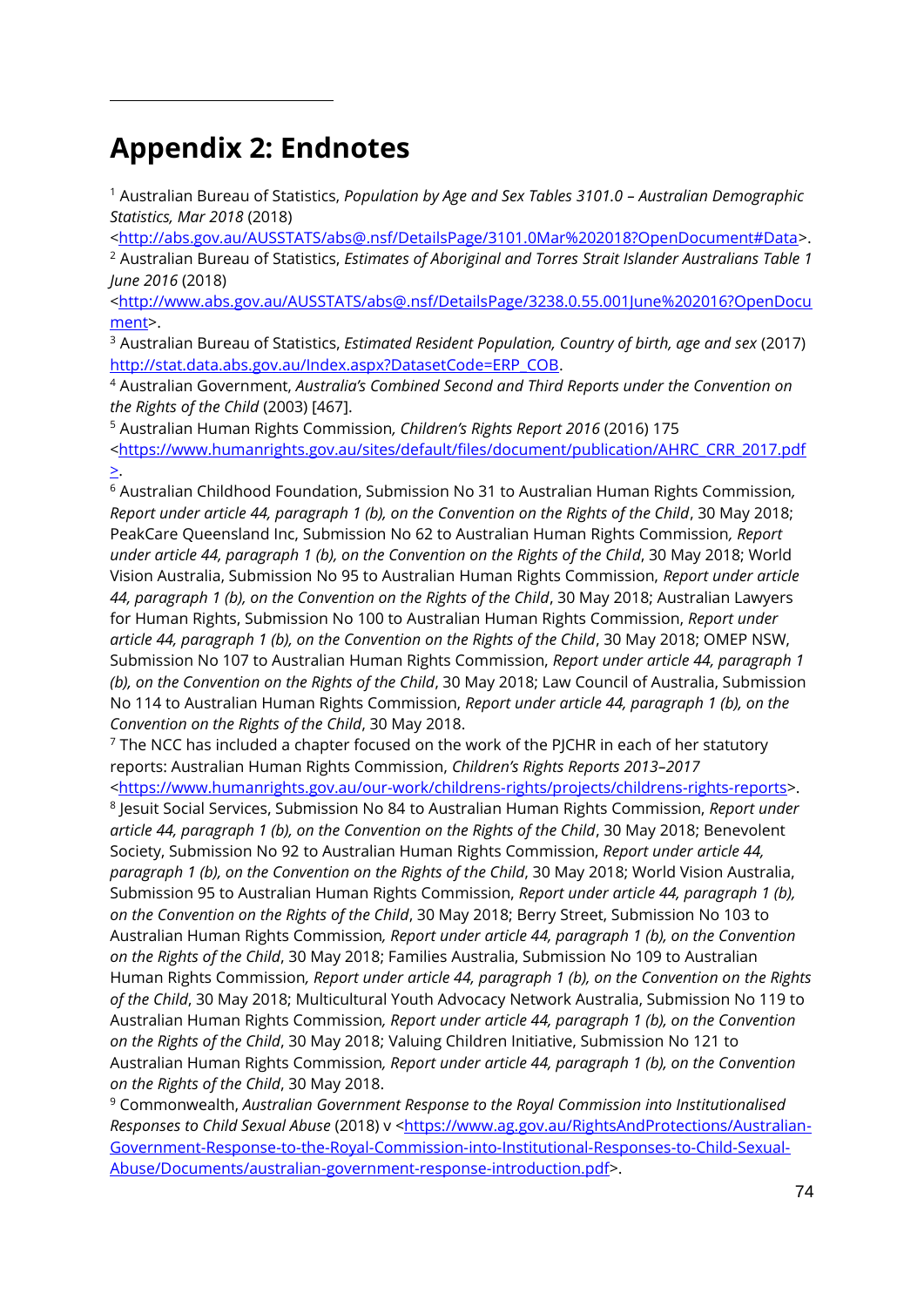# Appendix 2: Endnotes

[1] Australian Bureau of Statistics, *Population by Age and Sex Tables 3101.0 – Australian Demographic Statistics, Mar 2018* (2018) <http://abs.gov.au/AUSSTATS/abs@.nsf/DetailsPage/3101.0Mar%202018?OpenDocument#Data>.

[2] Australian Bureau of Statistics, *Estimates of Aboriginal and Torres Strait Islander Australians Table 1 June 2016* (2018) <http://www.abs.gov.au/AUSSTATS/abs@.nsf/DetailsPage/3238.0.55.001June%202016?OpenDocument>.

[3] Australian Bureau of Statistics, *Estimated Resident Population, Country of birth, age and sex* (2017) http://stat.data.abs.gov.au/Index.aspx?DatasetCode=ERP_COB.

[4] Australian Government, *Australia's Combined Second and Third Reports under the Convention on the Rights of the Child* (2003) [467].

[5] Australian Human Rights Commission*, Children's Rights Report 2016* (2016) 175 <https://www.humanrights.gov.au/sites/default/files/document/publication/AHRC_CRR_2017.pdf>.

[6] Australian Childhood Foundation, Submission No 31 to Australian Human Rights Commission*, Report under article 44, paragraph 1 (b), on the Convention on the Rights of the Child*, 30 May 2018; PeakCare Queensland Inc, Submission No 62 to Australian Human Rights Commission*, Report under article 44, paragraph 1 (b), on the Convention on the Rights of the Child*, 30 May 2018; World Vision Australia, Submission No 95 to Australian Human Rights Commission, *Report under article 44, paragraph 1 (b), on the Convention on the Rights of the Child*, 30 May 2018; Australian Lawyers for Human Rights, Submission No 100 to Australian Human Rights Commission, *Report under article 44, paragraph 1 (b), on the Convention on the Rights of the Child*, 30 May 2018; OMEP NSW, Submission No 107 to Australian Human Rights Commission, *Report under article 44, paragraph 1 (b), on the Convention on the Rights of the Child*, 30 May 2018; Law Council of Australia, Submission No 114 to Australian Human Rights Commission, *Report under article 44, paragraph 1 (b), on the Convention on the Rights of the Child*, 30 May 2018.

[7] The NCC has included a chapter focused on the work of the PJCHR in each of her statutory reports: Australian Human Rights Commission, *Children's Rights Reports 2013–2017* <https://www.humanrights.gov.au/our-work/childrens-rights/projects/childrens-rights-reports>.

[8] Jesuit Social Services, Submission No 84 to Australian Human Rights Commission, *Report under article 44, paragraph 1 (b), on the Convention on the Rights of the Child*, 30 May 2018; Benevolent Society, Submission No 92 to Australian Human Rights Commission, *Report under article 44, paragraph 1 (b), on the Convention on the Rights of the Child*, 30 May 2018; World Vision Australia, Submission 95 to Australian Human Rights Commission, *Report under article 44, paragraph 1 (b), on the Convention on the Rights of the Child*, 30 May 2018; Berry Street, Submission No 103 to Australian Human Rights Commission*, Report under article 44, paragraph 1 (b), on the Convention on the Rights of the Child*, 30 May 2018; Families Australia, Submission No 109 to Australian Human Rights Commission*, Report under article 44, paragraph 1 (b), on the Convention on the Rights of the Child*, 30 May 2018; Multicultural Youth Advocacy Network Australia, Submission No 119 to Australian Human Rights Commission*, Report under article 44, paragraph 1 (b), on the Convention on the Rights of the Child*, 30 May 2018; Valuing Children Initiative, Submission No 121 to Australian Human Rights Commission*, Report under article 44, paragraph 1 (b), on the Convention on the Rights of the Child*, 30 May 2018.

[9] Commonwealth, *Australian Government Response to the Royal Commission into Institutionalised Responses to Child Sexual Abuse* (2018) v <https://www.ag.gov.au/RightsAndProtections/Australian-Government-Response-to-the-Royal-Commission-into-Institutional-Responses-to-Child-Sexual-Abuse/Documents/australian-government-response-introduction.pdf>.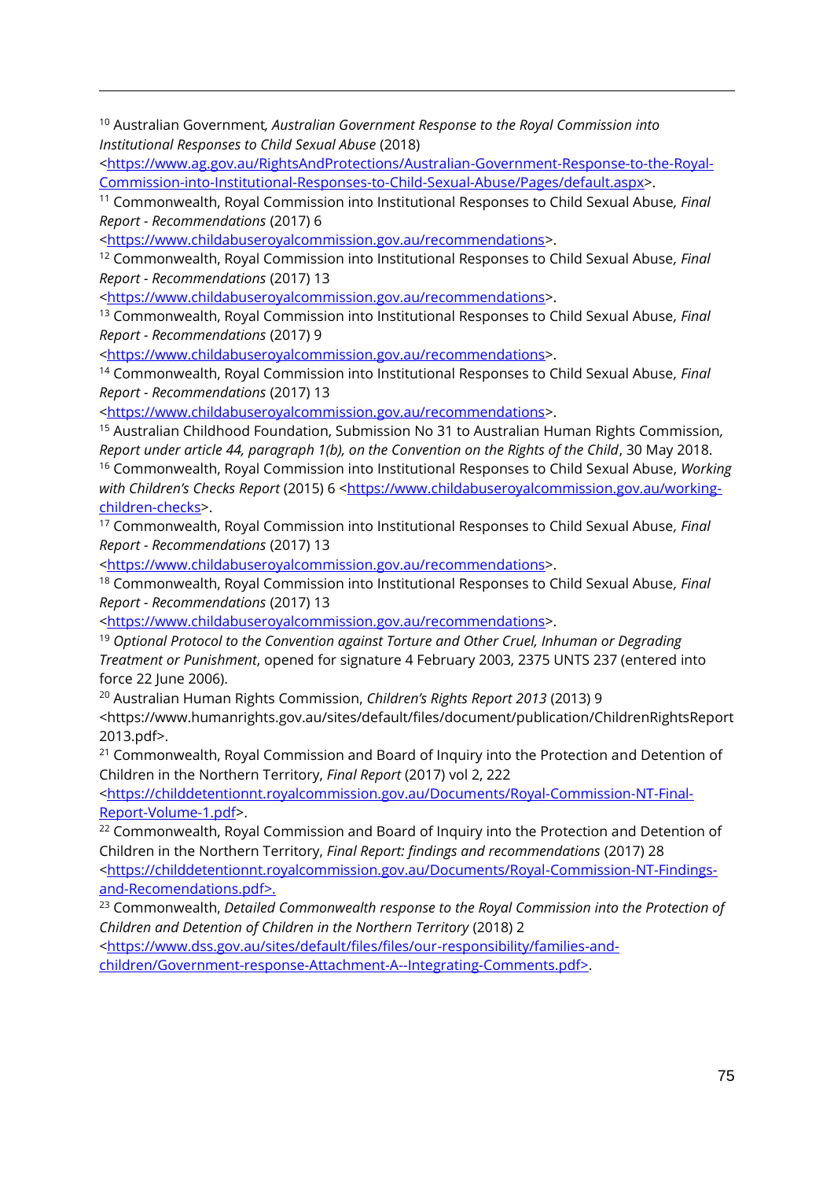[10] Australian Government*, Australian Government Response to the Royal Commission into Institutional Responses to Child Sexual Abuse* (2018) <https://www.ag.gov.au/RightsAndProtections/Australian-Government-Response-to-the-Royal-Commission-into-Institutional-Responses-to-Child-Sexual-Abuse/Pages/default.aspx>.

[11] Commonwealth, Royal Commission into Institutional Responses to Child Sexual Abuse*, Final Report - Recommendations* (2017) 6 <https://www.childabuseroyalcommission.gov.au/recommendations>.

[12] Commonwealth, Royal Commission into Institutional Responses to Child Sexual Abuse*, Final Report - Recommendations* (2017) 13 <https://www.childabuseroyalcommission.gov.au/recommendations>.

[13] Commonwealth, Royal Commission into Institutional Responses to Child Sexual Abuse*, Final Report - Recommendations* (2017) 9 <https://www.childabuseroyalcommission.gov.au/recommendations>.

[14] Commonwealth, Royal Commission into Institutional Responses to Child Sexual Abuse*, Final Report - Recommendations* (2017) 13 <https://www.childabuseroyalcommission.gov.au/recommendations>.

[15] Australian Childhood Foundation, Submission No 31 to Australian Human Rights Commission*, Report under article 44, paragraph 1(b), on the Convention on the Rights of the Child*, 30 May 2018.

[16] Commonwealth, Royal Commission into Institutional Responses to Child Sexual Abuse, *Working with Children's Checks Report* (2015) 6 <https://www.childabuseroyalcommission.gov.au/working-children-checks>.

[17] Commonwealth, Royal Commission into Institutional Responses to Child Sexual Abuse*, Final Report - Recommendations* (2017) 13 <https://www.childabuseroyalcommission.gov.au/recommendations>.

[18] Commonwealth, Royal Commission into Institutional Responses to Child Sexual Abuse*, Final Report - Recommendations* (2017) 13 <https://www.childabuseroyalcommission.gov.au/recommendations>.

[19] *Optional Protocol to the Convention against Torture and Other Cruel, Inhuman or Degrading Treatment or Punishment*, opened for signature 4 February 2003, 2375 UNTS 237 (entered into force 22 June 2006).

[20] Australian Human Rights Commission, *Children's Rights Report 2013* (2013) 9 <https://www.humanrights.gov.au/sites/default/files/document/publication/ChildrenRightsReport2013.pdf>.

[21] Commonwealth, Royal Commission and Board of Inquiry into the Protection and Detention of Children in the Northern Territory, *Final Report* (2017) vol 2, 222 <https://childdetentionnt.royalcommission.gov.au/Documents/Royal-Commission-NT-Final-Report-Volume-1.pdf>.

[22] Commonwealth, Royal Commission and Board of Inquiry into the Protection and Detention of Children in the Northern Territory, *Final Report: findings and recommendations* (2017) 28 <https://childdetentionnt.royalcommission.gov.au/Documents/Royal-Commission-NT-Findings-and-Recomendations.pdf>.

[23] Commonwealth, *Detailed Commonwealth response to the Royal Commission into the Protection of Children and Detention of Children in the Northern Territory* (2018) 2 <https://www.dss.gov.au/sites/default/files/files/our-responsibility/families-and-children/Government-response-Attachment-A--Integrating-Comments.pdf>.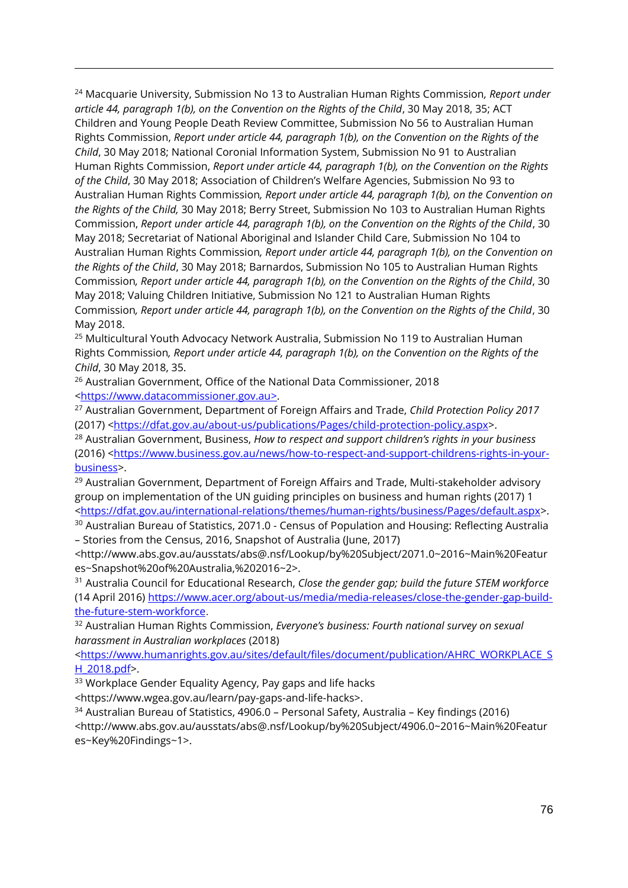[24] Macquarie University, Submission No 13 to Australian Human Rights Commission*, Report under article 44, paragraph 1(b), on the Convention on the Rights of the Child*, 30 May 2018, 35; ACT Children and Young People Death Review Committee, Submission No 56 to Australian Human Rights Commission, *Report under article 44, paragraph 1(b), on the Convention on the Rights of the Child*, 30 May 2018; National Coronial Information System, Submission No 91 to Australian Human Rights Commission, *Report under article 44, paragraph 1(b), on the Convention on the Rights of the Child*, 30 May 2018; Association of Children's Welfare Agencies, Submission No 93 to Australian Human Rights Commission*, Report under article 44, paragraph 1(b), on the Convention on the Rights of the Child,* 30 May 2018; Berry Street, Submission No 103 to Australian Human Rights Commission, *Report under article 44, paragraph 1(b), on the Convention on the Rights of the Child*, 30 May 2018; Secretariat of National Aboriginal and Islander Child Care, Submission No 104 to Australian Human Rights Commission*, Report under article 44, paragraph 1(b), on the Convention on the Rights of the Child*, 30 May 2018; Barnardos, Submission No 105 to Australian Human Rights Commission*, Report under article 44, paragraph 1(b), on the Convention on the Rights of the Child*, 30 May 2018; Valuing Children Initiative, Submission No 121 to Australian Human Rights Commission*, Report under article 44, paragraph 1(b), on the Convention on the Rights of the Child*, 30 May 2018.

[25] Multicultural Youth Advocacy Network Australia, Submission No 119 to Australian Human Rights Commission*, Report under article 44, paragraph 1(b), on the Convention on the Rights of the Child*, 30 May 2018, 35.

[26] Australian Government, Office of the National Data Commissioner, 2018 <https://www.datacommissioner.gov.au>.

[27] Australian Government, Department of Foreign Affairs and Trade, *Child Protection Policy 2017* (2017) <https://dfat.gov.au/about-us/publications/Pages/child-protection-policy.aspx>.

[28] Australian Government, Business, *How to respect and support children's rights in your business* (2016) <https://www.business.gov.au/news/how-to-respect-and-support-childrens-rights-in-your-business>.

[29] Australian Government, Department of Foreign Affairs and Trade, Multi-stakeholder advisory group on implementation of the UN guiding principles on business and human rights (2017) 1 <https://dfat.gov.au/international-relations/themes/human-rights/business/Pages/default.aspx>.

[30] Australian Bureau of Statistics, 2071.0 - Census of Population and Housing: Reflecting Australia – Stories from the Census, 2016, Snapshot of Australia (June, 2017) <http://www.abs.gov.au/ausstats/abs@.nsf/Lookup/by%20Subject/2071.0~2016~Main%20Features~Snapshot%20of%20Australia,%202016~2>.

[31] Australia Council for Educational Research, *Close the gender gap; build the future STEM workforce* (14 April 2016) https://www.acer.org/about-us/media/media-releases/close-the-gender-gap-build-the-future-stem-workforce.

[32] Australian Human Rights Commission, *Everyone's business: Fourth national survey on sexual harassment in Australian workplaces* (2018) <https://www.humanrights.gov.au/sites/default/files/document/publication/AHRC_WORKPLACE_SH_2018.pdf>.

[33] Workplace Gender Equality Agency, Pay gaps and life hacks <https://www.wgea.gov.au/learn/pay-gaps-and-life-hacks>.

[34] Australian Bureau of Statistics, 4906.0 – Personal Safety, Australia – Key findings (2016) <http://www.abs.gov.au/ausstats/abs@.nsf/Lookup/by%20Subject/4906.0~2016~Main%20Features~Key%20Findings~1>.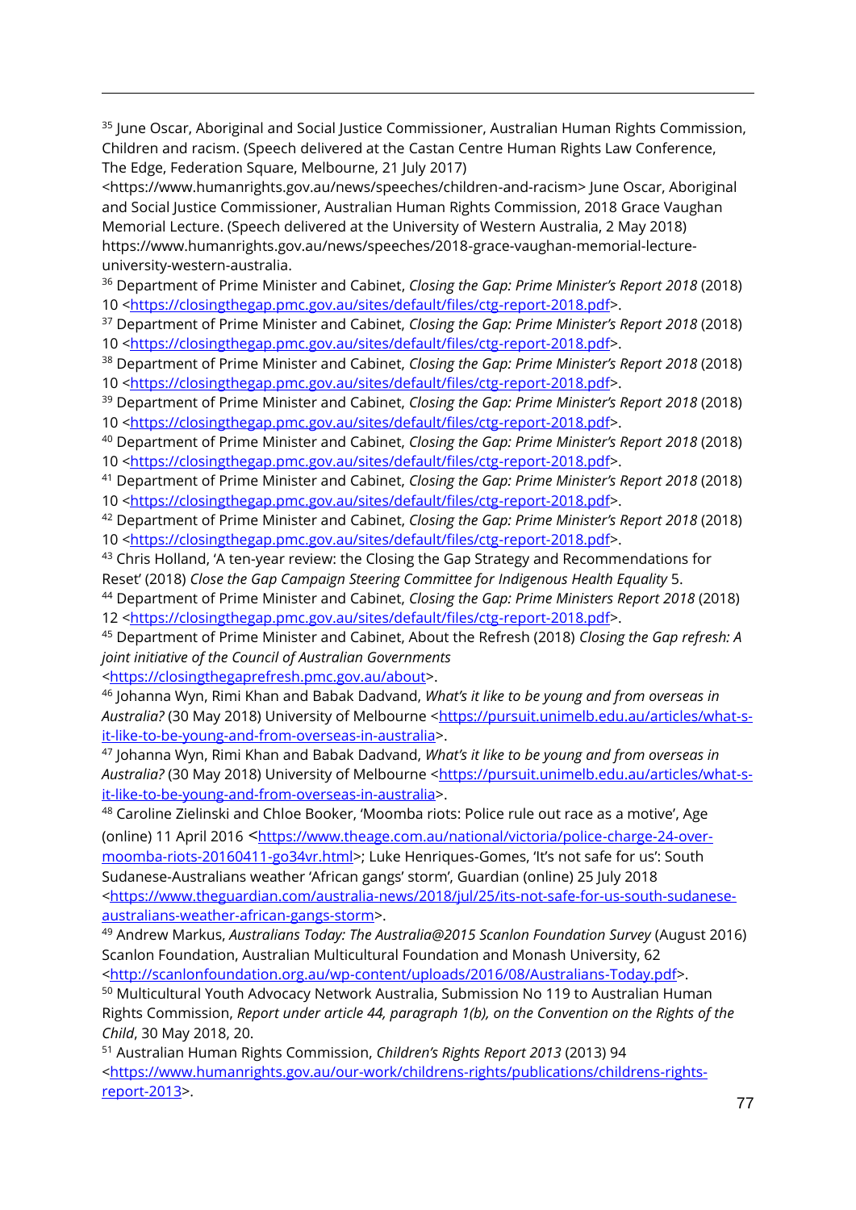[35] June Oscar, Aboriginal and Social Justice Commissioner, Australian Human Rights Commission, Children and racism. (Speech delivered at the Castan Centre Human Rights Law Conference, The Edge, Federation Square, Melbourne, 21 July 2017) <https://www.humanrights.gov.au/news/speeches/children-and-racism> June Oscar, Aboriginal and Social Justice Commissioner, Australian Human Rights Commission, 2018 Grace Vaughan Memorial Lecture. (Speech delivered at the University of Western Australia, 2 May 2018) https://www.humanrights.gov.au/news/speeches/2018-grace-vaughan-memorial-lecture-university-western-australia.

[36] Department of Prime Minister and Cabinet, *Closing the Gap: Prime Minister's Report 2018* (2018) 10 <https://closingthegap.pmc.gov.au/sites/default/files/ctg-report-2018.pdf>.

[37] Department of Prime Minister and Cabinet, *Closing the Gap: Prime Minister's Report 2018* (2018) 10 <https://closingthegap.pmc.gov.au/sites/default/files/ctg-report-2018.pdf>.

[38] Department of Prime Minister and Cabinet, *Closing the Gap: Prime Minister's Report 2018* (2018) 10 <https://closingthegap.pmc.gov.au/sites/default/files/ctg-report-2018.pdf>.

[39] Department of Prime Minister and Cabinet, *Closing the Gap: Prime Minister's Report 2018* (2018) 10 <https://closingthegap.pmc.gov.au/sites/default/files/ctg-report-2018.pdf>.

[40] Department of Prime Minister and Cabinet, *Closing the Gap: Prime Minister's Report 2018* (2018) 10 <https://closingthegap.pmc.gov.au/sites/default/files/ctg-report-2018.pdf>.

[41] Department of Prime Minister and Cabinet, *Closing the Gap: Prime Minister's Report 2018* (2018) 10 <https://closingthegap.pmc.gov.au/sites/default/files/ctg-report-2018.pdf>.

[42] Department of Prime Minister and Cabinet, *Closing the Gap: Prime Minister's Report 2018* (2018) 10 <https://closingthegap.pmc.gov.au/sites/default/files/ctg-report-2018.pdf>.

[43] Chris Holland, 'A ten-year review: the Closing the Gap Strategy and Recommendations for Reset' (2018) *Close the Gap Campaign Steering Committee for Indigenous Health Equality* 5.

[44] Department of Prime Minister and Cabinet, *Closing the Gap: Prime Ministers Report 2018* (2018) 12 <https://closingthegap.pmc.gov.au/sites/default/files/ctg-report-2018.pdf>.

[45] Department of Prime Minister and Cabinet, About the Refresh (2018) *Closing the Gap refresh: A joint initiative of the Council of Australian Governments* <https://closingthegaprefresh.pmc.gov.au/about>.

[46] Johanna Wyn, Rimi Khan and Babak Dadvand, *What's it like to be young and from overseas in Australia?* (30 May 2018) University of Melbourne <https://pursuit.unimelb.edu.au/articles/what-s-it-like-to-be-young-and-from-overseas-in-australia>.

[47] Johanna Wyn, Rimi Khan and Babak Dadvand, *What's it like to be young and from overseas in Australia?* (30 May 2018) University of Melbourne <https://pursuit.unimelb.edu.au/articles/what-s-it-like-to-be-young-and-from-overseas-in-australia>.

[48] Caroline Zielinski and Chloe Booker, 'Moomba riots: Police rule out race as a motive', Age (online) 11 April 2016 <https://www.theage.com.au/national/victoria/police-charge-24-over-moomba-riots-20160411-go34vr.html>; Luke Henriques-Gomes, 'It's not safe for us': South Sudanese-Australians weather 'African gangs' storm', Guardian (online) 25 July 2018 <https://www.theguardian.com/australia-news/2018/jul/25/its-not-safe-for-us-south-sudanese-australians-weather-african-gangs-storm>.

[49] Andrew Markus, *Australians Today: The Australia@2015 Scanlon Foundation Survey* (August 2016) Scanlon Foundation, Australian Multicultural Foundation and Monash University, 62 <http://scanlonfoundation.org.au/wp-content/uploads/2016/08/Australians-Today.pdf>.

[50] Multicultural Youth Advocacy Network Australia, Submission No 119 to Australian Human Rights Commission, *Report under article 44, paragraph 1(b), on the Convention on the Rights of the Child*, 30 May 2018, 20.

[51] Australian Human Rights Commission, *Children's Rights Report 2013* (2013) 94 <https://www.humanrights.gov.au/our-work/childrens-rights/publications/childrens-rights-report-2013>.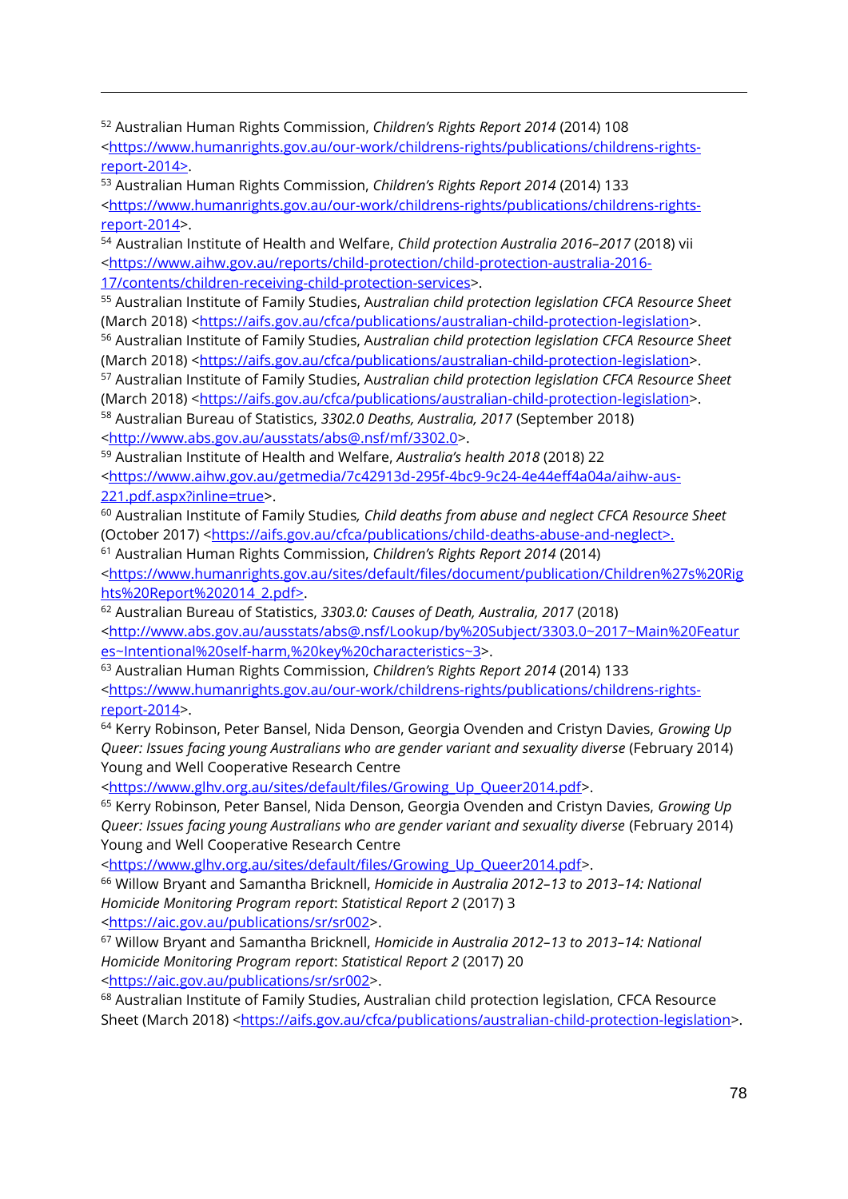[52] Australian Human Rights Commission, *Children's Rights Report 2014* (2014) 108 <https://www.humanrights.gov.au/our-work/childrens-rights/publications/childrens-rights-report-2014>.

[53] Australian Human Rights Commission, *Children's Rights Report 2014* (2014) 133 <https://www.humanrights.gov.au/our-work/childrens-rights/publications/childrens-rights-report-2014>.

[54] Australian Institute of Health and Welfare, *Child protection Australia 2016–2017* (2018) vii <https://www.aihw.gov.au/reports/child-protection/child-protection-australia-2016-17/contents/children-receiving-child-protection-services>.

[55] Australian Institute of Family Studies, A*ustralian child protection legislation CFCA Resource Sheet* (March 2018) <https://aifs.gov.au/cfca/publications/australian-child-protection-legislation>.

[56] Australian Institute of Family Studies, A*ustralian child protection legislation CFCA Resource Sheet* (March 2018) <https://aifs.gov.au/cfca/publications/australian-child-protection-legislation>.

[57] Australian Institute of Family Studies, A*ustralian child protection legislation CFCA Resource Sheet* (March 2018) <https://aifs.gov.au/cfca/publications/australian-child-protection-legislation>.

[58] Australian Bureau of Statistics, *3302.0 Deaths, Australia, 2017* (September 2018) <http://www.abs.gov.au/ausstats/abs@.nsf/mf/3302.0>.

[59] Australian Institute of Health and Welfare, *Australia's health 2018* (2018) 22 <https://www.aihw.gov.au/getmedia/7c42913d-295f-4bc9-9c24-4e44eff4a04a/aihw-aus-221.pdf.aspx?inline=true>.

[60] Australian Institute of Family Studies*, Child deaths from abuse and neglect CFCA Resource Sheet* (October 2017) <https://aifs.gov.au/cfca/publications/child-deaths-abuse-and-neglect>.

[61] Australian Human Rights Commission, *Children's Rights Report 2014* (2014) <https://www.humanrights.gov.au/sites/default/files/document/publication/Children%27s%20Rights%20Report%202014_2.pdf>.

[62] Australian Bureau of Statistics, *3303.0: Causes of Death, Australia, 2017* (2018) <http://www.abs.gov.au/ausstats/abs@.nsf/Lookup/by%20Subject/3303.0~2017~Main%20Features~Intentional%20self-harm,%20key%20characteristics~3>.

[63] Australian Human Rights Commission, *Children's Rights Report 2014* (2014) 133 <https://www.humanrights.gov.au/our-work/childrens-rights/publications/childrens-rights-report-2014>.

[64] Kerry Robinson, Peter Bansel, Nida Denson, Georgia Ovenden and Cristyn Davies, *Growing Up Queer: Issues facing young Australians who are gender variant and sexuality diverse* (February 2014) Young and Well Cooperative Research Centre <https://www.glhv.org.au/sites/default/files/Growing_Up_Queer2014.pdf>.

[65] Kerry Robinson, Peter Bansel, Nida Denson, Georgia Ovenden and Cristyn Davies, *Growing Up Queer: Issues facing young Australians who are gender variant and sexuality diverse* (February 2014) Young and Well Cooperative Research Centre <https://www.glhv.org.au/sites/default/files/Growing_Up_Queer2014.pdf>.

[66] Willow Bryant and Samantha Bricknell, *Homicide in Australia 2012–13 to 2013–14: National Homicide Monitoring Program report*: *Statistical Report 2* (2017) 3 <https://aic.gov.au/publications/sr/sr002>.

[67] Willow Bryant and Samantha Bricknell, *Homicide in Australia 2012–13 to 2013–14: National Homicide Monitoring Program report*: *Statistical Report 2* (2017) 20 <https://aic.gov.au/publications/sr/sr002>.

[68] Australian Institute of Family Studies, Australian child protection legislation, CFCA Resource Sheet (March 2018) <https://aifs.gov.au/cfca/publications/australian-child-protection-legislation>.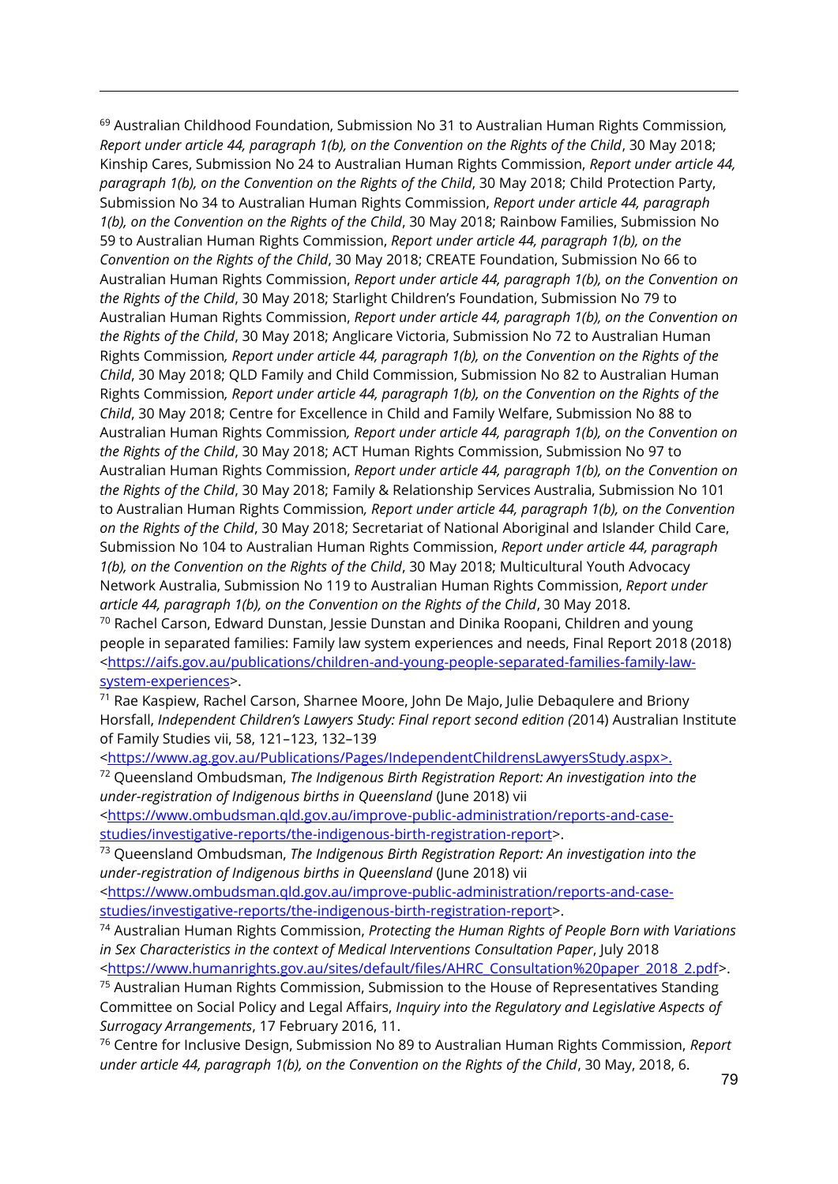[69] Australian Childhood Foundation, Submission No 31 to Australian Human Rights Commission*, Report under article 44, paragraph 1(b), on the Convention on the Rights of the Child*, 30 May 2018; Kinship Cares, Submission No 24 to Australian Human Rights Commission, *Report under article 44, paragraph 1(b), on the Convention on the Rights of the Child*, 30 May 2018; Child Protection Party, Submission No 34 to Australian Human Rights Commission, *Report under article 44, paragraph 1(b), on the Convention on the Rights of the Child*, 30 May 2018; Rainbow Families, Submission No 59 to Australian Human Rights Commission, *Report under article 44, paragraph 1(b), on the Convention on the Rights of the Child*, 30 May 2018; CREATE Foundation, Submission No 66 to Australian Human Rights Commission, *Report under article 44, paragraph 1(b), on the Convention on the Rights of the Child*, 30 May 2018; Starlight Children's Foundation, Submission No 79 to Australian Human Rights Commission, *Report under article 44, paragraph 1(b), on the Convention on the Rights of the Child*, 30 May 2018; Anglicare Victoria, Submission No 72 to Australian Human Rights Commission*, Report under article 44, paragraph 1(b), on the Convention on the Rights of the Child*, 30 May 2018; QLD Family and Child Commission, Submission No 82 to Australian Human Rights Commission*, Report under article 44, paragraph 1(b), on the Convention on the Rights of the Child*, 30 May 2018; Centre for Excellence in Child and Family Welfare, Submission No 88 to Australian Human Rights Commission*, Report under article 44, paragraph 1(b), on the Convention on the Rights of the Child*, 30 May 2018; ACT Human Rights Commission, Submission No 97 to Australian Human Rights Commission, *Report under article 44, paragraph 1(b), on the Convention on the Rights of the Child*, 30 May 2018; Family & Relationship Services Australia, Submission No 101 to Australian Human Rights Commission*, Report under article 44, paragraph 1(b), on the Convention on the Rights of the Child*, 30 May 2018; Secretariat of National Aboriginal and Islander Child Care, Submission No 104 to Australian Human Rights Commission, *Report under article 44, paragraph 1(b), on the Convention on the Rights of the Child*, 30 May 2018; Multicultural Youth Advocacy Network Australia, Submission No 119 to Australian Human Rights Commission, *Report under article 44, paragraph 1(b), on the Convention on the Rights of the Child*, 30 May 2018.

[70] Rachel Carson, Edward Dunstan, Jessie Dunstan and Dinika Roopani, Children and young people in separated families: Family law system experiences and needs, Final Report 2018 (2018) <https://aifs.gov.au/publications/children-and-young-people-separated-families-family-law-system-experiences>.

[71] Rae Kaspiew, Rachel Carson, Sharnee Moore, John De Majo, Julie Debaqulere and Briony Horsfall, *Independent Children's Lawyers Study: Final report second edition (*2014) Australian Institute of Family Studies vii, 58, 121–123, 132–139 <https://www.ag.gov.au/Publications/Pages/IndependentChildrensLawyersStudy.aspx>.

[72] Queensland Ombudsman, *The Indigenous Birth Registration Report: An investigation into the under-registration of Indigenous births in Queensland* (June 2018) vii <https://www.ombudsman.qld.gov.au/improve-public-administration/reports-and-case-studies/investigative-reports/the-indigenous-birth-registration-report>.

[73] Queensland Ombudsman, *The Indigenous Birth Registration Report: An investigation into the under-registration of Indigenous births in Queensland* (June 2018) vii <https://www.ombudsman.qld.gov.au/improve-public-administration/reports-and-case-studies/investigative-reports/the-indigenous-birth-registration-report>.

[74] Australian Human Rights Commission, *Protecting the Human Rights of People Born with Variations in Sex Characteristics in the context of Medical Interventions Consultation Paper*, July 2018 <https://www.humanrights.gov.au/sites/default/files/AHRC_Consultation%20paper_2018_2.pdf>.

[75] Australian Human Rights Commission, Submission to the House of Representatives Standing Committee on Social Policy and Legal Affairs, *Inquiry into the Regulatory and Legislative Aspects of Surrogacy Arrangements*, 17 February 2016, 11.

[76] Centre for Inclusive Design, Submission No 89 to Australian Human Rights Commission, *Report under article 44, paragraph 1(b), on the Convention on the Rights of the Child*, 30 May, 2018, 6.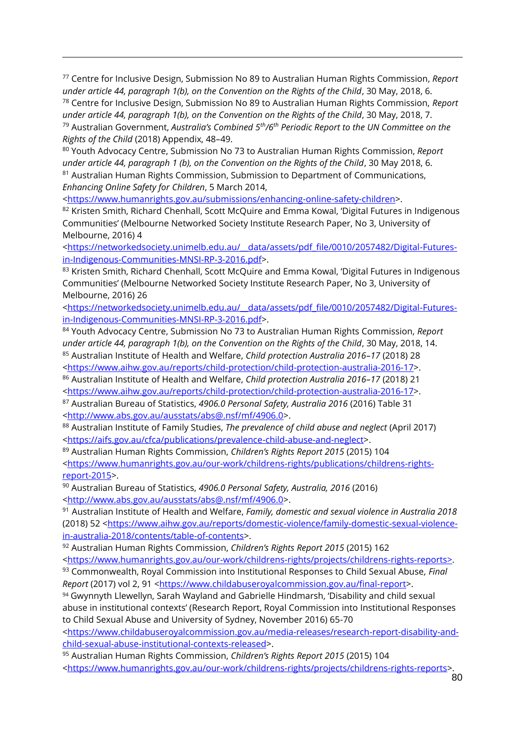[77] Centre for Inclusive Design, Submission No 89 to Australian Human Rights Commission, *Report under article 44, paragraph 1(b), on the Convention on the Rights of the Child*, 30 May, 2018, 6.

[78] Centre for Inclusive Design, Submission No 89 to Australian Human Rights Commission, *Report under article 44, paragraph 1(b), on the Convention on the Rights of the Child*, 30 May, 2018, 7.

[79] Australian Government, *Australia's Combined 5th/6th Periodic Report to the UN Committee on the Rights of the Child* (2018) Appendix, 48–49.

[80] Youth Advocacy Centre, Submission No 73 to Australian Human Rights Commission, *Report under article 44, paragraph 1 (b), on the Convention on the Rights of the Child*, 30 May 2018, 6.

[81] Australian Human Rights Commission, Submission to Department of Communications, *Enhancing Online Safety for Children*, 5 March 2014, <https://www.humanrights.gov.au/submissions/enhancing-online-safety-children>.

[82] Kristen Smith, Richard Chenhall, Scott McQuire and Emma Kowal, 'Digital Futures in Indigenous Communities' (Melbourne Networked Society Institute Research Paper, No 3, University of Melbourne, 2016) 4 <https://networkedsociety.unimelb.edu.au/__data/assets/pdf_file/0010/2057482/Digital-Futures-in-Indigenous-Communities-MNSI-RP-3-2016.pdf>.

[83] Kristen Smith, Richard Chenhall, Scott McQuire and Emma Kowal, 'Digital Futures in Indigenous Communities' (Melbourne Networked Society Institute Research Paper, No 3, University of Melbourne, 2016) 26 <https://networkedsociety.unimelb.edu.au/__data/assets/pdf_file/0010/2057482/Digital-Futures-in-Indigenous-Communities-MNSI-RP-3-2016.pdf>.

[84] Youth Advocacy Centre, Submission No 73 to Australian Human Rights Commission, *Report under article 44, paragraph 1(b), on the Convention on the Rights of the Child*, 30 May, 2018, 14.

[85] Australian Institute of Health and Welfare, *Child protection Australia 2016–17* (2018) 28 <https://www.aihw.gov.au/reports/child-protection/child-protection-australia-2016-17>.

[86] Australian Institute of Health and Welfare, *Child protection Australia 2016–17* (2018) 21 <https://www.aihw.gov.au/reports/child-protection/child-protection-australia-2016-17>.

[87] Australian Bureau of Statistics, *4906.0 Personal Safety, Australia 2016* (2016) Table 31 <http://www.abs.gov.au/ausstats/abs@.nsf/mf/4906.0>.

[88] Australian Institute of Family Studies, *The prevalence of child abuse and neglect* (April 2017) <https://aifs.gov.au/cfca/publications/prevalence-child-abuse-and-neglect>.

[89] Australian Human Rights Commission, *Children's Rights Report 2015* (2015) 104 <https://www.humanrights.gov.au/our-work/childrens-rights/publications/childrens-rights-report-2015>.

[90] Australian Bureau of Statistics, *4906.0 Personal Safety, Australia, 2016* (2016) <http://www.abs.gov.au/ausstats/abs@.nsf/mf/4906.0>.

[91] Australian Institute of Health and Welfare, *Family, domestic and sexual violence in Australia 2018* (2018) 52 <https://www.aihw.gov.au/reports/domestic-violence/family-domestic-sexual-violence-in-australia-2018/contents/table-of-contents>.

[92] Australian Human Rights Commission, *Children's Rights Report 2015* (2015) 162 <https://www.humanrights.gov.au/our-work/childrens-rights/projects/childrens-rights-reports>.

[93] Commonwealth, Royal Commission into Institutional Responses to Child Sexual Abuse, *Final Report* (2017) vol 2, 91 <https://www.childabuseroyalcommission.gov.au/final-report>.

[94] Gwynnyth Llewellyn, Sarah Wayland and Gabrielle Hindmarsh, 'Disability and child sexual abuse in institutional contexts' (Research Report, Royal Commission into Institutional Responses to Child Sexual Abuse and University of Sydney, November 2016) 65-70 <https://www.childabuseroyalcommission.gov.au/media-releases/research-report-disability-and-child-sexual-abuse-institutional-contexts-released>.

[95] Australian Human Rights Commission, *Children's Rights Report 2015* (2015) 104 <https://www.humanrights.gov.au/our-work/childrens-rights/projects/childrens-rights-reports>.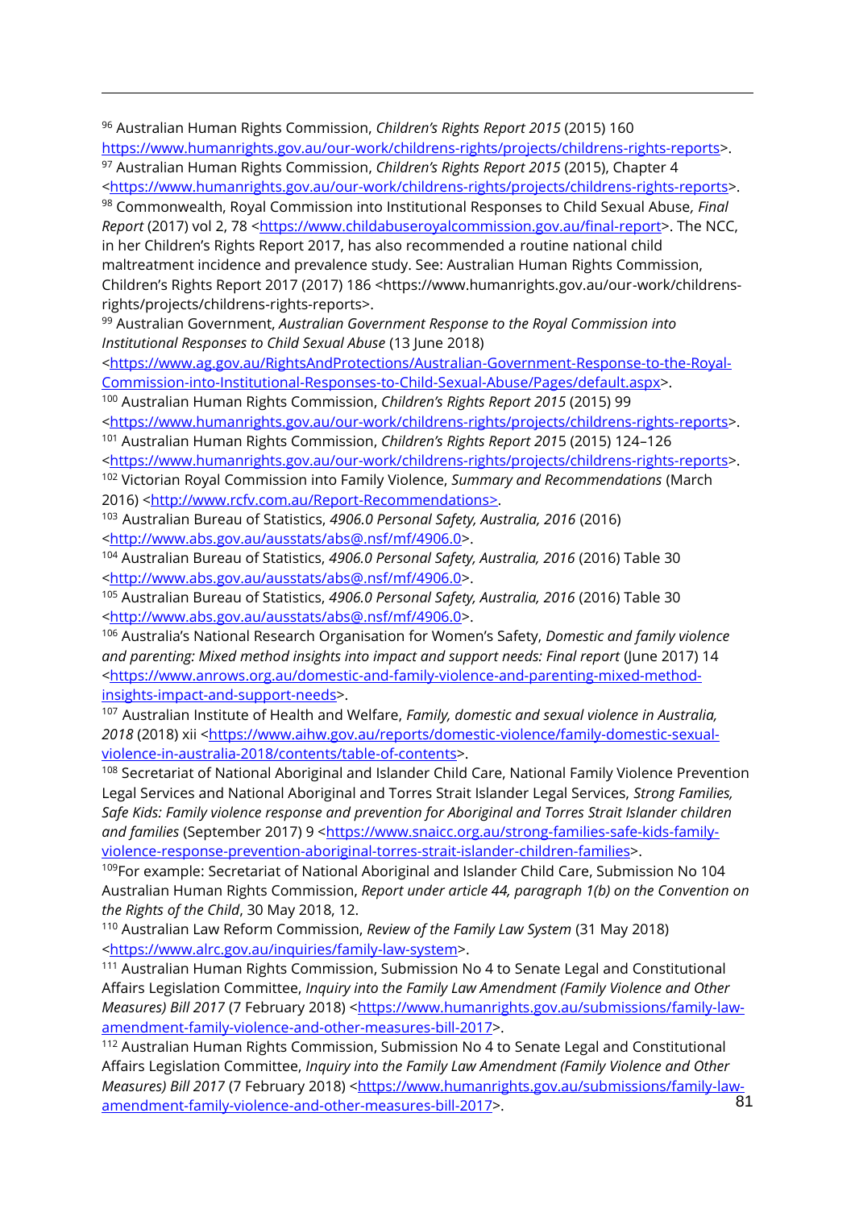[96] Australian Human Rights Commission, *Children's Rights Report 2015* (2015) 160 https://www.humanrights.gov.au/our-work/childrens-rights/projects/childrens-rights-reports>.

[97] Australian Human Rights Commission, *Children's Rights Report 2015* (2015), Chapter 4 <https://www.humanrights.gov.au/our-work/childrens-rights/projects/childrens-rights-reports>.

[98] Commonwealth, Royal Commission into Institutional Responses to Child Sexual Abuse, *Final Report* (2017) vol 2, 78 <https://www.childabuseroyalcommission.gov.au/final-report>. The NCC, in her Children's Rights Report 2017, has also recommended a routine national child maltreatment incidence and prevalence study. See: Australian Human Rights Commission, Children's Rights Report 2017 (2017) 186 <https://www.humanrights.gov.au/our-work/childrens-rights/projects/childrens-rights-reports>.

[99] Australian Government, *Australian Government Response to the Royal Commission into Institutional Responses to Child Sexual Abuse* (13 June 2018) <https://www.ag.gov.au/RightsAndProtections/Australian-Government-Response-to-the-Royal-Commission-into-Institutional-Responses-to-Child-Sexual-Abuse/Pages/default.aspx>.

[100] Australian Human Rights Commission, *Children's Rights Report 2015* (2015) 99 <https://www.humanrights.gov.au/our-work/childrens-rights/projects/childrens-rights-reports>.

[101] Australian Human Rights Commission, *Children's Rights Report 2015* (2015) 124–126 <https://www.humanrights.gov.au/our-work/childrens-rights/projects/childrens-rights-reports>.

[102] Victorian Royal Commission into Family Violence, *Summary and Recommendations* (March 2016) <http://www.rcfv.com.au/Report-Recommendations>.

[103] Australian Bureau of Statistics, *4906.0 Personal Safety, Australia, 2016* (2016) <http://www.abs.gov.au/ausstats/abs@.nsf/mf/4906.0>.

[104] Australian Bureau of Statistics, *4906.0 Personal Safety, Australia, 2016* (2016) Table 30 <http://www.abs.gov.au/ausstats/abs@.nsf/mf/4906.0>.

[105] Australian Bureau of Statistics, *4906.0 Personal Safety, Australia, 2016* (2016) Table 30 <http://www.abs.gov.au/ausstats/abs@.nsf/mf/4906.0>.

[106] Australia's National Research Organisation for Women's Safety, *Domestic and family violence and parenting: Mixed method insights into impact and support needs: Final report* (June 2017) 14 <https://www.anrows.org.au/domestic-and-family-violence-and-parenting-mixed-method-insights-impact-and-support-needs>.

[107] Australian Institute of Health and Welfare, *Family, domestic and sexual violence in Australia, 2018* (2018) xii <https://www.aihw.gov.au/reports/domestic-violence/family-domestic-sexual-violence-in-australia-2018/contents/table-of-contents>.

[108] Secretariat of National Aboriginal and Islander Child Care, National Family Violence Prevention Legal Services and National Aboriginal and Torres Strait Islander Legal Services, *Strong Families, Safe Kids: Family violence response and prevention for Aboriginal and Torres Strait Islander children and families* (September 2017) 9 <https://www.snaicc.org.au/strong-families-safe-kids-family-violence-response-prevention-aboriginal-torres-strait-islander-children-families>.

[109] For example: Secretariat of National Aboriginal and Islander Child Care, Submission No 104 Australian Human Rights Commission, *Report under article 44, paragraph 1(b) on the Convention on the Rights of the Child*, 30 May 2018, 12.

[110] Australian Law Reform Commission, *Review of the Family Law System* (31 May 2018) <https://www.alrc.gov.au/inquiries/family-law-system>.

[111] Australian Human Rights Commission, Submission No 4 to Senate Legal and Constitutional Affairs Legislation Committee, *Inquiry into the Family Law Amendment (Family Violence and Other Measures) Bill 2017* (7 February 2018) <https://www.humanrights.gov.au/submissions/family-law-amendment-family-violence-and-other-measures-bill-2017>.

[112] Australian Human Rights Commission, Submission No 4 to Senate Legal and Constitutional Affairs Legislation Committee, *Inquiry into the Family Law Amendment (Family Violence and Other Measures) Bill 2017* (7 February 2018) <https://www.humanrights.gov.au/submissions/family-law-amendment-family-violence-and-other-measures-bill-2017>.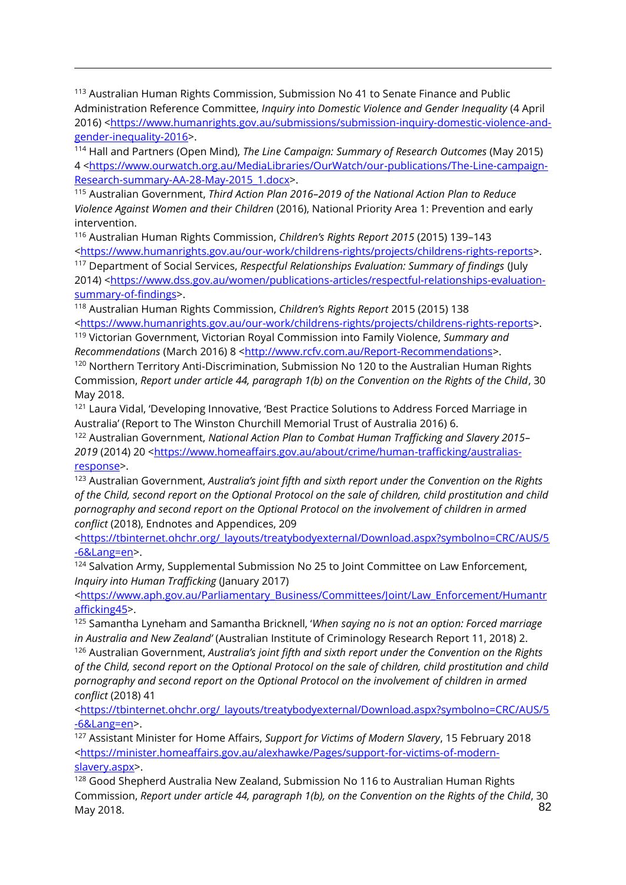[113] Australian Human Rights Commission, Submission No 41 to Senate Finance and Public Administration Reference Committee, *Inquiry into Domestic Violence and Gender Inequality* (4 April 2016) <https://www.humanrights.gov.au/submissions/submission-inquiry-domestic-violence-and-gender-inequality-2016>.

[114] Hall and Partners (Open Mind), *The Line Campaign: Summary of Research Outcomes* (May 2015) 4 <https://www.ourwatch.org.au/MediaLibraries/OurWatch/our-publications/The-Line-campaign-Research-summary-AA-28-May-2015_1.docx>.

[115] Australian Government, *Third Action Plan 2016–2019 of the National Action Plan to Reduce Violence Against Women and their Children* (2016), National Priority Area 1: Prevention and early intervention.

[116] Australian Human Rights Commission, *Children's Rights Report 2015* (2015) 139–143 <https://www.humanrights.gov.au/our-work/childrens-rights/projects/childrens-rights-reports>.

[117] Department of Social Services, *Respectful Relationships Evaluation: Summary of findings* (July 2014) <https://www.dss.gov.au/women/publications-articles/respectful-relationships-evaluation-summary-of-findings>.

[118] Australian Human Rights Commission, *Children's Rights Report* 2015 (2015) 138 <https://www.humanrights.gov.au/our-work/childrens-rights/projects/childrens-rights-reports>.

[119] Victorian Government, Victorian Royal Commission into Family Violence, *Summary and Recommendations* (March 2016) 8 <http://www.rcfv.com.au/Report-Recommendations>.

[120] Northern Territory Anti-Discrimination, Submission No 120 to the Australian Human Rights Commission, *Report under article 44, paragraph 1(b) on the Convention on the Rights of the Child*, 30 May 2018.

[121] Laura Vidal, 'Developing Innovative, 'Best Practice Solutions to Address Forced Marriage in Australia' (Report to The Winston Churchill Memorial Trust of Australia 2016) 6.

[122] Australian Government, *National Action Plan to Combat Human Trafficking and Slavery 2015–2019* (2014) 20 <https://www.homeaffairs.gov.au/about/crime/human-trafficking/australias-response>.

[123] Australian Government, *Australia's joint fifth and sixth report under the Convention on the Rights of the Child, second report on the Optional Protocol on the sale of children, child prostitution and child pornography and second report on the Optional Protocol on the involvement of children in armed conflict* (2018), Endnotes and Appendices, 209 <https://tbinternet.ohchr.org/_layouts/treatybodyexternal/Download.aspx?symbolno=CRC/AUS/5-6&Lang=en>.

[124] Salvation Army, Supplemental Submission No 25 to Joint Committee on Law Enforcement, *Inquiry into Human Trafficking* (January 2017) <https://www.aph.gov.au/Parliamentary_Business/Committees/Joint/Law_Enforcement/Humantrafficking45>.

[125] Samantha Lyneham and Samantha Bricknell, '*When saying no is not an option: Forced marriage in Australia and New Zealand*' (Australian Institute of Criminology Research Report 11, 2018) 2.

[126] Australian Government, *Australia's joint fifth and sixth report under the Convention on the Rights of the Child, second report on the Optional Protocol on the sale of children, child prostitution and child pornography and second report on the Optional Protocol on the involvement of children in armed conflict* (2018) 41 <https://tbinternet.ohchr.org/_layouts/treatybodyexternal/Download.aspx?symbolno=CRC/AUS/5-6&Lang=en>.

[127] Assistant Minister for Home Affairs, *Support for Victims of Modern Slavery*, 15 February 2018 <https://minister.homeaffairs.gov.au/alexhawke/Pages/support-for-victims-of-modern-slavery.aspx>.

[128] Good Shepherd Australia New Zealand, Submission No 116 to Australian Human Rights Commission, *Report under article 44, paragraph 1(b), on the Convention on the Rights of the Child*, 30 May 2018.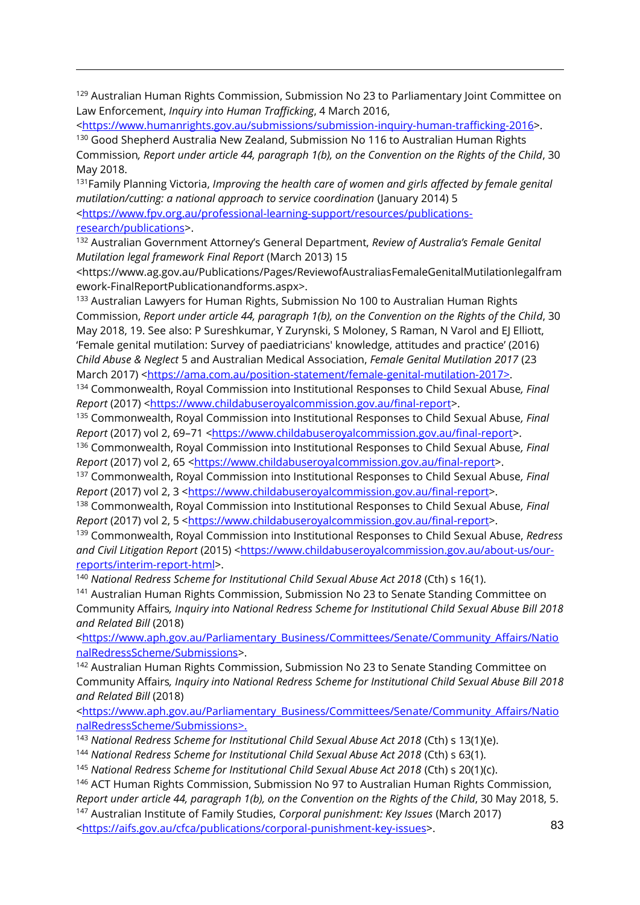[129] Australian Human Rights Commission, Submission No 23 to Parliamentary Joint Committee on Law Enforcement, *Inquiry into Human Trafficking*, 4 March 2016, <https://www.humanrights.gov.au/submissions/submission-inquiry-human-trafficking-2016>.

[130] Good Shepherd Australia New Zealand, Submission No 116 to Australian Human Rights Commission*, Report under article 44, paragraph 1(b), on the Convention on the Rights of the Child*, 30 May 2018.

[131] Family Planning Victoria, *Improving the health care of women and girls affected by female genital mutilation/cutting: a national approach to service coordination* (January 2014) 5 <https://www.fpv.org.au/professional-learning-support/resources/publications-research/publications>.

[132] Australian Government Attorney's General Department, *Review of Australia's Female Genital Mutilation legal framework Final Report* (March 2013) 15 <https://www.ag.gov.au/Publications/Pages/ReviewofAustraliasFemaleGenitalMutilationlegalframework-FinalReportPublicationandforms.aspx>.

[133] Australian Lawyers for Human Rights, Submission No 100 to Australian Human Rights Commission, *Report under article 44, paragraph 1(b), on the Convention on the Rights of the Child*, 30 May 2018, 19. See also: P Sureshkumar, Y Zurynski, S Moloney, S Raman, N Varol and EJ Elliott, 'Female genital mutilation: Survey of paediatricians' knowledge, attitudes and practice' (2016) *Child Abuse & Neglect* 5 and Australian Medical Association, *Female Genital Mutilation 2017* (23 March 2017) <https://ama.com.au/position-statement/female-genital-mutilation-2017>.

[134] Commonwealth, Royal Commission into Institutional Responses to Child Sexual Abuse*, Final Report* (2017) <https://www.childabuseroyalcommission.gov.au/final-report>.

[135] Commonwealth, Royal Commission into Institutional Responses to Child Sexual Abuse*, Final Report* (2017) vol 2, 69–71 <https://www.childabuseroyalcommission.gov.au/final-report>.

[136] Commonwealth, Royal Commission into Institutional Responses to Child Sexual Abuse*, Final Report* (2017) vol 2, 65 <https://www.childabuseroyalcommission.gov.au/final-report>.

[137] Commonwealth, Royal Commission into Institutional Responses to Child Sexual Abuse*, Final Report* (2017) vol 2, 3 <https://www.childabuseroyalcommission.gov.au/final-report>.

[138] Commonwealth, Royal Commission into Institutional Responses to Child Sexual Abuse*, Final Report* (2017) vol 2, 5 <https://www.childabuseroyalcommission.gov.au/final-report>.

[139] Commonwealth, Royal Commission into Institutional Responses to Child Sexual Abuse, *Redress and Civil Litigation Report* (2015) <https://www.childabuseroyalcommission.gov.au/about-us/our-reports/interim-report-html>.

[140] *National Redress Scheme for Institutional Child Sexual Abuse Act 2018* (Cth) s 16(1).

[141] Australian Human Rights Commission, Submission No 23 to Senate Standing Committee on Community Affairs*, Inquiry into National Redress Scheme for Institutional Child Sexual Abuse Bill 2018 and Related Bill* (2018) <https://www.aph.gov.au/Parliamentary_Business/Committees/Senate/Community_Affairs/NationalRedressScheme/Submissions>.

[142] Australian Human Rights Commission, Submission No 23 to Senate Standing Committee on Community Affairs*, Inquiry into National Redress Scheme for Institutional Child Sexual Abuse Bill 2018 and Related Bill* (2018) <https://www.aph.gov.au/Parliamentary_Business/Committees/Senate/Community_Affairs/NationalRedressScheme/Submissions>.

[143] *National Redress Scheme for Institutional Child Sexual Abuse Act 2018* (Cth) s 13(1)(e).

[144] *National Redress Scheme for Institutional Child Sexual Abuse Act 2018* (Cth) s 63(1).

[145] *National Redress Scheme for Institutional Child Sexual Abuse Act 2018* (Cth) s 20(1)(c).

[146] ACT Human Rights Commission, Submission No 97 to Australian Human Rights Commission, *Report under article 44, paragraph 1(b), on the Convention on the Rights of the Child*, 30 May 2018, 5.

[147] Australian Institute of Family Studies, *Corporal punishment: Key Issues* (March 2017) <https://aifs.gov.au/cfca/publications/corporal-punishment-key-issues>.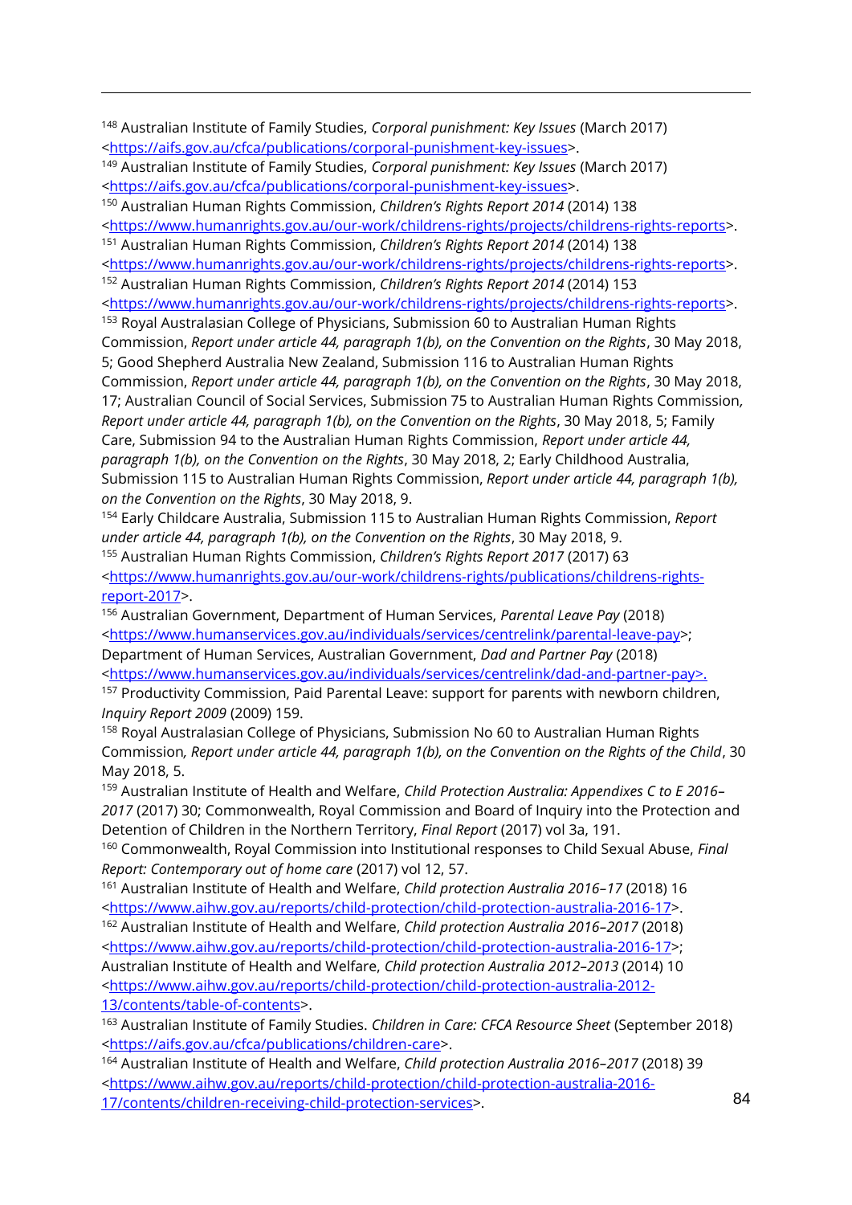[148] Australian Institute of Family Studies, *Corporal punishment: Key Issues* (March 2017) <https://aifs.gov.au/cfca/publications/corporal-punishment-key-issues>.

[149] Australian Institute of Family Studies, *Corporal punishment: Key Issues* (March 2017) <https://aifs.gov.au/cfca/publications/corporal-punishment-key-issues>.

[150] Australian Human Rights Commission, *Children's Rights Report 2014* (2014) 138 <https://www.humanrights.gov.au/our-work/childrens-rights/projects/childrens-rights-reports>.

[151] Australian Human Rights Commission, *Children's Rights Report 2014* (2014) 138 <https://www.humanrights.gov.au/our-work/childrens-rights/projects/childrens-rights-reports>.

[152] Australian Human Rights Commission, *Children's Rights Report 2014* (2014) 153 <https://www.humanrights.gov.au/our-work/childrens-rights/projects/childrens-rights-reports>.

[153] Royal Australasian College of Physicians, Submission 60 to Australian Human Rights Commission, *Report under article 44, paragraph 1(b), on the Convention on the Rights*, 30 May 2018, 5; Good Shepherd Australia New Zealand, Submission 116 to Australian Human Rights Commission, *Report under article 44, paragraph 1(b), on the Convention on the Rights*, 30 May 2018, 17; Australian Council of Social Services, Submission 75 to Australian Human Rights Commission, *Report under article 44, paragraph 1(b), on the Convention on the Rights*, 30 May 2018, 5; Family Care, Submission 94 to the Australian Human Rights Commission, *Report under article 44, paragraph 1(b), on the Convention on the Rights*, 30 May 2018, 2; Early Childhood Australia, Submission 115 to Australian Human Rights Commission, *Report under article 44, paragraph 1(b), on the Convention on the Rights*, 30 May 2018, 9.

[154] Early Childcare Australia, Submission 115 to Australian Human Rights Commission, *Report under article 44, paragraph 1(b), on the Convention on the Rights*, 30 May 2018, 9.

[155] Australian Human Rights Commission, *Children's Rights Report 2017* (2017) 63 <https://www.humanrights.gov.au/our-work/childrens-rights/publications/childrens-rights-report-2017>.

[156] Australian Government, Department of Human Services, *Parental Leave Pay* (2018) <https://www.humanservices.gov.au/individuals/services/centrelink/parental-leave-pay>; Department of Human Services, Australian Government, *Dad and Partner Pay* (2018) <https://www.humanservices.gov.au/individuals/services/centrelink/dad-and-partner-pay>.

[157] Productivity Commission, Paid Parental Leave: support for parents with newborn children, *Inquiry Report 2009* (2009) 159.

[158] Royal Australasian College of Physicians, Submission No 60 to Australian Human Rights Commission*, Report under article 44, paragraph 1(b), on the Convention on the Rights of the Child*, 30 May 2018, 5.

[159] Australian Institute of Health and Welfare, *Child Protection Australia: Appendixes C to E 2016–2017* (2017) 30; Commonwealth, Royal Commission and Board of Inquiry into the Protection and Detention of Children in the Northern Territory, *Final Report* (2017) vol 3a, 191.

[160] Commonwealth, Royal Commission into Institutional responses to Child Sexual Abuse, *Final Report: Contemporary out of home care* (2017) vol 12, 57.

[161] Australian Institute of Health and Welfare, *Child protection Australia 2016–17* (2018) 16 <https://www.aihw.gov.au/reports/child-protection/child-protection-australia-2016-17>.

[162] Australian Institute of Health and Welfare, *Child protection Australia 2016–2017* (2018) <https://www.aihw.gov.au/reports/child-protection/child-protection-australia-2016-17>; Australian Institute of Health and Welfare, *Child protection Australia 2012–2013* (2014) 10 <https://www.aihw.gov.au/reports/child-protection/child-protection-australia-2012-13/contents/table-of-contents>.

[163] Australian Institute of Family Studies. *Children in Care: CFCA Resource Sheet* (September 2018) <https://aifs.gov.au/cfca/publications/children-care>.

[164] Australian Institute of Health and Welfare, *Child protection Australia 2016–2017* (2018) 39 <https://www.aihw.gov.au/reports/child-protection/child-protection-australia-2016-17/contents/children-receiving-child-protection-services>.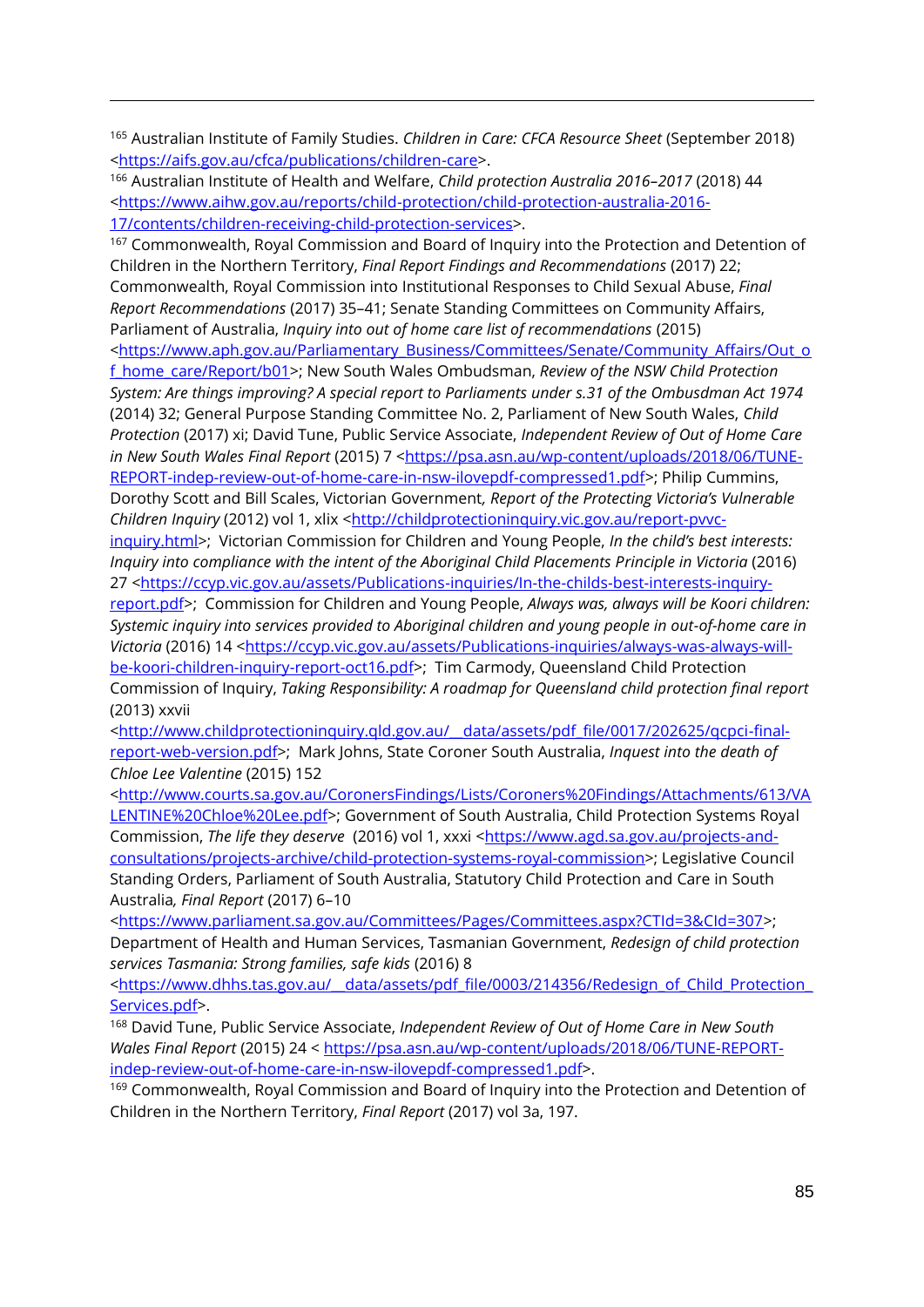[165] Australian Institute of Family Studies. *Children in Care: CFCA Resource Sheet* (September 2018) <https://aifs.gov.au/cfca/publications/children-care>.

[166] Australian Institute of Health and Welfare, *Child protection Australia 2016–2017* (2018) 44 <https://www.aihw.gov.au/reports/child-protection/child-protection-australia-2016-17/contents/children-receiving-child-protection-services>.

[167] Commonwealth, Royal Commission and Board of Inquiry into the Protection and Detention of Children in the Northern Territory, *Final Report Findings and Recommendations* (2017) 22; Commonwealth, Royal Commission into Institutional Responses to Child Sexual Abuse, *Final Report Recommendations* (2017) 35–41; Senate Standing Committees on Community Affairs, Parliament of Australia, *Inquiry into out of home care list of recommendations* (2015) <https://www.aph.gov.au/Parliamentary_Business/Committees/Senate/Community_Affairs/Out_of_home_care/Report/b01>; New South Wales Ombudsman, *Review of the NSW Child Protection System: Are things improving? A special report to Parliaments under s.31 of the Ombudsman Act 1974* (2014) 32; General Purpose Standing Committee No. 2, Parliament of New South Wales, *Child Protection* (2017) xi; David Tune, Public Service Associate, *Independent Review of Out of Home Care in New South Wales Final Report* (2015) 7 <https://psa.asn.au/wp-content/uploads/2018/06/TUNE-REPORT-indep-review-out-of-home-care-in-nsw-ilovepdf-compressed1.pdf>; Philip Cummins, Dorothy Scott and Bill Scales, Victorian Government, *Report of the Protecting Victoria's Vulnerable Children Inquiry* (2012) vol 1, xlix <http://childprotectioninquiry.vic.gov.au/report-pvvc-inquiry.html>; Victorian Commission for Children and Young People, *In the child's best interests: Inquiry into compliance with the intent of the Aboriginal Child Placements Principle in Victoria* (2016) 27 <https://ccyp.vic.gov.au/assets/Publications-inquiries/In-the-childs-best-interests-inquiry-report.pdf>; Commission for Children and Young People, *Always was, always will be Koori children: Systemic inquiry into services provided to Aboriginal children and young people in out-of-home care in Victoria* (2016) 14 <https://ccyp.vic.gov.au/assets/Publications-inquiries/always-was-always-will-be-koori-children-inquiry-report-oct16.pdf>; Tim Carmody, Queensland Child Protection Commission of Inquiry, *Taking Responsibility: A roadmap for Queensland child protection final report* (2013) xxvii <http://www.childprotectioninquiry.qld.gov.au/__data/assets/pdf_file/0017/202625/qcpci-final-report-web-version.pdf>; Mark Johns, State Coroner South Australia, *Inquest into the death of Chloe Lee Valentine* (2015) 152 <http://www.courts.sa.gov.au/CoronersFindings/Lists/Coroners%20Findings/Attachments/613/VALENTINE%20Chloe%20Lee.pdf>; Government of South Australia, Child Protection Systems Royal Commission, *The life they deserve* (2016) vol 1, xxxi <https://www.agd.sa.gov.au/projects-and-consultations/projects-archive/child-protection-systems-royal-commission>; Legislative Council Standing Orders, Parliament of South Australia, Statutory Child Protection and Care in South Australia, *Final Report* (2017) 6–10 <https://www.parliament.sa.gov.au/Committees/Pages/Committees.aspx?CTId=3&CId=307>; Department of Health and Human Services, Tasmanian Government, *Redesign of child protection services Tasmania: Strong families, safe kids* (2016) 8 <https://www.dhhs.tas.gov.au/__data/assets/pdf_file/0003/214356/Redesign_of_Child_Protection_Services.pdf>.

[168] David Tune, Public Service Associate, *Independent Review of Out of Home Care in New South Wales Final Report* (2015) 24 < https://psa.asn.au/wp-content/uploads/2018/06/TUNE-REPORT-indep-review-out-of-home-care-in-nsw-ilovepdf-compressed1.pdf>.

[169] Commonwealth, Royal Commission and Board of Inquiry into the Protection and Detention of Children in the Northern Territory, *Final Report* (2017) vol 3a, 197.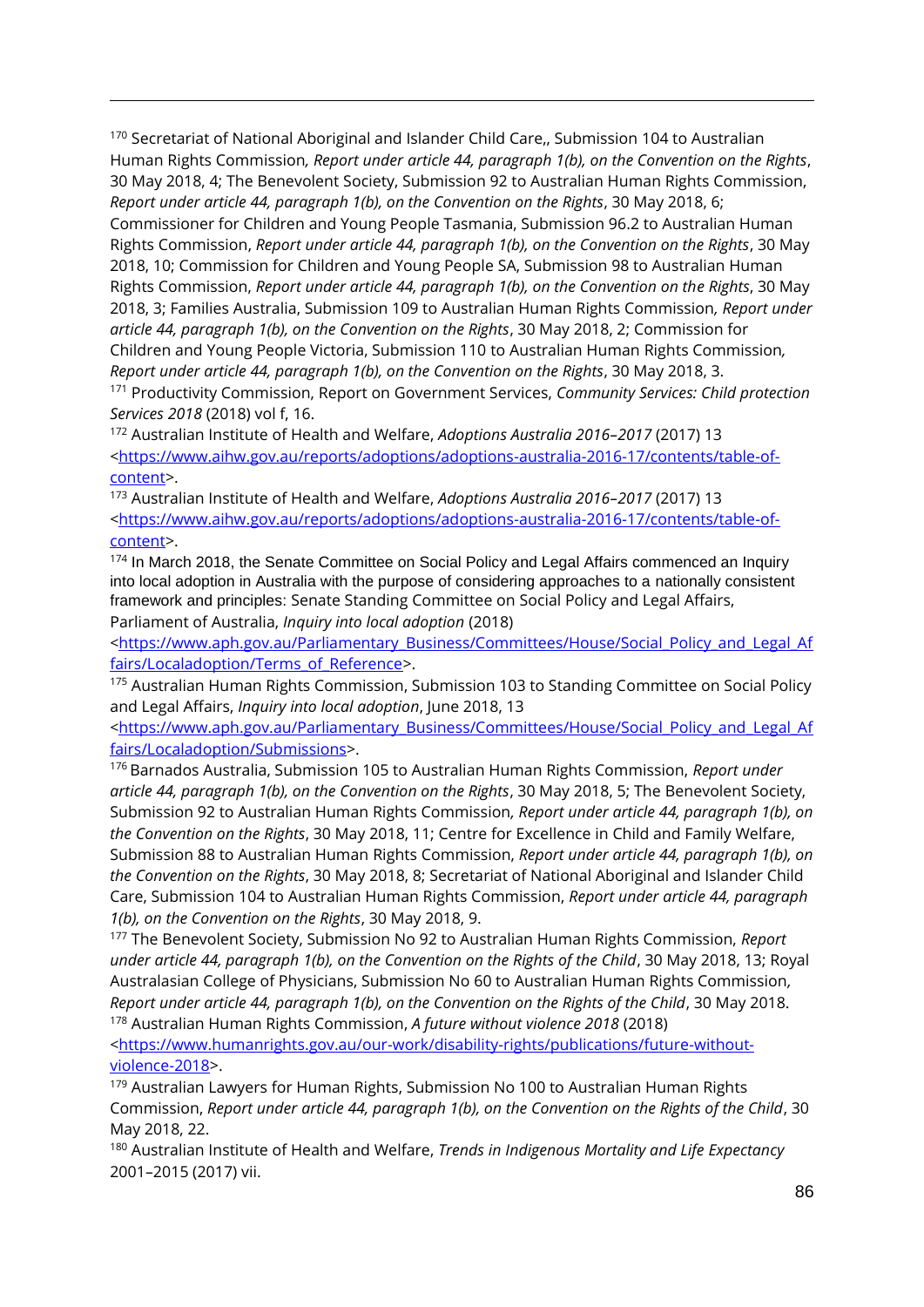[170] Secretariat of National Aboriginal and Islander Child Care,, Submission 104 to Australian Human Rights Commission*, Report under article 44, paragraph 1(b), on the Convention on the Rights*, 30 May 2018, 4; The Benevolent Society, Submission 92 to Australian Human Rights Commission, *Report under article 44, paragraph 1(b), on the Convention on the Rights*, 30 May 2018, 6; Commissioner for Children and Young People Tasmania, Submission 96.2 to Australian Human Rights Commission, *Report under article 44, paragraph 1(b), on the Convention on the Rights*, 30 May 2018, 10; Commission for Children and Young People SA, Submission 98 to Australian Human Rights Commission, *Report under article 44, paragraph 1(b), on the Convention on the Rights*, 30 May 2018, 3; Families Australia, Submission 109 to Australian Human Rights Commission*, Report under article 44, paragraph 1(b), on the Convention on the Rights*, 30 May 2018, 2; Commission for Children and Young People Victoria, Submission 110 to Australian Human Rights Commission*, Report under article 44, paragraph 1(b), on the Convention on the Rights*, 30 May 2018, 3.

[171] Productivity Commission, Report on Government Services, *Community Services: Child protection Services 2018* (2018) vol f, 16.

[172] Australian Institute of Health and Welfare, *Adoptions Australia 2016–2017* (2017) 13 <https://www.aihw.gov.au/reports/adoptions/adoptions-australia-2016-17/contents/table-of-content>.

[173] Australian Institute of Health and Welfare, *Adoptions Australia 2016–2017* (2017) 13 <https://www.aihw.gov.au/reports/adoptions/adoptions-australia-2016-17/contents/table-of-content>.

[174] In March 2018, the Senate Committee on Social Policy and Legal Affairs commenced an Inquiry into local adoption in Australia with the purpose of considering approaches to a nationally consistent framework and principles: Senate Standing Committee on Social Policy and Legal Affairs, Parliament of Australia, *Inquiry into local adoption* (2018) <https://www.aph.gov.au/Parliamentary_Business/Committees/House/Social_Policy_and_Legal_Affairs/Localadoption/Terms_of_Reference>.

[175] Australian Human Rights Commission, Submission 103 to Standing Committee on Social Policy and Legal Affairs, *Inquiry into local adoption*, June 2018, 13 <https://www.aph.gov.au/Parliamentary_Business/Committees/House/Social_Policy_and_Legal_Affairs/Localadoption/Submissions>.

[176] Barnados Australia, Submission 105 to Australian Human Rights Commission, *Report under article 44, paragraph 1(b), on the Convention on the Rights*, 30 May 2018, 5; The Benevolent Society, Submission 92 to Australian Human Rights Commission*, Report under article 44, paragraph 1(b), on the Convention on the Rights*, 30 May 2018, 11; Centre for Excellence in Child and Family Welfare, Submission 88 to Australian Human Rights Commission, *Report under article 44, paragraph 1(b), on the Convention on the Rights*, 30 May 2018, 8; Secretariat of National Aboriginal and Islander Child Care, Submission 104 to Australian Human Rights Commission, *Report under article 44, paragraph 1(b), on the Convention on the Rights*, 30 May 2018, 9.

[177] The Benevolent Society, Submission No 92 to Australian Human Rights Commission, *Report under article 44, paragraph 1(b), on the Convention on the Rights of the Child*, 30 May 2018, 13; Royal Australasian College of Physicians, Submission No 60 to Australian Human Rights Commission*, Report under article 44, paragraph 1(b), on the Convention on the Rights of the Child*, 30 May 2018.

[178] Australian Human Rights Commission, *A future without violence 2018* (2018) <https://www.humanrights.gov.au/our-work/disability-rights/publications/future-without-violence-2018>.

[179] Australian Lawyers for Human Rights, Submission No 100 to Australian Human Rights Commission, *Report under article 44, paragraph 1(b), on the Convention on the Rights of the Child*, 30 May 2018, 22.

[180] Australian Institute of Health and Welfare, *Trends in Indigenous Mortality and Life Expectancy* 2001–2015 (2017) vii.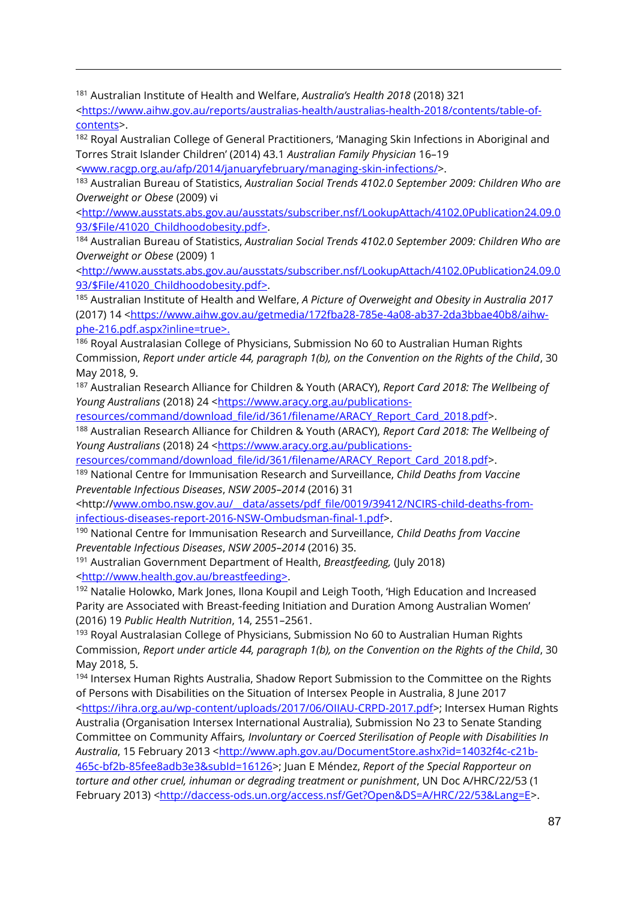[181] Australian Institute of Health and Welfare, *Australia's Health 2018* (2018) 321 <https://www.aihw.gov.au/reports/australias-health/australias-health-2018/contents/table-of-contents>.

[182] Royal Australian College of General Practitioners, 'Managing Skin Infections in Aboriginal and Torres Strait Islander Children' (2014) 43.1 *Australian Family Physician* 16–19 <www.racgp.org.au/afp/2014/januaryfebruary/managing-skin-infections/>.

[183] Australian Bureau of Statistics, *Australian Social Trends 4102.0 September 2009: Children Who are Overweight or Obese* (2009) vi <http://www.ausstats.abs.gov.au/ausstats/subscriber.nsf/LookupAttach/4102.0Publication24.09.093/$File/41020_Childhoodobesity.pdf>.

[184] Australian Bureau of Statistics, *Australian Social Trends 4102.0 September 2009: Children Who are Overweight or Obese* (2009) 1 <http://www.ausstats.abs.gov.au/ausstats/subscriber.nsf/LookupAttach/4102.0Publication24.09.093/$File/41020_Childhoodobesity.pdf>.

[185] Australian Institute of Health and Welfare, *A Picture of Overweight and Obesity in Australia 2017* (2017) 14 <https://www.aihw.gov.au/getmedia/172fba28-785e-4a08-ab37-2da3bbae40b8/aihw-phe-216.pdf.aspx?inline=true>.

[186] Royal Australasian College of Physicians, Submission No 60 to Australian Human Rights Commission, *Report under article 44, paragraph 1(b), on the Convention on the Rights of the Child*, 30 May 2018, 9.

[187] Australian Research Alliance for Children & Youth (ARACY), *Report Card 2018: The Wellbeing of Young Australians* (2018) 24 <https://www.aracy.org.au/publications-resources/command/download_file/id/361/filename/ARACY_Report_Card_2018.pdf>.

[188] Australian Research Alliance for Children & Youth (ARACY), *Report Card 2018: The Wellbeing of Young Australians* (2018) 24 <https://www.aracy.org.au/publications-resources/command/download_file/id/361/filename/ARACY_Report_Card_2018.pdf>.

[189] National Centre for Immunisation Research and Surveillance, *Child Deaths from Vaccine Preventable Infectious Diseases*, *NSW 2005–2014* (2016) 31 <http://www.ombo.nsw.gov.au/__data/assets/pdf_file/0019/39412/NCIRS-child-deaths-from-infectious-diseases-report-2016-NSW-Ombudsman-final-1.pdf>.

[190] National Centre for Immunisation Research and Surveillance, *Child Deaths from Vaccine Preventable Infectious Diseases*, *NSW 2005–2014* (2016) 35.

[191] Australian Government Department of Health, *Breastfeeding,* (July 2018) <http://www.health.gov.au/breastfeeding>.

[192] Natalie Holowko, Mark Jones, Ilona Koupil and Leigh Tooth, 'High Education and Increased Parity are Associated with Breast-feeding Initiation and Duration Among Australian Women' (2016) 19 *Public Health Nutrition*, 14, 2551–2561.

[193] Royal Australasian College of Physicians, Submission No 60 to Australian Human Rights Commission, *Report under article 44, paragraph 1(b), on the Convention on the Rights of the Child*, 30 May 2018, 5.

[194] Intersex Human Rights Australia, Shadow Report Submission to the Committee on the Rights of Persons with Disabilities on the Situation of Intersex People in Australia, 8 June 2017 <https://ihra.org.au/wp-content/uploads/2017/06/OIIAU-CRPD-2017.pdf>; Intersex Human Rights Australia (Organisation Intersex International Australia), Submission No 23 to Senate Standing Committee on Community Affairs*, Involuntary or Coerced Sterilisation of People with Disabilities In Australia*, 15 February 2013 <http://www.aph.gov.au/DocumentStore.ashx?id=14032f4c-c21b-465c-bf2b-85fee8adb3e3&subId=16126>; Juan E Méndez, *Report of the Special Rapporteur on torture and other cruel, inhuman or degrading treatment or punishment*, UN Doc A/HRC/22/53 (1 February 2013) <http://daccess-ods.un.org/access.nsf/Get?Open&DS=A/HRC/22/53&Lang=E>.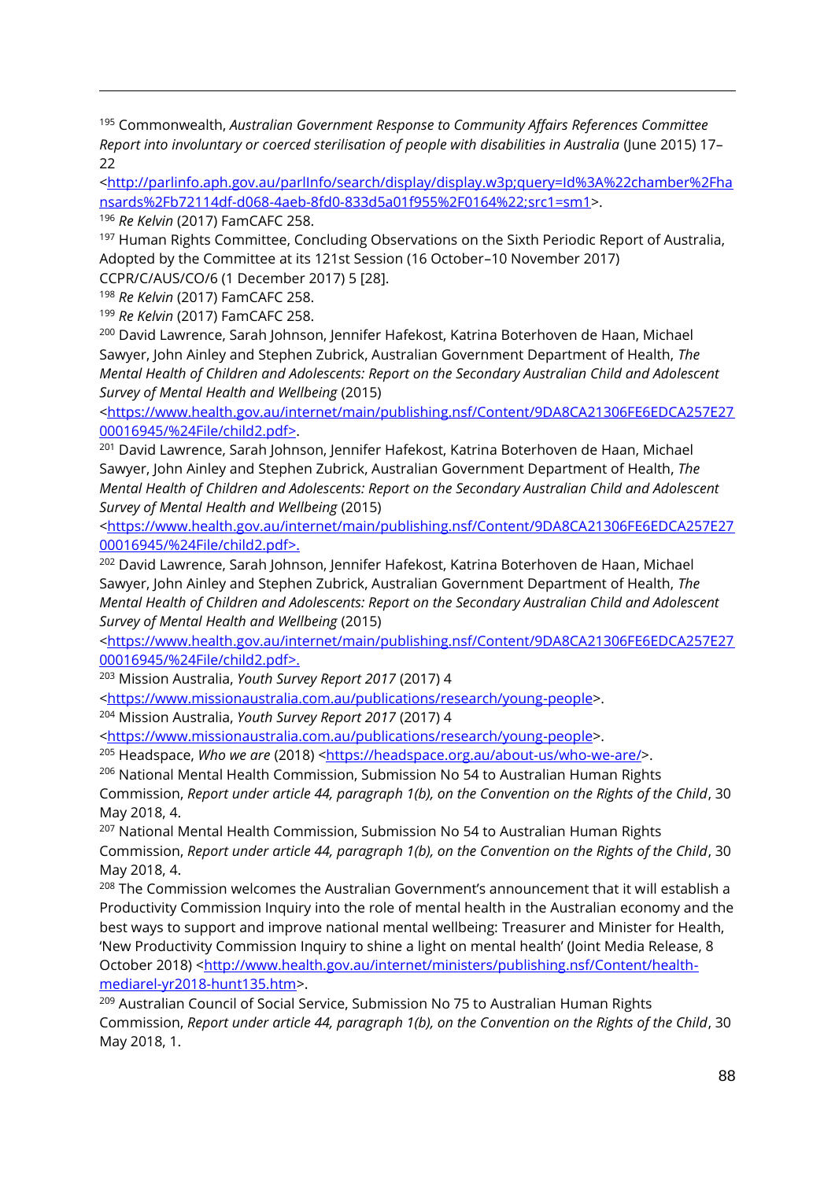[195] Commonwealth, *Australian Government Response to Community Affairs References Committee Report into involuntary or coerced sterilisation of people with disabilities in Australia* (June 2015) 17–22 <http://parlinfo.aph.gov.au/parlInfo/search/display/display.w3p;query=Id%3A%22chamber%2Fhansards%2Fb72114df-d068-4aeb-8fd0-833d5a01f955%2F0164%22;src1=sm1>.

[196] *Re Kelvin* (2017) FamCAFC 258.

[197] Human Rights Committee, Concluding Observations on the Sixth Periodic Report of Australia, Adopted by the Committee at its 121st Session (16 October–10 November 2017) CCPR/C/AUS/CO/6 (1 December 2017) 5 [28].

[198] *Re Kelvin* (2017) FamCAFC 258.

[199] *Re Kelvin* (2017) FamCAFC 258.

[200] David Lawrence, Sarah Johnson, Jennifer Hafekost, Katrina Boterhoven de Haan, Michael Sawyer, John Ainley and Stephen Zubrick, Australian Government Department of Health, *The Mental Health of Children and Adolescents: Report on the Secondary Australian Child and Adolescent Survey of Mental Health and Wellbeing* (2015) <https://www.health.gov.au/internet/main/publishing.nsf/Content/9DA8CA21306FE6EDCA257E2700016945/%24File/child2.pdf>.

[201] David Lawrence, Sarah Johnson, Jennifer Hafekost, Katrina Boterhoven de Haan, Michael Sawyer, John Ainley and Stephen Zubrick, Australian Government Department of Health, *The Mental Health of Children and Adolescents: Report on the Secondary Australian Child and Adolescent Survey of Mental Health and Wellbeing* (2015) <https://www.health.gov.au/internet/main/publishing.nsf/Content/9DA8CA21306FE6EDCA257E2700016945/%24File/child2.pdf>.

[202] David Lawrence, Sarah Johnson, Jennifer Hafekost, Katrina Boterhoven de Haan, Michael Sawyer, John Ainley and Stephen Zubrick, Australian Government Department of Health, *The Mental Health of Children and Adolescents: Report on the Secondary Australian Child and Adolescent Survey of Mental Health and Wellbeing* (2015) <https://www.health.gov.au/internet/main/publishing.nsf/Content/9DA8CA21306FE6EDCA257E2700016945/%24File/child2.pdf>.

[203] Mission Australia, *Youth Survey Report 2017* (2017) 4 <https://www.missionaustralia.com.au/publications/research/young-people>.

[204] Mission Australia, *Youth Survey Report 2017* (2017) 4 <https://www.missionaustralia.com.au/publications/research/young-people>.

[205] Headspace, *Who we are* (2018) <https://headspace.org.au/about-us/who-we-are/>.

[206] National Mental Health Commission, Submission No 54 to Australian Human Rights Commission, *Report under article 44, paragraph 1(b), on the Convention on the Rights of the Child*, 30 May 2018, 4.

[207] National Mental Health Commission, Submission No 54 to Australian Human Rights Commission, *Report under article 44, paragraph 1(b), on the Convention on the Rights of the Child*, 30 May 2018, 4.

[208] The Commission welcomes the Australian Government's announcement that it will establish a Productivity Commission Inquiry into the role of mental health in the Australian economy and the best ways to support and improve national mental wellbeing: Treasurer and Minister for Health, 'New Productivity Commission Inquiry to shine a light on mental health' (Joint Media Release, 8 October 2018) <http://www.health.gov.au/internet/ministers/publishing.nsf/Content/health-mediarel-yr2018-hunt135.htm>.

[209] Australian Council of Social Service, Submission No 75 to Australian Human Rights Commission, *Report under article 44, paragraph 1(b), on the Convention on the Rights of the Child*, 30 May 2018, 1.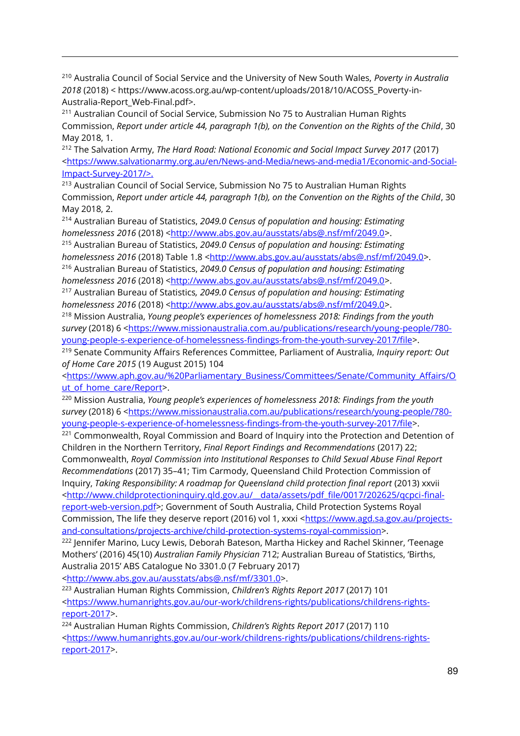[210] Australia Council of Social Service and the University of New South Wales, *Poverty in Australia 2018* (2018) < https://www.acoss.org.au/wp-content/uploads/2018/10/ACOSS_Poverty-in-Australia-Report_Web-Final.pdf>.

[211] Australian Council of Social Service, Submission No 75 to Australian Human Rights Commission, *Report under article 44, paragraph 1(b), on the Convention on the Rights of the Child*, 30 May 2018, 1.

[212] The Salvation Army, *The Hard Road: National Economic and Social Impact Survey 2017* (2017) <https://www.salvationarmy.org.au/en/News-and-Media/news-and-media1/Economic-and-Social-Impact-Survey-2017/>.

[213] Australian Council of Social Service, Submission No 75 to Australian Human Rights Commission, *Report under article 44, paragraph 1(b), on the Convention on the Rights of the Child*, 30 May 2018, 2.

[214] Australian Bureau of Statistics, *2049.0 Census of population and housing: Estimating homelessness 2016* (2018) <http://www.abs.gov.au/ausstats/abs@.nsf/mf/2049.0>.

[215] Australian Bureau of Statistics, *2049.0 Census of population and housing: Estimating homelessness 2016* (2018) Table 1.8 <http://www.abs.gov.au/ausstats/abs@.nsf/mf/2049.0>.

[216] Australian Bureau of Statistics, *2049.0 Census of population and housing: Estimating homelessness 2016* (2018) <http://www.abs.gov.au/ausstats/abs@.nsf/mf/2049.0>.

[217] Australian Bureau of Statistics*, 2049.0 Census of population and housing: Estimating homelessness 2016* (2018) <http://www.abs.gov.au/ausstats/abs@.nsf/mf/2049.0>.

[218] Mission Australia, *Young people's experiences of homelessness 2018: Findings from the youth survey* (2018) 6 <https://www.missionaustralia.com.au/publications/research/young-people/780-young-people-s-experience-of-homelessness-findings-from-the-youth-survey-2017/file>.

[219] Senate Community Affairs References Committee, Parliament of Australia, *Inquiry report: Out of Home Care 2015* (19 August 2015) 104 <https://www.aph.gov.au/%20Parliamentary_Business/Committees/Senate/Community_Affairs/Out_of_home_care/Report>.

[220] Mission Australia, *Young people's experiences of homelessness 2018: Findings from the youth survey* (2018) 6 <https://www.missionaustralia.com.au/publications/research/young-people/780-young-people-s-experience-of-homelessness-findings-from-the-youth-survey-2017/file>.

[221] Commonwealth, Royal Commission and Board of Inquiry into the Protection and Detention of Children in the Northern Territory, *Final Report Findings and Recommendations* (2017) 22; Commonwealth, *Royal Commission into Institutional Responses to Child Sexual Abuse Final Report Recommendations* (2017) 35–41; Tim Carmody, Queensland Child Protection Commission of Inquiry, *Taking Responsibility: A roadmap for Queensland child protection final report* (2013) xxvii <http://www.childprotectioninquiry.qld.gov.au/__data/assets/pdf_file/0017/202625/qcpci-final-report-web-version.pdf>; Government of South Australia, Child Protection Systems Royal Commission, The life they deserve report (2016) vol 1, xxxi <https://www.agd.sa.gov.au/projects-and-consultations/projects-archive/child-protection-systems-royal-commission>.

[222] Jennifer Marino, Lucy Lewis, Deborah Bateson, Martha Hickey and Rachel Skinner, 'Teenage Mothers' (2016) 45(10) *Australian Family Physician* 712; Australian Bureau of Statistics, 'Births, Australia 2015' ABS Catalogue No 3301.0 (7 February 2017) <http://www.abs.gov.au/ausstats/abs@.nsf/mf/3301.0>.

[223] Australian Human Rights Commission, *Children's Rights Report 2017* (2017) 101 <https://www.humanrights.gov.au/our-work/childrens-rights/publications/childrens-rights-report-2017>.

[224] Australian Human Rights Commission, *Children's Rights Report 2017* (2017) 110 <https://www.humanrights.gov.au/our-work/childrens-rights/publications/childrens-rights-report-2017>.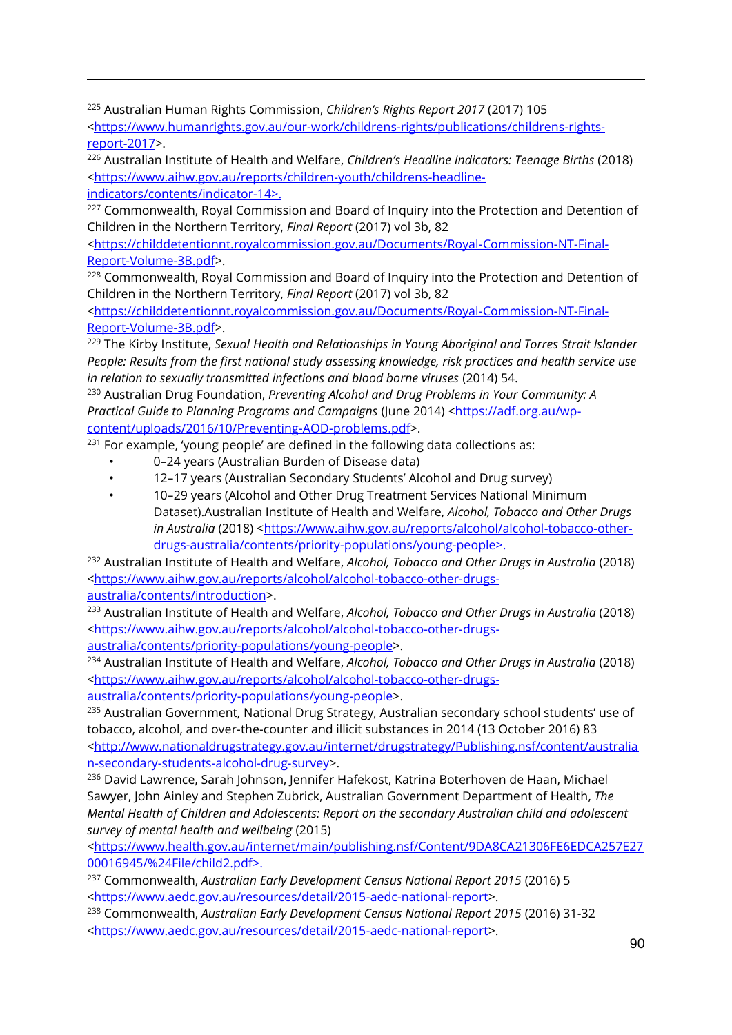[225] Australian Human Rights Commission, *Children's Rights Report 2017* (2017) 105 <https://www.humanrights.gov.au/our-work/childrens-rights/publications/childrens-rights-report-2017>.

[226] Australian Institute of Health and Welfare, *Children's Headline Indicators: Teenage Births* (2018) <https://www.aihw.gov.au/reports/children-youth/childrens-headline-indicators/contents/indicator-14>.

[227] Commonwealth, Royal Commission and Board of Inquiry into the Protection and Detention of Children in the Northern Territory, *Final Report* (2017) vol 3b, 82 <https://childdetentionnt.royalcommission.gov.au/Documents/Royal-Commission-NT-Final-Report-Volume-3B.pdf>.

[228] Commonwealth, Royal Commission and Board of Inquiry into the Protection and Detention of Children in the Northern Territory, *Final Report* (2017) vol 3b, 82 <https://childdetentionnt.royalcommission.gov.au/Documents/Royal-Commission-NT-Final-Report-Volume-3B.pdf>.

[229] The Kirby Institute, *Sexual Health and Relationships in Young Aboriginal and Torres Strait Islander People: Results from the first national study assessing knowledge, risk practices and health service use in relation to sexually transmitted infections and blood borne viruses* (2014) 54.

[230] Australian Drug Foundation, *Preventing Alcohol and Drug Problems in Your Community: A Practical Guide to Planning Programs and Campaigns* (June 2014) <https://adf.org.au/wp-content/uploads/2016/10/Preventing-AOD-problems.pdf>.

[231] For example, 'young people' are defined in the following data collections as:

- 0–24 years (Australian Burden of Disease data)
- 12–17 years (Australian Secondary Students' Alcohol and Drug survey)
- 10–29 years (Alcohol and Other Drug Treatment Services National Minimum Dataset).Australian Institute of Health and Welfare, *Alcohol, Tobacco and Other Drugs in Australia* (2018) <https://www.aihw.gov.au/reports/alcohol/alcohol-tobacco-other-drugs-australia/contents/priority-populations/young-people>.

[232] Australian Institute of Health and Welfare, *Alcohol, Tobacco and Other Drugs in Australia* (2018) <https://www.aihw.gov.au/reports/alcohol/alcohol-tobacco-other-drugs-australia/contents/introduction>.

[233] Australian Institute of Health and Welfare, *Alcohol, Tobacco and Other Drugs in Australia* (2018) <https://www.aihw.gov.au/reports/alcohol/alcohol-tobacco-other-drugs-australia/contents/priority-populations/young-people>.

[234] Australian Institute of Health and Welfare, *Alcohol, Tobacco and Other Drugs in Australia* (2018) <https://www.aihw.gov.au/reports/alcohol/alcohol-tobacco-other-drugs-australia/contents/priority-populations/young-people>.

[235] Australian Government, National Drug Strategy, Australian secondary school students' use of tobacco, alcohol, and over-the-counter and illicit substances in 2014 (13 October 2016) 83 <http://www.nationaldrugstrategy.gov.au/internet/drugstrategy/Publishing.nsf/content/australian-secondary-students-alcohol-drug-survey>.

[236] David Lawrence, Sarah Johnson, Jennifer Hafekost, Katrina Boterhoven de Haan, Michael Sawyer, John Ainley and Stephen Zubrick, Australian Government Department of Health, *The Mental Health of Children and Adolescents: Report on the secondary Australian child and adolescent survey of mental health and wellbeing* (2015) <https://www.health.gov.au/internet/main/publishing.nsf/Content/9DA8CA21306FE6EDCA257E2700016945/%24File/child2.pdf>.

[237] Commonwealth, *Australian Early Development Census National Report 2015* (2016) 5 <https://www.aedc.gov.au/resources/detail/2015-aedc-national-report>.

[238] Commonwealth, *Australian Early Development Census National Report 2015* (2016) 31-32 <https://www.aedc.gov.au/resources/detail/2015-aedc-national-report>.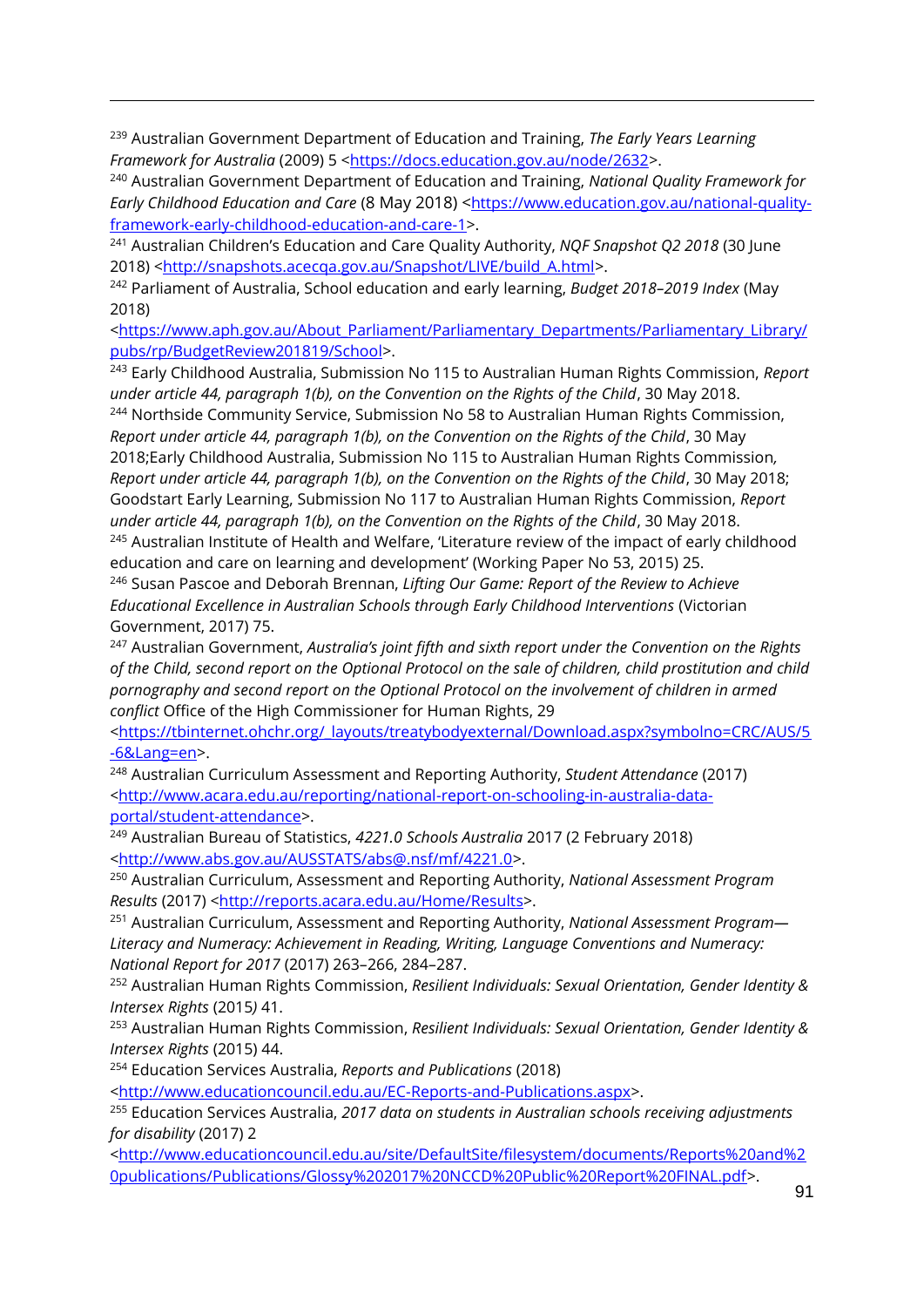[239] Australian Government Department of Education and Training, *The Early Years Learning Framework for Australia* (2009) 5 <https://docs.education.gov.au/node/2632>.

[240] Australian Government Department of Education and Training, *National Quality Framework for Early Childhood Education and Care* (8 May 2018) <https://www.education.gov.au/national-quality-framework-early-childhood-education-and-care-1>.

[241] Australian Children's Education and Care Quality Authority, *NQF Snapshot Q2 2018* (30 June 2018) <http://snapshots.acecqa.gov.au/Snapshot/LIVE/build_A.html>.

[242] Parliament of Australia, School education and early learning, *Budget 2018–2019 Index* (May 2018) <https://www.aph.gov.au/About_Parliament/Parliamentary_Departments/Parliamentary_Library/pubs/rp/BudgetReview201819/School>.

[243] Early Childhood Australia, Submission No 115 to Australian Human Rights Commission, *Report under article 44, paragraph 1(b), on the Convention on the Rights of the Child*, 30 May 2018.

[244] Northside Community Service, Submission No 58 to Australian Human Rights Commission, *Report under article 44, paragraph 1(b), on the Convention on the Rights of the Child*, 30 May 2018;Early Childhood Australia, Submission No 115 to Australian Human Rights Commission, *Report under article 44, paragraph 1(b), on the Convention on the Rights of the Child*, 30 May 2018; Goodstart Early Learning, Submission No 117 to Australian Human Rights Commission, *Report under article 44, paragraph 1(b), on the Convention on the Rights of the Child*, 30 May 2018.

[245] Australian Institute of Health and Welfare, 'Literature review of the impact of early childhood education and care on learning and development' (Working Paper No 53, 2015) 25.

[246] Susan Pascoe and Deborah Brennan, *Lifting Our Game: Report of the Review to Achieve Educational Excellence in Australian Schools through Early Childhood Interventions* (Victorian Government, 2017) 75.

[247] Australian Government, *Australia's joint fifth and sixth report under the Convention on the Rights of the Child, second report on the Optional Protocol on the sale of children, child prostitution and child pornography and second report on the Optional Protocol on the involvement of children in armed conflict* Office of the High Commissioner for Human Rights, 29 <https://tbinternet.ohchr.org/_layouts/treatybodyexternal/Download.aspx?symbolno=CRC/AUS/5-6&Lang=en>.

[248] Australian Curriculum Assessment and Reporting Authority, *Student Attendance* (2017) <http://www.acara.edu.au/reporting/national-report-on-schooling-in-australia-data-portal/student-attendance>.

[249] Australian Bureau of Statistics, *4221.0 Schools Australia* 2017 (2 February 2018) <http://www.abs.gov.au/AUSSTATS/abs@.nsf/mf/4221.0>.

[250] Australian Curriculum, Assessment and Reporting Authority, *National Assessment Program Results* (2017) <http://reports.acara.edu.au/Home/Results>.

[251] Australian Curriculum, Assessment and Reporting Authority, *National Assessment Program—Literacy and Numeracy: Achievement in Reading, Writing, Language Conventions and Numeracy: National Report for 2017* (2017) 263–266, 284–287.

[252] Australian Human Rights Commission, *Resilient Individuals: Sexual Orientation, Gender Identity & Intersex Rights* (2015) 41.

[253] Australian Human Rights Commission, *Resilient Individuals: Sexual Orientation, Gender Identity & Intersex Rights* (2015) 44.

[254] Education Services Australia, *Reports and Publications* (2018) <http://www.educationcouncil.edu.au/EC-Reports-and-Publications.aspx>.

[255] Education Services Australia, *2017 data on students in Australian schools receiving adjustments for disability* (2017) 2 <http://www.educationcouncil.edu.au/site/DefaultSite/filesystem/documents/Reports%20and%20publications/Publications/Glossy%202017%20NCCD%20Public%20Report%20FINAL.pdf>.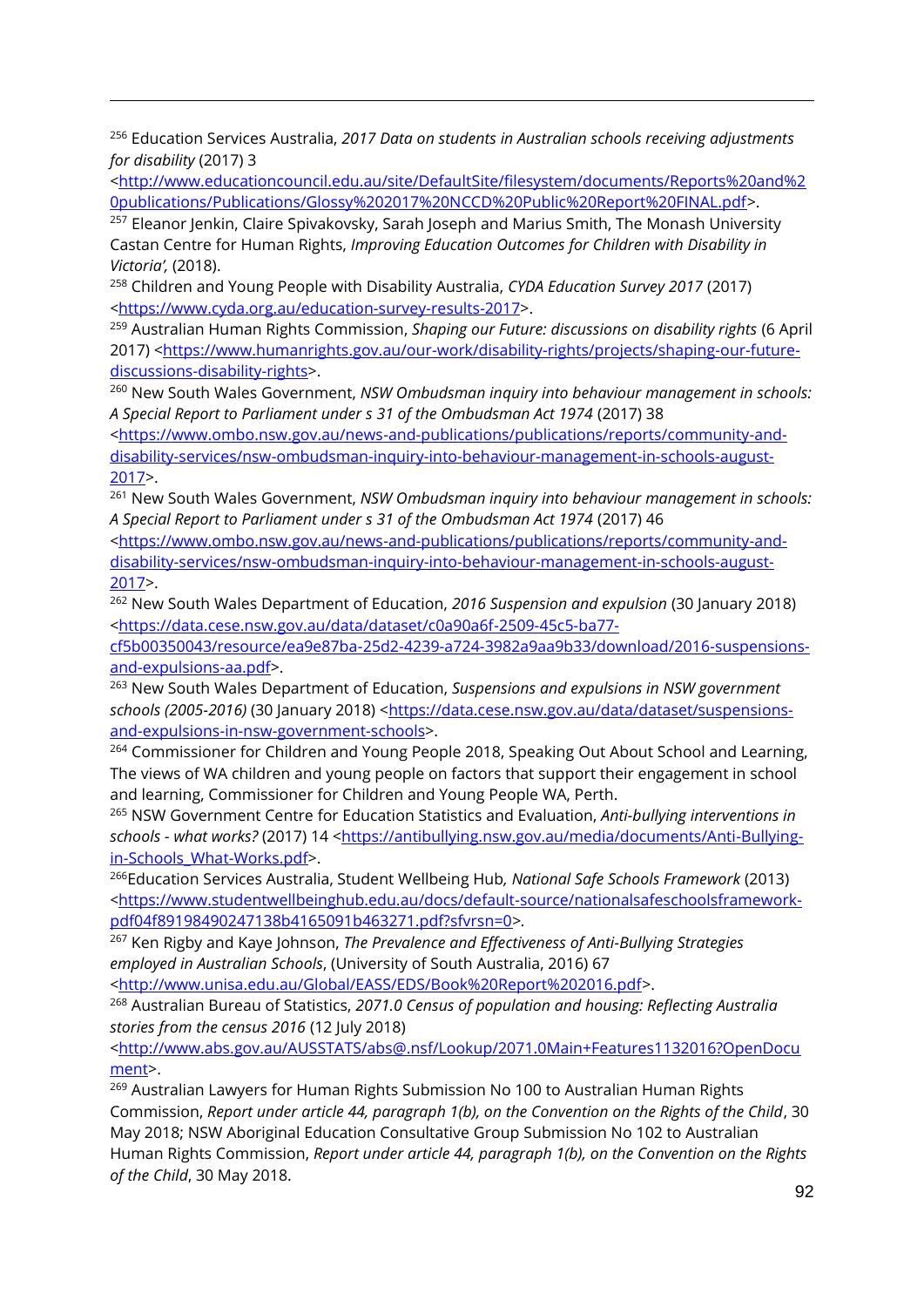[256] Education Services Australia, *2017 Data on students in Australian schools receiving adjustments for disability* (2017) 3 <http://www.educationcouncil.edu.au/site/DefaultSite/filesystem/documents/Reports%20and%20publications/Publications/Glossy%202017%20NCCD%20Public%20Report%20FINAL.pdf>.

[257] Eleanor Jenkin, Claire Spivakovsky, Sarah Joseph and Marius Smith, The Monash University Castan Centre for Human Rights, *Improving Education Outcomes for Children with Disability in Victoria',* (2018).

[258] Children and Young People with Disability Australia, *CYDA Education Survey 2017* (2017) <https://www.cyda.org.au/education-survey-results-2017>.

[259] Australian Human Rights Commission, *Shaping our Future: discussions on disability rights* (6 April 2017) <https://www.humanrights.gov.au/our-work/disability-rights/projects/shaping-our-future-discussions-disability-rights>.

[260] New South Wales Government, *NSW Ombudsman inquiry into behaviour management in schools: A Special Report to Parliament under s 31 of the Ombudsman Act 1974* (2017) 38 <https://www.ombo.nsw.gov.au/news-and-publications/publications/reports/community-and-disability-services/nsw-ombudsman-inquiry-into-behaviour-management-in-schools-august-2017>.

[261] New South Wales Government, *NSW Ombudsman inquiry into behaviour management in schools: A Special Report to Parliament under s 31 of the Ombudsman Act 1974* (2017) 46 <https://www.ombo.nsw.gov.au/news-and-publications/publications/reports/community-and-disability-services/nsw-ombudsman-inquiry-into-behaviour-management-in-schools-august-2017>.

[262] New South Wales Department of Education, *2016 Suspension and expulsion* (30 January 2018) <https://data.cese.nsw.gov.au/data/dataset/c0a90a6f-2509-45c5-ba77-cf5b00350043/resource/ea9e87ba-25d2-4239-a724-3982a9aa9b33/download/2016-suspensions-and-expulsions-aa.pdf>.

[263] New South Wales Department of Education, *Suspensions and expulsions in NSW government schools (2005-2016)* (30 January 2018) <https://data.cese.nsw.gov.au/data/dataset/suspensions-and-expulsions-in-nsw-government-schools>.

[264] Commissioner for Children and Young People 2018, Speaking Out About School and Learning, The views of WA children and young people on factors that support their engagement in school and learning, Commissioner for Children and Young People WA, Perth.

[265] NSW Government Centre for Education Statistics and Evaluation, *Anti-bullying interventions in schools - what works?* (2017) 14 <https://antibullying.nsw.gov.au/media/documents/Anti-Bullying-in-Schools_What-Works.pdf>.

[266] Education Services Australia, Student Wellbeing Hub*, National Safe Schools Framework* (2013) <https://www.studentwellbeinghub.edu.au/docs/default-source/nationalsafeschoolsframework-pdf04f89198490247138b4165091b463271.pdf?sfvrsn=0>.

[267] Ken Rigby and Kaye Johnson, *The Prevalence and Effectiveness of Anti-Bullying Strategies employed in Australian Schools*, (University of South Australia, 2016) 67 <http://www.unisa.edu.au/Global/EASS/EDS/Book%20Report%202016.pdf>.

[268] Australian Bureau of Statistics, *2071.0 Census of population and housing: Reflecting Australia stories from the census 2016* (12 July 2018) <http://www.abs.gov.au/AUSSTATS/abs@.nsf/Lookup/2071.0Main+Features1132016?OpenDocument>.

[269] Australian Lawyers for Human Rights Submission No 100 to Australian Human Rights Commission, *Report under article 44, paragraph 1(b), on the Convention on the Rights of the Child*, 30 May 2018; NSW Aboriginal Education Consultative Group Submission No 102 to Australian Human Rights Commission, *Report under article 44, paragraph 1(b), on the Convention on the Rights of the Child*, 30 May 2018.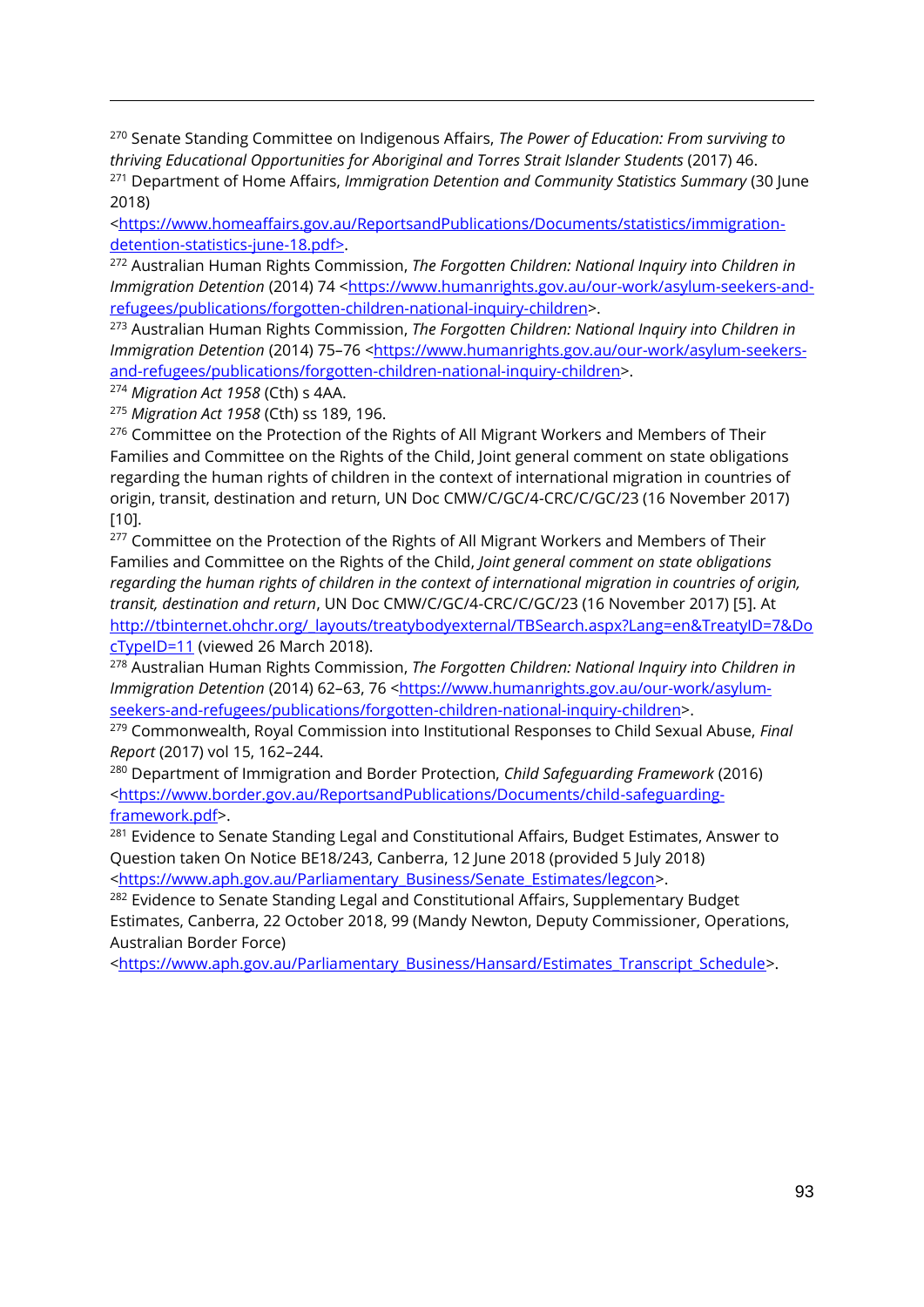[270] Senate Standing Committee on Indigenous Affairs, *The Power of Education: From surviving to thriving Educational Opportunities for Aboriginal and Torres Strait Islander Students* (2017) 46.

[271] Department of Home Affairs, *Immigration Detention and Community Statistics Summary* (30 June 2018) <https://www.homeaffairs.gov.au/ReportsandPublications/Documents/statistics/immigration-detention-statistics-june-18.pdf>.

[272] Australian Human Rights Commission, *The Forgotten Children: National Inquiry into Children in Immigration Detention* (2014) 74 <https://www.humanrights.gov.au/our-work/asylum-seekers-and-refugees/publications/forgotten-children-national-inquiry-children>.

[273] Australian Human Rights Commission, *The Forgotten Children: National Inquiry into Children in Immigration Detention* (2014) 75–76 <https://www.humanrights.gov.au/our-work/asylum-seekers-and-refugees/publications/forgotten-children-national-inquiry-children>.

[274] *Migration Act 1958* (Cth) s 4AA.

[275] *Migration Act 1958* (Cth) ss 189, 196.

[276] Committee on the Protection of the Rights of All Migrant Workers and Members of Their Families and Committee on the Rights of the Child, Joint general comment on state obligations regarding the human rights of children in the context of international migration in countries of origin, transit, destination and return, UN Doc CMW/C/GC/4-CRC/C/GC/23 (16 November 2017) [10].

[277] Committee on the Protection of the Rights of All Migrant Workers and Members of Their Families and Committee on the Rights of the Child, *Joint general comment on state obligations regarding the human rights of children in the context of international migration in countries of origin, transit, destination and return*, UN Doc CMW/C/GC/4-CRC/C/GC/23 (16 November 2017) [5]. At http://tbinternet.ohchr.org/_layouts/treatybodyexternal/TBSearch.aspx?Lang=en&TreatyID=7&DocTypeID=11 (viewed 26 March 2018).

[278] Australian Human Rights Commission, *The Forgotten Children: National Inquiry into Children in Immigration Detention* (2014) 62–63, 76 <https://www.humanrights.gov.au/our-work/asylum-seekers-and-refugees/publications/forgotten-children-national-inquiry-children>.

[279] Commonwealth, Royal Commission into Institutional Responses to Child Sexual Abuse, *Final Report* (2017) vol 15, 162–244.

[280] Department of Immigration and Border Protection, *Child Safeguarding Framework* (2016) <https://www.border.gov.au/ReportsandPublications/Documents/child-safeguarding-framework.pdf>.

[281] Evidence to Senate Standing Legal and Constitutional Affairs, Budget Estimates, Answer to Question taken On Notice BE18/243, Canberra, 12 June 2018 (provided 5 July 2018) <https://www.aph.gov.au/Parliamentary_Business/Senate_Estimates/legcon>.

[282] Evidence to Senate Standing Legal and Constitutional Affairs, Supplementary Budget Estimates, Canberra, 22 October 2018, 99 (Mandy Newton, Deputy Commissioner, Operations, Australian Border Force) <https://www.aph.gov.au/Parliamentary_Business/Hansard/Estimates_Transcript_Schedule>.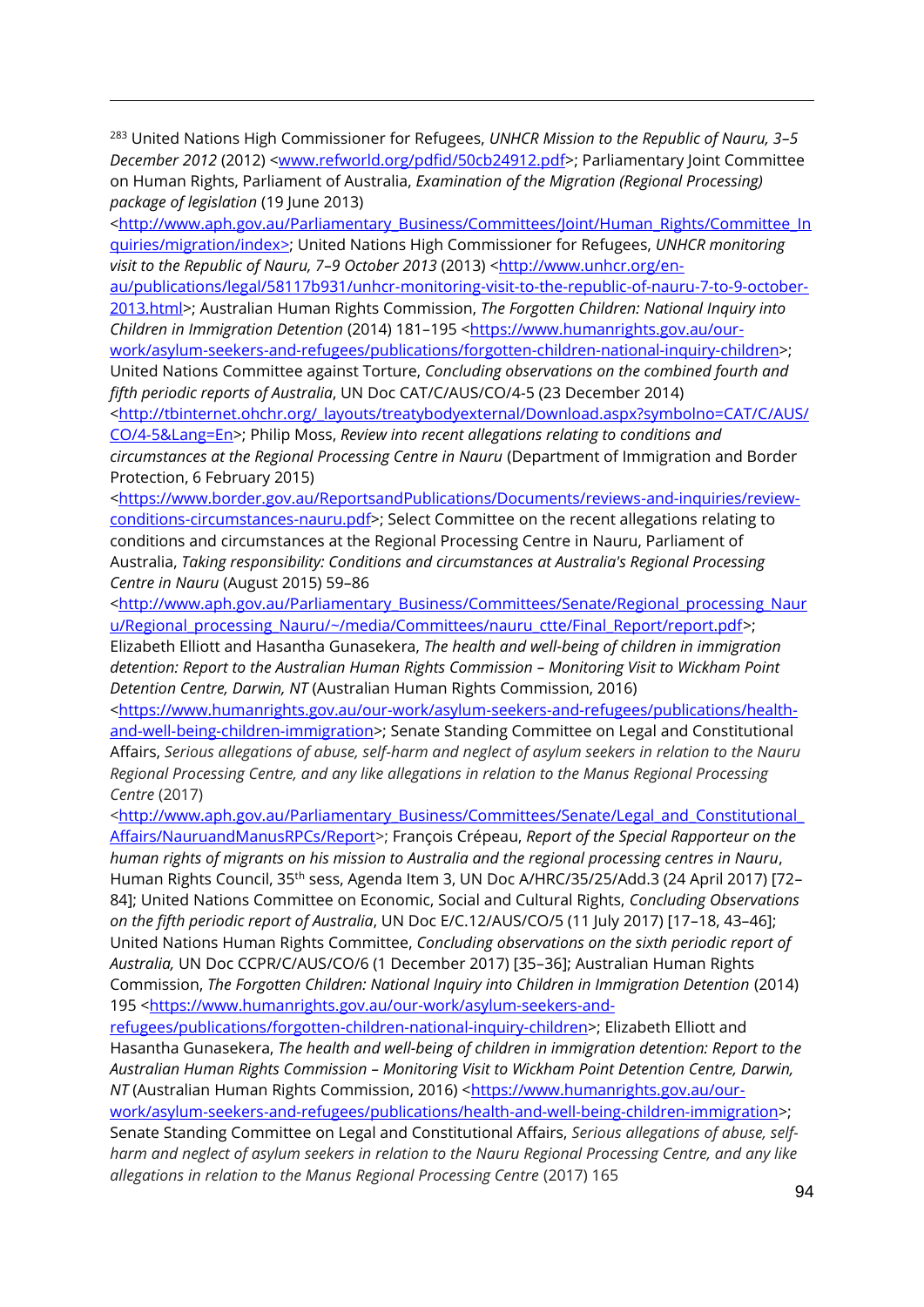[283] United Nations High Commissioner for Refugees, *UNHCR Mission to the Republic of Nauru, 3–5 December 2012* (2012) <www.refworld.org/pdfid/50cb24912.pdf>; Parliamentary Joint Committee on Human Rights, Parliament of Australia, *Examination of the Migration (Regional Processing) package of legislation* (19 June 2013) <http://www.aph.gov.au/Parliamentary_Business/Committees/Joint/Human_Rights/Committee_Inquiries/migration/index>; United Nations High Commissioner for Refugees, *UNHCR monitoring visit to the Republic of Nauru, 7–9 October 2013* (2013) <http://www.unhcr.org/en-au/publications/legal/58117b931/unhcr-monitoring-visit-to-the-republic-of-nauru-7-to-9-october-2013.html>; Australian Human Rights Commission, *The Forgotten Children: National Inquiry into Children in Immigration Detention* (2014) 181–195 <https://www.humanrights.gov.au/our-work/asylum-seekers-and-refugees/publications/forgotten-children-national-inquiry-children>; United Nations Committee against Torture, *Concluding observations on the combined fourth and fifth periodic reports of Australia*, UN Doc CAT/C/AUS/CO/4-5 (23 December 2014) <http://tbinternet.ohchr.org/_layouts/treatybodyexternal/Download.aspx?symbolno=CAT/C/AUS/CO/4-5&Lang=En>; Philip Moss, *Review into recent allegations relating to conditions and circumstances at the Regional Processing Centre in Nauru* (Department of Immigration and Border Protection, 6 February 2015) <https://www.border.gov.au/ReportsandPublications/Documents/reviews-and-inquiries/review-conditions-circumstances-nauru.pdf>; Select Committee on the recent allegations relating to conditions and circumstances at the Regional Processing Centre in Nauru, Parliament of Australia, *Taking responsibility: Conditions and circumstances at Australia's Regional Processing Centre in Nauru* (August 2015) 59–86 <http://www.aph.gov.au/Parliamentary_Business/Committees/Senate/Regional_processing_Nauru/Regional_processing_Nauru/~/media/Committees/nauru_ctte/Final_Report/report.pdf>; Elizabeth Elliott and Hasantha Gunasekera, *The health and well-being of children in immigration detention: Report to the Australian Human Rights Commission – Monitoring Visit to Wickham Point Detention Centre, Darwin, NT* (Australian Human Rights Commission, 2016) <https://www.humanrights.gov.au/our-work/asylum-seekers-and-refugees/publications/health-and-well-being-children-immigration>; Senate Standing Committee on Legal and Constitutional Affairs, *Serious allegations of abuse, self-harm and neglect of asylum seekers in relation to the Nauru Regional Processing Centre, and any like allegations in relation to the Manus Regional Processing Centre* (2017) <http://www.aph.gov.au/Parliamentary_Business/Committees/Senate/Legal_and_Constitutional_Affairs/NauruandManusRPCs/Report>; François Crépeau, *Report of the Special Rapporteur on the human rights of migrants on his mission to Australia and the regional processing centres in Nauru*, Human Rights Council, 35th sess, Agenda Item 3, UN Doc A/HRC/35/25/Add.3 (24 April 2017) [72–84]; United Nations Committee on Economic, Social and Cultural Rights, *Concluding Observations on the fifth periodic report of Australia*, UN Doc E/C.12/AUS/CO/5 (11 July 2017) [17–18, 43–46]; United Nations Human Rights Committee, *Concluding observations on the sixth periodic report of Australia,* UN Doc CCPR/C/AUS/CO/6 (1 December 2017) [35–36]; Australian Human Rights Commission, *The Forgotten Children: National Inquiry into Children in Immigration Detention* (2014) 195 <https://www.humanrights.gov.au/our-work/asylum-seekers-and-refugees/publications/forgotten-children-national-inquiry-children>; Elizabeth Elliott and Hasantha Gunasekera, *The health and well-being of children in immigration detention: Report to the Australian Human Rights Commission – Monitoring Visit to Wickham Point Detention Centre, Darwin, NT* (Australian Human Rights Commission, 2016) <https://www.humanrights.gov.au/our-work/asylum-seekers-and-refugees/publications/health-and-well-being-children-immigration>; Senate Standing Committee on Legal and Constitutional Affairs, *Serious allegations of abuse, self-harm and neglect of asylum seekers in relation to the Nauru Regional Processing Centre, and any like allegations in relation to the Manus Regional Processing Centre* (2017) 165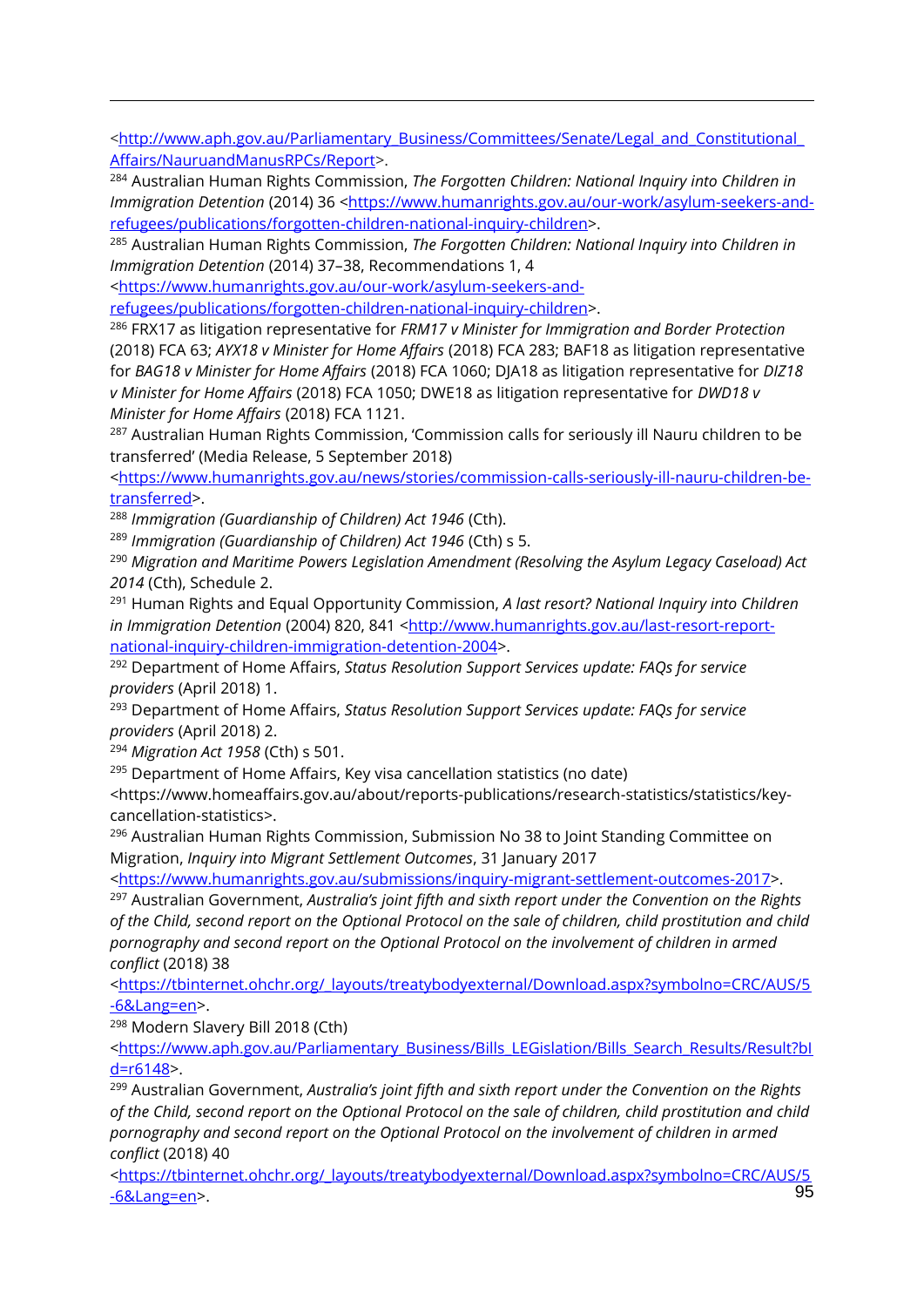<http://www.aph.gov.au/Parliamentary_Business/Committees/Senate/Legal_and_Constitutional_Affairs/NauruandManusRPCs/Report>.

[284] Australian Human Rights Commission, *The Forgotten Children: National Inquiry into Children in Immigration Detention* (2014) 36 <https://www.humanrights.gov.au/our-work/asylum-seekers-and-refugees/publications/forgotten-children-national-inquiry-children>.

[285] Australian Human Rights Commission, *The Forgotten Children: National Inquiry into Children in Immigration Detention* (2014) 37–38, Recommendations 1, 4 <https://www.humanrights.gov.au/our-work/asylum-seekers-and-refugees/publications/forgotten-children-national-inquiry-children>.

[286] FRX17 as litigation representative for *FRM17 v Minister for Immigration and Border Protection* (2018) FCA 63; *AYX18 v Minister for Home Affairs* (2018) FCA 283; BAF18 as litigation representative for *BAG18 v Minister for Home Affairs* (2018) FCA 1060; DJA18 as litigation representative for *DIZ18 v Minister for Home Affairs* (2018) FCA 1050; DWE18 as litigation representative for *DWD18 v Minister for Home Affairs* (2018) FCA 1121.

[287] Australian Human Rights Commission, 'Commission calls for seriously ill Nauru children to be transferred' (Media Release, 5 September 2018) <https://www.humanrights.gov.au/news/stories/commission-calls-seriously-ill-nauru-children-be-transferred>.

[288] *Immigration (Guardianship of Children) Act 1946* (Cth).

[289] *Immigration (Guardianship of Children) Act 1946* (Cth) s 5.

[290] *Migration and Maritime Powers Legislation Amendment (Resolving the Asylum Legacy Caseload) Act 2014* (Cth), Schedule 2.

[291] Human Rights and Equal Opportunity Commission, *A last resort? National Inquiry into Children in Immigration Detention* (2004) 820, 841 <http://www.humanrights.gov.au/last-resort-report-national-inquiry-children-immigration-detention-2004>.

[292] Department of Home Affairs, *Status Resolution Support Services update: FAQs for service providers* (April 2018) 1.

[293] Department of Home Affairs, *Status Resolution Support Services update: FAQs for service providers* (April 2018) 2.

[294] *Migration Act 1958* (Cth) s 501.

[295] Department of Home Affairs, Key visa cancellation statistics (no date) <https://www.homeaffairs.gov.au/about/reports-publications/research-statistics/statistics/key-cancellation-statistics>.

[296] Australian Human Rights Commission, Submission No 38 to Joint Standing Committee on Migration, *Inquiry into Migrant Settlement Outcomes*, 31 January 2017 <https://www.humanrights.gov.au/submissions/inquiry-migrant-settlement-outcomes-2017>.

[297] Australian Government, *Australia's joint fifth and sixth report under the Convention on the Rights of the Child, second report on the Optional Protocol on the sale of children, child prostitution and child pornography and second report on the Optional Protocol on the involvement of children in armed conflict* (2018) 38 <https://tbinternet.ohchr.org/_layouts/treatybodyexternal/Download.aspx?symbolno=CRC/AUS/5-6&Lang=en>.

[298] Modern Slavery Bill 2018 (Cth) <https://www.aph.gov.au/Parliamentary_Business/Bills_LEGislation/Bills_Search_Results/Result?bId=r6148>.

[299] Australian Government, *Australia's joint fifth and sixth report under the Convention on the Rights of the Child, second report on the Optional Protocol on the sale of children, child prostitution and child pornography and second report on the Optional Protocol on the involvement of children in armed conflict* (2018) 40 <https://tbinternet.ohchr.org/_layouts/treatybodyexternal/Download.aspx?symbolno=CRC/AUS/5-6&Lang=en>.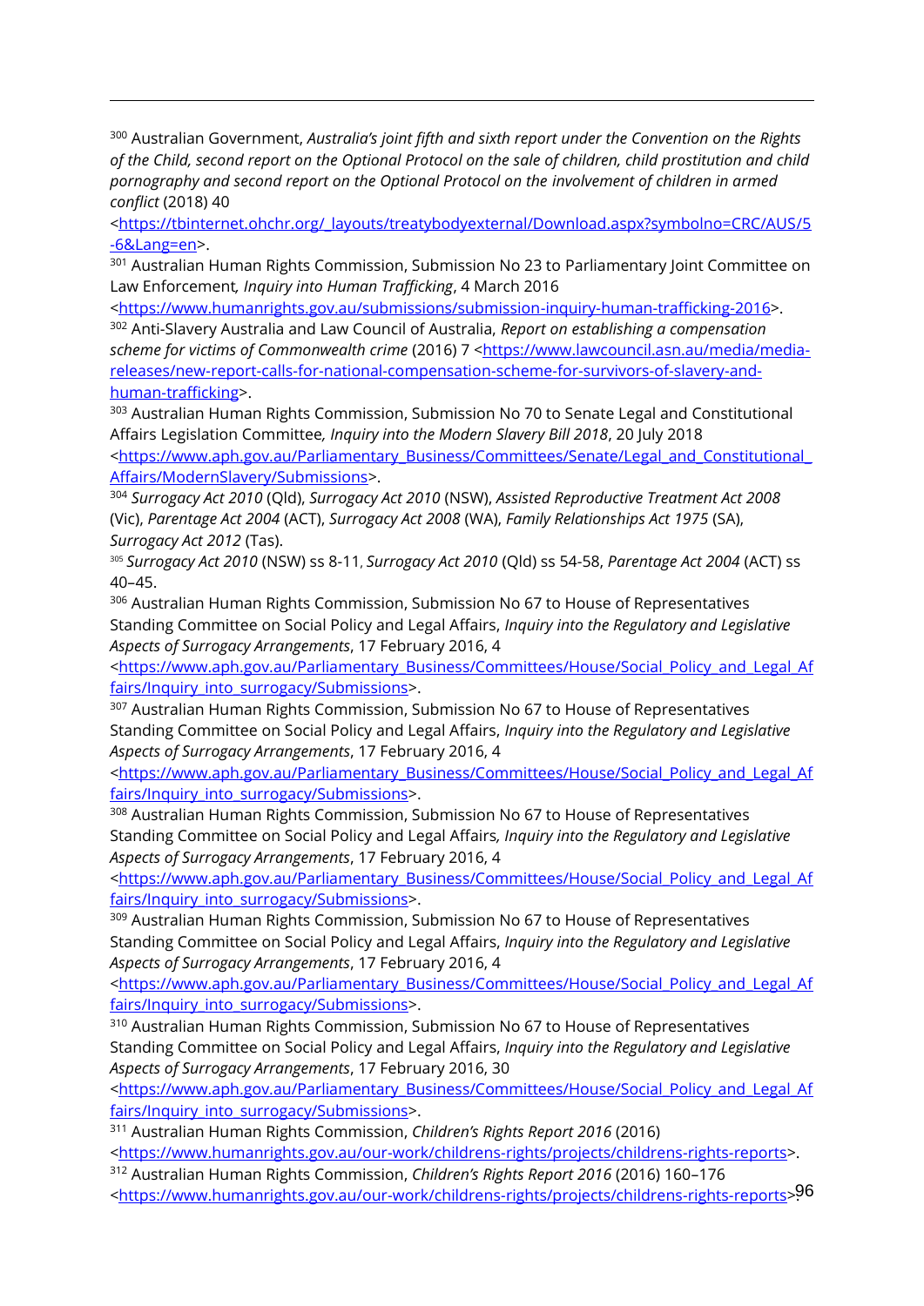[300] Australian Government, *Australia's joint fifth and sixth report under the Convention on the Rights of the Child, second report on the Optional Protocol on the sale of children, child prostitution and child pornography and second report on the Optional Protocol on the involvement of children in armed conflict* (2018) 40 <https://tbinternet.ohchr.org/_layouts/treatybodyexternal/Download.aspx?symbolno=CRC/AUS/5-6&Lang=en>.

[301] Australian Human Rights Commission, Submission No 23 to Parliamentary Joint Committee on Law Enforcement*, Inquiry into Human Trafficking*, 4 March 2016 <https://www.humanrights.gov.au/submissions/submission-inquiry-human-trafficking-2016>.

[302] Anti-Slavery Australia and Law Council of Australia, *Report on establishing a compensation scheme for victims of Commonwealth crime* (2016) 7 <https://www.lawcouncil.asn.au/media/media-releases/new-report-calls-for-national-compensation-scheme-for-survivors-of-slavery-and-human-trafficking>.

[303] Australian Human Rights Commission, Submission No 70 to Senate Legal and Constitutional Affairs Legislation Committee*, Inquiry into the Modern Slavery Bill 2018*, 20 July 2018 <https://www.aph.gov.au/Parliamentary_Business/Committees/Senate/Legal_and_Constitutional_Affairs/ModernSlavery/Submissions>.

[304] *Surrogacy Act 2010* (Qld), *Surrogacy Act 2010* (NSW), *Assisted Reproductive Treatment Act 2008* (Vic), *Parentage Act 2004* (ACT), *Surrogacy Act 2008* (WA), *Family Relationships Act 1975* (SA), *Surrogacy Act 2012* (Tas).

[305] *Surrogacy Act 2010* (NSW) ss 8-11, *Surrogacy Act 2010* (Qld) ss 54-58, *Parentage Act 2004* (ACT) ss 40–45.

[306] Australian Human Rights Commission, Submission No 67 to House of Representatives Standing Committee on Social Policy and Legal Affairs, *Inquiry into the Regulatory and Legislative Aspects of Surrogacy Arrangements*, 17 February 2016, 4 <https://www.aph.gov.au/Parliamentary_Business/Committees/House/Social_Policy_and_Legal_Affairs/Inquiry_into_surrogacy/Submissions>.

[307] Australian Human Rights Commission, Submission No 67 to House of Representatives Standing Committee on Social Policy and Legal Affairs, *Inquiry into the Regulatory and Legislative Aspects of Surrogacy Arrangements*, 17 February 2016, 4 <https://www.aph.gov.au/Parliamentary_Business/Committees/House/Social_Policy_and_Legal_Affairs/Inquiry_into_surrogacy/Submissions>.

[308] Australian Human Rights Commission, Submission No 67 to House of Representatives Standing Committee on Social Policy and Legal Affairs*, Inquiry into the Regulatory and Legislative Aspects of Surrogacy Arrangements*, 17 February 2016, 4 <https://www.aph.gov.au/Parliamentary_Business/Committees/House/Social_Policy_and_Legal_Affairs/Inquiry_into_surrogacy/Submissions>.

[309] Australian Human Rights Commission, Submission No 67 to House of Representatives Standing Committee on Social Policy and Legal Affairs, *Inquiry into the Regulatory and Legislative Aspects of Surrogacy Arrangements*, 17 February 2016, 4 <https://www.aph.gov.au/Parliamentary_Business/Committees/House/Social_Policy_and_Legal_Affairs/Inquiry_into_surrogacy/Submissions>.

[310] Australian Human Rights Commission, Submission No 67 to House of Representatives Standing Committee on Social Policy and Legal Affairs, *Inquiry into the Regulatory and Legislative Aspects of Surrogacy Arrangements*, 17 February 2016, 30 <https://www.aph.gov.au/Parliamentary_Business/Committees/House/Social_Policy_and_Legal_Affairs/Inquiry_into_surrogacy/Submissions>.

[311] Australian Human Rights Commission, *Children's Rights Report 2016* (2016) <https://www.humanrights.gov.au/our-work/childrens-rights/projects/childrens-rights-reports>.

[312] Australian Human Rights Commission, *Children's Rights Report 2016* (2016) 160–176 <https://www.humanrights.gov.au/our-work/childrens-rights/projects/childrens-rights-reports>.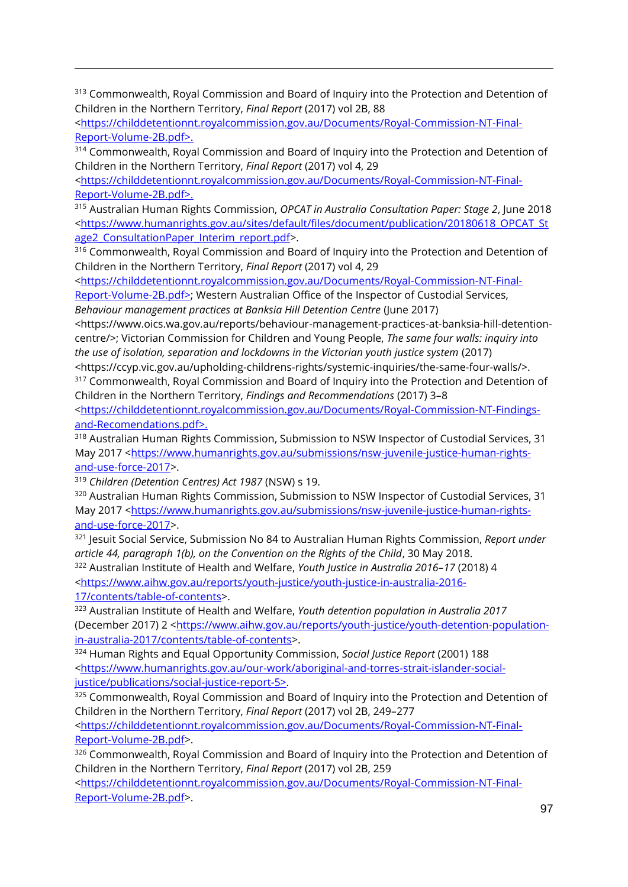[313] Commonwealth, Royal Commission and Board of Inquiry into the Protection and Detention of Children in the Northern Territory, *Final Report* (2017) vol 2B, 88 <https://childdetentionnt.royalcommission.gov.au/Documents/Royal-Commission-NT-Final-Report-Volume-2B.pdf>.

[314] Commonwealth, Royal Commission and Board of Inquiry into the Protection and Detention of Children in the Northern Territory, *Final Report* (2017) vol 4, 29 <https://childdetentionnt.royalcommission.gov.au/Documents/Royal-Commission-NT-Final-Report-Volume-2B.pdf>.

[315] Australian Human Rights Commission, *OPCAT in Australia Consultation Paper: Stage 2*, June 2018 <https://www.humanrights.gov.au/sites/default/files/document/publication/20180618_OPCAT_Stage2_ConsultationPaper_Interim_report.pdf>.

[316] Commonwealth, Royal Commission and Board of Inquiry into the Protection and Detention of Children in the Northern Territory, *Final Report* (2017) vol 4, 29 <https://childdetentionnt.royalcommission.gov.au/Documents/Royal-Commission-NT-Final-Report-Volume-2B.pdf>; Western Australian Office of the Inspector of Custodial Services, *Behaviour management practices at Banksia Hill Detention Centre* (June 2017) <https://www.oics.wa.gov.au/reports/behaviour-management-practices-at-banksia-hill-detention-centre/>; Victorian Commission for Children and Young People, *The same four walls: inquiry into the use of isolation, separation and lockdowns in the Victorian youth justice system* (2017) <https://ccyp.vic.gov.au/upholding-childrens-rights/systemic-inquiries/the-same-four-walls/>.

[317] Commonwealth, Royal Commission and Board of Inquiry into the Protection and Detention of Children in the Northern Territory, *Findings and Recommendations* (2017) 3–8 <https://childdetentionnt.royalcommission.gov.au/Documents/Royal-Commission-NT-Findings-and-Recomendations.pdf>.

[318] Australian Human Rights Commission, Submission to NSW Inspector of Custodial Services, 31 May 2017 <https://www.humanrights.gov.au/submissions/nsw-juvenile-justice-human-rights-and-use-force-2017>.

[319] *Children (Detention Centres) Act 1987* (NSW) s 19.

[320] Australian Human Rights Commission, Submission to NSW Inspector of Custodial Services, 31 May 2017 <https://www.humanrights.gov.au/submissions/nsw-juvenile-justice-human-rights-and-use-force-2017>.

[321] Jesuit Social Service, Submission No 84 to Australian Human Rights Commission, *Report under article 44, paragraph 1(b), on the Convention on the Rights of the Child*, 30 May 2018.

[322] Australian Institute of Health and Welfare, *Youth Justice in Australia 2016–17* (2018) 4 <https://www.aihw.gov.au/reports/youth-justice/youth-justice-in-australia-2016-17/contents/table-of-contents>.

[323] Australian Institute of Health and Welfare, *Youth detention population in Australia 2017* (December 2017) 2 <https://www.aihw.gov.au/reports/youth-justice/youth-detention-population-in-australia-2017/contents/table-of-contents>.

[324] Human Rights and Equal Opportunity Commission, *Social Justice Report* (2001) 188 <https://www.humanrights.gov.au/our-work/aboriginal-and-torres-strait-islander-social-justice/publications/social-justice-report-5>.

[325] Commonwealth, Royal Commission and Board of Inquiry into the Protection and Detention of Children in the Northern Territory, *Final Report* (2017) vol 2B, 249–277 <https://childdetentionnt.royalcommission.gov.au/Documents/Royal-Commission-NT-Final-Report-Volume-2B.pdf>.

[326] Commonwealth, Royal Commission and Board of Inquiry into the Protection and Detention of Children in the Northern Territory, *Final Report* (2017) vol 2B, 259 <https://childdetentionnt.royalcommission.gov.au/Documents/Royal-Commission-NT-Final-Report-Volume-2B.pdf>.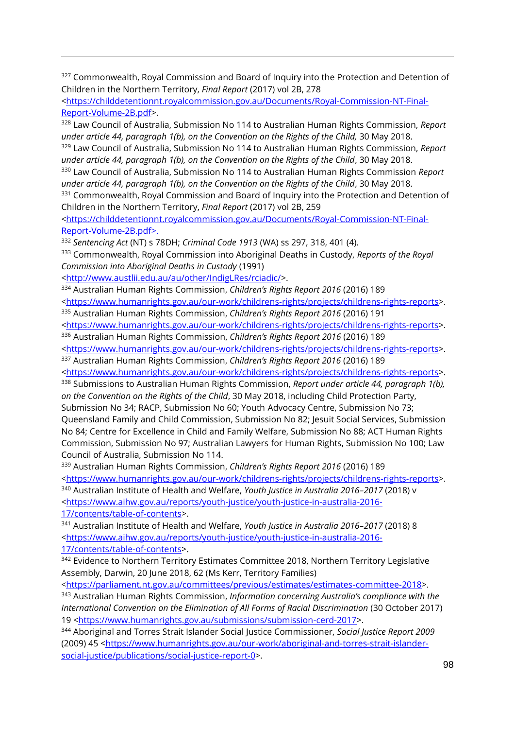[327] Commonwealth, Royal Commission and Board of Inquiry into the Protection and Detention of Children in the Northern Territory, *Final Report* (2017) vol 2B, 278 <https://childdetentionnt.royalcommission.gov.au/Documents/Royal-Commission-NT-Final-Report-Volume-2B.pdf>.

[328] Law Council of Australia, Submission No 114 to Australian Human Rights Commission, *Report under article 44, paragraph 1(b), on the Convention on the Rights of the Child,* 30 May 2018.

[329] Law Council of Australia, Submission No 114 to Australian Human Rights Commission, *Report under article 44, paragraph 1(b), on the Convention on the Rights of the Child*, 30 May 2018.

[330] Law Council of Australia, Submission No 114 to Australian Human Rights Commission *Report under article 44, paragraph 1(b), on the Convention on the Rights of the Child*, 30 May 2018.

[331] Commonwealth, Royal Commission and Board of Inquiry into the Protection and Detention of Children in the Northern Territory, *Final Report* (2017) vol 2B, 259 <https://childdetentionnt.royalcommission.gov.au/Documents/Royal-Commission-NT-Final-Report-Volume-2B.pdf>.

[332] *Sentencing Act* (NT) s 78DH; *Criminal Code 1913* (WA) ss 297, 318, 401 (4).

[333] Commonwealth, Royal Commission into Aboriginal Deaths in Custody, *Reports of the Royal Commission into Aboriginal Deaths in Custody* (1991) <http://www.austlii.edu.au/au/other/IndigLRes/rciadic/>.

[334] Australian Human Rights Commission, *Children's Rights Report 2016* (2016) 189 <https://www.humanrights.gov.au/our-work/childrens-rights/projects/childrens-rights-reports>.

[335] Australian Human Rights Commission, *Children's Rights Report 2016* (2016) 191 <https://www.humanrights.gov.au/our-work/childrens-rights/projects/childrens-rights-reports>.

[336] Australian Human Rights Commission, *Children's Rights Report 2016* (2016) 189 <https://www.humanrights.gov.au/our-work/childrens-rights/projects/childrens-rights-reports>.

[337] Australian Human Rights Commission, *Children's Rights Report 2016* (2016) 189 <https://www.humanrights.gov.au/our-work/childrens-rights/projects/childrens-rights-reports>.

[338] Submissions to Australian Human Rights Commission, *Report under article 44, paragraph 1(b), on the Convention on the Rights of the Child*, 30 May 2018, including Child Protection Party, Submission No 34; RACP, Submission No 60; Youth Advocacy Centre, Submission No 73; Queensland Family and Child Commission, Submission No 82; Jesuit Social Services, Submission No 84; Centre for Excellence in Child and Family Welfare, Submission No 88; ACT Human Rights Commission, Submission No 97; Australian Lawyers for Human Rights, Submission No 100; Law Council of Australia, Submission No 114.

[339] Australian Human Rights Commission, *Children's Rights Report 2016* (2016) 189 <https://www.humanrights.gov.au/our-work/childrens-rights/projects/childrens-rights-reports>.

[340] Australian Institute of Health and Welfare, *Youth Justice in Australia 2016–2017* (2018) v <https://www.aihw.gov.au/reports/youth-justice/youth-justice-in-australia-2016-17/contents/table-of-contents>.

[341] Australian Institute of Health and Welfare, *Youth Justice in Australia 2016–2017* (2018) 8 <https://www.aihw.gov.au/reports/youth-justice/youth-justice-in-australia-2016-17/contents/table-of-contents>.

[342] Evidence to Northern Territory Estimates Committee 2018, Northern Territory Legislative Assembly, Darwin, 20 June 2018, 62 (Ms Kerr, Territory Families) <https://parliament.nt.gov.au/committees/previous/estimates/estimates-committee-2018>.

[343] Australian Human Rights Commission, *Information concerning Australia's compliance with the International Convention on the Elimination of All Forms of Racial Discrimination* (30 October 2017) 19 <https://www.humanrights.gov.au/submissions/submission-cerd-2017>.

[344] Aboriginal and Torres Strait Islander Social Justice Commissioner, *Social Justice Report 2009* (2009) 45 <https://www.humanrights.gov.au/our-work/aboriginal-and-torres-strait-islander-social-justice/publications/social-justice-report-0>.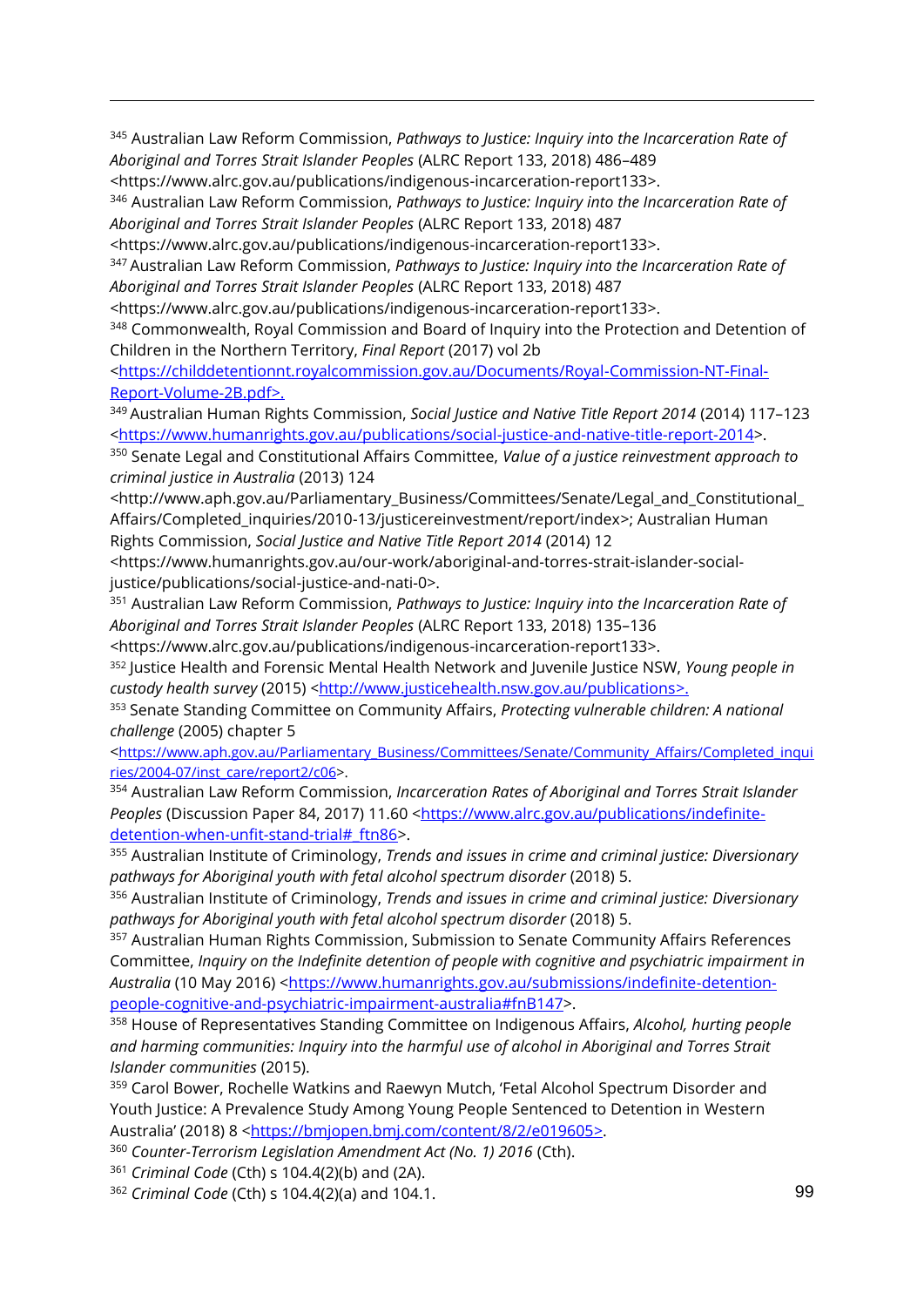[345] Australian Law Reform Commission, *Pathways to Justice: Inquiry into the Incarceration Rate of Aboriginal and Torres Strait Islander Peoples* (ALRC Report 133, 2018) 486–489 <https://www.alrc.gov.au/publications/indigenous-incarceration-report133>.

[346] Australian Law Reform Commission, *Pathways to Justice: Inquiry into the Incarceration Rate of Aboriginal and Torres Strait Islander Peoples* (ALRC Report 133, 2018) 487 <https://www.alrc.gov.au/publications/indigenous-incarceration-report133>.

[347] Australian Law Reform Commission, *Pathways to Justice: Inquiry into the Incarceration Rate of Aboriginal and Torres Strait Islander Peoples* (ALRC Report 133, 2018) 487 <https://www.alrc.gov.au/publications/indigenous-incarceration-report133>.

[348] Commonwealth, Royal Commission and Board of Inquiry into the Protection and Detention of Children in the Northern Territory, *Final Report* (2017) vol 2b <https://childdetentionnt.royalcommission.gov.au/Documents/Royal-Commission-NT-Final-Report-Volume-2B.pdf>.

[349] Australian Human Rights Commission, *Social Justice and Native Title Report 2014* (2014) 117–123 <https://www.humanrights.gov.au/publications/social-justice-and-native-title-report-2014>.

[350] Senate Legal and Constitutional Affairs Committee, *Value of a justice reinvestment approach to criminal justice in Australia* (2013) 124 <http://www.aph.gov.au/Parliamentary_Business/Committees/Senate/Legal_and_Constitutional_Affairs/Completed_inquiries/2010-13/justicereinvestment/report/index>; Australian Human Rights Commission, *Social Justice and Native Title Report 2014* (2014) 12 <https://www.humanrights.gov.au/our-work/aboriginal-and-torres-strait-islander-social-justice/publications/social-justice-and-nati-0>.

[351] Australian Law Reform Commission, *Pathways to Justice: Inquiry into the Incarceration Rate of Aboriginal and Torres Strait Islander Peoples* (ALRC Report 133, 2018) 135–136 <https://www.alrc.gov.au/publications/indigenous-incarceration-report133>.

[352] Justice Health and Forensic Mental Health Network and Juvenile Justice NSW, *Young people in custody health survey* (2015) <http://www.justicehealth.nsw.gov.au/publications>.

[353] Senate Standing Committee on Community Affairs, *Protecting vulnerable children: A national challenge* (2005) chapter 5 <https://www.aph.gov.au/Parliamentary_Business/Committees/Senate/Community_Affairs/Completed_inquiries/2004-07/inst_care/report2/c06>.

[354] Australian Law Reform Commission, *Incarceration Rates of Aboriginal and Torres Strait Islander Peoples* (Discussion Paper 84, 2017) 11.60 <https://www.alrc.gov.au/publications/indefinite-detention-when-unfit-stand-trial#_ftn86>.

[355] Australian Institute of Criminology, *Trends and issues in crime and criminal justice: Diversionary pathways for Aboriginal youth with fetal alcohol spectrum disorder* (2018) 5.

[356] Australian Institute of Criminology, *Trends and issues in crime and criminal justice: Diversionary pathways for Aboriginal youth with fetal alcohol spectrum disorder* (2018) 5.

[357] Australian Human Rights Commission, Submission to Senate Community Affairs References Committee, *Inquiry on the Indefinite detention of people with cognitive and psychiatric impairment in Australia* (10 May 2016) <https://www.humanrights.gov.au/submissions/indefinite-detention-people-cognitive-and-psychiatric-impairment-australia#fnB147>.

[358] House of Representatives Standing Committee on Indigenous Affairs, *Alcohol, hurting people and harming communities: Inquiry into the harmful use of alcohol in Aboriginal and Torres Strait Islander communities* (2015).

[359] Carol Bower, Rochelle Watkins and Raewyn Mutch, 'Fetal Alcohol Spectrum Disorder and Youth Justice: A Prevalence Study Among Young People Sentenced to Detention in Western Australia' (2018) 8 <https://bmjopen.bmj.com/content/8/2/e019605>.

[360] *Counter-Terrorism Legislation Amendment Act (No. 1) 2016* (Cth).

[361] *Criminal Code* (Cth) s 104.4(2)(b) and (2A).

[362] *Criminal Code* (Cth) s 104.4(2)(a) and 104.1.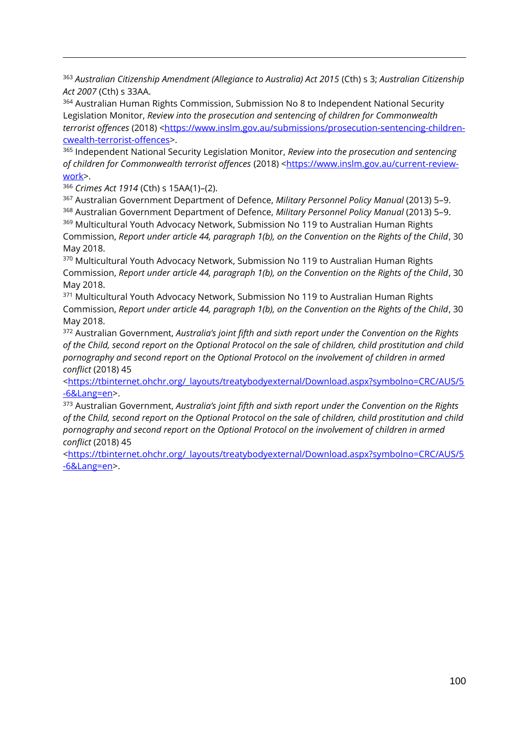[363] *Australian Citizenship Amendment (Allegiance to Australia) Act 2015* (Cth) s 3; *Australian Citizenship Act 2007* (Cth) s 33AA.

[364] Australian Human Rights Commission, Submission No 8 to Independent National Security Legislation Monitor, *Review into the prosecution and sentencing of children for Commonwealth terrorist offences* (2018) <https://www.inslm.gov.au/submissions/prosecution-sentencing-children-cwealth-terrorist-offences>.

[365] Independent National Security Legislation Monitor, *Review into the prosecution and sentencing of children for Commonwealth terrorist offences* (2018) <https://www.inslm.gov.au/current-review-work>.

[366] *Crimes Act 1914* (Cth) s 15AA(1)–(2).

[367] Australian Government Department of Defence, *Military Personnel Policy Manual* (2013) 5–9.

[368] Australian Government Department of Defence, *Military Personnel Policy Manual* (2013) 5–9.

[369] Multicultural Youth Advocacy Network, Submission No 119 to Australian Human Rights Commission, *Report under article 44, paragraph 1(b), on the Convention on the Rights of the Child*, 30 May 2018.

[370] Multicultural Youth Advocacy Network, Submission No 119 to Australian Human Rights Commission, *Report under article 44, paragraph 1(b), on the Convention on the Rights of the Child*, 30 May 2018.

[371] Multicultural Youth Advocacy Network, Submission No 119 to Australian Human Rights Commission, *Report under article 44, paragraph 1(b), on the Convention on the Rights of the Child*, 30 May 2018.

[372] Australian Government, *Australia's joint fifth and sixth report under the Convention on the Rights of the Child, second report on the Optional Protocol on the sale of children, child prostitution and child pornography and second report on the Optional Protocol on the involvement of children in armed conflict* (2018) 45 <https://tbinternet.ohchr.org/_layouts/treatybodyexternal/Download.aspx?symbolno=CRC/AUS/5-6&Lang=en>.

[373] Australian Government, *Australia's joint fifth and sixth report under the Convention on the Rights of the Child, second report on the Optional Protocol on the sale of children, child prostitution and child pornography and second report on the Optional Protocol on the involvement of children in armed conflict* (2018) 45 <https://tbinternet.ohchr.org/_layouts/treatybodyexternal/Download.aspx?symbolno=CRC/AUS/5-6&Lang=en>.